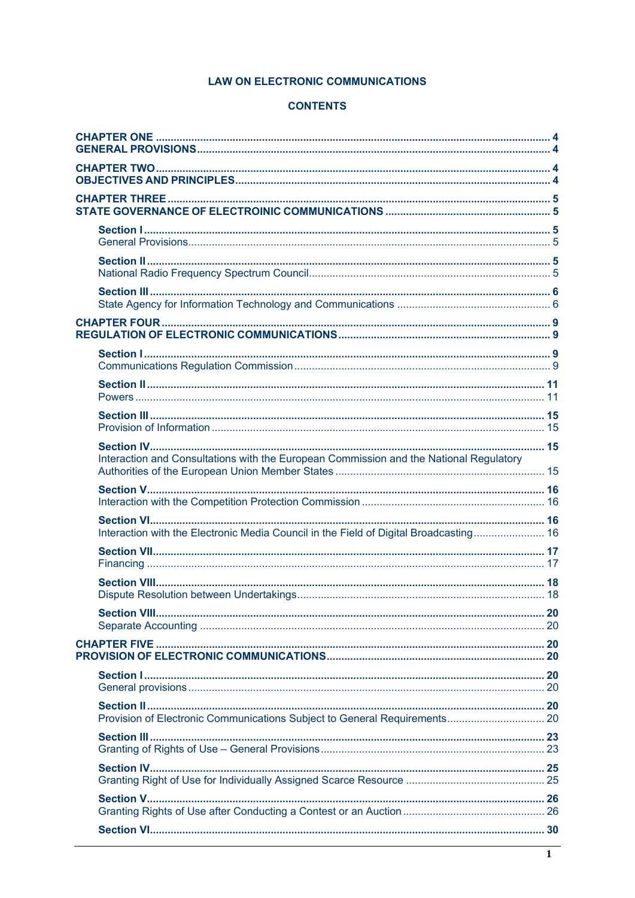# LAW ON ELECTRONIC COMMUNICATIONS

## CONTENTS

**CHAPTER ONE** ..... 4
**GENERAL PROVISIONS** ..... 4

**CHAPTER TWO** ..... 4
**OBJECTIVES AND PRINCIPLES** ..... 4

**CHAPTER THREE** ..... 5
**STATE GOVERNANCE OF ELECTROINIC COMMUNICATIONS** ..... 5

**Section I** ..... 5
General Provisions ..... 5

**Section II** ..... 5
National Radio Frequency Spectrum Council ..... 5

**Section III** ..... 6
State Agency for Information Technology and Communications ..... 6

**CHAPTER FOUR** ..... 9
**REGULATION OF ELECTRONIC COMMUNICATIONS** ..... 9

**Section I** ..... 9
Communications Regulation Commission ..... 9

**Section II** ..... 11
Powers ..... 11

**Section III** ..... 15
Provision of Information ..... 15

**Section IV** ..... 15
Interaction and Consultations with the European Commission and the National Regulatory Authorities of the European Union Member States ..... 15

**Section V** ..... 16
Interaction with the Competition Protection Commission ..... 16

**Section VI** ..... 16
Interaction with the Electronic Media Council in the Field of Digital Broadcasting ..... 16

**Section VII** ..... 17
Financing ..... 17

**Section VIII** ..... 18
Dispute Resolution between Undertakings ..... 18

**Section VIII** ..... 20
Separate Accounting ..... 20

**CHAPTER FIVE** ..... 20
**PROVISION OF ELECTRONIC COMMUNICATIONS** ..... 20

**Section I** ..... 20
General provisions ..... 20

**Section II** ..... 20
Provision of Electronic Communications Subject to General Requirements ..... 20

**Section III** ..... 23
Granting of Rights of Use – General Provisions ..... 23

**Section IV** ..... 25
Granting Right of Use for Individually Assigned Scarce Resource ..... 25

**Section V** ..... 26
Granting Rights of Use after Conducting a Contest or an Auction ..... 26

**Section VI** ..... 30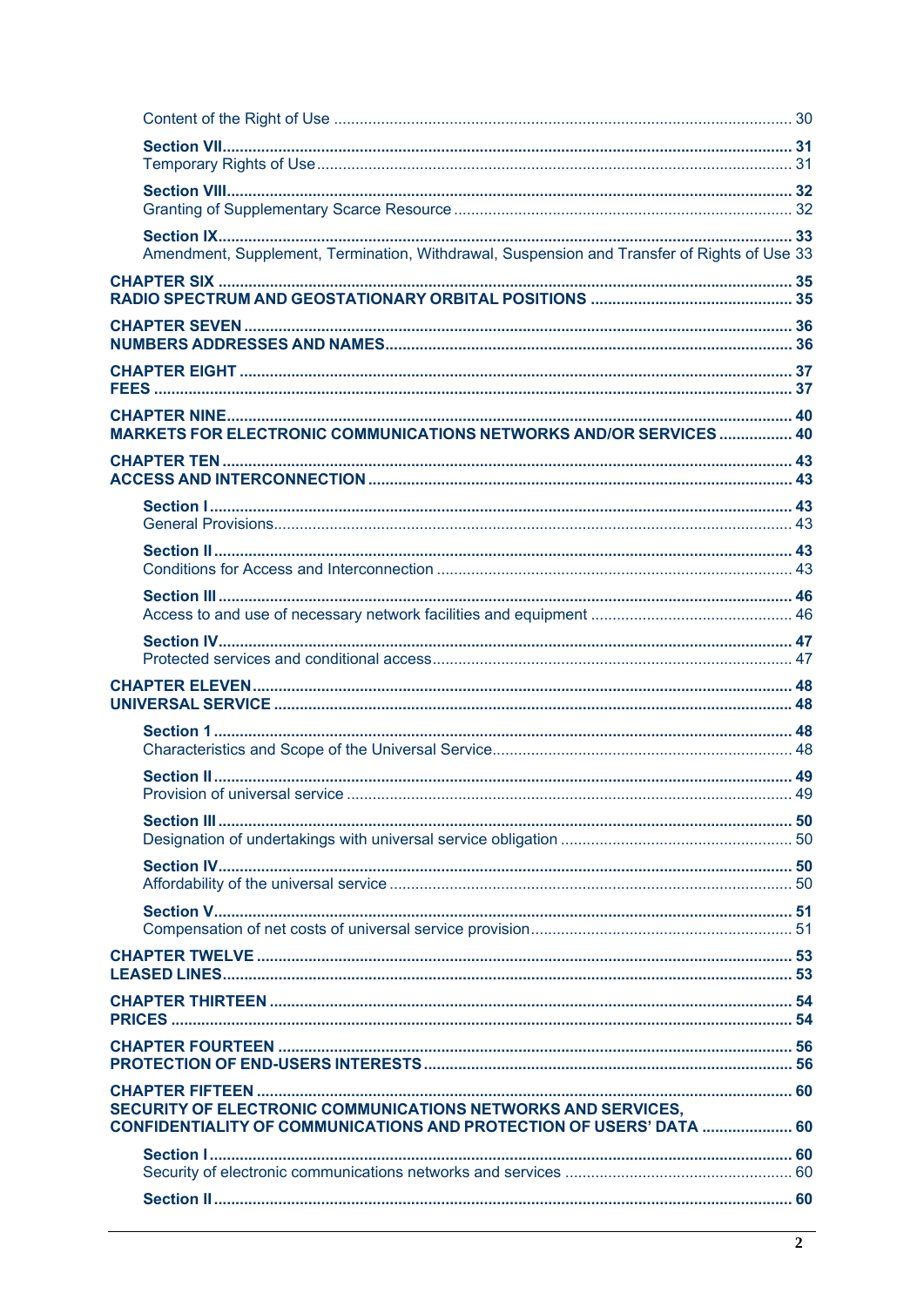Content of the Right of Use ..... 30

**Section VII** ..... **31**
Temporary Rights of Use ..... 31

**Section VIII** ..... **32**
Granting of Supplementary Scarce Resource ..... 32

**Section IX** ..... **33**
Amendment, Supplement, Termination, Withdrawal, Suspension and Transfer of Rights of Use 33

**CHAPTER SIX** ..... **35**
**RADIO SPECTRUM AND GEOSTATIONARY ORBITAL POSITIONS** ..... **35**

**CHAPTER SEVEN** ..... **36**
**NUMBERS ADDRESSES AND NAMES** ..... **36**

**CHAPTER EIGHT** ..... **37**
**FEES** ..... **37**

**CHAPTER NINE** ..... **40**
**MARKETS FOR ELECTRONIC COMMUNICATIONS NETWORKS AND/OR SERVICES** ..... **40**

**CHAPTER TEN** ..... **43**
**ACCESS AND INTERCONNECTION** ..... **43**

**Section I** ..... **43**
General Provisions ..... 43

**Section II** ..... **43**
Conditions for Access and Interconnection ..... 43

**Section III** ..... **46**
Access to and use of necessary network facilities and equipment ..... 46

**Section IV** ..... **47**
Protected services and conditional access ..... 47

**CHAPTER ELEVEN** ..... **48**
**UNIVERSAL SERVICE** ..... **48**

**Section 1** ..... **48**
Characteristics and Scope of the Universal Service ..... 48

**Section II** ..... **49**
Provision of universal service ..... 49

**Section III** ..... **50**
Designation of undertakings with universal service obligation ..... 50

**Section IV** ..... **50**
Affordability of the universal service ..... 50

**Section V** ..... **51**
Compensation of net costs of universal service provision ..... 51

**CHAPTER TWELVE** ..... **53**
**LEASED LINES** ..... **53**

**CHAPTER THIRTEEN** ..... **54**
**PRICES** ..... **54**

**CHAPTER FOURTEEN** ..... **56**
**PROTECTION OF END-USERS INTERESTS** ..... **56**

**CHAPTER FIFTEEN** ..... **60**
**SECURITY OF ELECTRONIC COMMUNICATIONS NETWORKS AND SERVICES, CONFIDENTIALITY OF COMMUNICATIONS AND PROTECTION OF USERS' DATA** ..... **60**

**Section I** ..... **60**
Security of electronic communications networks and services ..... 60

**Section II** ..... **60**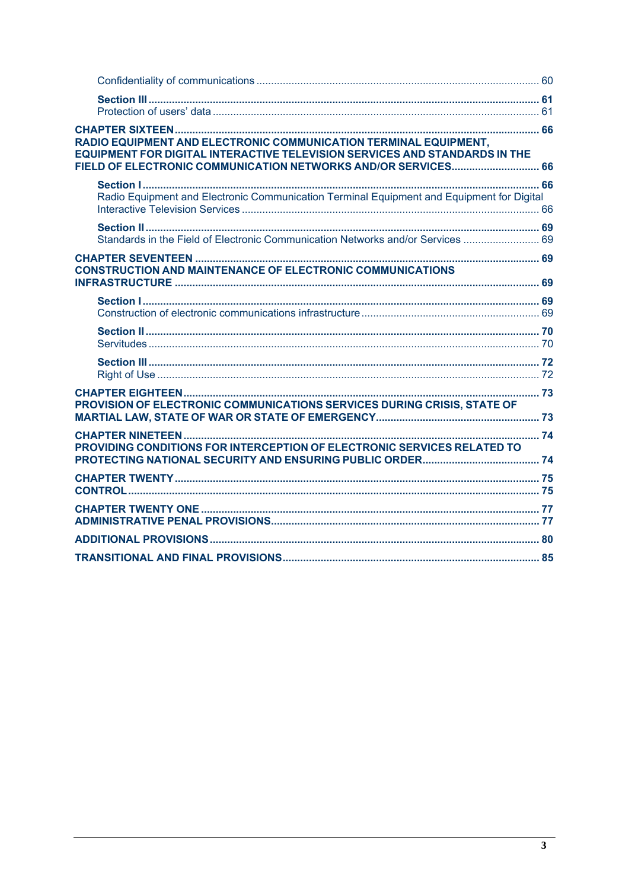Confidentiality of communications ........................................................................................ 60

**Section III** ........................................................................................................................ **61**
Protection of users' data ...................................................................................................... 61

**CHAPTER SIXTEEN** .................................................................................................................. **66**
**RADIO EQUIPMENT AND ELECTRONIC COMMUNICATION TERMINAL EQUIPMENT, EQUIPMENT FOR DIGITAL INTERACTIVE TELEVISION SERVICES AND STANDARDS IN THE FIELD OF ELECTRONIC COMMUNICATION NETWORKS AND/OR SERVICES** .............................. **66**

**Section I** .......................................................................................................................... **66**
Radio Equipment and Electronic Communication Terminal Equipment and Equipment for Digital Interactive Television Services ........................................................................................ 66

**Section II** ......................................................................................................................... **69**
Standards in the Field of Electronic Communication Networks and/or Services .......................... 69

**CHAPTER SEVENTEEN** ............................................................................................................. **69**
**CONSTRUCTION AND MAINTENANCE OF ELECTRONIC COMMUNICATIONS INFRASTRUCTURE** ............................................................................................................... **69**

**Section I** .......................................................................................................................... **69**
Construction of electronic communications infrastructure ............................................................ 69

**Section II** ......................................................................................................................... **70**
Servitudes ........................................................................................................................... 70

**Section III** ........................................................................................................................ **72**
Right of Use ......................................................................................................................... 72

**CHAPTER EIGHTEEN** ................................................................................................................ **73**
**PROVISION OF ELECTRONIC COMMUNICATIONS SERVICES DURING CRISIS, STATE OF MARTIAL LAW, STATE OF WAR OR STATE OF EMERGENCY** ....................................................... **73**

**CHAPTER NINETEEN** ................................................................................................................ **74**
**PROVIDING CONDITIONS FOR INTERCEPTION OF ELECTRONIC SERVICES RELATED TO PROTECTING NATIONAL SECURITY AND ENSURING PUBLIC ORDER** ........................................ **74**

**CHAPTER TWENTY** ................................................................................................................... **75**
**CONTROL** .................................................................................................................................. **75**

**CHAPTER TWENTY ONE** ........................................................................................................... **77**
**ADMINISTRATIVE PENAL PROVISIONS** ..................................................................................... **77**

**ADDITIONAL PROVISIONS** ......................................................................................................... **80**

**TRANSITIONAL AND FINAL PROVISIONS** ................................................................................... **85**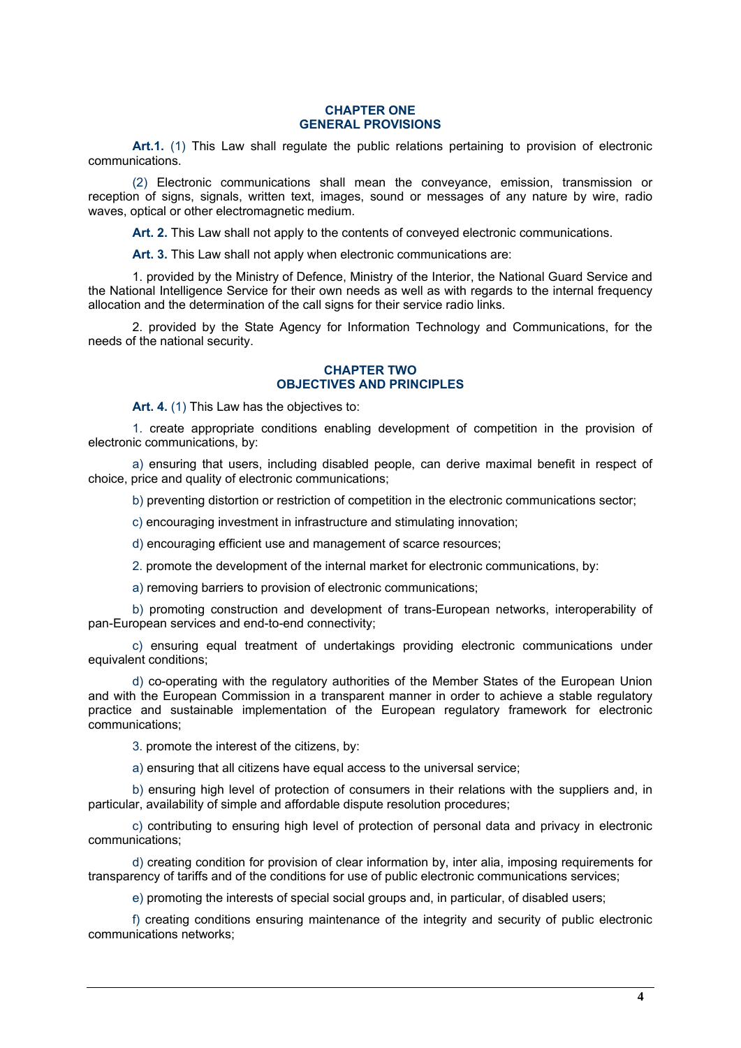## CHAPTER ONE
## GENERAL PROVISIONS

**Art.1.** (1) This Law shall regulate the public relations pertaining to provision of electronic communications.

(2) Electronic communications shall mean the conveyance, emission, transmission or reception of signs, signals, written text, images, sound or messages of any nature by wire, radio waves, optical or other electromagnetic medium.

**Art. 2.** This Law shall not apply to the contents of conveyed electronic communications.

**Art. 3.** This Law shall not apply when electronic communications are:

1. provided by the Ministry of Defence, Ministry of the Interior, the National Guard Service and the National Intelligence Service for their own needs as well as with regards to the internal frequency allocation and the determination of the call signs for their service radio links.

2. provided by the State Agency for Information Technology and Communications, for the needs of the national security.

## CHAPTER TWO
## OBJECTIVES AND PRINCIPLES

**Art. 4.** (1) This Law has the objectives to:

1. create appropriate conditions enabling development of competition in the provision of electronic communications, by:

a) ensuring that users, including disabled people, can derive maximal benefit in respect of choice, price and quality of electronic communications;

b) preventing distortion or restriction of competition in the electronic communications sector;

c) encouraging investment in infrastructure and stimulating innovation;

d) encouraging efficient use and management of scarce resources;

2. promote the development of the internal market for electronic communications, by:

a) removing barriers to provision of electronic communications;

b) promoting construction and development of trans-European networks, interoperability of pan-European services and end-to-end connectivity;

c) ensuring equal treatment of undertakings providing electronic communications under equivalent conditions;

d) co-operating with the regulatory authorities of the Member States of the European Union and with the European Commission in a transparent manner in order to achieve a stable regulatory practice and sustainable implementation of the European regulatory framework for electronic communications;

3. promote the interest of the citizens, by:

a) ensuring that all citizens have equal access to the universal service;

b) ensuring high level of protection of consumers in their relations with the suppliers and, in particular, availability of simple and affordable dispute resolution procedures;

c) contributing to ensuring high level of protection of personal data and privacy in electronic communications;

d) creating condition for provision of clear information by, inter alia, imposing requirements for transparency of tariffs and of the conditions for use of public electronic communications services;

e) promoting the interests of special social groups and, in particular, of disabled users;

f) creating conditions ensuring maintenance of the integrity and security of public electronic communications networks;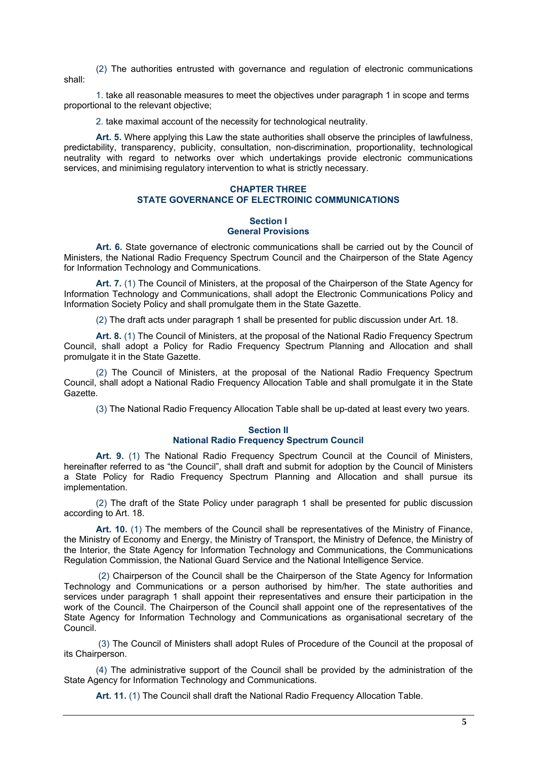(2) The authorities entrusted with governance and regulation of electronic communications shall:

1. take all reasonable measures to meet the objectives under paragraph 1 in scope and terms proportional to the relevant objective;

2. take maximal account of the necessity for technological neutrality.

**Art. 5.** Where applying this Law the state authorities shall observe the principles of lawfulness, predictability, transparency, publicity, consultation, non-discrimination, proportionality, technological neutrality with regard to networks over which undertakings provide electronic communications services, and minimising regulatory intervention to what is strictly necessary.

## CHAPTER THREE
## STATE GOVERNANCE OF ELECTROINIC COMMUNICATIONS

### Section I
### General Provisions

**Art. 6.** State governance of electronic communications shall be carried out by the Council of Ministers, the National Radio Frequency Spectrum Council and the Chairperson of the State Agency for Information Technology and Communications.

**Art. 7.** (1) The Council of Ministers, at the proposal of the Chairperson of the State Agency for Information Technology and Communications, shall adopt the Electronic Communications Policy and Information Society Policy and shall promulgate them in the State Gazette.

(2) The draft acts under paragraph 1 shall be presented for public discussion under Art. 18.

**Art. 8.** (1) The Council of Ministers, at the proposal of the National Radio Frequency Spectrum Council, shall adopt a Policy for Radio Frequency Spectrum Planning and Allocation and shall promulgate it in the State Gazette.

(2) The Council of Ministers, at the proposal of the National Radio Frequency Spectrum Council, shall adopt a National Radio Frequency Allocation Table and shall promulgate it in the State Gazette.

(3) The National Radio Frequency Allocation Table shall be up-dated at least every two years.

### Section II
### National Radio Frequency Spectrum Council

**Art. 9.** (1) The National Radio Frequency Spectrum Council at the Council of Ministers, hereinafter referred to as "the Council", shall draft and submit for adoption by the Council of Ministers a State Policy for Radio Frequency Spectrum Planning and Allocation and shall pursue its implementation.

(2) The draft of the State Policy under paragraph 1 shall be presented for public discussion according to Art. 18.

**Art. 10.** (1) The members of the Council shall be representatives of the Ministry of Finance, the Ministry of Economy and Energy, the Ministry of Transport, the Ministry of Defence, the Ministry of the Interior, the State Agency for Information Technology and Communications, the Communications Regulation Commission, the National Guard Service and the National Intelligence Service.

(2) Chairperson of the Council shall be the Chairperson of the State Agency for Information Technology and Communications or a person authorised by him/her. The state authorities and services under paragraph 1 shall appoint their representatives and ensure their participation in the work of the Council. The Chairperson of the Council shall appoint one of the representatives of the State Agency for Information Technology and Communications as organisational secretary of the Council.

(3) The Council of Ministers shall adopt Rules of Procedure of the Council at the proposal of its Chairperson.

(4) The administrative support of the Council shall be provided by the administration of the State Agency for Information Technology and Communications.

**Art. 11.** (1) The Council shall draft the National Radio Frequency Allocation Table.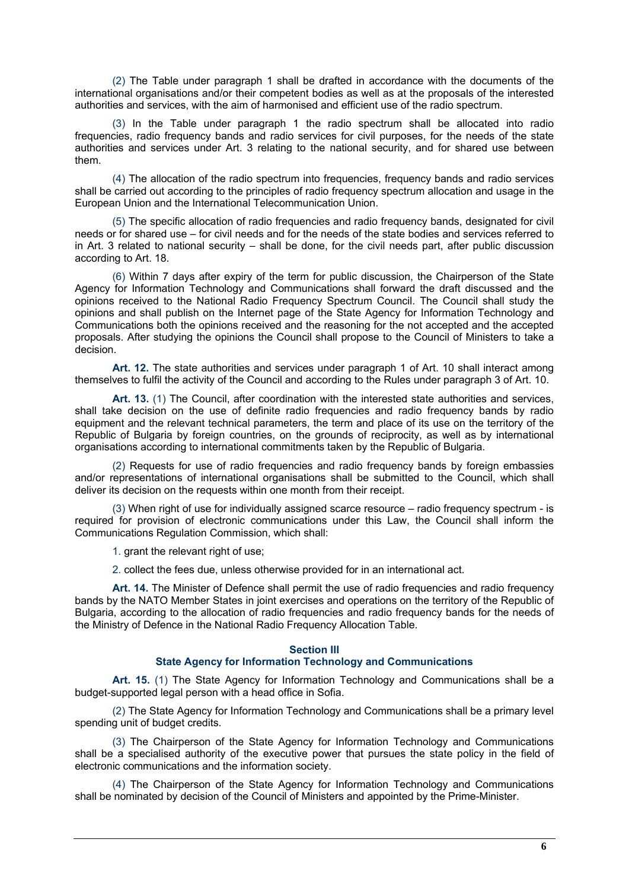(2) The Table under paragraph 1 shall be drafted in accordance with the documents of the international organisations and/or their competent bodies as well as at the proposals of the interested authorities and services, with the aim of harmonised and efficient use of the radio spectrum.

(3) In the Table under paragraph 1 the radio spectrum shall be allocated into radio frequencies, radio frequency bands and radio services for civil purposes, for the needs of the state authorities and services under Art. 3 relating to the national security, and for shared use between them.

(4) The allocation of the radio spectrum into frequencies, frequency bands and radio services shall be carried out according to the principles of radio frequency spectrum allocation and usage in the European Union and the International Telecommunication Union.

(5) The specific allocation of radio frequencies and radio frequency bands, designated for civil needs or for shared use – for civil needs and for the needs of the state bodies and services referred to in Art. 3 related to national security – shall be done, for the civil needs part, after public discussion according to Art. 18.

(6) Within 7 days after expiry of the term for public discussion, the Chairperson of the State Agency for Information Technology and Communications shall forward the draft discussed and the opinions received to the National Radio Frequency Spectrum Council. The Council shall study the opinions and shall publish on the Internet page of the State Agency for Information Technology and Communications both the opinions received and the reasoning for the not accepted and the accepted proposals. After studying the opinions the Council shall propose to the Council of Ministers to take a decision.

**Art. 12.** The state authorities and services under paragraph 1 of Art. 10 shall interact among themselves to fulfil the activity of the Council and according to the Rules under paragraph 3 of Art. 10.

**Art. 13.** (1) The Council, after coordination with the interested state authorities and services, shall take decision on the use of definite radio frequencies and radio frequency bands by radio equipment and the relevant technical parameters, the term and place of its use on the territory of the Republic of Bulgaria by foreign countries, on the grounds of reciprocity, as well as by international organisations according to international commitments taken by the Republic of Bulgaria.

(2) Requests for use of radio frequencies and radio frequency bands by foreign embassies and/or representations of international organisations shall be submitted to the Council, which shall deliver its decision on the requests within one month from their receipt.

(3) When right of use for individually assigned scarce resource – radio frequency spectrum - is required for provision of electronic communications under this Law, the Council shall inform the Communications Regulation Commission, which shall:

1. grant the relevant right of use;

2. collect the fees due, unless otherwise provided for in an international act.

**Art. 14.** The Minister of Defence shall permit the use of radio frequencies and radio frequency bands by the NATO Member States in joint exercises and operations on the territory of the Republic of Bulgaria, according to the allocation of radio frequencies and radio frequency bands for the needs of the Ministry of Defence in the National Radio Frequency Allocation Table.

### Section III
### State Agency for Information Technology and Communications

**Art. 15.** (1) The State Agency for Information Technology and Communications shall be a budget-supported legal person with a head office in Sofia.

(2) The State Agency for Information Technology and Communications shall be a primary level spending unit of budget credits.

(3) The Chairperson of the State Agency for Information Technology and Communications shall be a specialised authority of the executive power that pursues the state policy in the field of electronic communications and the information society.

(4) The Chairperson of the State Agency for Information Technology and Communications shall be nominated by decision of the Council of Ministers and appointed by the Prime-Minister.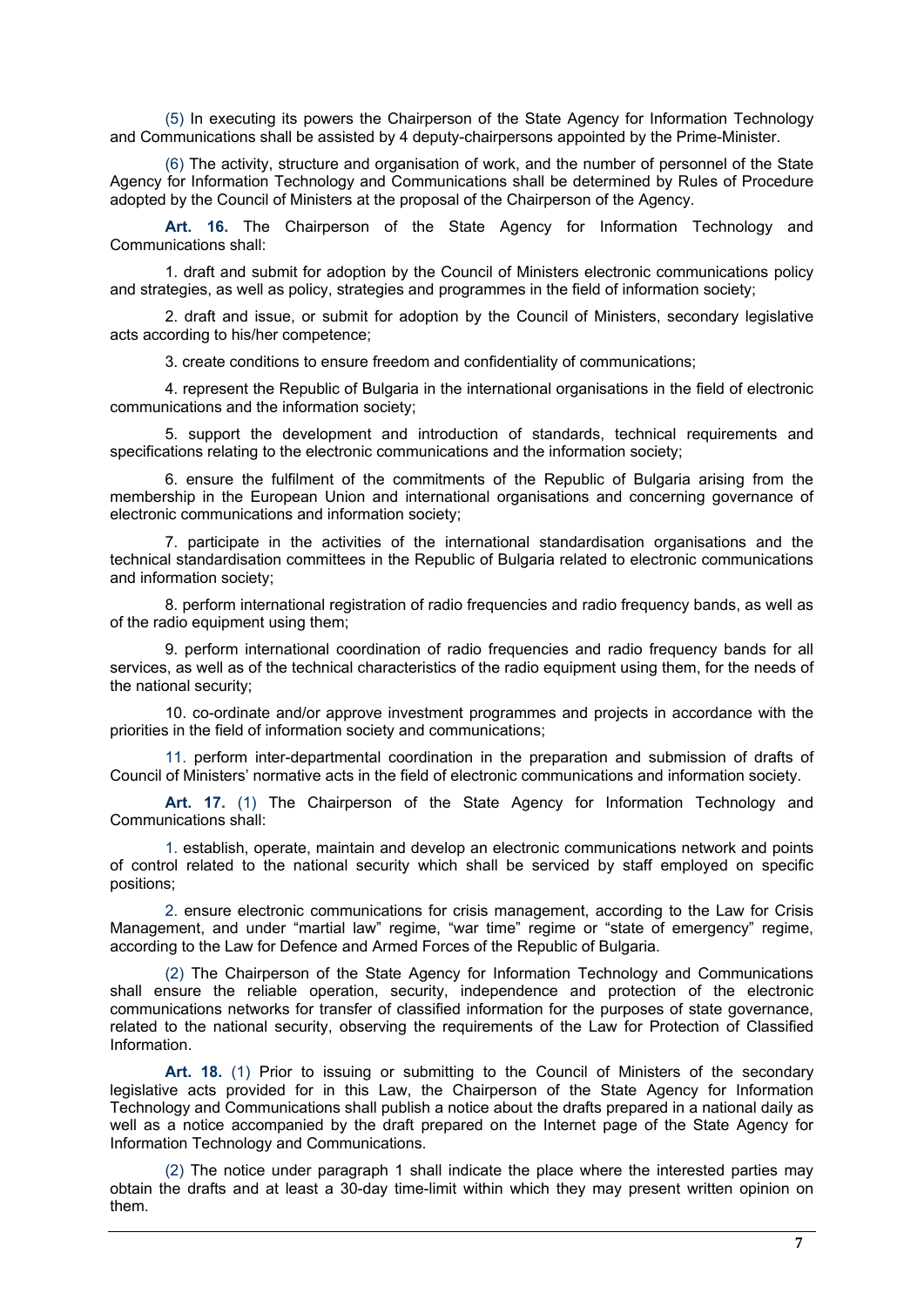(5) In executing its powers the Chairperson of the State Agency for Information Technology and Communications shall be assisted by 4 deputy-chairpersons appointed by the Prime-Minister.

(6) The activity, structure and organisation of work, and the number of personnel of the State Agency for Information Technology and Communications shall be determined by Rules of Procedure adopted by the Council of Ministers at the proposal of the Chairperson of the Agency.

**Art. 16.** The Chairperson of the State Agency for Information Technology and Communications shall:

1. draft and submit for adoption by the Council of Ministers electronic communications policy and strategies, as well as policy, strategies and programmes in the field of information society;

2. draft and issue, or submit for adoption by the Council of Ministers, secondary legislative acts according to his/her competence;

3. create conditions to ensure freedom and confidentiality of communications;

4. represent the Republic of Bulgaria in the international organisations in the field of electronic communications and the information society;

5. support the development and introduction of standards, technical requirements and specifications relating to the electronic communications and the information society;

6. ensure the fulfilment of the commitments of the Republic of Bulgaria arising from the membership in the European Union and international organisations and concerning governance of electronic communications and information society;

7. participate in the activities of the international standardisation organisations and the technical standardisation committees in the Republic of Bulgaria related to electronic communications and information society;

8. perform international registration of radio frequencies and radio frequency bands, as well as of the radio equipment using them;

9. perform international coordination of radio frequencies and radio frequency bands for all services, as well as of the technical characteristics of the radio equipment using them, for the needs of the national security;

10. co-ordinate and/or approve investment programmes and projects in accordance with the priorities in the field of information society and communications;

11. perform inter-departmental coordination in the preparation and submission of drafts of Council of Ministers' normative acts in the field of electronic communications and information society.

**Art. 17.** (1) The Chairperson of the State Agency for Information Technology and Communications shall:

1. establish, operate, maintain and develop an electronic communications network and points of control related to the national security which shall be serviced by staff employed on specific positions;

2. ensure electronic communications for crisis management, according to the Law for Crisis Management, and under "martial law" regime, "war time" regime or "state of emergency" regime, according to the Law for Defence and Armed Forces of the Republic of Bulgaria.

(2) The Chairperson of the State Agency for Information Technology and Communications shall ensure the reliable operation, security, independence and protection of the electronic communications networks for transfer of classified information for the purposes of state governance, related to the national security, observing the requirements of the Law for Protection of Classified Information.

**Art. 18.** (1) Prior to issuing or submitting to the Council of Ministers of the secondary legislative acts provided for in this Law, the Chairperson of the State Agency for Information Technology and Communications shall publish a notice about the drafts prepared in a national daily as well as a notice accompanied by the draft prepared on the Internet page of the State Agency for Information Technology and Communications.

(2) The notice under paragraph 1 shall indicate the place where the interested parties may obtain the drafts and at least a 30-day time-limit within which they may present written opinion on them.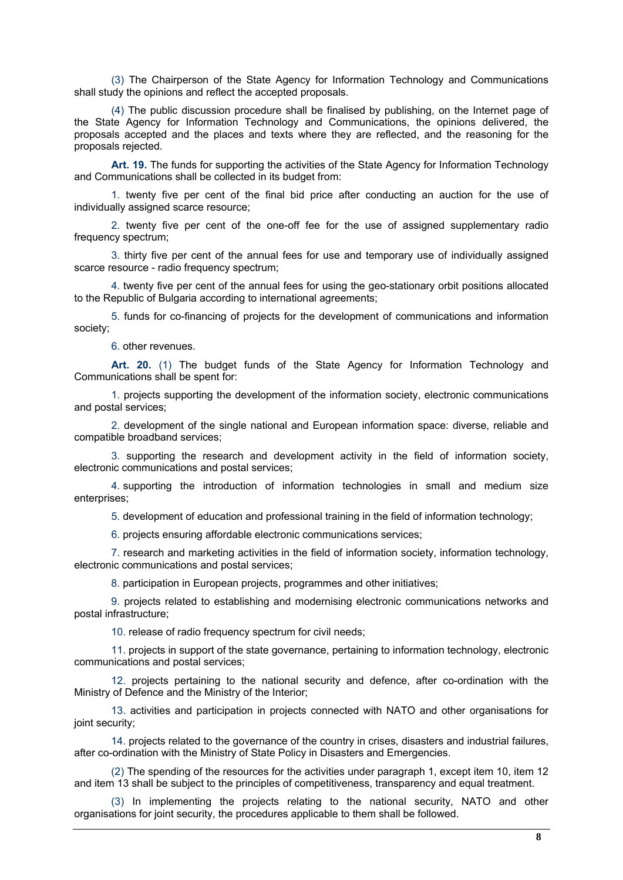(3) The Chairperson of the State Agency for Information Technology and Communications shall study the opinions and reflect the accepted proposals.

(4) The public discussion procedure shall be finalised by publishing, on the Internet page of the State Agency for Information Technology and Communications, the opinions delivered, the proposals accepted and the places and texts where they are reflected, and the reasoning for the proposals rejected.

**Art. 19.** The funds for supporting the activities of the State Agency for Information Technology and Communications shall be collected in its budget from:

1. twenty five per cent of the final bid price after conducting an auction for the use of individually assigned scarce resource;

2. twenty five per cent of the one-off fee for the use of assigned supplementary radio frequency spectrum;

3. thirty five per cent of the annual fees for use and temporary use of individually assigned scarce resource - radio frequency spectrum;

4. twenty five per cent of the annual fees for using the geo-stationary orbit positions allocated to the Republic of Bulgaria according to international agreements;

5. funds for co-financing of projects for the development of communications and information society;

6. other revenues.

**Art. 20.** (1) The budget funds of the State Agency for Information Technology and Communications shall be spent for:

1. projects supporting the development of the information society, electronic communications and postal services;

2. development of the single national and European information space: diverse, reliable and compatible broadband services;

3. supporting the research and development activity in the field of information society, electronic communications and postal services;

4. supporting the introduction of information technologies in small and medium size enterprises;

5. development of education and professional training in the field of information technology;

6. projects ensuring affordable electronic communications services;

7. research and marketing activities in the field of information society, information technology, electronic communications and postal services;

8. participation in European projects, programmes and other initiatives;

9. projects related to establishing and modernising electronic communications networks and postal infrastructure;

10. release of radio frequency spectrum for civil needs;

11. projects in support of the state governance, pertaining to information technology, electronic communications and postal services;

12. projects pertaining to the national security and defence, after co-ordination with the Ministry of Defence and the Ministry of the Interior;

13. activities and participation in projects connected with NATO and other organisations for joint security;

14. projects related to the governance of the country in crises, disasters and industrial failures, after co-ordination with the Ministry of State Policy in Disasters and Emergencies.

(2) The spending of the resources for the activities under paragraph 1, except item 10, item 12 and item 13 shall be subject to the principles of competitiveness, transparency and equal treatment.

(3) In implementing the projects relating to the national security, NATO and other organisations for joint security, the procedures applicable to them shall be followed.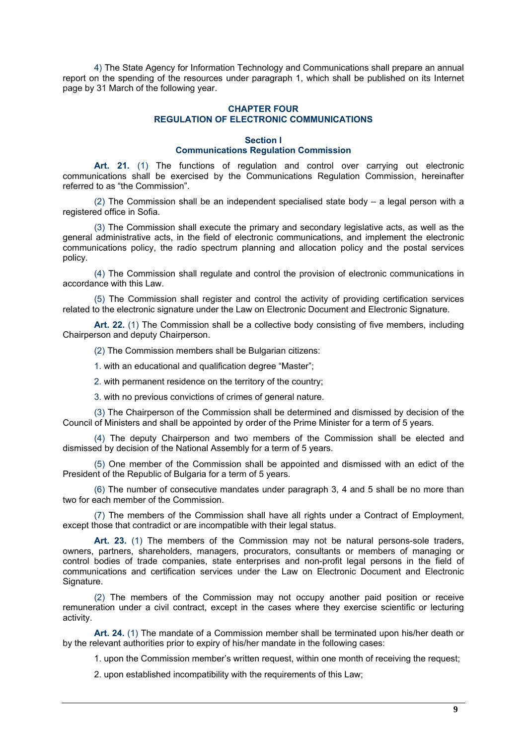4) The State Agency for Information Technology and Communications shall prepare an annual report on the spending of the resources under paragraph 1, which shall be published on its Internet page by 31 March of the following year.

## CHAPTER FOUR
## REGULATION OF ELECTRONIC COMMUNICATIONS

### Section I
### Communications Regulation Commission

**Art. 21.** (1) The functions of regulation and control over carrying out electronic communications shall be exercised by the Communications Regulation Commission, hereinafter referred to as "the Commission".

(2) The Commission shall be an independent specialised state body – a legal person with a registered office in Sofia.

(3) The Commission shall execute the primary and secondary legislative acts, as well as the general administrative acts, in the field of electronic communications, and implement the electronic communications policy, the radio spectrum planning and allocation policy and the postal services policy.

(4) The Commission shall regulate and control the provision of electronic communications in accordance with this Law.

(5) The Commission shall register and control the activity of providing certification services related to the electronic signature under the Law on Electronic Document and Electronic Signature.

**Art. 22.** (1) The Commission shall be a collective body consisting of five members, including Chairperson and deputy Chairperson.

(2) The Commission members shall be Bulgarian citizens:

1. with an educational and qualification degree "Master";

2. with permanent residence on the territory of the country;

3. with no previous convictions of crimes of general nature.

(3) The Chairperson of the Commission shall be determined and dismissed by decision of the Council of Ministers and shall be appointed by order of the Prime Minister for a term of 5 years.

(4) The deputy Chairperson and two members of the Commission shall be elected and dismissed by decision of the National Assembly for a term of 5 years.

(5) One member of the Commission shall be appointed and dismissed with an edict of the President of the Republic of Bulgaria for a term of 5 years.

(6) The number of consecutive mandates under paragraph 3, 4 and 5 shall be no more than two for each member of the Commission.

(7) The members of the Commission shall have all rights under a Contract of Employment, except those that contradict or are incompatible with their legal status.

**Art. 23.** (1) The members of the Commission may not be natural persons-sole traders, owners, partners, shareholders, managers, procurators, consultants or members of managing or control bodies of trade companies, state enterprises and non-profit legal persons in the field of communications and certification services under the Law on Electronic Document and Electronic Signature.

(2) The members of the Commission may not occupy another paid position or receive remuneration under a civil contract, except in the cases where they exercise scientific or lecturing activity.

**Art. 24.** (1) The mandate of a Commission member shall be terminated upon his/her death or by the relevant authorities prior to expiry of his/her mandate in the following cases:

1. upon the Commission member's written request, within one month of receiving the request;

2. upon established incompatibility with the requirements of this Law;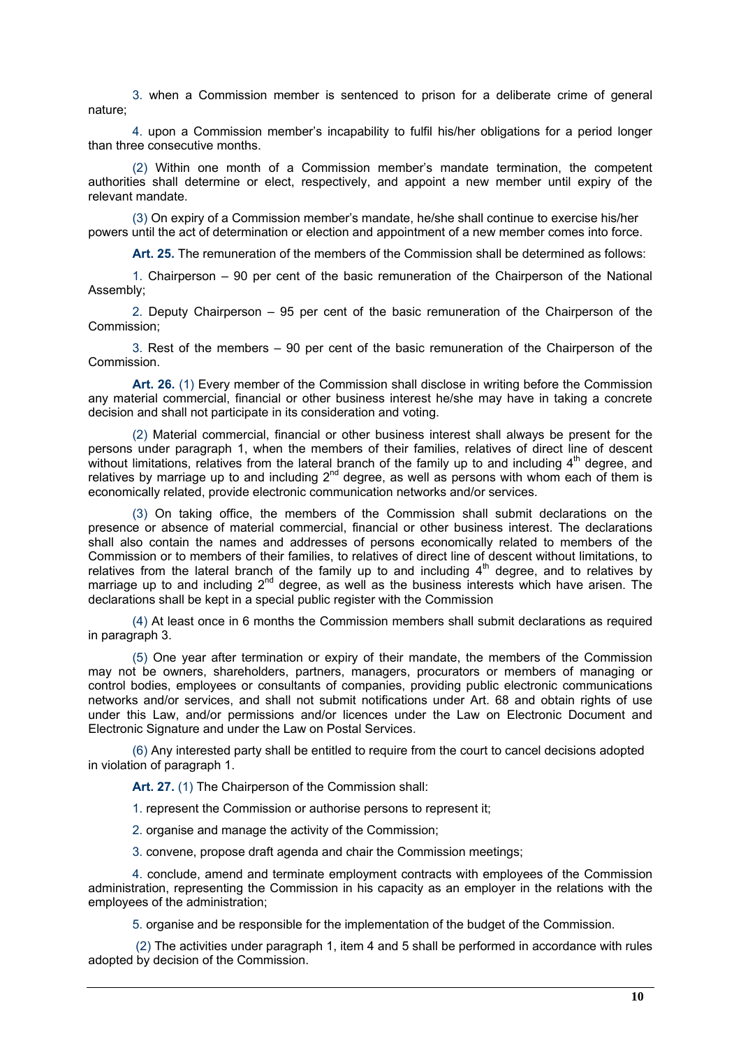3. when a Commission member is sentenced to prison for a deliberate crime of general nature;

4. upon a Commission member's incapability to fulfil his/her obligations for a period longer than three consecutive months.

(2) Within one month of a Commission member's mandate termination, the competent authorities shall determine or elect, respectively, and appoint a new member until expiry of the relevant mandate.

(3) On expiry of a Commission member's mandate, he/she shall continue to exercise his/her powers until the act of determination or election and appointment of a new member comes into force.

**Art. 25.** The remuneration of the members of the Commission shall be determined as follows:

1. Chairperson – 90 per cent of the basic remuneration of the Chairperson of the National Assembly;

2. Deputy Chairperson – 95 per cent of the basic remuneration of the Chairperson of the Commission;

3. Rest of the members – 90 per cent of the basic remuneration of the Chairperson of the Commission.

**Art. 26.** (1) Every member of the Commission shall disclose in writing before the Commission any material commercial, financial or other business interest he/she may have in taking a concrete decision and shall not participate in its consideration and voting.

(2) Material commercial, financial or other business interest shall always be present for the persons under paragraph 1, when the members of their families, relatives of direct line of descent without limitations, relatives from the lateral branch of the family up to and including 4th degree, and relatives by marriage up to and including 2nd degree, as well as persons with whom each of them is economically related, provide electronic communication networks and/or services.

(3) On taking office, the members of the Commission shall submit declarations on the presence or absence of material commercial, financial or other business interest. The declarations shall also contain the names and addresses of persons economically related to members of the Commission or to members of their families, to relatives of direct line of descent without limitations, to relatives from the lateral branch of the family up to and including 4th degree, and to relatives by marriage up to and including 2nd degree, as well as the business interests which have arisen. The declarations shall be kept in a special public register with the Commission

(4) At least once in 6 months the Commission members shall submit declarations as required in paragraph 3.

(5) One year after termination or expiry of their mandate, the members of the Commission may not be owners, shareholders, partners, managers, procurators or members of managing or control bodies, employees or consultants of companies, providing public electronic communications networks and/or services, and shall not submit notifications under Art. 68 and obtain rights of use under this Law, and/or permissions and/or licences under the Law on Electronic Document and Electronic Signature and under the Law on Postal Services.

(6) Any interested party shall be entitled to require from the court to cancel decisions adopted in violation of paragraph 1.

**Art. 27.** (1) The Chairperson of the Commission shall:

1. represent the Commission or authorise persons to represent it;

2. organise and manage the activity of the Commission;

3. convene, propose draft agenda and chair the Commission meetings;

4. conclude, amend and terminate employment contracts with employees of the Commission administration, representing the Commission in his capacity as an employer in the relations with the employees of the administration;

5. organise and be responsible for the implementation of the budget of the Commission.

(2) The activities under paragraph 1, item 4 and 5 shall be performed in accordance with rules adopted by decision of the Commission.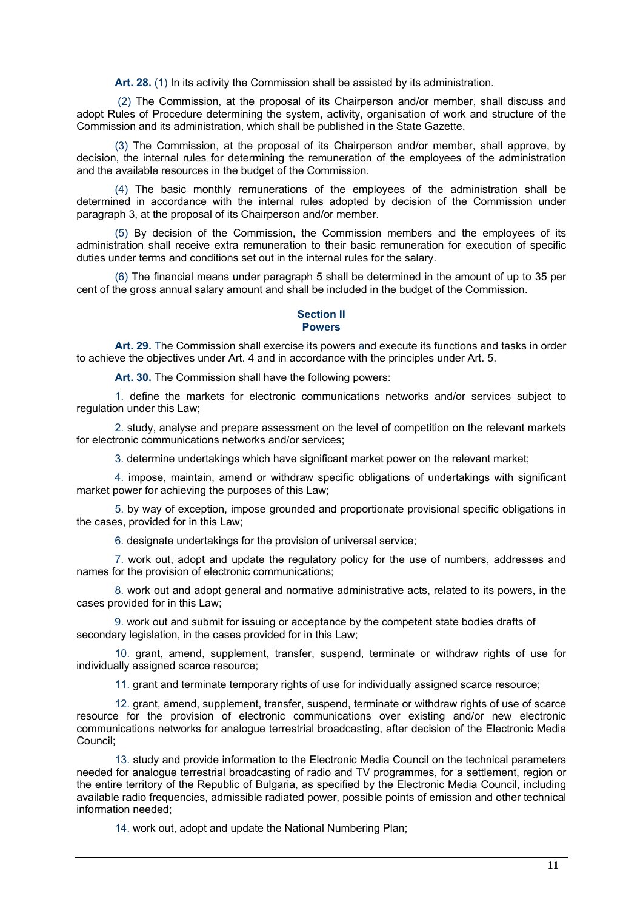**Art. 28.** (1) In its activity the Commission shall be assisted by its administration.

(2) The Commission, at the proposal of its Chairperson and/or member, shall discuss and adopt Rules of Procedure determining the system, activity, organisation of work and structure of the Commission and its administration, which shall be published in the State Gazette.

(3) The Commission, at the proposal of its Chairperson and/or member, shall approve, by decision, the internal rules for determining the remuneration of the employees of the administration and the available resources in the budget of the Commission.

(4) The basic monthly remunerations of the employees of the administration shall be determined in accordance with the internal rules adopted by decision of the Commission under paragraph 3, at the proposal of its Chairperson and/or member.

(5) By decision of the Commission, the Commission members and the employees of its administration shall receive extra remuneration to their basic remuneration for execution of specific duties under terms and conditions set out in the internal rules for the salary.

(6) The financial means under paragraph 5 shall be determined in the amount of up to 35 per cent of the gross annual salary amount and shall be included in the budget of the Commission.

## Section II
## Powers

**Art. 29.** The Commission shall exercise its powers and execute its functions and tasks in order to achieve the objectives under Art. 4 and in accordance with the principles under Art. 5.

**Art. 30.** The Commission shall have the following powers:

1. define the markets for electronic communications networks and/or services subject to regulation under this Law;

2. study, analyse and prepare assessment on the level of competition on the relevant markets for electronic communications networks and/or services;

3. determine undertakings which have significant market power on the relevant market;

4. impose, maintain, amend or withdraw specific obligations of undertakings with significant market power for achieving the purposes of this Law;

5. by way of exception, impose grounded and proportionate provisional specific obligations in the cases, provided for in this Law;

6. designate undertakings for the provision of universal service;

7. work out, adopt and update the regulatory policy for the use of numbers, addresses and names for the provision of electronic communications;

8. work out and adopt general and normative administrative acts, related to its powers, in the cases provided for in this Law;

9. work out and submit for issuing or acceptance by the competent state bodies drafts of secondary legislation, in the cases provided for in this Law;

10. grant, amend, supplement, transfer, suspend, terminate or withdraw rights of use for individually assigned scarce resource;

11. grant and terminate temporary rights of use for individually assigned scarce resource;

12. grant, amend, supplement, transfer, suspend, terminate or withdraw rights of use of scarce resource for the provision of electronic communications over existing and/or new electronic communications networks for analogue terrestrial broadcasting, after decision of the Electronic Media Council;

13. study and provide information to the Electronic Media Council on the technical parameters needed for analogue terrestrial broadcasting of radio and TV programmes, for a settlement, region or the entire territory of the Republic of Bulgaria, as specified by the Electronic Media Council, including available radio frequencies, admissible radiated power, possible points of emission and other technical information needed;

14. work out, adopt and update the National Numbering Plan;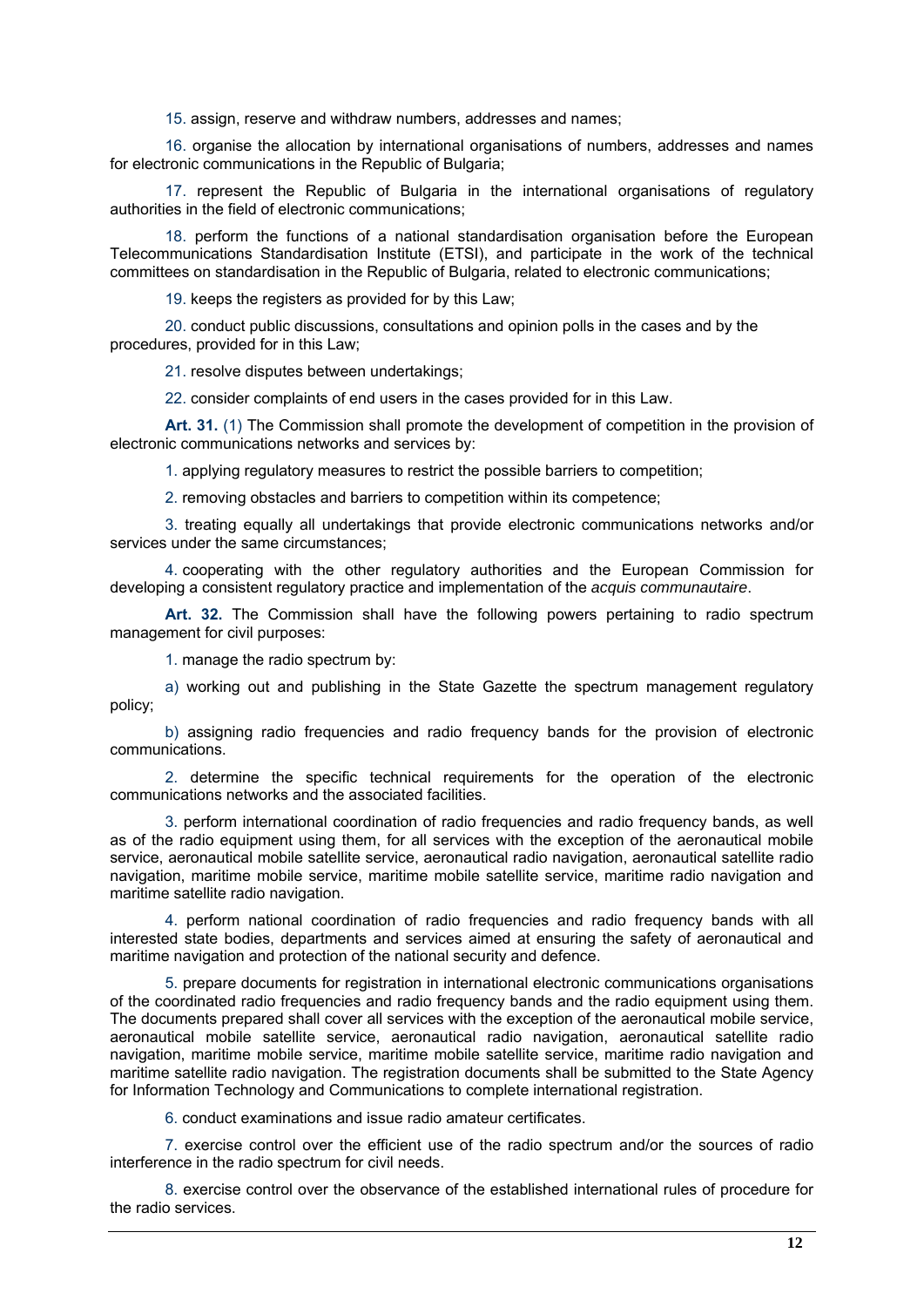15. assign, reserve and withdraw numbers, addresses and names;

16. organise the allocation by international organisations of numbers, addresses and names for electronic communications in the Republic of Bulgaria;

17. represent the Republic of Bulgaria in the international organisations of regulatory authorities in the field of electronic communications;

18. perform the functions of a national standardisation organisation before the European Telecommunications Standardisation Institute (ETSI), and participate in the work of the technical committees on standardisation in the Republic of Bulgaria, related to electronic communications;

19. keeps the registers as provided for by this Law;

20. conduct public discussions, consultations and opinion polls in the cases and by the procedures, provided for in this Law;

21. resolve disputes between undertakings;

22. consider complaints of end users in the cases provided for in this Law.

**Art. 31.** (1) The Commission shall promote the development of competition in the provision of electronic communications networks and services by:

1. applying regulatory measures to restrict the possible barriers to competition;

2. removing obstacles and barriers to competition within its competence;

3. treating equally all undertakings that provide electronic communications networks and/or services under the same circumstances;

4. cooperating with the other regulatory authorities and the European Commission for developing a consistent regulatory practice and implementation of the *acquis communautaire*.

**Art. 32.** The Commission shall have the following powers pertaining to radio spectrum management for civil purposes:

1. manage the radio spectrum by:

a) working out and publishing in the State Gazette the spectrum management regulatory policy;

b) assigning radio frequencies and radio frequency bands for the provision of electronic communications.

2. determine the specific technical requirements for the operation of the electronic communications networks and the associated facilities.

3. perform international coordination of radio frequencies and radio frequency bands, as well as of the radio equipment using them, for all services with the exception of the aeronautical mobile service, aeronautical mobile satellite service, aeronautical radio navigation, aeronautical satellite radio navigation, maritime mobile service, maritime mobile satellite service, maritime radio navigation and maritime satellite radio navigation.

4. perform national coordination of radio frequencies and radio frequency bands with all interested state bodies, departments and services aimed at ensuring the safety of aeronautical and maritime navigation and protection of the national security and defence.

5. prepare documents for registration in international electronic communications organisations of the coordinated radio frequencies and radio frequency bands and the radio equipment using them. The documents prepared shall cover all services with the exception of the aeronautical mobile service, aeronautical mobile satellite service, aeronautical radio navigation, aeronautical satellite radio navigation, maritime mobile service, maritime mobile satellite service, maritime radio navigation and maritime satellite radio navigation. The registration documents shall be submitted to the State Agency for Information Technology and Communications to complete international registration.

6. conduct examinations and issue radio amateur certificates.

7. exercise control over the efficient use of the radio spectrum and/or the sources of radio interference in the radio spectrum for civil needs.

8. exercise control over the observance of the established international rules of procedure for the radio services.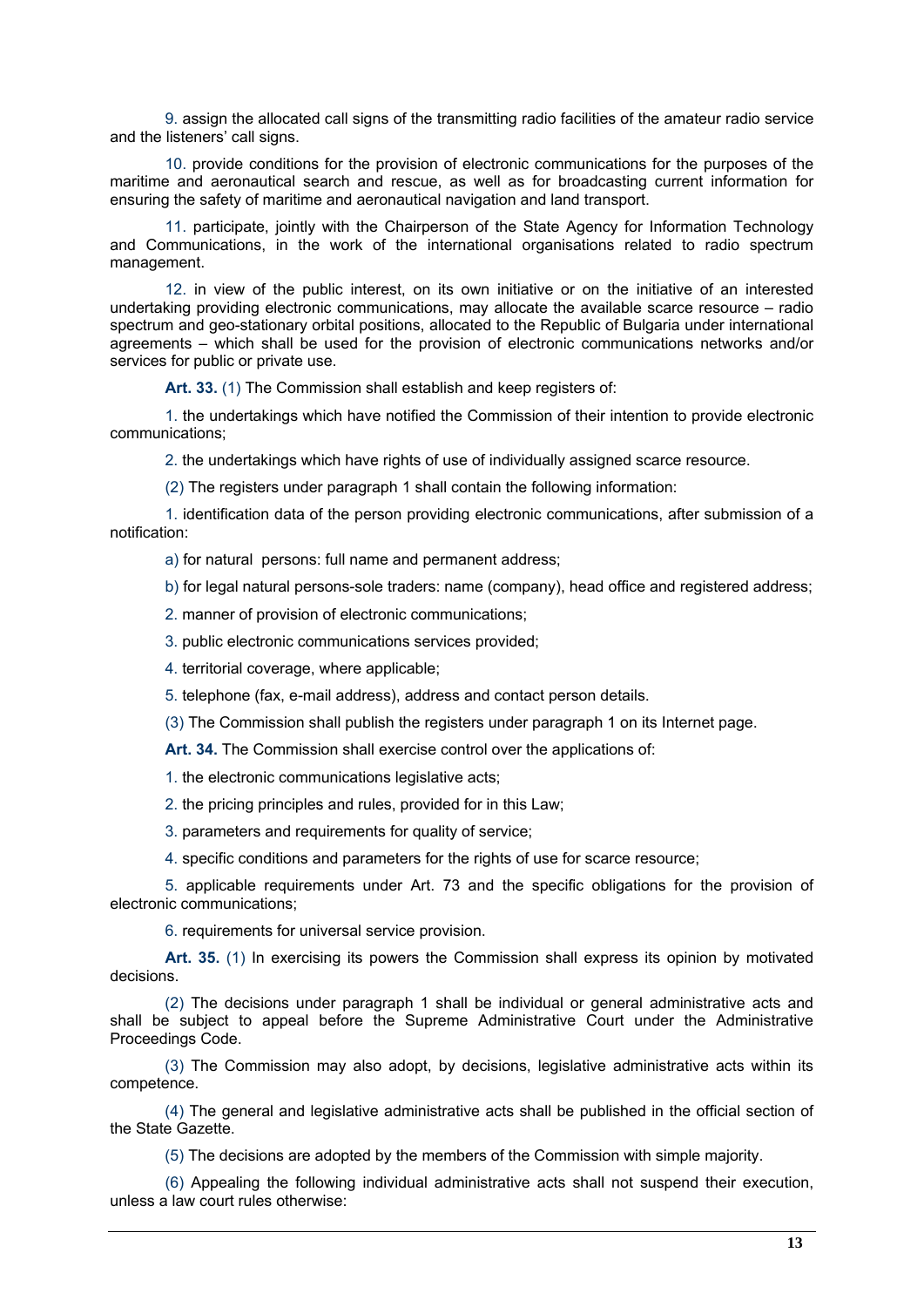9. assign the allocated call signs of the transmitting radio facilities of the amateur radio service and the listeners' call signs.

10. provide conditions for the provision of electronic communications for the purposes of the maritime and aeronautical search and rescue, as well as for broadcasting current information for ensuring the safety of maritime and aeronautical navigation and land transport.

11. participate, jointly with the Chairperson of the State Agency for Information Technology and Communications, in the work of the international organisations related to radio spectrum management.

12. in view of the public interest, on its own initiative or on the initiative of an interested undertaking providing electronic communications, may allocate the available scarce resource – radio spectrum and geo-stationary orbital positions, allocated to the Republic of Bulgaria under international agreements – which shall be used for the provision of electronic communications networks and/or services for public or private use.

**Art. 33.** (1) The Commission shall establish and keep registers of:

1. the undertakings which have notified the Commission of their intention to provide electronic communications;

2. the undertakings which have rights of use of individually assigned scarce resource.

(2) The registers under paragraph 1 shall contain the following information:

1. identification data of the person providing electronic communications, after submission of a notification:

a) for natural persons: full name and permanent address;

b) for legal natural persons-sole traders: name (company), head office and registered address;

2. manner of provision of electronic communications;

3. public electronic communications services provided;

4. territorial coverage, where applicable;

5. telephone (fax, e-mail address), address and contact person details.

(3) The Commission shall publish the registers under paragraph 1 on its Internet page.

**Art. 34.** The Commission shall exercise control over the applications of:

1. the electronic communications legislative acts;

2. the pricing principles and rules, provided for in this Law;

3. parameters and requirements for quality of service;

4. specific conditions and parameters for the rights of use for scarce resource;

5. applicable requirements under Art. 73 and the specific obligations for the provision of electronic communications;

6. requirements for universal service provision.

**Art. 35.** (1) In exercising its powers the Commission shall express its opinion by motivated decisions.

(2) The decisions under paragraph 1 shall be individual or general administrative acts and shall be subject to appeal before the Supreme Administrative Court under the Administrative Proceedings Code.

(3) The Commission may also adopt, by decisions, legislative administrative acts within its competence.

(4) The general and legislative administrative acts shall be published in the official section of the State Gazette.

(5) The decisions are adopted by the members of the Commission with simple majority.

(6) Appealing the following individual administrative acts shall not suspend their execution, unless a law court rules otherwise: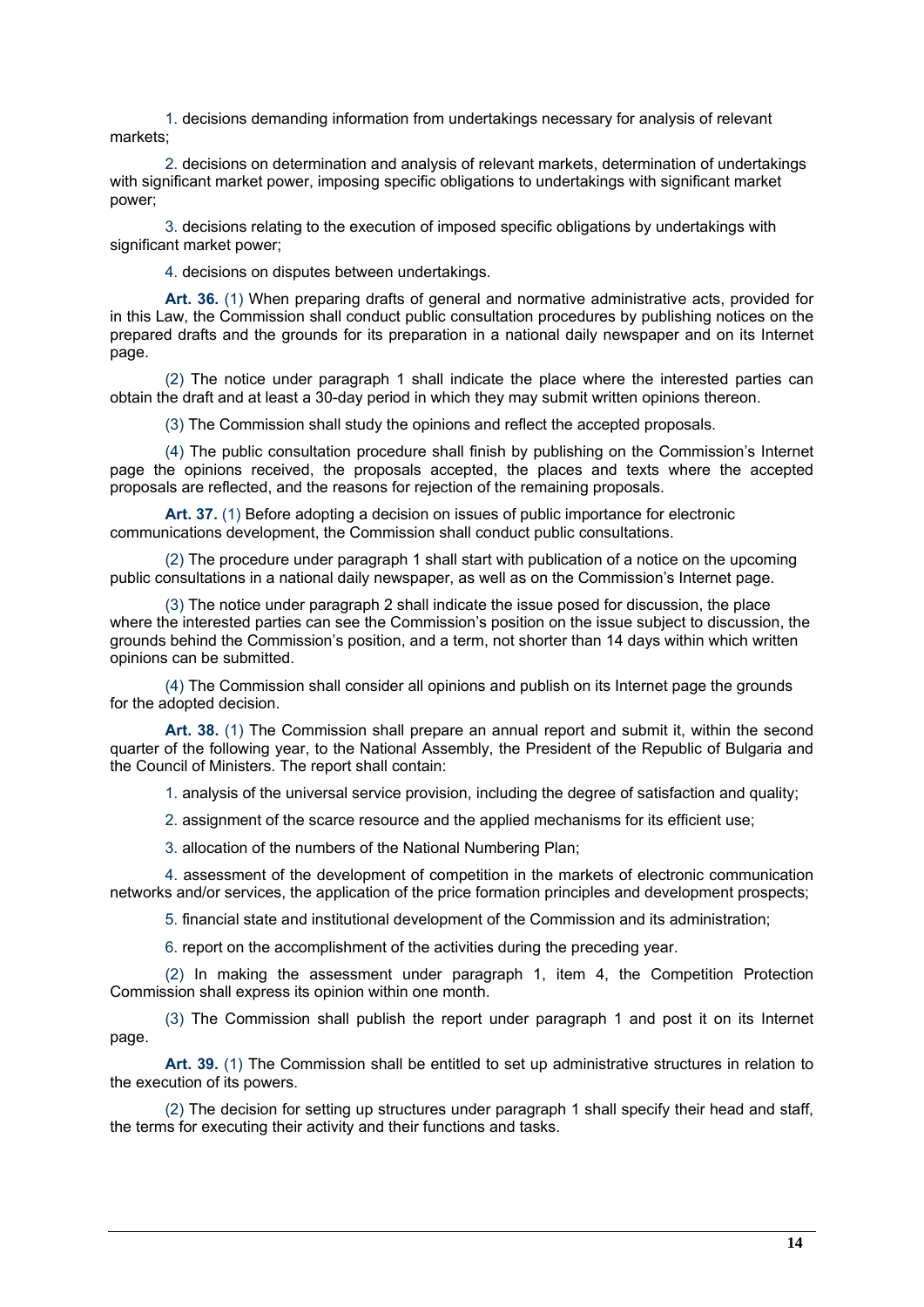1. decisions demanding information from undertakings necessary for analysis of relevant markets;

2. decisions on determination and analysis of relevant markets, determination of undertakings with significant market power, imposing specific obligations to undertakings with significant market power;

3. decisions relating to the execution of imposed specific obligations by undertakings with significant market power;

4. decisions on disputes between undertakings.

**Art. 36.** (1) When preparing drafts of general and normative administrative acts, provided for in this Law, the Commission shall conduct public consultation procedures by publishing notices on the prepared drafts and the grounds for its preparation in a national daily newspaper and on its Internet page.

(2) The notice under paragraph 1 shall indicate the place where the interested parties can obtain the draft and at least a 30-day period in which they may submit written opinions thereon.

(3) The Commission shall study the opinions and reflect the accepted proposals.

(4) The public consultation procedure shall finish by publishing on the Commission's Internet page the opinions received, the proposals accepted, the places and texts where the accepted proposals are reflected, and the reasons for rejection of the remaining proposals.

**Art. 37.** (1) Before adopting a decision on issues of public importance for electronic communications development, the Commission shall conduct public consultations.

(2) The procedure under paragraph 1 shall start with publication of a notice on the upcoming public consultations in a national daily newspaper, as well as on the Commission's Internet page.

(3) The notice under paragraph 2 shall indicate the issue posed for discussion, the place where the interested parties can see the Commission's position on the issue subject to discussion, the grounds behind the Commission's position, and a term, not shorter than 14 days within which written opinions can be submitted.

(4) The Commission shall consider all opinions and publish on its Internet page the grounds for the adopted decision.

**Art. 38.** (1) The Commission shall prepare an annual report and submit it, within the second quarter of the following year, to the National Assembly, the President of the Republic of Bulgaria and the Council of Ministers. The report shall contain:

1. analysis of the universal service provision, including the degree of satisfaction and quality;

2. assignment of the scarce resource and the applied mechanisms for its efficient use;

3. allocation of the numbers of the National Numbering Plan;

4. assessment of the development of competition in the markets of electronic communication networks and/or services, the application of the price formation principles and development prospects;

5. financial state and institutional development of the Commission and its administration;

6. report on the accomplishment of the activities during the preceding year.

(2) In making the assessment under paragraph 1, item 4, the Competition Protection Commission shall express its opinion within one month.

(3) The Commission shall publish the report under paragraph 1 and post it on its Internet page.

**Art. 39.** (1) The Commission shall be entitled to set up administrative structures in relation to the execution of its powers.

(2) The decision for setting up structures under paragraph 1 shall specify their head and staff, the terms for executing their activity and their functions and tasks.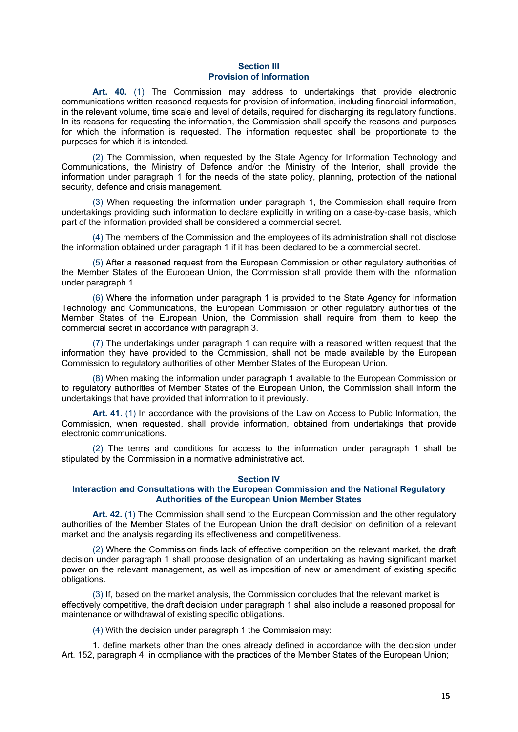## Section III
## Provision of Information

**Art. 40.** (1) The Commission may address to undertakings that provide electronic communications written reasoned requests for provision of information, including financial information, in the relevant volume, time scale and level of details, required for discharging its regulatory functions. In its reasons for requesting the information, the Commission shall specify the reasons and purposes for which the information is requested. The information requested shall be proportionate to the purposes for which it is intended.

(2) The Commission, when requested by the State Agency for Information Technology and Communications, the Ministry of Defence and/or the Ministry of the Interior, shall provide the information under paragraph 1 for the needs of the state policy, planning, protection of the national security, defence and crisis management.

(3) When requesting the information under paragraph 1, the Commission shall require from undertakings providing such information to declare explicitly in writing on a case-by-case basis, which part of the information provided shall be considered a commercial secret.

(4) The members of the Commission and the employees of its administration shall not disclose the information obtained under paragraph 1 if it has been declared to be a commercial secret.

(5) After a reasoned request from the European Commission or other regulatory authorities of the Member States of the European Union, the Commission shall provide them with the information under paragraph 1.

(6) Where the information under paragraph 1 is provided to the State Agency for Information Technology and Communications, the European Commission or other regulatory authorities of the Member States of the European Union, the Commission shall require from them to keep the commercial secret in accordance with paragraph 3.

(7) The undertakings under paragraph 1 can require with a reasoned written request that the information they have provided to the Commission, shall not be made available by the European Commission to regulatory authorities of other Member States of the European Union.

(8) When making the information under paragraph 1 available to the European Commission or to regulatory authorities of Member States of the European Union, the Commission shall inform the undertakings that have provided that information to it previously.

**Art. 41.** (1) In accordance with the provisions of the Law on Access to Public Information, the Commission, when requested, shall provide information, obtained from undertakings that provide electronic communications.

(2) The terms and conditions for access to the information under paragraph 1 shall be stipulated by the Commission in a normative administrative act.

## Section IV
## Interaction and Consultations with the European Commission and the National Regulatory Authorities of the European Union Member States

**Art. 42.** (1) The Commission shall send to the European Commission and the other regulatory authorities of the Member States of the European Union the draft decision on definition of a relevant market and the analysis regarding its effectiveness and competitiveness.

(2) Where the Commission finds lack of effective competition on the relevant market, the draft decision under paragraph 1 shall propose designation of an undertaking as having significant market power on the relevant management, as well as imposition of new or amendment of existing specific obligations.

(3) If, based on the market analysis, the Commission concludes that the relevant market is effectively competitive, the draft decision under paragraph 1 shall also include a reasoned proposal for maintenance or withdrawal of existing specific obligations.

(4) With the decision under paragraph 1 the Commission may:

1. define markets other than the ones already defined in accordance with the decision under Art. 152, paragraph 4, in compliance with the practices of the Member States of the European Union;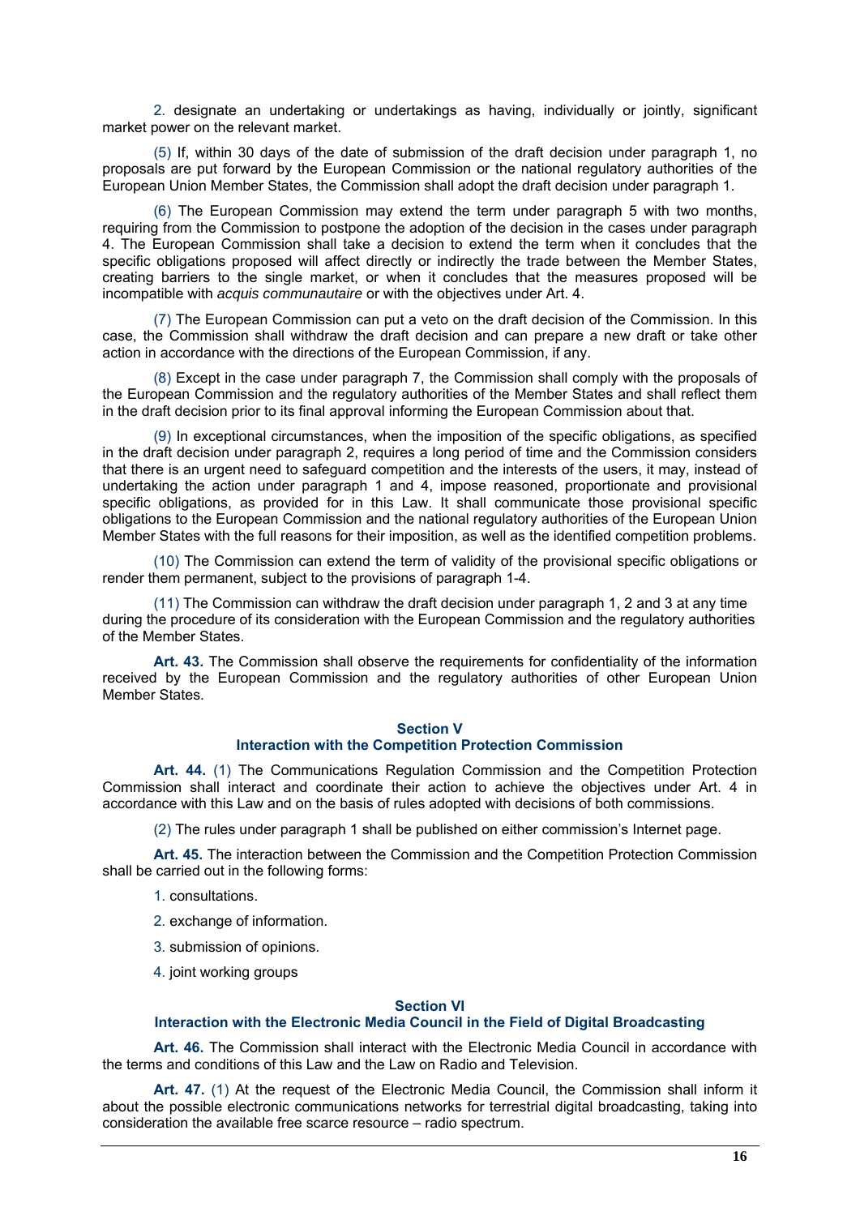2. designate an undertaking or undertakings as having, individually or jointly, significant market power on the relevant market.

(5) If, within 30 days of the date of submission of the draft decision under paragraph 1, no proposals are put forward by the European Commission or the national regulatory authorities of the European Union Member States, the Commission shall adopt the draft decision under paragraph 1.

(6) The European Commission may extend the term under paragraph 5 with two months, requiring from the Commission to postpone the adoption of the decision in the cases under paragraph 4. The European Commission shall take a decision to extend the term when it concludes that the specific obligations proposed will affect directly or indirectly the trade between the Member States, creating barriers to the single market, or when it concludes that the measures proposed will be incompatible with *acquis communautaire* or with the objectives under Art. 4.

(7) The European Commission can put a veto on the draft decision of the Commission. In this case, the Commission shall withdraw the draft decision and can prepare a new draft or take other action in accordance with the directions of the European Commission, if any.

(8) Except in the case under paragraph 7, the Commission shall comply with the proposals of the European Commission and the regulatory authorities of the Member States and shall reflect them in the draft decision prior to its final approval informing the European Commission about that.

(9) In exceptional circumstances, when the imposition of the specific obligations, as specified in the draft decision under paragraph 2, requires a long period of time and the Commission considers that there is an urgent need to safeguard competition and the interests of the users, it may, instead of undertaking the action under paragraph 1 and 4, impose reasoned, proportionate and provisional specific obligations, as provided for in this Law. It shall communicate those provisional specific obligations to the European Commission and the national regulatory authorities of the European Union Member States with the full reasons for their imposition, as well as the identified competition problems.

(10) The Commission can extend the term of validity of the provisional specific obligations or render them permanent, subject to the provisions of paragraph 1-4.

(11) The Commission can withdraw the draft decision under paragraph 1, 2 and 3 at any time during the procedure of its consideration with the European Commission and the regulatory authorities of the Member States.

**Art. 43.** The Commission shall observe the requirements for confidentiality of the information received by the European Commission and the regulatory authorities of other European Union Member States.

## Section V
## Interaction with the Competition Protection Commission

**Art. 44.** (1) The Communications Regulation Commission and the Competition Protection Commission shall interact and coordinate their action to achieve the objectives under Art. 4 in accordance with this Law and on the basis of rules adopted with decisions of both commissions.

(2) The rules under paragraph 1 shall be published on either commission's Internet page.

**Art. 45.** The interaction between the Commission and the Competition Protection Commission shall be carried out in the following forms:

1. consultations.

2. exchange of information.

3. submission of opinions.

4. joint working groups

## Section VI
## Interaction with the Electronic Media Council in the Field of Digital Broadcasting

**Art. 46.** The Commission shall interact with the Electronic Media Council in accordance with the terms and conditions of this Law and the Law on Radio and Television.

**Art. 47.** (1) At the request of the Electronic Media Council, the Commission shall inform it about the possible electronic communications networks for terrestrial digital broadcasting, taking into consideration the available free scarce resource – radio spectrum.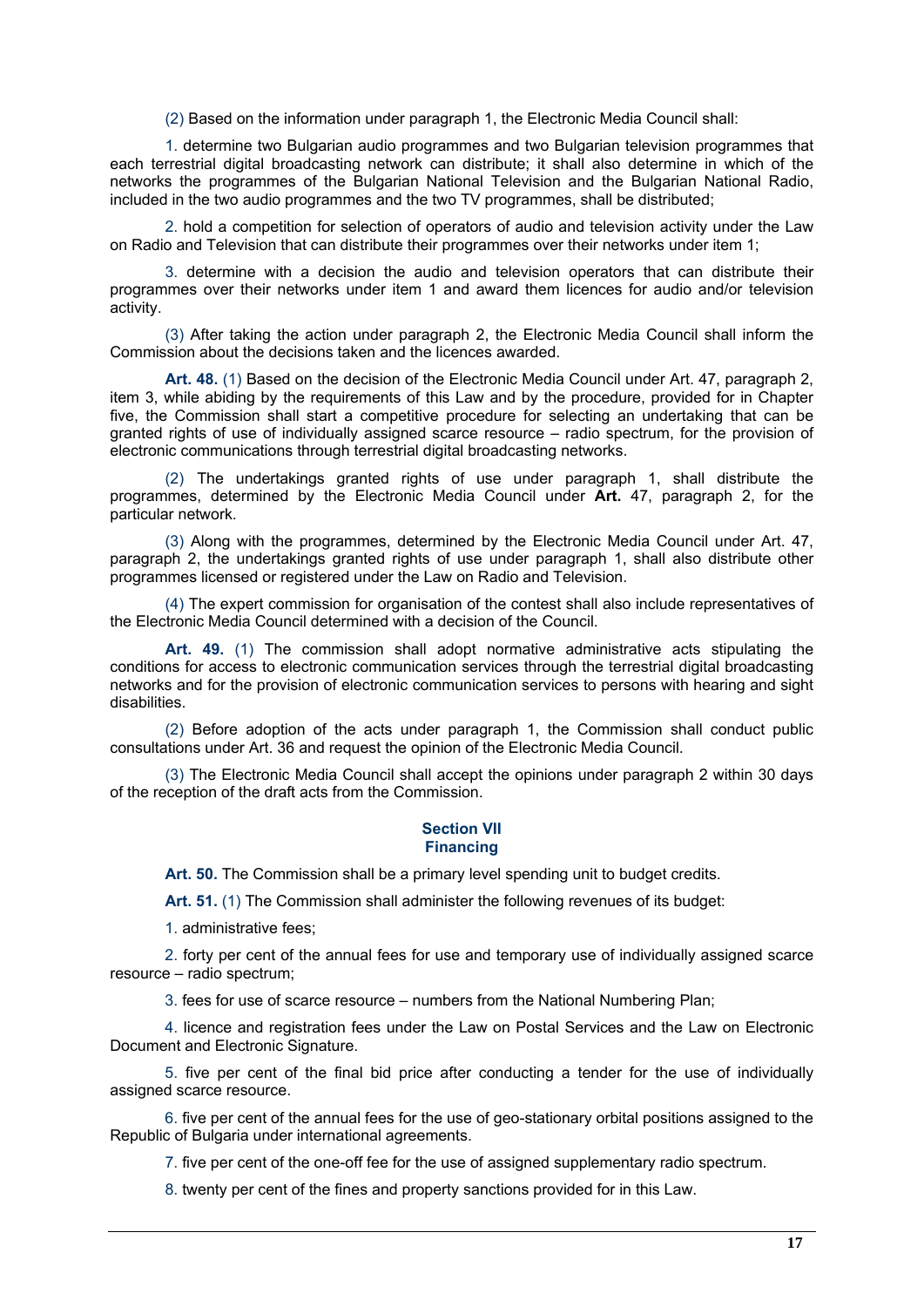(2) Based on the information under paragraph 1, the Electronic Media Council shall:

1. determine two Bulgarian audio programmes and two Bulgarian television programmes that each terrestrial digital broadcasting network can distribute; it shall also determine in which of the networks the programmes of the Bulgarian National Television and the Bulgarian National Radio, included in the two audio programmes and the two TV programmes, shall be distributed;

2. hold a competition for selection of operators of audio and television activity under the Law on Radio and Television that can distribute their programmes over their networks under item 1;

3. determine with a decision the audio and television operators that can distribute their programmes over their networks under item 1 and award them licences for audio and/or television activity.

(3) After taking the action under paragraph 2, the Electronic Media Council shall inform the Commission about the decisions taken and the licences awarded.

**Art. 48.** (1) Based on the decision of the Electronic Media Council under Art. 47, paragraph 2, item 3, while abiding by the requirements of this Law and by the procedure, provided for in Chapter five, the Commission shall start a competitive procedure for selecting an undertaking that can be granted rights of use of individually assigned scarce resource – radio spectrum, for the provision of electronic communications through terrestrial digital broadcasting networks.

(2) The undertakings granted rights of use under paragraph 1, shall distribute the programmes, determined by the Electronic Media Council under **Art.** 47, paragraph 2, for the particular network.

(3) Along with the programmes, determined by the Electronic Media Council under Art. 47, paragraph 2, the undertakings granted rights of use under paragraph 1, shall also distribute other programmes licensed or registered under the Law on Radio and Television.

(4) The expert commission for organisation of the contest shall also include representatives of the Electronic Media Council determined with a decision of the Council.

**Art. 49.** (1) The commission shall adopt normative administrative acts stipulating the conditions for access to electronic communication services through the terrestrial digital broadcasting networks and for the provision of electronic communication services to persons with hearing and sight disabilities.

(2) Before adoption of the acts under paragraph 1, the Commission shall conduct public consultations under Art. 36 and request the opinion of the Electronic Media Council.

(3) The Electronic Media Council shall accept the opinions under paragraph 2 within 30 days of the reception of the draft acts from the Commission.

## Section VII
## Financing

**Art. 50.** The Commission shall be a primary level spending unit to budget credits.

**Art. 51.** (1) The Commission shall administer the following revenues of its budget:

1. administrative fees;

2. forty per cent of the annual fees for use and temporary use of individually assigned scarce resource – radio spectrum;

3. fees for use of scarce resource – numbers from the National Numbering Plan;

4. licence and registration fees under the Law on Postal Services and the Law on Electronic Document and Electronic Signature.

5. five per cent of the final bid price after conducting a tender for the use of individually assigned scarce resource.

6. five per cent of the annual fees for the use of geo-stationary orbital positions assigned to the Republic of Bulgaria under international agreements.

7. five per cent of the one-off fee for the use of assigned supplementary radio spectrum.

8. twenty per cent of the fines and property sanctions provided for in this Law.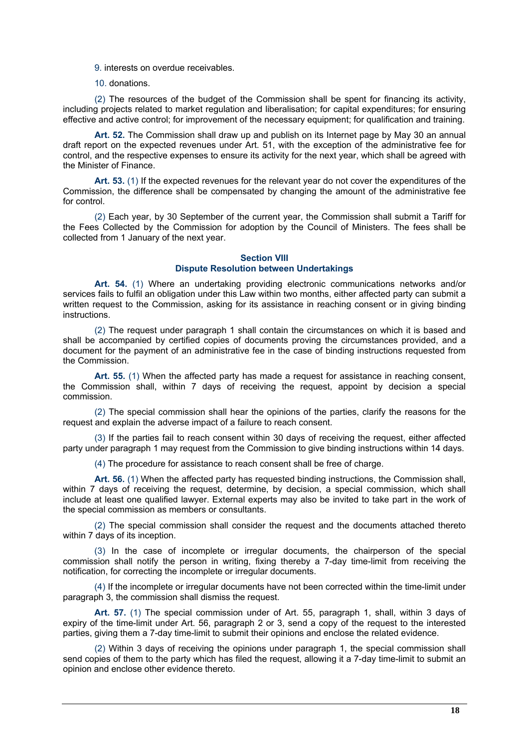9. interests on overdue receivables.

10. donations.

(2) The resources of the budget of the Commission shall be spent for financing its activity, including projects related to market regulation and liberalisation; for capital expenditures; for ensuring effective and active control; for improvement of the necessary equipment; for qualification and training.

**Art. 52.** The Commission shall draw up and publish on its Internet page by May 30 an annual draft report on the expected revenues under Art. 51, with the exception of the administrative fee for control, and the respective expenses to ensure its activity for the next year, which shall be agreed with the Minister of Finance.

**Art. 53.** (1) If the expected revenues for the relevant year do not cover the expenditures of the Commission, the difference shall be compensated by changing the amount of the administrative fee for control.

(2) Each year, by 30 September of the current year, the Commission shall submit a Tariff for the Fees Collected by the Commission for adoption by the Council of Ministers. The fees shall be collected from 1 January of the next year.

## Section VIII
## Dispute Resolution between Undertakings

**Art. 54.** (1) Where an undertaking providing electronic communications networks and/or services fails to fulfil an obligation under this Law within two months, either affected party can submit a written request to the Commission, asking for its assistance in reaching consent or in giving binding instructions.

(2) The request under paragraph 1 shall contain the circumstances on which it is based and shall be accompanied by certified copies of documents proving the circumstances provided, and a document for the payment of an administrative fee in the case of binding instructions requested from the Commission.

**Art. 55.** (1) When the affected party has made a request for assistance in reaching consent, the Commission shall, within 7 days of receiving the request, appoint by decision a special commission.

(2) The special commission shall hear the opinions of the parties, clarify the reasons for the request and explain the adverse impact of a failure to reach consent.

(3) If the parties fail to reach consent within 30 days of receiving the request, either affected party under paragraph 1 may request from the Commission to give binding instructions within 14 days.

(4) The procedure for assistance to reach consent shall be free of charge.

**Art. 56.** (1) When the affected party has requested binding instructions, the Commission shall, within 7 days of receiving the request, determine, by decision, a special commission, which shall include at least one qualified lawyer. External experts may also be invited to take part in the work of the special commission as members or consultants.

(2) The special commission shall consider the request and the documents attached thereto within 7 days of its inception.

(3) In the case of incomplete or irregular documents, the chairperson of the special commission shall notify the person in writing, fixing thereby a 7-day time-limit from receiving the notification, for correcting the incomplete or irregular documents.

(4) If the incomplete or irregular documents have not been corrected within the time-limit under paragraph 3, the commission shall dismiss the request.

**Art. 57.** (1) The special commission under of Art. 55, paragraph 1, shall, within 3 days of expiry of the time-limit under Art. 56, paragraph 2 or 3, send a copy of the request to the interested parties, giving them a 7-day time-limit to submit their opinions and enclose the related evidence.

(2) Within 3 days of receiving the opinions under paragraph 1, the special commission shall send copies of them to the party which has filed the request, allowing it a 7-day time-limit to submit an opinion and enclose other evidence thereto.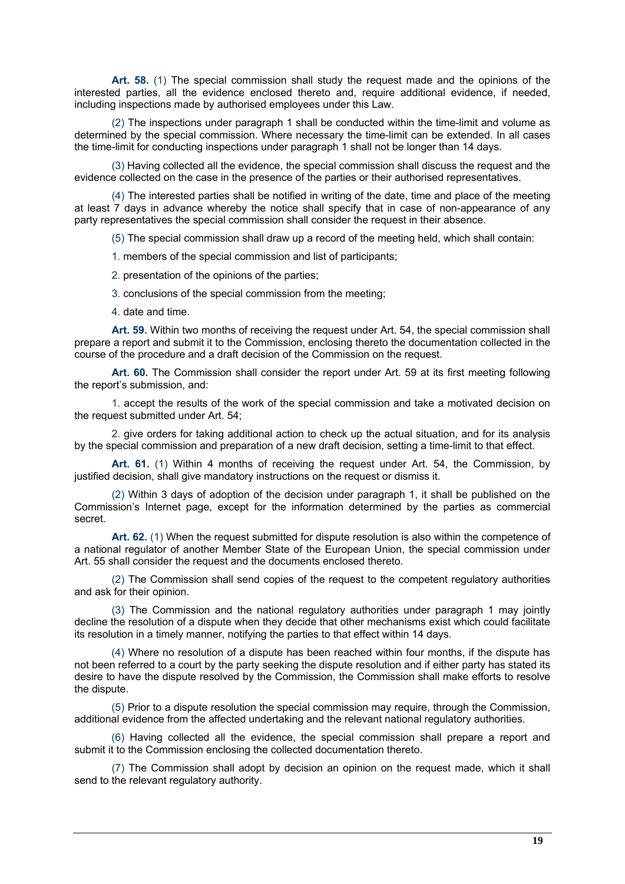**Art. 58.** (1) The special commission shall study the request made and the opinions of the interested parties, all the evidence enclosed thereto and, require additional evidence, if needed, including inspections made by authorised employees under this Law.

(2) The inspections under paragraph 1 shall be conducted within the time-limit and volume as determined by the special commission. Where necessary the time-limit can be extended. In all cases the time-limit for conducting inspections under paragraph 1 shall not be longer than 14 days.

(3) Having collected all the evidence, the special commission shall discuss the request and the evidence collected on the case in the presence of the parties or their authorised representatives.

(4) The interested parties shall be notified in writing of the date, time and place of the meeting at least 7 days in advance whereby the notice shall specify that in case of non-appearance of any party representatives the special commission shall consider the request in their absence.

(5) The special commission shall draw up a record of the meeting held, which shall contain:

1. members of the special commission and list of participants;

2. presentation of the opinions of the parties;

3. conclusions of the special commission from the meeting;

4. date and time.

**Art. 59.** Within two months of receiving the request under Art. 54, the special commission shall prepare a report and submit it to the Commission, enclosing thereto the documentation collected in the course of the procedure and a draft decision of the Commission on the request.

**Art. 60.** The Commission shall consider the report under Art. 59 at its first meeting following the report's submission, and:

1. accept the results of the work of the special commission and take a motivated decision on the request submitted under Art. 54;

2. give orders for taking additional action to check up the actual situation, and for its analysis by the special commission and preparation of a new draft decision, setting a time-limit to that effect.

**Art. 61.** (1) Within 4 months of receiving the request under Art. 54, the Commission, by justified decision, shall give mandatory instructions on the request or dismiss it.

(2) Within 3 days of adoption of the decision under paragraph 1, it shall be published on the Commission's Internet page, except for the information determined by the parties as commercial secret.

**Art. 62.** (1) When the request submitted for dispute resolution is also within the competence of a national regulator of another Member State of the European Union, the special commission under Art. 55 shall consider the request and the documents enclosed thereto.

(2) The Commission shall send copies of the request to the competent regulatory authorities and ask for their opinion.

(3) The Commission and the national regulatory authorities under paragraph 1 may jointly decline the resolution of a dispute when they decide that other mechanisms exist which could facilitate its resolution in a timely manner, notifying the parties to that effect within 14 days.

(4) Where no resolution of a dispute has been reached within four months, if the dispute has not been referred to a court by the party seeking the dispute resolution and if either party has stated its desire to have the dispute resolved by the Commission, the Commission shall make efforts to resolve the dispute.

(5) Prior to a dispute resolution the special commission may require, through the Commission, additional evidence from the affected undertaking and the relevant national regulatory authorities.

(6) Having collected all the evidence, the special commission shall prepare a report and submit it to the Commission enclosing the collected documentation thereto.

(7) The Commission shall adopt by decision an opinion on the request made, which it shall send to the relevant regulatory authority.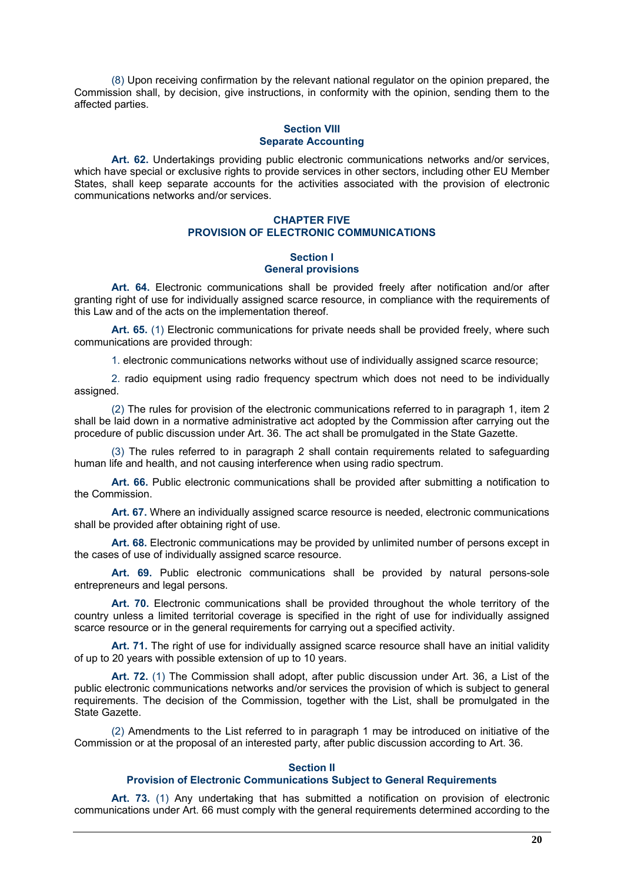(8) Upon receiving confirmation by the relevant national regulator on the opinion prepared, the Commission shall, by decision, give instructions, in conformity with the opinion, sending them to the affected parties.

### Section VIII
### Separate Accounting

**Art. 62.** Undertakings providing public electronic communications networks and/or services, which have special or exclusive rights to provide services in other sectors, including other EU Member States, shall keep separate accounts for the activities associated with the provision of electronic communications networks and/or services.

## CHAPTER FIVE
## PROVISION OF ELECTRONIC COMMUNICATIONS

### Section I
### General provisions

**Art. 64.** Electronic communications shall be provided freely after notification and/or after granting right of use for individually assigned scarce resource, in compliance with the requirements of this Law and of the acts on the implementation thereof.

**Art. 65.** (1) Electronic communications for private needs shall be provided freely, where such communications are provided through:

1. electronic communications networks without use of individually assigned scarce resource;

2. radio equipment using radio frequency spectrum which does not need to be individually assigned.

(2) The rules for provision of the electronic communications referred to in paragraph 1, item 2 shall be laid down in a normative administrative act adopted by the Commission after carrying out the procedure of public discussion under Art. 36. The act shall be promulgated in the State Gazette.

(3) The rules referred to in paragraph 2 shall contain requirements related to safeguarding human life and health, and not causing interference when using radio spectrum.

**Art. 66.** Public electronic communications shall be provided after submitting a notification to the Commission.

**Art. 67.** Where an individually assigned scarce resource is needed, electronic communications shall be provided after obtaining right of use.

**Art. 68.** Electronic communications may be provided by unlimited number of persons except in the cases of use of individually assigned scarce resource.

**Art. 69.** Public electronic communications shall be provided by natural persons-sole entrepreneurs and legal persons.

**Art. 70.** Electronic communications shall be provided throughout the whole territory of the country unless a limited territorial coverage is specified in the right of use for individually assigned scarce resource or in the general requirements for carrying out a specified activity.

**Art. 71.** The right of use for individually assigned scarce resource shall have an initial validity of up to 20 years with possible extension of up to 10 years.

**Art. 72.** (1) The Commission shall adopt, after public discussion under Art. 36, a List of the public electronic communications networks and/or services the provision of which is subject to general requirements. The decision of the Commission, together with the List, shall be promulgated in the State Gazette.

(2) Amendments to the List referred to in paragraph 1 may be introduced on initiative of the Commission or at the proposal of an interested party, after public discussion according to Art. 36.

### Section II
### Provision of Electronic Communications Subject to General Requirements

**Art. 73.** (1) Any undertaking that has submitted a notification on provision of electronic communications under Art. 66 must comply with the general requirements determined according to the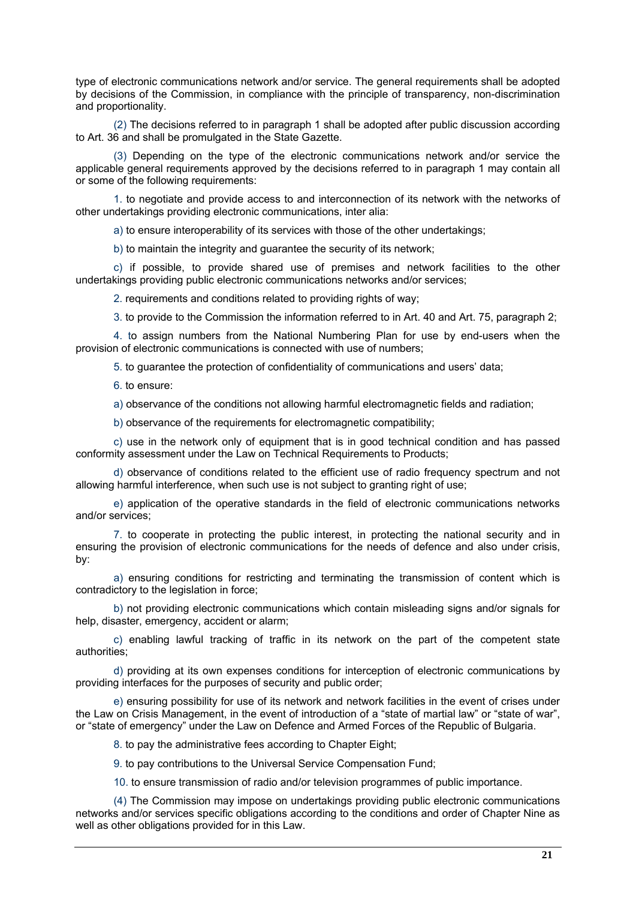type of electronic communications network and/or service. The general requirements shall be adopted by decisions of the Commission, in compliance with the principle of transparency, non-discrimination and proportionality.

(2) The decisions referred to in paragraph 1 shall be adopted after public discussion according to Art. 36 and shall be promulgated in the State Gazette.

(3) Depending on the type of the electronic communications network and/or service the applicable general requirements approved by the decisions referred to in paragraph 1 may contain all or some of the following requirements:

1. to negotiate and provide access to and interconnection of its network with the networks of other undertakings providing electronic communications, inter alia:

a) to ensure interoperability of its services with those of the other undertakings;

b) to maintain the integrity and guarantee the security of its network;

c) if possible, to provide shared use of premises and network facilities to the other undertakings providing public electronic communications networks and/or services;

2. requirements and conditions related to providing rights of way;

3. to provide to the Commission the information referred to in Art. 40 and Art. 75, paragraph 2;

4. to assign numbers from the National Numbering Plan for use by end-users when the provision of electronic communications is connected with use of numbers;

5. to guarantee the protection of confidentiality of communications and users' data;

6. to ensure:

a) observance of the conditions not allowing harmful electromagnetic fields and radiation;

b) observance of the requirements for electromagnetic compatibility;

c) use in the network only of equipment that is in good technical condition and has passed conformity assessment under the Law on Technical Requirements to Products;

d) observance of conditions related to the efficient use of radio frequency spectrum and not allowing harmful interference, when such use is not subject to granting right of use;

e) application of the operative standards in the field of electronic communications networks and/or services;

7. to cooperate in protecting the public interest, in protecting the national security and in ensuring the provision of electronic communications for the needs of defence and also under crisis, by:

a) ensuring conditions for restricting and terminating the transmission of content which is contradictory to the legislation in force;

b) not providing electronic communications which contain misleading signs and/or signals for help, disaster, emergency, accident or alarm;

c) enabling lawful tracking of traffic in its network on the part of the competent state authorities;

d) providing at its own expenses conditions for interception of electronic communications by providing interfaces for the purposes of security and public order;

e) ensuring possibility for use of its network and network facilities in the event of crises under the Law on Crisis Management, in the event of introduction of a "state of martial law" or "state of war", or "state of emergency" under the Law on Defence and Armed Forces of the Republic of Bulgaria.

8. to pay the administrative fees according to Chapter Eight;

9. to pay contributions to the Universal Service Compensation Fund;

10. to ensure transmission of radio and/or television programmes of public importance.

(4) The Commission may impose on undertakings providing public electronic communications networks and/or services specific obligations according to the conditions and order of Chapter Nine as well as other obligations provided for in this Law.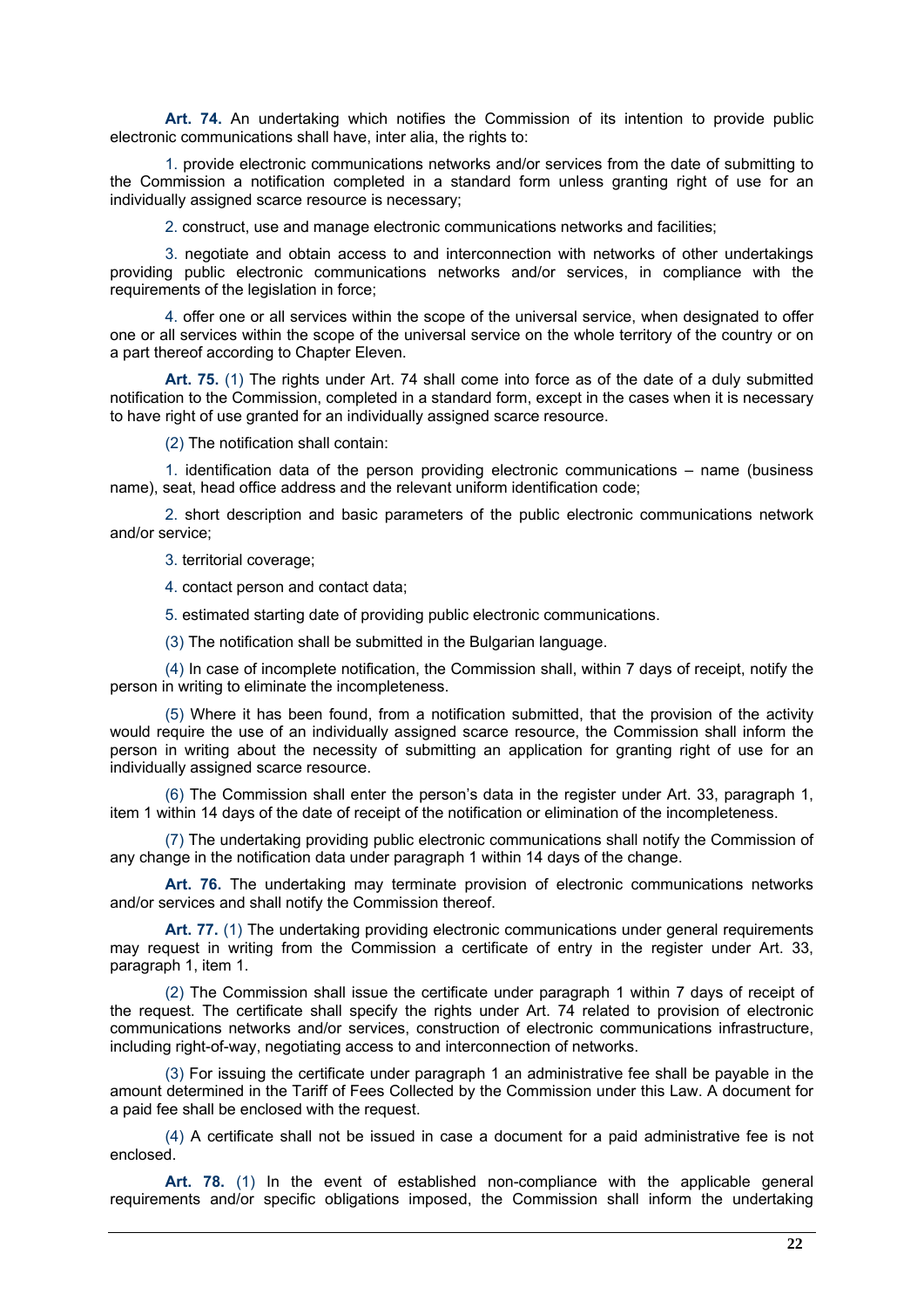**Art. 74.** An undertaking which notifies the Commission of its intention to provide public electronic communications shall have, inter alia, the rights to:

1. provide electronic communications networks and/or services from the date of submitting to the Commission a notification completed in a standard form unless granting right of use for an individually assigned scarce resource is necessary;

2. construct, use and manage electronic communications networks and facilities;

3. negotiate and obtain access to and interconnection with networks of other undertakings providing public electronic communications networks and/or services, in compliance with the requirements of the legislation in force;

4. offer one or all services within the scope of the universal service, when designated to offer one or all services within the scope of the universal service on the whole territory of the country or on a part thereof according to Chapter Eleven.

**Art. 75.** (1) The rights under Art. 74 shall come into force as of the date of a duly submitted notification to the Commission, completed in a standard form, except in the cases when it is necessary to have right of use granted for an individually assigned scarce resource.

(2) The notification shall contain:

1. identification data of the person providing electronic communications – name (business name), seat, head office address and the relevant uniform identification code;

2. short description and basic parameters of the public electronic communications network and/or service;

3. territorial coverage;

4. contact person and contact data;

5. estimated starting date of providing public electronic communications.

(3) The notification shall be submitted in the Bulgarian language.

(4) In case of incomplete notification, the Commission shall, within 7 days of receipt, notify the person in writing to eliminate the incompleteness.

(5) Where it has been found, from a notification submitted, that the provision of the activity would require the use of an individually assigned scarce resource, the Commission shall inform the person in writing about the necessity of submitting an application for granting right of use for an individually assigned scarce resource.

(6) The Commission shall enter the person's data in the register under Art. 33, paragraph 1, item 1 within 14 days of the date of receipt of the notification or elimination of the incompleteness.

(7) The undertaking providing public electronic communications shall notify the Commission of any change in the notification data under paragraph 1 within 14 days of the change.

**Art. 76.** The undertaking may terminate provision of electronic communications networks and/or services and shall notify the Commission thereof.

**Art. 77.** (1) The undertaking providing electronic communications under general requirements may request in writing from the Commission a certificate of entry in the register under Art. 33, paragraph 1, item 1.

(2) The Commission shall issue the certificate under paragraph 1 within 7 days of receipt of the request. The certificate shall specify the rights under Art. 74 related to provision of electronic communications networks and/or services, construction of electronic communications infrastructure, including right-of-way, negotiating access to and interconnection of networks.

(3) For issuing the certificate under paragraph 1 an administrative fee shall be payable in the amount determined in the Tariff of Fees Collected by the Commission under this Law. A document for a paid fee shall be enclosed with the request.

(4) A certificate shall not be issued in case a document for a paid administrative fee is not enclosed.

**Art. 78.** (1) In the event of established non-compliance with the applicable general requirements and/or specific obligations imposed, the Commission shall inform the undertaking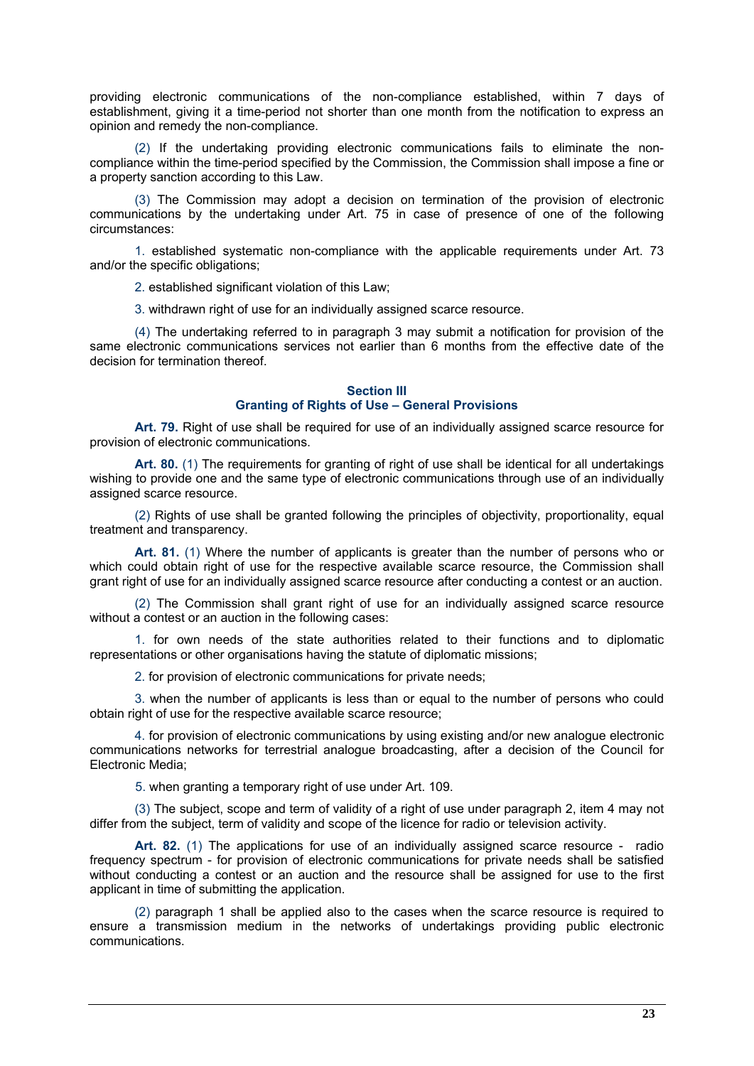providing electronic communications of the non-compliance established, within 7 days of establishment, giving it a time-period not shorter than one month from the notification to express an opinion and remedy the non-compliance.

(2) If the undertaking providing electronic communications fails to eliminate the non-compliance within the time-period specified by the Commission, the Commission shall impose a fine or a property sanction according to this Law.

(3) The Commission may adopt a decision on termination of the provision of electronic communications by the undertaking under Art. 75 in case of presence of one of the following circumstances:

1. established systematic non-compliance with the applicable requirements under Art. 73 and/or the specific obligations;

2. established significant violation of this Law;

3. withdrawn right of use for an individually assigned scarce resource.

(4) The undertaking referred to in paragraph 3 may submit a notification for provision of the same electronic communications services not earlier than 6 months from the effective date of the decision for termination thereof.

## Section III
## Granting of Rights of Use – General Provisions

**Art. 79.** Right of use shall be required for use of an individually assigned scarce resource for provision of electronic communications.

**Art. 80.** (1) The requirements for granting of right of use shall be identical for all undertakings wishing to provide one and the same type of electronic communications through use of an individually assigned scarce resource.

(2) Rights of use shall be granted following the principles of objectivity, proportionality, equal treatment and transparency.

**Art. 81.** (1) Where the number of applicants is greater than the number of persons who or which could obtain right of use for the respective available scarce resource, the Commission shall grant right of use for an individually assigned scarce resource after conducting a contest or an auction.

(2) The Commission shall grant right of use for an individually assigned scarce resource without a contest or an auction in the following cases:

1. for own needs of the state authorities related to their functions and to diplomatic representations or other organisations having the statute of diplomatic missions;

2. for provision of electronic communications for private needs;

3. when the number of applicants is less than or equal to the number of persons who could obtain right of use for the respective available scarce resource;

4. for provision of electronic communications by using existing and/or new analogue electronic communications networks for terrestrial analogue broadcasting, after a decision of the Council for Electronic Media;

5. when granting a temporary right of use under Art. 109.

(3) The subject, scope and term of validity of a right of use under paragraph 2, item 4 may not differ from the subject, term of validity and scope of the licence for radio or television activity.

**Art. 82.** (1) The applications for use of an individually assigned scarce resource - radio frequency spectrum - for provision of electronic communications for private needs shall be satisfied without conducting a contest or an auction and the resource shall be assigned for use to the first applicant in time of submitting the application.

(2) paragraph 1 shall be applied also to the cases when the scarce resource is required to ensure a transmission medium in the networks of undertakings providing public electronic communications.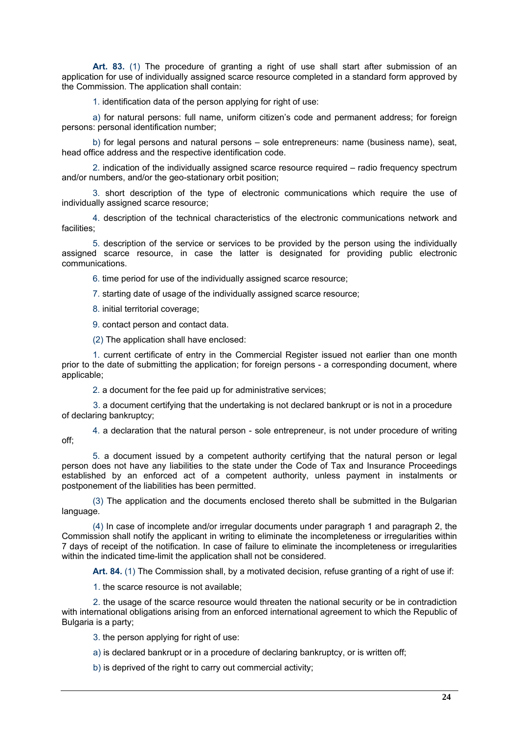**Art. 83.** (1) The procedure of granting a right of use shall start after submission of an application for use of individually assigned scarce resource completed in a standard form approved by the Commission. The application shall contain:

1. identification data of the person applying for right of use:

a) for natural persons: full name, uniform citizen's code and permanent address; for foreign persons: personal identification number;

b) for legal persons and natural persons – sole entrepreneurs: name (business name), seat, head office address and the respective identification code.

2. indication of the individually assigned scarce resource required – radio frequency spectrum and/or numbers, and/or the geo-stationary orbit position;

3. short description of the type of electronic communications which require the use of individually assigned scarce resource;

4. description of the technical characteristics of the electronic communications network and facilities;

5. description of the service or services to be provided by the person using the individually assigned scarce resource, in case the latter is designated for providing public electronic communications.

6. time period for use of the individually assigned scarce resource;

7. starting date of usage of the individually assigned scarce resource;

8. initial territorial coverage;

9. contact person and contact data.

(2) The application shall have enclosed:

1. current certificate of entry in the Commercial Register issued not earlier than one month prior to the date of submitting the application; for foreign persons - a corresponding document, where applicable;

2. a document for the fee paid up for administrative services;

3. a document certifying that the undertaking is not declared bankrupt or is not in a procedure of declaring bankruptcy;

4. a declaration that the natural person - sole entrepreneur, is not under procedure of writing off;

5. a document issued by a competent authority certifying that the natural person or legal person does not have any liabilities to the state under the Code of Tax and Insurance Proceedings established by an enforced act of a competent authority, unless payment in instalments or postponement of the liabilities has been permitted.

(3) The application and the documents enclosed thereto shall be submitted in the Bulgarian language.

(4) In case of incomplete and/or irregular documents under paragraph 1 and paragraph 2, the Commission shall notify the applicant in writing to eliminate the incompleteness or irregularities within 7 days of receipt of the notification. In case of failure to eliminate the incompleteness or irregularities within the indicated time-limit the application shall not be considered.

**Art. 84.** (1) The Commission shall, by a motivated decision, refuse granting of a right of use if:

1. the scarce resource is not available;

2. the usage of the scarce resource would threaten the national security or be in contradiction with international obligations arising from an enforced international agreement to which the Republic of Bulgaria is a party;

3. the person applying for right of use:

a) is declared bankrupt or in a procedure of declaring bankruptcy, or is written off;

b) is deprived of the right to carry out commercial activity;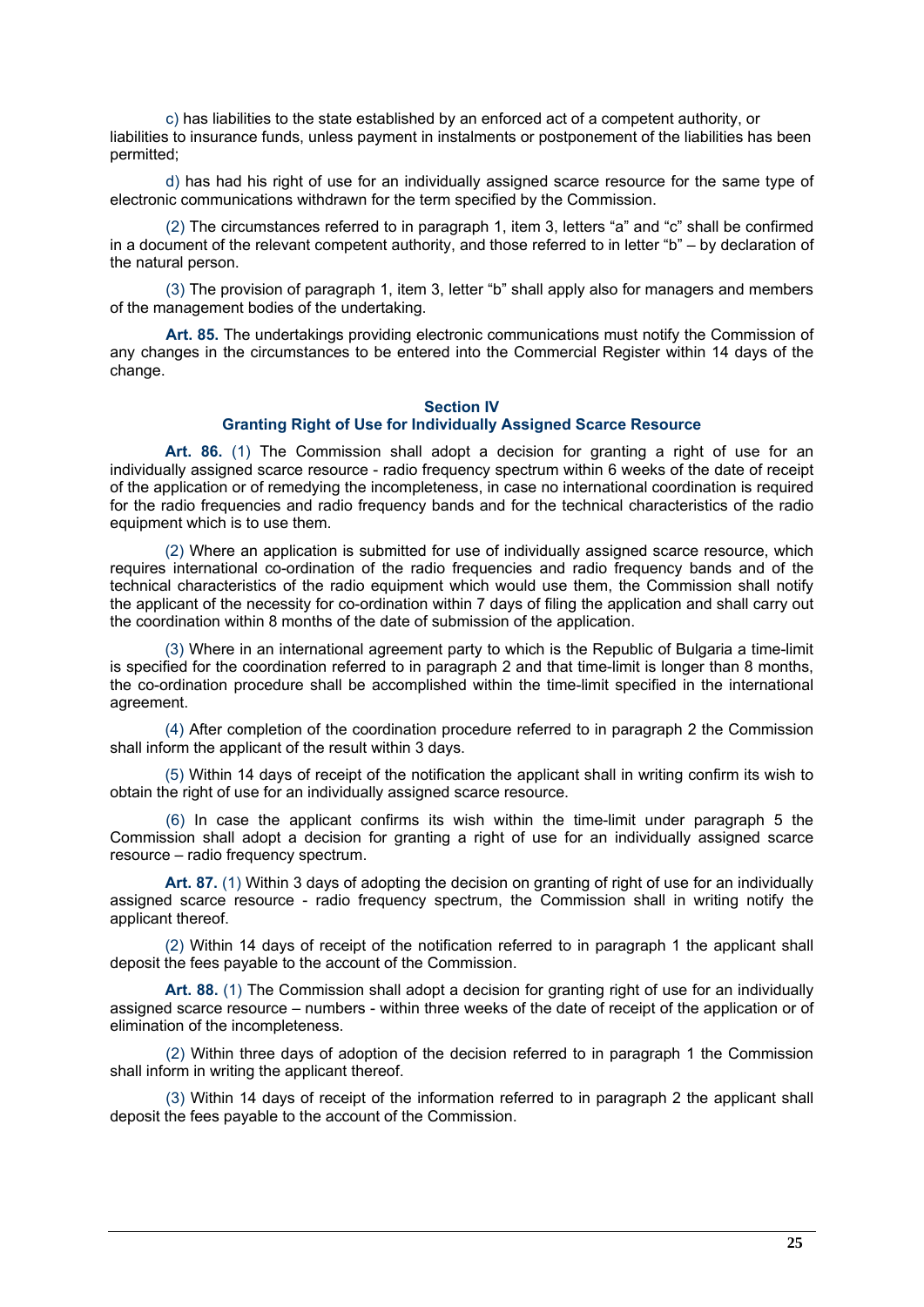c) has liabilities to the state established by an enforced act of a competent authority, or liabilities to insurance funds, unless payment in instalments or postponement of the liabilities has been permitted;

d) has had his right of use for an individually assigned scarce resource for the same type of electronic communications withdrawn for the term specified by the Commission.

(2) The circumstances referred to in paragraph 1, item 3, letters "a" and "c" shall be confirmed in a document of the relevant competent authority, and those referred to in letter "b" – by declaration of the natural person.

(3) The provision of paragraph 1, item 3, letter "b" shall apply also for managers and members of the management bodies of the undertaking.

**Art. 85.** The undertakings providing electronic communications must notify the Commission of any changes in the circumstances to be entered into the Commercial Register within 14 days of the change.

### Section IV
### Granting Right of Use for Individually Assigned Scarce Resource

**Art. 86.** (1) The Commission shall adopt a decision for granting a right of use for an individually assigned scarce resource - radio frequency spectrum within 6 weeks of the date of receipt of the application or of remedying the incompleteness, in case no international coordination is required for the radio frequencies and radio frequency bands and for the technical characteristics of the radio equipment which is to use them.

(2) Where an application is submitted for use of individually assigned scarce resource, which requires international co-ordination of the radio frequencies and radio frequency bands and of the technical characteristics of the radio equipment which would use them, the Commission shall notify the applicant of the necessity for co-ordination within 7 days of filing the application and shall carry out the coordination within 8 months of the date of submission of the application.

(3) Where in an international agreement party to which is the Republic of Bulgaria a time-limit is specified for the coordination referred to in paragraph 2 and that time-limit is longer than 8 months, the co-ordination procedure shall be accomplished within the time-limit specified in the international agreement.

(4) After completion of the coordination procedure referred to in paragraph 2 the Commission shall inform the applicant of the result within 3 days.

(5) Within 14 days of receipt of the notification the applicant shall in writing confirm its wish to obtain the right of use for an individually assigned scarce resource.

(6) In case the applicant confirms its wish within the time-limit under paragraph 5 the Commission shall adopt a decision for granting a right of use for an individually assigned scarce resource – radio frequency spectrum.

**Art. 87.** (1) Within 3 days of adopting the decision on granting of right of use for an individually assigned scarce resource - radio frequency spectrum, the Commission shall in writing notify the applicant thereof.

(2) Within 14 days of receipt of the notification referred to in paragraph 1 the applicant shall deposit the fees payable to the account of the Commission.

**Art. 88.** (1) The Commission shall adopt a decision for granting right of use for an individually assigned scarce resource – numbers - within three weeks of the date of receipt of the application or of elimination of the incompleteness.

(2) Within three days of adoption of the decision referred to in paragraph 1 the Commission shall inform in writing the applicant thereof.

(3) Within 14 days of receipt of the information referred to in paragraph 2 the applicant shall deposit the fees payable to the account of the Commission.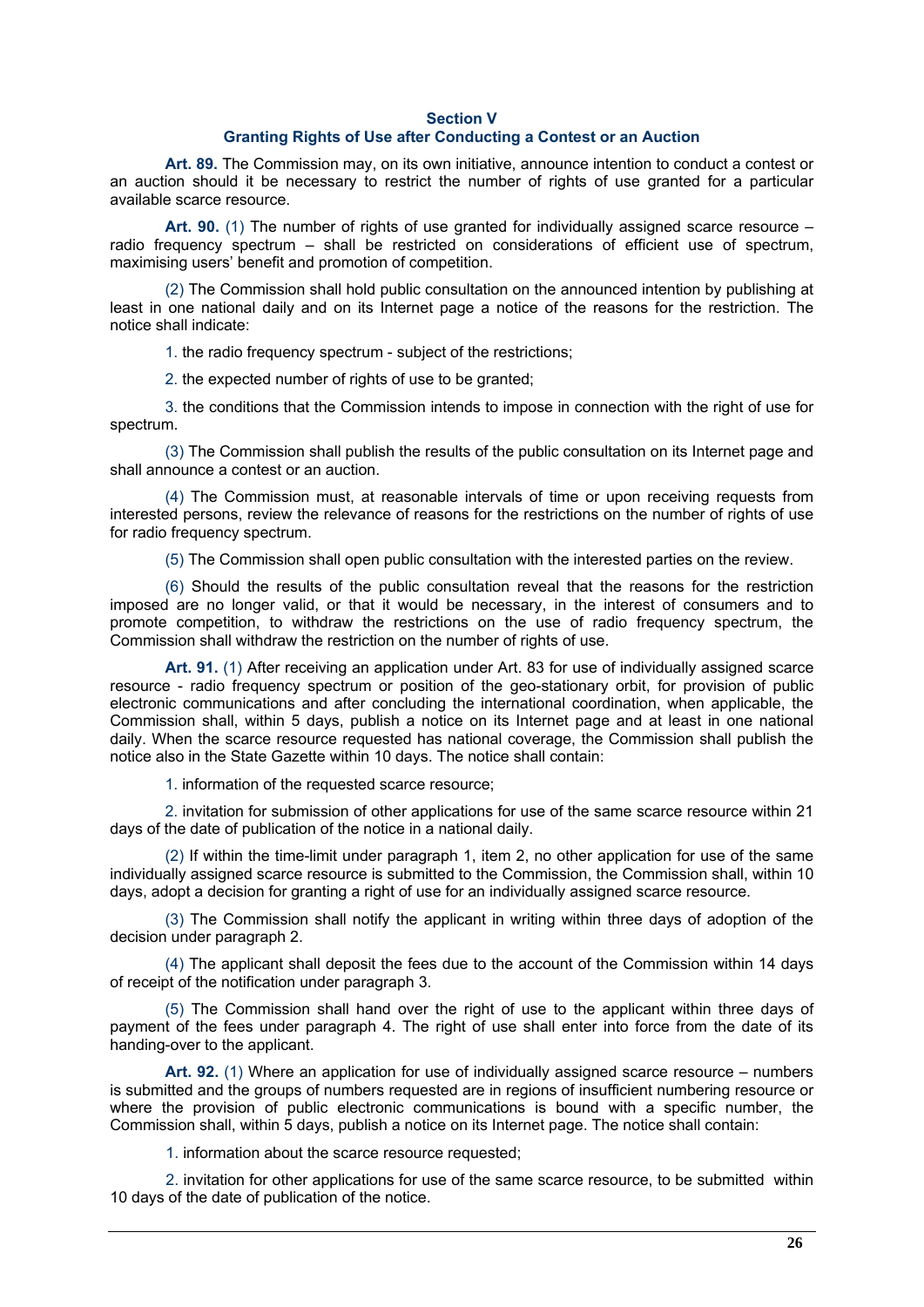## Section V
### Granting Rights of Use after Conducting a Contest or an Auction

**Art. 89.** The Commission may, on its own initiative, announce intention to conduct a contest or an auction should it be necessary to restrict the number of rights of use granted for a particular available scarce resource.

**Art. 90.** (1) The number of rights of use granted for individually assigned scarce resource – radio frequency spectrum – shall be restricted on considerations of efficient use of spectrum, maximising users' benefit and promotion of competition.

(2) The Commission shall hold public consultation on the announced intention by publishing at least in one national daily and on its Internet page a notice of the reasons for the restriction. The notice shall indicate:

1. the radio frequency spectrum - subject of the restrictions;

2. the expected number of rights of use to be granted;

3. the conditions that the Commission intends to impose in connection with the right of use for spectrum.

(3) The Commission shall publish the results of the public consultation on its Internet page and shall announce a contest or an auction.

(4) The Commission must, at reasonable intervals of time or upon receiving requests from interested persons, review the relevance of reasons for the restrictions on the number of rights of use for radio frequency spectrum.

(5) The Commission shall open public consultation with the interested parties on the review.

(6) Should the results of the public consultation reveal that the reasons for the restriction imposed are no longer valid, or that it would be necessary, in the interest of consumers and to promote competition, to withdraw the restrictions on the use of radio frequency spectrum, the Commission shall withdraw the restriction on the number of rights of use.

**Art. 91.** (1) After receiving an application under Art. 83 for use of individually assigned scarce resource - radio frequency spectrum or position of the geo-stationary orbit, for provision of public electronic communications and after concluding the international coordination, when applicable, the Commission shall, within 5 days, publish a notice on its Internet page and at least in one national daily. When the scarce resource requested has national coverage, the Commission shall publish the notice also in the State Gazette within 10 days. The notice shall contain:

1. information of the requested scarce resource;

2. invitation for submission of other applications for use of the same scarce resource within 21 days of the date of publication of the notice in a national daily.

(2) If within the time-limit under paragraph 1, item 2, no other application for use of the same individually assigned scarce resource is submitted to the Commission, the Commission shall, within 10 days, adopt a decision for granting a right of use for an individually assigned scarce resource.

(3) The Commission shall notify the applicant in writing within three days of adoption of the decision under paragraph 2.

(4) The applicant shall deposit the fees due to the account of the Commission within 14 days of receipt of the notification under paragraph 3.

(5) The Commission shall hand over the right of use to the applicant within three days of payment of the fees under paragraph 4. The right of use shall enter into force from the date of its handing-over to the applicant.

**Art. 92.** (1) Where an application for use of individually assigned scarce resource – numbers is submitted and the groups of numbers requested are in regions of insufficient numbering resource or where the provision of public electronic communications is bound with a specific number, the Commission shall, within 5 days, publish a notice on its Internet page. The notice shall contain:

1. information about the scarce resource requested;

2. invitation for other applications for use of the same scarce resource, to be submitted within 10 days of the date of publication of the notice.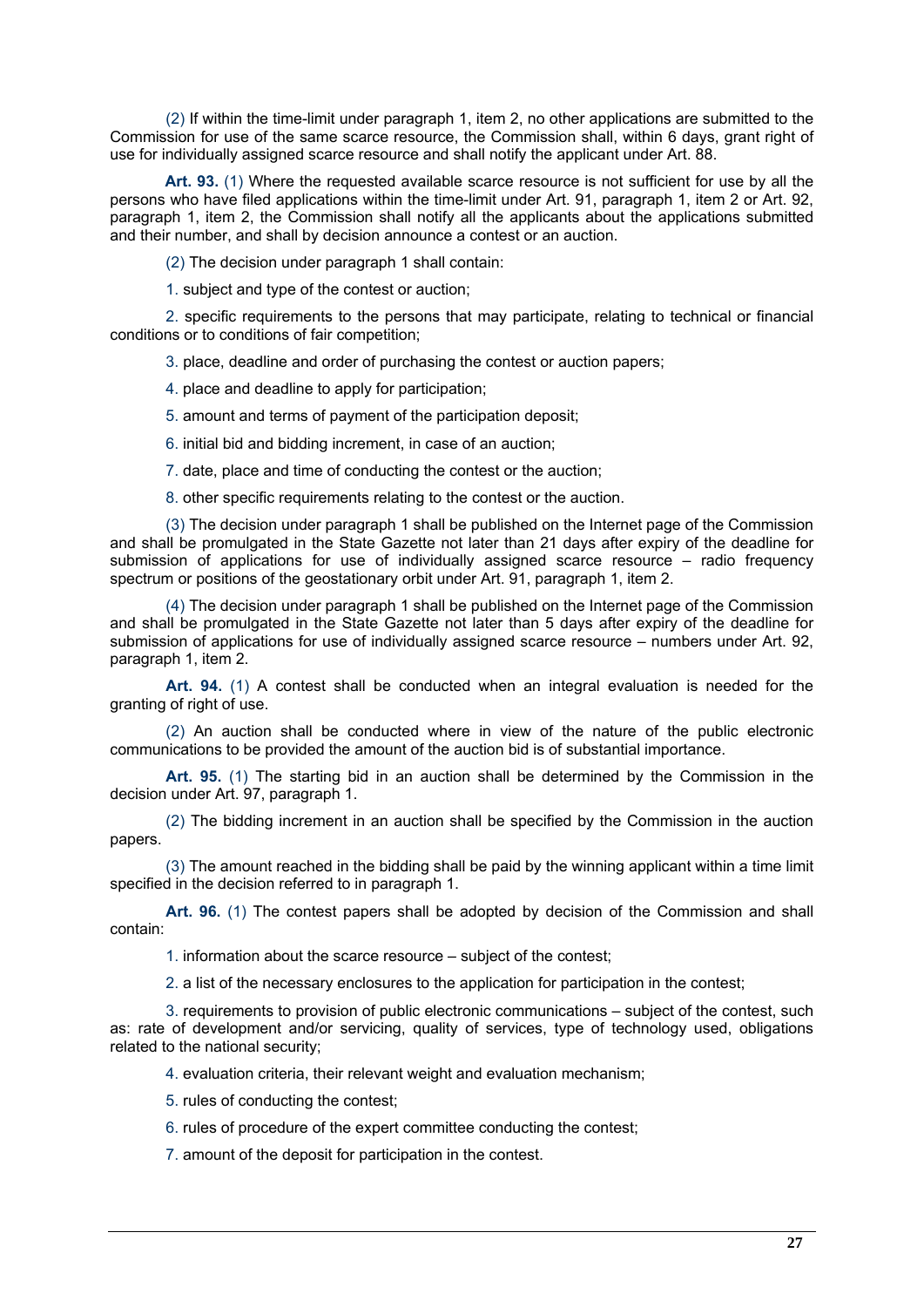(2) If within the time-limit under paragraph 1, item 2, no other applications are submitted to the Commission for use of the same scarce resource, the Commission shall, within 6 days, grant right of use for individually assigned scarce resource and shall notify the applicant under Art. 88.

**Art. 93.** (1) Where the requested available scarce resource is not sufficient for use by all the persons who have filed applications within the time-limit under Art. 91, paragraph 1, item 2 or Art. 92, paragraph 1, item 2, the Commission shall notify all the applicants about the applications submitted and their number, and shall by decision announce a contest or an auction.

(2) The decision under paragraph 1 shall contain:

1. subject and type of the contest or auction;

2. specific requirements to the persons that may participate, relating to technical or financial conditions or to conditions of fair competition;

3. place, deadline and order of purchasing the contest or auction papers;

4. place and deadline to apply for participation;

5. amount and terms of payment of the participation deposit;

6. initial bid and bidding increment, in case of an auction;

7. date, place and time of conducting the contest or the auction;

8. other specific requirements relating to the contest or the auction.

(3) The decision under paragraph 1 shall be published on the Internet page of the Commission and shall be promulgated in the State Gazette not later than 21 days after expiry of the deadline for submission of applications for use of individually assigned scarce resource – radio frequency spectrum or positions of the geostationary orbit under Art. 91, paragraph 1, item 2.

(4) The decision under paragraph 1 shall be published on the Internet page of the Commission and shall be promulgated in the State Gazette not later than 5 days after expiry of the deadline for submission of applications for use of individually assigned scarce resource – numbers under Art. 92, paragraph 1, item 2.

**Art. 94.** (1) A contest shall be conducted when an integral evaluation is needed for the granting of right of use.

(2) An auction shall be conducted where in view of the nature of the public electronic communications to be provided the amount of the auction bid is of substantial importance.

**Art. 95.** (1) The starting bid in an auction shall be determined by the Commission in the decision under Art. 97, paragraph 1.

(2) The bidding increment in an auction shall be specified by the Commission in the auction papers.

(3) The amount reached in the bidding shall be paid by the winning applicant within a time limit specified in the decision referred to in paragraph 1.

**Art. 96.** (1) The contest papers shall be adopted by decision of the Commission and shall contain:

1. information about the scarce resource – subject of the contest;

2. a list of the necessary enclosures to the application for participation in the contest;

3. requirements to provision of public electronic communications – subject of the contest, such as: rate of development and/or servicing, quality of services, type of technology used, obligations related to the national security;

4. evaluation criteria, their relevant weight and evaluation mechanism;

5. rules of conducting the contest;

6. rules of procedure of the expert committee conducting the contest;

7. amount of the deposit for participation in the contest.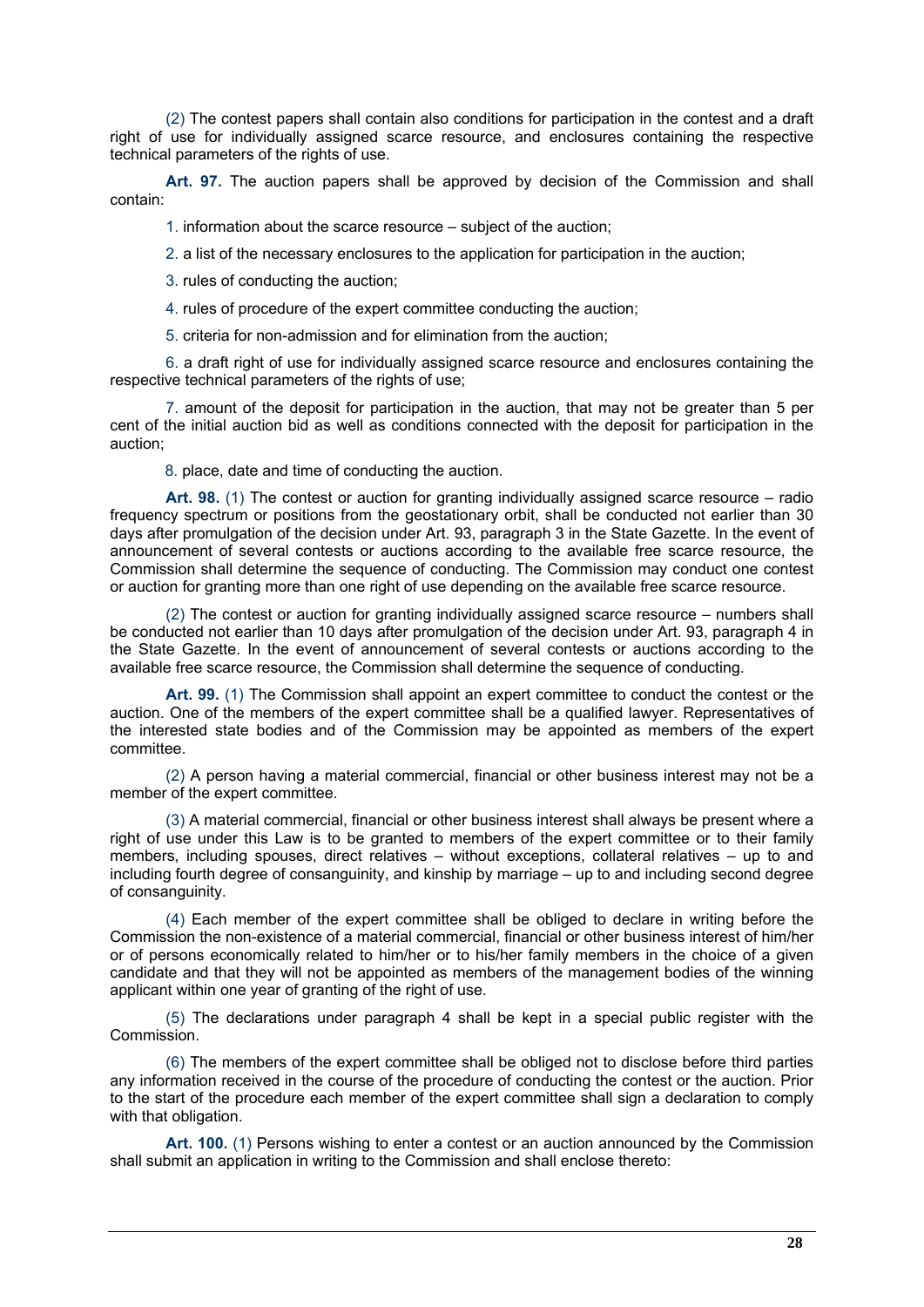(2) The contest papers shall contain also conditions for participation in the contest and a draft right of use for individually assigned scarce resource, and enclosures containing the respective technical parameters of the rights of use.

**Art. 97.** The auction papers shall be approved by decision of the Commission and shall contain:

1. information about the scarce resource – subject of the auction;

2. a list of the necessary enclosures to the application for participation in the auction;

3. rules of conducting the auction;

4. rules of procedure of the expert committee conducting the auction;

5. criteria for non-admission and for elimination from the auction;

6. a draft right of use for individually assigned scarce resource and enclosures containing the respective technical parameters of the rights of use;

7. amount of the deposit for participation in the auction, that may not be greater than 5 per cent of the initial auction bid as well as conditions connected with the deposit for participation in the auction;

8. place, date and time of conducting the auction.

**Art. 98.** (1) The contest or auction for granting individually assigned scarce resource – radio frequency spectrum or positions from the geostationary orbit, shall be conducted not earlier than 30 days after promulgation of the decision under Art. 93, paragraph 3 in the State Gazette. In the event of announcement of several contests or auctions according to the available free scarce resource, the Commission shall determine the sequence of conducting. The Commission may conduct one contest or auction for granting more than one right of use depending on the available free scarce resource.

(2) The contest or auction for granting individually assigned scarce resource – numbers shall be conducted not earlier than 10 days after promulgation of the decision under Art. 93, paragraph 4 in the State Gazette. In the event of announcement of several contests or auctions according to the available free scarce resource, the Commission shall determine the sequence of conducting.

**Art. 99.** (1) The Commission shall appoint an expert committee to conduct the contest or the auction. One of the members of the expert committee shall be a qualified lawyer. Representatives of the interested state bodies and of the Commission may be appointed as members of the expert committee.

(2) A person having a material commercial, financial or other business interest may not be a member of the expert committee.

(3) A material commercial, financial or other business interest shall always be present where a right of use under this Law is to be granted to members of the expert committee or to their family members, including spouses, direct relatives – without exceptions, collateral relatives – up to and including fourth degree of consanguinity, and kinship by marriage – up to and including second degree of consanguinity.

(4) Each member of the expert committee shall be obliged to declare in writing before the Commission the non-existence of a material commercial, financial or other business interest of him/her or of persons economically related to him/her or to his/her family members in the choice of a given candidate and that they will not be appointed as members of the management bodies of the winning applicant within one year of granting of the right of use.

(5) The declarations under paragraph 4 shall be kept in a special public register with the Commission.

(6) The members of the expert committee shall be obliged not to disclose before third parties any information received in the course of the procedure of conducting the contest or the auction. Prior to the start of the procedure each member of the expert committee shall sign a declaration to comply with that obligation.

**Art. 100.** (1) Persons wishing to enter a contest or an auction announced by the Commission shall submit an application in writing to the Commission and shall enclose thereto: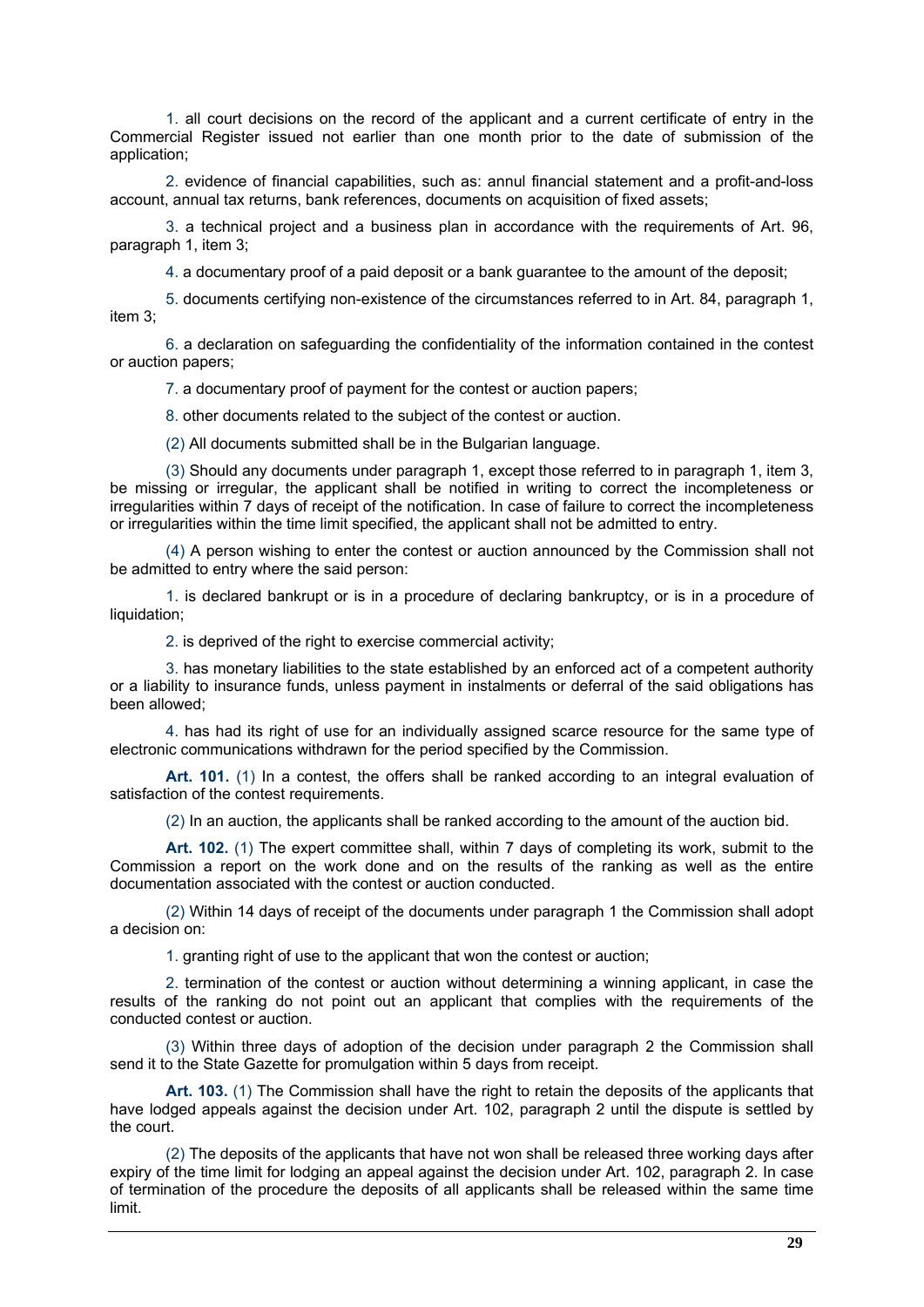1. all court decisions on the record of the applicant and a current certificate of entry in the Commercial Register issued not earlier than one month prior to the date of submission of the application;

2. evidence of financial capabilities, such as: annul financial statement and a profit-and-loss account, annual tax returns, bank references, documents on acquisition of fixed assets;

3. a technical project and a business plan in accordance with the requirements of Art. 96, paragraph 1, item 3;

4. a documentary proof of a paid deposit or a bank guarantee to the amount of the deposit;

5. documents certifying non-existence of the circumstances referred to in Art. 84, paragraph 1, item 3;

6. a declaration on safeguarding the confidentiality of the information contained in the contest or auction papers;

7. a documentary proof of payment for the contest or auction papers;

8. other documents related to the subject of the contest or auction.

(2) All documents submitted shall be in the Bulgarian language.

(3) Should any documents under paragraph 1, except those referred to in paragraph 1, item 3, be missing or irregular, the applicant shall be notified in writing to correct the incompleteness or irregularities within 7 days of receipt of the notification. In case of failure to correct the incompleteness or irregularities within the time limit specified, the applicant shall not be admitted to entry.

(4) A person wishing to enter the contest or auction announced by the Commission shall not be admitted to entry where the said person:

1. is declared bankrupt or is in a procedure of declaring bankruptcy, or is in a procedure of liquidation;

2. is deprived of the right to exercise commercial activity;

3. has monetary liabilities to the state established by an enforced act of a competent authority or a liability to insurance funds, unless payment in instalments or deferral of the said obligations has been allowed;

4. has had its right of use for an individually assigned scarce resource for the same type of electronic communications withdrawn for the period specified by the Commission.

**Art. 101.** (1) In a contest, the offers shall be ranked according to an integral evaluation of satisfaction of the contest requirements.

(2) In an auction, the applicants shall be ranked according to the amount of the auction bid.

**Art. 102.** (1) The expert committee shall, within 7 days of completing its work, submit to the Commission a report on the work done and on the results of the ranking as well as the entire documentation associated with the contest or auction conducted.

(2) Within 14 days of receipt of the documents under paragraph 1 the Commission shall adopt a decision on:

1. granting right of use to the applicant that won the contest or auction;

2. termination of the contest or auction without determining a winning applicant, in case the results of the ranking do not point out an applicant that complies with the requirements of the conducted contest or auction.

(3) Within three days of adoption of the decision under paragraph 2 the Commission shall send it to the State Gazette for promulgation within 5 days from receipt.

**Art. 103.** (1) The Commission shall have the right to retain the deposits of the applicants that have lodged appeals against the decision under Art. 102, paragraph 2 until the dispute is settled by the court.

(2) The deposits of the applicants that have not won shall be released three working days after expiry of the time limit for lodging an appeal against the decision under Art. 102, paragraph 2. In case of termination of the procedure the deposits of all applicants shall be released within the same time limit.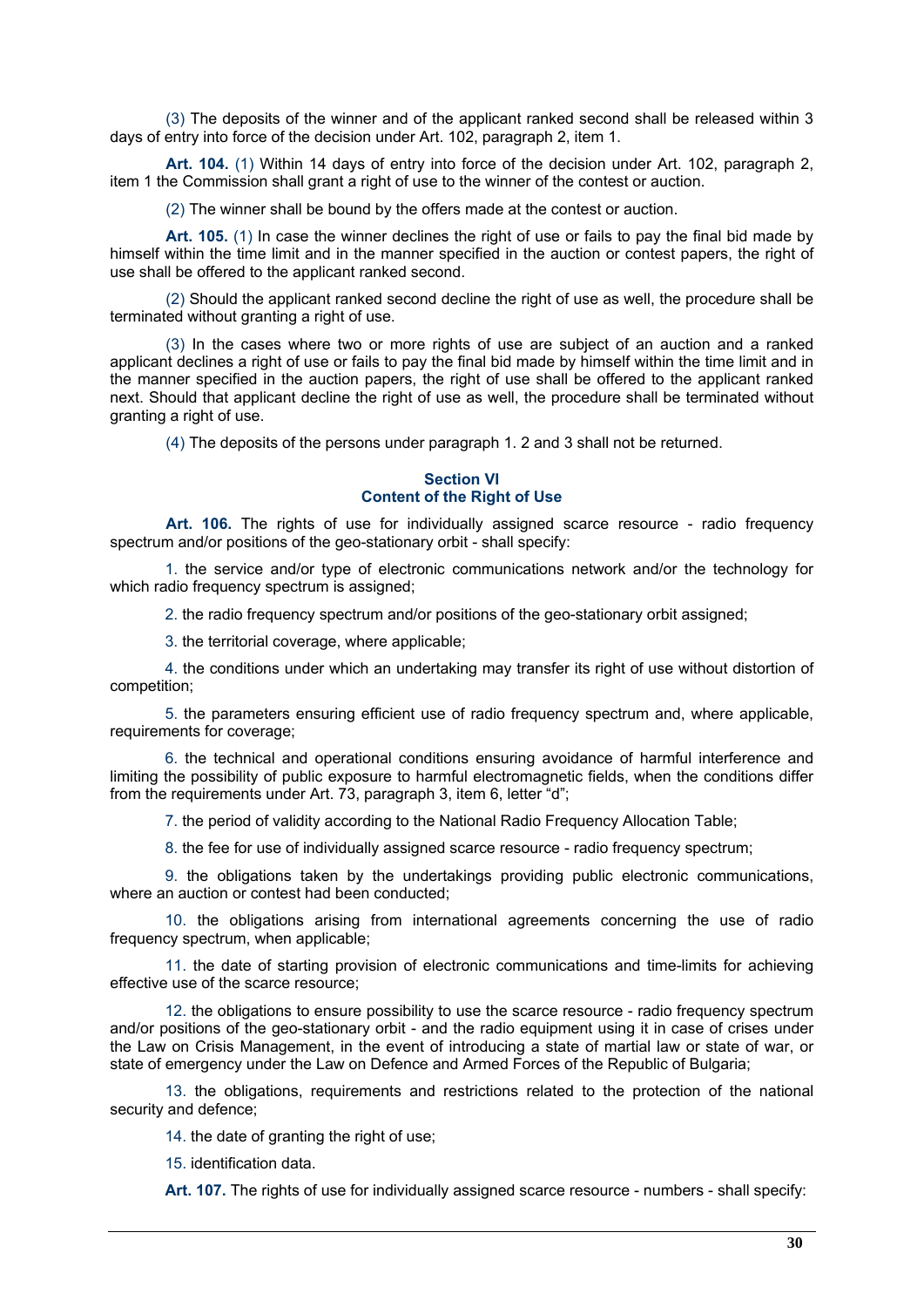(3) The deposits of the winner and of the applicant ranked second shall be released within 3 days of entry into force of the decision under Art. 102, paragraph 2, item 1.

**Art. 104.** (1) Within 14 days of entry into force of the decision under Art. 102, paragraph 2, item 1 the Commission shall grant a right of use to the winner of the contest or auction.

(2) The winner shall be bound by the offers made at the contest or auction.

**Art. 105.** (1) In case the winner declines the right of use or fails to pay the final bid made by himself within the time limit and in the manner specified in the auction or contest papers, the right of use shall be offered to the applicant ranked second.

(2) Should the applicant ranked second decline the right of use as well, the procedure shall be terminated without granting a right of use.

(3) In the cases where two or more rights of use are subject of an auction and a ranked applicant declines a right of use or fails to pay the final bid made by himself within the time limit and in the manner specified in the auction papers, the right of use shall be offered to the applicant ranked next. Should that applicant decline the right of use as well, the procedure shall be terminated without granting a right of use.

(4) The deposits of the persons under paragraph 1. 2 and 3 shall not be returned.

### Section VI
### Content of the Right of Use

**Art. 106.** The rights of use for individually assigned scarce resource - radio frequency spectrum and/or positions of the geo-stationary orbit - shall specify:

1. the service and/or type of electronic communications network and/or the technology for which radio frequency spectrum is assigned;

2. the radio frequency spectrum and/or positions of the geo-stationary orbit assigned;

3. the territorial coverage, where applicable;

4. the conditions under which an undertaking may transfer its right of use without distortion of competition;

5. the parameters ensuring efficient use of radio frequency spectrum and, where applicable, requirements for coverage;

6. the technical and operational conditions ensuring avoidance of harmful interference and limiting the possibility of public exposure to harmful electromagnetic fields, when the conditions differ from the requirements under Art. 73, paragraph 3, item 6, letter "d";

7. the period of validity according to the National Radio Frequency Allocation Table;

8. the fee for use of individually assigned scarce resource - radio frequency spectrum;

9. the obligations taken by the undertakings providing public electronic communications, where an auction or contest had been conducted;

10. the obligations arising from international agreements concerning the use of radio frequency spectrum, when applicable;

11. the date of starting provision of electronic communications and time-limits for achieving effective use of the scarce resource;

12. the obligations to ensure possibility to use the scarce resource - radio frequency spectrum and/or positions of the geo-stationary orbit - and the radio equipment using it in case of crises under the Law on Crisis Management, in the event of introducing a state of martial law or state of war, or state of emergency under the Law on Defence and Armed Forces of the Republic of Bulgaria;

13. the obligations, requirements and restrictions related to the protection of the national security and defence;

14. the date of granting the right of use;

15. identification data.

**Art. 107.** The rights of use for individually assigned scarce resource - numbers - shall specify: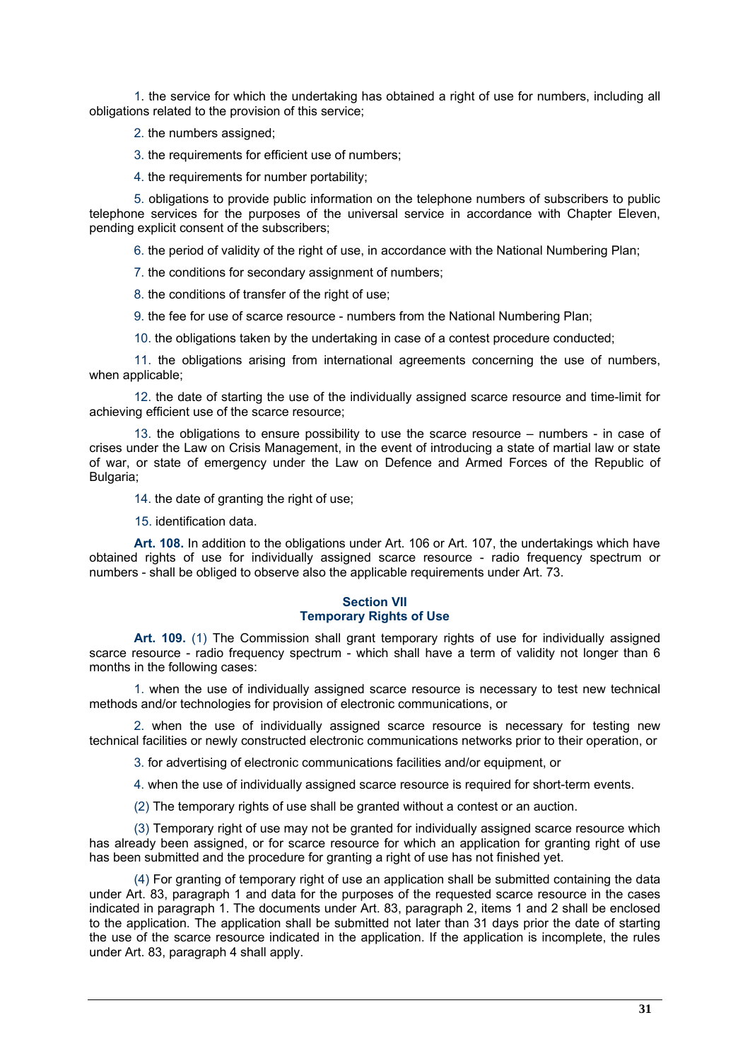1. the service for which the undertaking has obtained a right of use for numbers, including all obligations related to the provision of this service;

2. the numbers assigned;

3. the requirements for efficient use of numbers;

4. the requirements for number portability;

5. obligations to provide public information on the telephone numbers of subscribers to public telephone services for the purposes of the universal service in accordance with Chapter Eleven, pending explicit consent of the subscribers;

6. the period of validity of the right of use, in accordance with the National Numbering Plan;

7. the conditions for secondary assignment of numbers;

8. the conditions of transfer of the right of use;

9. the fee for use of scarce resource - numbers from the National Numbering Plan;

10. the obligations taken by the undertaking in case of a contest procedure conducted;

11. the obligations arising from international agreements concerning the use of numbers, when applicable;

12. the date of starting the use of the individually assigned scarce resource and time-limit for achieving efficient use of the scarce resource;

13. the obligations to ensure possibility to use the scarce resource – numbers - in case of crises under the Law on Crisis Management, in the event of introducing a state of martial law or state of war, or state of emergency under the Law on Defence and Armed Forces of the Republic of Bulgaria;

14. the date of granting the right of use;

15. identification data.

**Art. 108.** In addition to the obligations under Art. 106 or Art. 107, the undertakings which have obtained rights of use for individually assigned scarce resource - radio frequency spectrum or numbers - shall be obliged to observe also the applicable requirements under Art. 73.

### Section VII
### Temporary Rights of Use

**Art. 109.** (1) The Commission shall grant temporary rights of use for individually assigned scarce resource - radio frequency spectrum - which shall have a term of validity not longer than 6 months in the following cases:

1. when the use of individually assigned scarce resource is necessary to test new technical methods and/or technologies for provision of electronic communications, or

2. when the use of individually assigned scarce resource is necessary for testing new technical facilities or newly constructed electronic communications networks prior to their operation, or

3. for advertising of electronic communications facilities and/or equipment, or

4. when the use of individually assigned scarce resource is required for short-term events.

(2) The temporary rights of use shall be granted without a contest or an auction.

(3) Temporary right of use may not be granted for individually assigned scarce resource which has already been assigned, or for scarce resource for which an application for granting right of use has been submitted and the procedure for granting a right of use has not finished yet.

(4) For granting of temporary right of use an application shall be submitted containing the data under Art. 83, paragraph 1 and data for the purposes of the requested scarce resource in the cases indicated in paragraph 1. The documents under Art. 83, paragraph 2, items 1 and 2 shall be enclosed to the application. The application shall be submitted not later than 31 days prior the date of starting the use of the scarce resource indicated in the application. If the application is incomplete, the rules under Art. 83, paragraph 4 shall apply.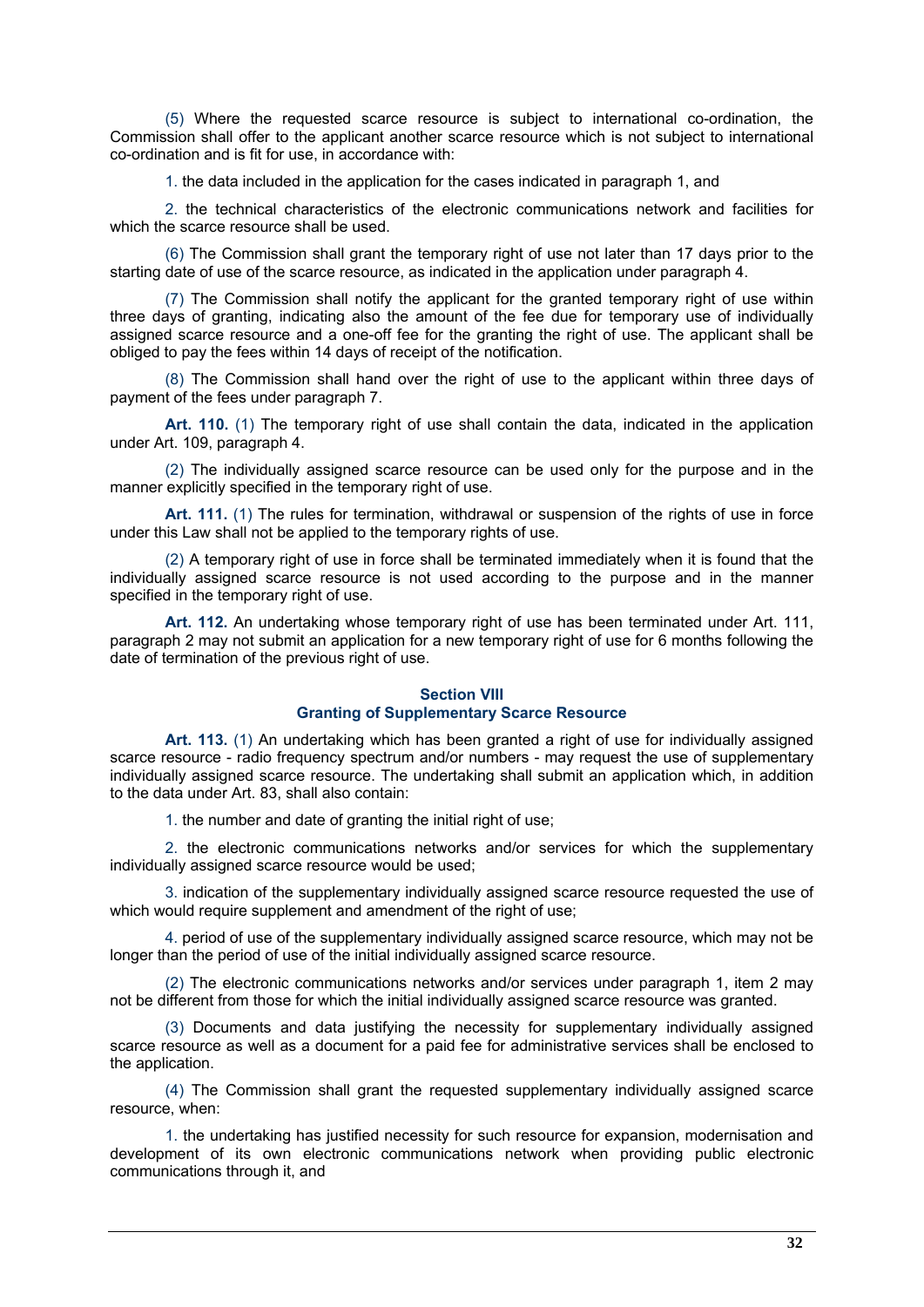(5) Where the requested scarce resource is subject to international co-ordination, the Commission shall offer to the applicant another scarce resource which is not subject to international co-ordination and is fit for use, in accordance with:

1. the data included in the application for the cases indicated in paragraph 1, and

2. the technical characteristics of the electronic communications network and facilities for which the scarce resource shall be used.

(6) The Commission shall grant the temporary right of use not later than 17 days prior to the starting date of use of the scarce resource, as indicated in the application under paragraph 4.

(7) The Commission shall notify the applicant for the granted temporary right of use within three days of granting, indicating also the amount of the fee due for temporary use of individually assigned scarce resource and a one-off fee for the granting the right of use. The applicant shall be obliged to pay the fees within 14 days of receipt of the notification.

(8) The Commission shall hand over the right of use to the applicant within three days of payment of the fees under paragraph 7.

**Art. 110.** (1) The temporary right of use shall contain the data, indicated in the application under Art. 109, paragraph 4.

(2) The individually assigned scarce resource can be used only for the purpose and in the manner explicitly specified in the temporary right of use.

**Art. 111.** (1) The rules for termination, withdrawal or suspension of the rights of use in force under this Law shall not be applied to the temporary rights of use.

(2) A temporary right of use in force shall be terminated immediately when it is found that the individually assigned scarce resource is not used according to the purpose and in the manner specified in the temporary right of use.

**Art. 112.** An undertaking whose temporary right of use has been terminated under Art. 111, paragraph 2 may not submit an application for a new temporary right of use for 6 months following the date of termination of the previous right of use.

## Section VIII
## Granting of Supplementary Scarce Resource

**Art. 113.** (1) An undertaking which has been granted a right of use for individually assigned scarce resource - radio frequency spectrum and/or numbers - may request the use of supplementary individually assigned scarce resource. The undertaking shall submit an application which, in addition to the data under Art. 83, shall also contain:

1. the number and date of granting the initial right of use;

2. the electronic communications networks and/or services for which the supplementary individually assigned scarce resource would be used;

3. indication of the supplementary individually assigned scarce resource requested the use of which would require supplement and amendment of the right of use;

4. period of use of the supplementary individually assigned scarce resource, which may not be longer than the period of use of the initial individually assigned scarce resource.

(2) The electronic communications networks and/or services under paragraph 1, item 2 may not be different from those for which the initial individually assigned scarce resource was granted.

(3) Documents and data justifying the necessity for supplementary individually assigned scarce resource as well as a document for a paid fee for administrative services shall be enclosed to the application.

(4) The Commission shall grant the requested supplementary individually assigned scarce resource, when:

1. the undertaking has justified necessity for such resource for expansion, modernisation and development of its own electronic communications network when providing public electronic communications through it, and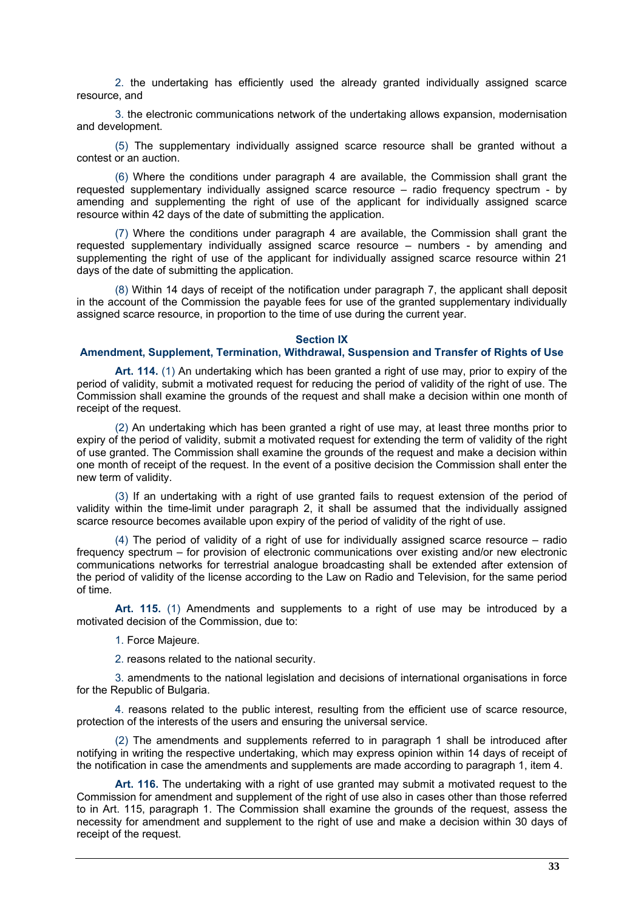2. the undertaking has efficiently used the already granted individually assigned scarce resource, and

3. the electronic communications network of the undertaking allows expansion, modernisation and development.

(5) The supplementary individually assigned scarce resource shall be granted without a contest or an auction.

(6) Where the conditions under paragraph 4 are available, the Commission shall grant the requested supplementary individually assigned scarce resource – radio frequency spectrum - by amending and supplementing the right of use of the applicant for individually assigned scarce resource within 42 days of the date of submitting the application.

(7) Where the conditions under paragraph 4 are available, the Commission shall grant the requested supplementary individually assigned scarce resource – numbers - by amending and supplementing the right of use of the applicant for individually assigned scarce resource within 21 days of the date of submitting the application.

(8) Within 14 days of receipt of the notification under paragraph 7, the applicant shall deposit in the account of the Commission the payable fees for use of the granted supplementary individually assigned scarce resource, in proportion to the time of use during the current year.

## Section IX
## Amendment, Supplement, Termination, Withdrawal, Suspension and Transfer of Rights of Use

**Art. 114.** (1) An undertaking which has been granted a right of use may, prior to expiry of the period of validity, submit a motivated request for reducing the period of validity of the right of use. The Commission shall examine the grounds of the request and shall make a decision within one month of receipt of the request.

(2) An undertaking which has been granted a right of use may, at least three months prior to expiry of the period of validity, submit a motivated request for extending the term of validity of the right of use granted. The Commission shall examine the grounds of the request and make a decision within one month of receipt of the request. In the event of a positive decision the Commission shall enter the new term of validity.

(3) If an undertaking with a right of use granted fails to request extension of the period of validity within the time-limit under paragraph 2, it shall be assumed that the individually assigned scarce resource becomes available upon expiry of the period of validity of the right of use.

(4) The period of validity of a right of use for individually assigned scarce resource – radio frequency spectrum – for provision of electronic communications over existing and/or new electronic communications networks for terrestrial analogue broadcasting shall be extended after extension of the period of validity of the license according to the Law on Radio and Television, for the same period of time.

**Art. 115.** (1) Amendments and supplements to a right of use may be introduced by a motivated decision of the Commission, due to:

1. Force Majeure.

2. reasons related to the national security.

3. amendments to the national legislation and decisions of international organisations in force for the Republic of Bulgaria.

4. reasons related to the public interest, resulting from the efficient use of scarce resource, protection of the interests of the users and ensuring the universal service.

(2) The amendments and supplements referred to in paragraph 1 shall be introduced after notifying in writing the respective undertaking, which may express opinion within 14 days of receipt of the notification in case the amendments and supplements are made according to paragraph 1, item 4.

**Art. 116.** The undertaking with a right of use granted may submit a motivated request to the Commission for amendment and supplement of the right of use also in cases other than those referred to in Art. 115, paragraph 1. The Commission shall examine the grounds of the request, assess the necessity for amendment and supplement to the right of use and make a decision within 30 days of receipt of the request.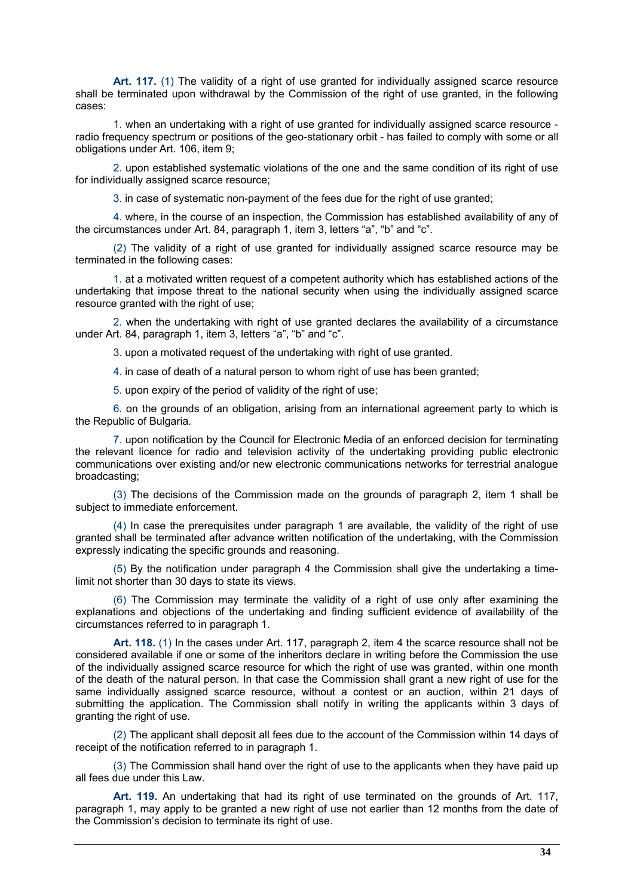**Art. 117.** (1) The validity of a right of use granted for individually assigned scarce resource shall be terminated upon withdrawal by the Commission of the right of use granted, in the following cases:

1. when an undertaking with a right of use granted for individually assigned scarce resource - radio frequency spectrum or positions of the geo-stationary orbit - has failed to comply with some or all obligations under Art. 106, item 9;

2. upon established systematic violations of the one and the same condition of its right of use for individually assigned scarce resource;

3. in case of systematic non-payment of the fees due for the right of use granted;

4. where, in the course of an inspection, the Commission has established availability of any of the circumstances under Art. 84, paragraph 1, item 3, letters "a", "b" and "c".

(2) The validity of a right of use granted for individually assigned scarce resource may be terminated in the following cases:

1. at a motivated written request of a competent authority which has established actions of the undertaking that impose threat to the national security when using the individually assigned scarce resource granted with the right of use;

2. when the undertaking with right of use granted declares the availability of a circumstance under Art. 84, paragraph 1, item 3, letters "a", "b" and "c".

3. upon a motivated request of the undertaking with right of use granted.

4. in case of death of a natural person to whom right of use has been granted;

5. upon expiry of the period of validity of the right of use;

6. on the grounds of an obligation, arising from an international agreement party to which is the Republic of Bulgaria.

7. upon notification by the Council for Electronic Media of an enforced decision for terminating the relevant licence for radio and television activity of the undertaking providing public electronic communications over existing and/or new electronic communications networks for terrestrial analogue broadcasting;

(3) The decisions of the Commission made on the grounds of paragraph 2, item 1 shall be subject to immediate enforcement.

(4) In case the prerequisites under paragraph 1 are available, the validity of the right of use granted shall be terminated after advance written notification of the undertaking, with the Commission expressly indicating the specific grounds and reasoning.

(5) By the notification under paragraph 4 the Commission shall give the undertaking a time-limit not shorter than 30 days to state its views.

(6) The Commission may terminate the validity of a right of use only after examining the explanations and objections of the undertaking and finding sufficient evidence of availability of the circumstances referred to in paragraph 1.

**Art. 118.** (1) In the cases under Art. 117, paragraph 2, item 4 the scarce resource shall not be considered available if one or some of the inheritors declare in writing before the Commission the use of the individually assigned scarce resource for which the right of use was granted, within one month of the death of the natural person. In that case the Commission shall grant a new right of use for the same individually assigned scarce resource, without a contest or an auction, within 21 days of submitting the application. The Commission shall notify in writing the applicants within 3 days of granting the right of use.

(2) The applicant shall deposit all fees due to the account of the Commission within 14 days of receipt of the notification referred to in paragraph 1.

(3) The Commission shall hand over the right of use to the applicants when they have paid up all fees due under this Law.

**Art. 119.** An undertaking that had its right of use terminated on the grounds of Art. 117, paragraph 1, may apply to be granted a new right of use not earlier than 12 months from the date of the Commission's decision to terminate its right of use.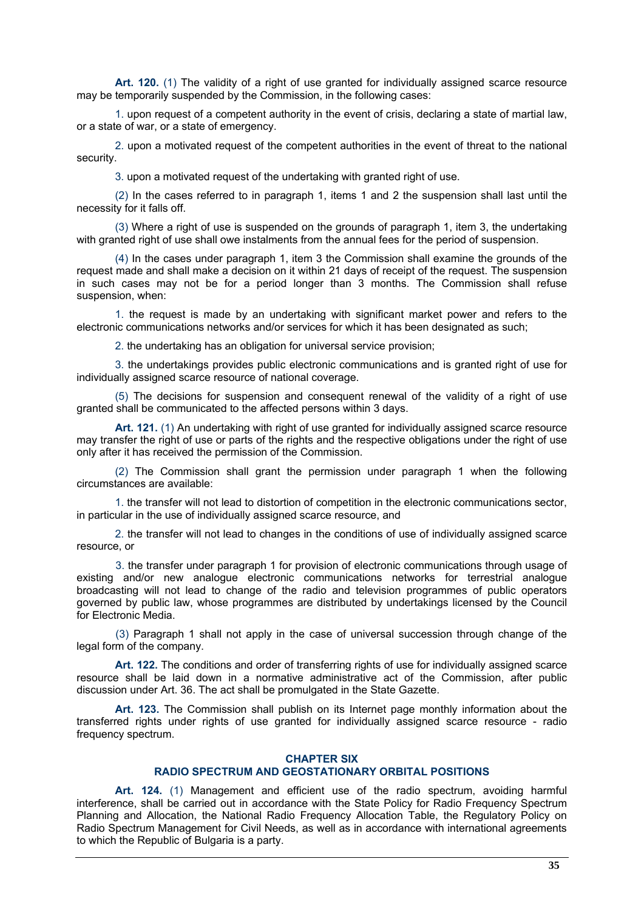**Art. 120.** (1) The validity of a right of use granted for individually assigned scarce resource may be temporarily suspended by the Commission, in the following cases:

1. upon request of a competent authority in the event of crisis, declaring a state of martial law, or a state of war, or a state of emergency.

2. upon a motivated request of the competent authorities in the event of threat to the national security.

3. upon a motivated request of the undertaking with granted right of use.

(2) In the cases referred to in paragraph 1, items 1 and 2 the suspension shall last until the necessity for it falls off.

(3) Where a right of use is suspended on the grounds of paragraph 1, item 3, the undertaking with granted right of use shall owe instalments from the annual fees for the period of suspension.

(4) In the cases under paragraph 1, item 3 the Commission shall examine the grounds of the request made and shall make a decision on it within 21 days of receipt of the request. The suspension in such cases may not be for a period longer than 3 months. The Commission shall refuse suspension, when:

1. the request is made by an undertaking with significant market power and refers to the electronic communications networks and/or services for which it has been designated as such;

2. the undertaking has an obligation for universal service provision;

3. the undertakings provides public electronic communications and is granted right of use for individually assigned scarce resource of national coverage.

(5) The decisions for suspension and consequent renewal of the validity of a right of use granted shall be communicated to the affected persons within 3 days.

**Art. 121.** (1) An undertaking with right of use granted for individually assigned scarce resource may transfer the right of use or parts of the rights and the respective obligations under the right of use only after it has received the permission of the Commission.

(2) The Commission shall grant the permission under paragraph 1 when the following circumstances are available:

1. the transfer will not lead to distortion of competition in the electronic communications sector, in particular in the use of individually assigned scarce resource, and

2. the transfer will not lead to changes in the conditions of use of individually assigned scarce resource, or

3. the transfer under paragraph 1 for provision of electronic communications through usage of existing and/or new analogue electronic communications networks for terrestrial analogue broadcasting will not lead to change of the radio and television programmes of public operators governed by public law, whose programmes are distributed by undertakings licensed by the Council for Electronic Media.

(3) Paragraph 1 shall not apply in the case of universal succession through change of the legal form of the company.

**Art. 122.** The conditions and order of transferring rights of use for individually assigned scarce resource shall be laid down in a normative administrative act of the Commission, after public discussion under Art. 36. The act shall be promulgated in the State Gazette.

**Art. 123.** The Commission shall publish on its Internet page monthly information about the transferred rights under rights of use granted for individually assigned scarce resource - radio frequency spectrum.

## CHAPTER SIX
## RADIO SPECTRUM AND GEOSTATIONARY ORBITAL POSITIONS

**Art. 124.** (1) Management and efficient use of the radio spectrum, avoiding harmful interference, shall be carried out in accordance with the State Policy for Radio Frequency Spectrum Planning and Allocation, the National Radio Frequency Allocation Table, the Regulatory Policy on Radio Spectrum Management for Civil Needs, as well as in accordance with international agreements to which the Republic of Bulgaria is a party.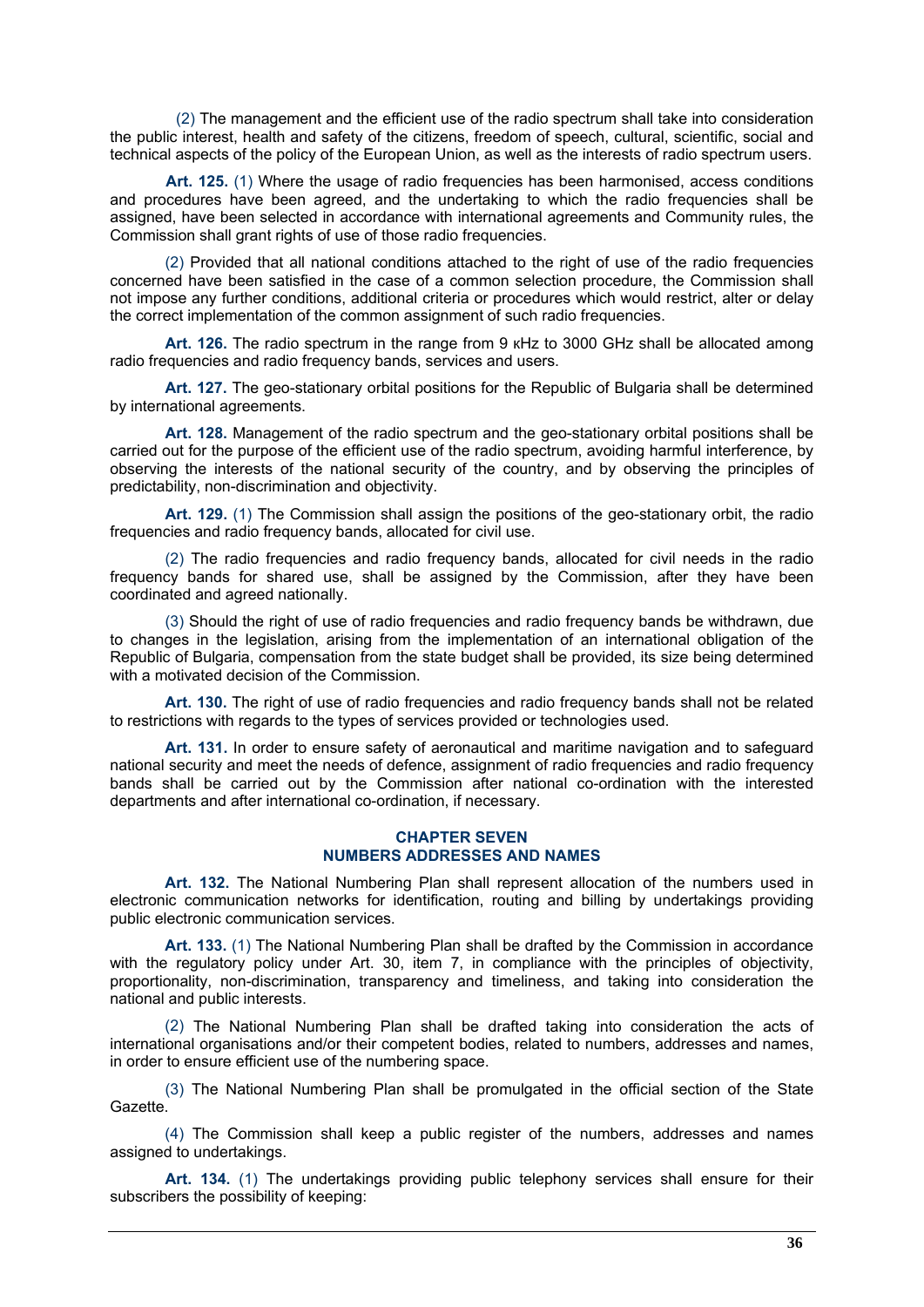(2) The management and the efficient use of the radio spectrum shall take into consideration the public interest, health and safety of the citizens, freedom of speech, cultural, scientific, social and technical aspects of the policy of the European Union, as well as the interests of radio spectrum users.

**Art. 125.** (1) Where the usage of radio frequencies has been harmonised, access conditions and procedures have been agreed, and the undertaking to which the radio frequencies shall be assigned, have been selected in accordance with international agreements and Community rules, the Commission shall grant rights of use of those radio frequencies.

(2) Provided that all national conditions attached to the right of use of the radio frequencies concerned have been satisfied in the case of a common selection procedure, the Commission shall not impose any further conditions, additional criteria or procedures which would restrict, alter or delay the correct implementation of the common assignment of such radio frequencies.

**Art. 126.** The radio spectrum in the range from 9 кHz to 3000 GHz shall be allocated among radio frequencies and radio frequency bands, services and users.

**Art. 127.** The geo-stationary orbital positions for the Republic of Bulgaria shall be determined by international agreements.

**Art. 128.** Management of the radio spectrum and the geo-stationary orbital positions shall be carried out for the purpose of the efficient use of the radio spectrum, avoiding harmful interference, by observing the interests of the national security of the country, and by observing the principles of predictability, non-discrimination and objectivity.

**Art. 129.** (1) The Commission shall assign the positions of the geo-stationary orbit, the radio frequencies and radio frequency bands, allocated for civil use.

(2) The radio frequencies and radio frequency bands, allocated for civil needs in the radio frequency bands for shared use, shall be assigned by the Commission, after they have been coordinated and agreed nationally.

(3) Should the right of use of radio frequencies and radio frequency bands be withdrawn, due to changes in the legislation, arising from the implementation of an international obligation of the Republic of Bulgaria, compensation from the state budget shall be provided, its size being determined with a motivated decision of the Commission.

**Art. 130.** The right of use of radio frequencies and radio frequency bands shall not be related to restrictions with regards to the types of services provided or technologies used.

**Art. 131.** In order to ensure safety of aeronautical and maritime navigation and to safeguard national security and meet the needs of defence, assignment of radio frequencies and radio frequency bands shall be carried out by the Commission after national co-ordination with the interested departments and after international co-ordination, if necessary.

## CHAPTER SEVEN
## NUMBERS ADDRESSES AND NAMES

**Art. 132.** The National Numbering Plan shall represent allocation of the numbers used in electronic communication networks for identification, routing and billing by undertakings providing public electronic communication services.

**Art. 133.** (1) The National Numbering Plan shall be drafted by the Commission in accordance with the regulatory policy under Art. 30, item 7, in compliance with the principles of objectivity, proportionality, non-discrimination, transparency and timeliness, and taking into consideration the national and public interests.

(2) The National Numbering Plan shall be drafted taking into consideration the acts of international organisations and/or their competent bodies, related to numbers, addresses and names, in order to ensure efficient use of the numbering space.

(3) The National Numbering Plan shall be promulgated in the official section of the State Gazette.

(4) The Commission shall keep a public register of the numbers, addresses and names assigned to undertakings.

**Art. 134.** (1) The undertakings providing public telephony services shall ensure for their subscribers the possibility of keeping: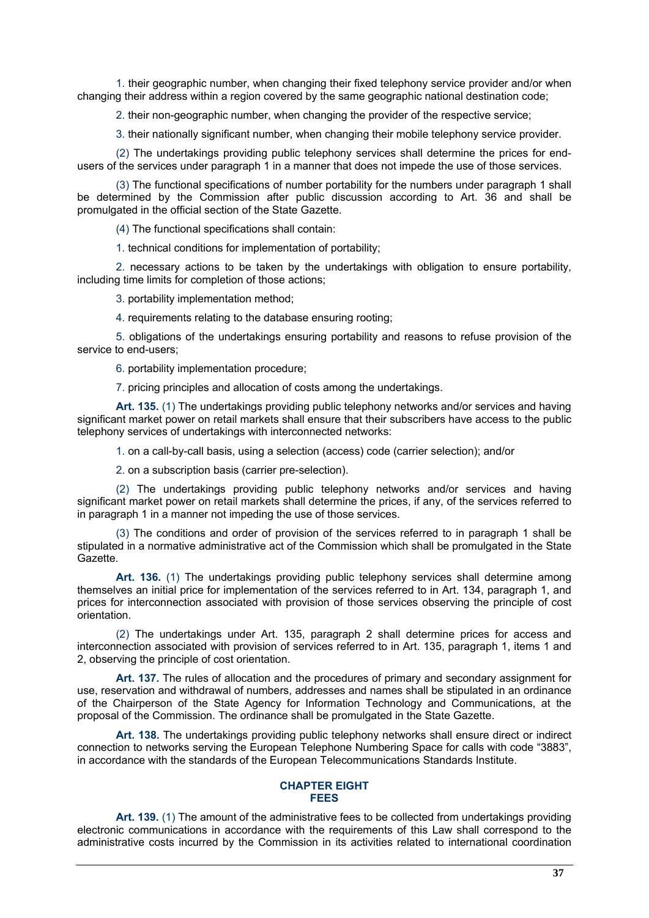1. their geographic number, when changing their fixed telephony service provider and/or when changing their address within a region covered by the same geographic national destination code;

2. their non-geographic number, when changing the provider of the respective service;

3. their nationally significant number, when changing their mobile telephony service provider.

(2) The undertakings providing public telephony services shall determine the prices for end-users of the services under paragraph 1 in a manner that does not impede the use of those services.

(3) The functional specifications of number portability for the numbers under paragraph 1 shall be determined by the Commission after public discussion according to Art. 36 and shall be promulgated in the official section of the State Gazette.

(4) The functional specifications shall contain:

1. technical conditions for implementation of portability;

2. necessary actions to be taken by the undertakings with obligation to ensure portability, including time limits for completion of those actions;

3. portability implementation method;

4. requirements relating to the database ensuring rooting;

5. obligations of the undertakings ensuring portability and reasons to refuse provision of the service to end-users;

6. portability implementation procedure;

7. pricing principles and allocation of costs among the undertakings.

**Art. 135.** (1) The undertakings providing public telephony networks and/or services and having significant market power on retail markets shall ensure that their subscribers have access to the public telephony services of undertakings with interconnected networks:

1. on a call-by-call basis, using a selection (access) code (carrier selection); and/or

2. on a subscription basis (carrier pre-selection).

(2) The undertakings providing public telephony networks and/or services and having significant market power on retail markets shall determine the prices, if any, of the services referred to in paragraph 1 in a manner not impeding the use of those services.

(3) The conditions and order of provision of the services referred to in paragraph 1 shall be stipulated in a normative administrative act of the Commission which shall be promulgated in the State Gazette.

**Art. 136.** (1) The undertakings providing public telephony services shall determine among themselves an initial price for implementation of the services referred to in Art. 134, paragraph 1, and prices for interconnection associated with provision of those services observing the principle of cost orientation.

(2) The undertakings under Art. 135, paragraph 2 shall determine prices for access and interconnection associated with provision of services referred to in Art. 135, paragraph 1, items 1 and 2, observing the principle of cost orientation.

**Art. 137.** The rules of allocation and the procedures of primary and secondary assignment for use, reservation and withdrawal of numbers, addresses and names shall be stipulated in an ordinance of the Chairperson of the State Agency for Information Technology and Communications, at the proposal of the Commission. The ordinance shall be promulgated in the State Gazette.

**Art. 138.** The undertakings providing public telephony networks shall ensure direct or indirect connection to networks serving the European Telephone Numbering Space for calls with code "3883", in accordance with the standards of the European Telecommunications Standards Institute.

## CHAPTER EIGHT
## FEES

**Art. 139.** (1) The amount of the administrative fees to be collected from undertakings providing electronic communications in accordance with the requirements of this Law shall correspond to the administrative costs incurred by the Commission in its activities related to international coordination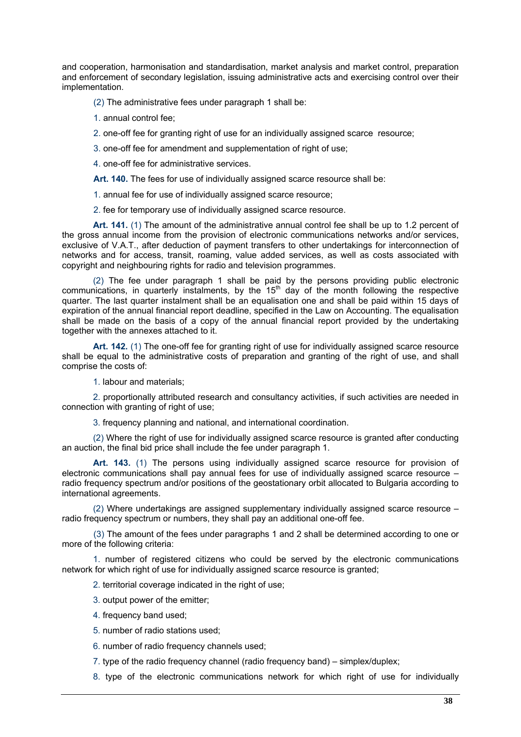and cooperation, harmonisation and standardisation, market analysis and market control, preparation and enforcement of secondary legislation, issuing administrative acts and exercising control over their implementation.

(2) The administrative fees under paragraph 1 shall be:

1. annual control fee;

2. one-off fee for granting right of use for an individually assigned scarce resource;

3. one-off fee for amendment and supplementation of right of use;

4. one-off fee for administrative services.

**Art. 140.** The fees for use of individually assigned scarce resource shall be:

1. annual fee for use of individually assigned scarce resource;

2. fee for temporary use of individually assigned scarce resource.

**Art. 141.** (1) The amount of the administrative annual control fee shall be up to 1.2 percent of the gross annual income from the provision of electronic communications networks and/or services, exclusive of V.A.T., after deduction of payment transfers to other undertakings for interconnection of networks and for access, transit, roaming, value added services, as well as costs associated with copyright and neighbouring rights for radio and television programmes.

(2) The fee under paragraph 1 shall be paid by the persons providing public electronic communications, in quarterly instalments, by the 15th day of the month following the respective quarter. The last quarter instalment shall be an equalisation one and shall be paid within 15 days of expiration of the annual financial report deadline, specified in the Law on Accounting. The equalisation shall be made on the basis of a copy of the annual financial report provided by the undertaking together with the annexes attached to it.

**Art. 142.** (1) The one-off fee for granting right of use for individually assigned scarce resource shall be equal to the administrative costs of preparation and granting of the right of use, and shall comprise the costs of:

1. labour and materials;

2. proportionally attributed research and consultancy activities, if such activities are needed in connection with granting of right of use;

3. frequency planning and national, and international coordination.

(2) Where the right of use for individually assigned scarce resource is granted after conducting an auction, the final bid price shall include the fee under paragraph 1.

**Art. 143.** (1) The persons using individually assigned scarce resource for provision of electronic communications shall pay annual fees for use of individually assigned scarce resource – radio frequency spectrum and/or positions of the geostationary orbit allocated to Bulgaria according to international agreements.

(2) Where undertakings are assigned supplementary individually assigned scarce resource – radio frequency spectrum or numbers, they shall pay an additional one-off fee.

(3) The amount of the fees under paragraphs 1 and 2 shall be determined according to one or more of the following criteria:

1. number of registered citizens who could be served by the electronic communications network for which right of use for individually assigned scarce resource is granted;

2. territorial coverage indicated in the right of use;

3. output power of the emitter;

4. frequency band used;

5. number of radio stations used;

6. number of radio frequency channels used;

7. type of the radio frequency channel (radio frequency band) – simplex/duplex;

8. type of the electronic communications network for which right of use for individually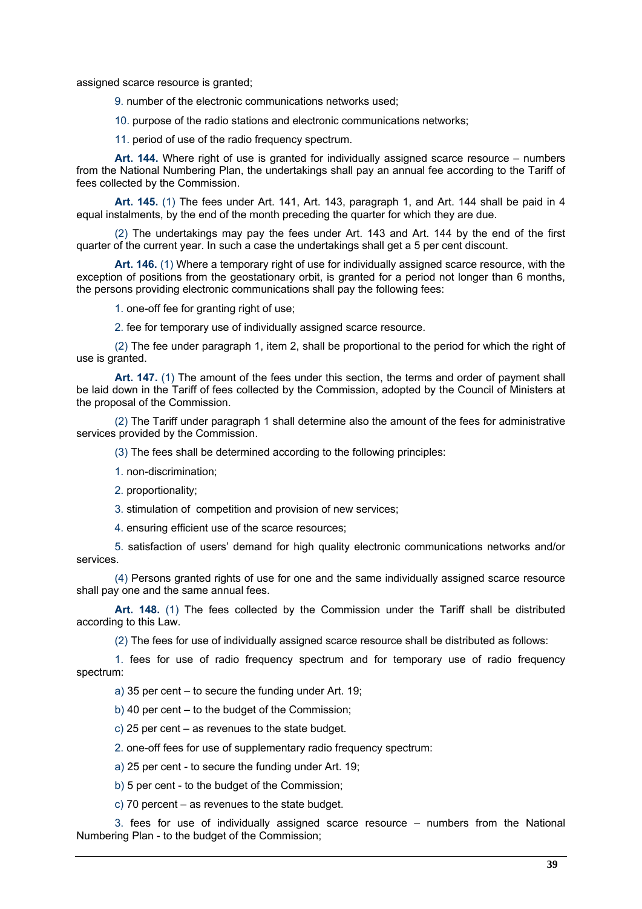assigned scarce resource is granted;

9. number of the electronic communications networks used;

10. purpose of the radio stations and electronic communications networks;

11. period of use of the radio frequency spectrum.

**Art. 144.** Where right of use is granted for individually assigned scarce resource – numbers from the National Numbering Plan, the undertakings shall pay an annual fee according to the Tariff of fees collected by the Commission.

**Art. 145.** (1) The fees under Art. 141, Art. 143, paragraph 1, and Art. 144 shall be paid in 4 equal instalments, by the end of the month preceding the quarter for which they are due.

(2) The undertakings may pay the fees under Art. 143 and Art. 144 by the end of the first quarter of the current year. In such a case the undertakings shall get a 5 per cent discount.

**Art. 146.** (1) Where a temporary right of use for individually assigned scarce resource, with the exception of positions from the geostationary orbit, is granted for a period not longer than 6 months, the persons providing electronic communications shall pay the following fees:

1. one-off fee for granting right of use;

2. fee for temporary use of individually assigned scarce resource.

(2) The fee under paragraph 1, item 2, shall be proportional to the period for which the right of use is granted.

**Art. 147.** (1) The amount of the fees under this section, the terms and order of payment shall be laid down in the Tariff of fees collected by the Commission, adopted by the Council of Ministers at the proposal of the Commission.

(2) The Tariff under paragraph 1 shall determine also the amount of the fees for administrative services provided by the Commission.

(3) The fees shall be determined according to the following principles:

1. non-discrimination;

2. proportionality;

3. stimulation of competition and provision of new services;

4. ensuring efficient use of the scarce resources;

5. satisfaction of users' demand for high quality electronic communications networks and/or services.

(4) Persons granted rights of use for one and the same individually assigned scarce resource shall pay one and the same annual fees.

**Art. 148.** (1) The fees collected by the Commission under the Tariff shall be distributed according to this Law.

(2) The fees for use of individually assigned scarce resource shall be distributed as follows:

1. fees for use of radio frequency spectrum and for temporary use of radio frequency spectrum:

a) 35 per cent – to secure the funding under Art. 19;

b) 40 per cent – to the budget of the Commission;

c) 25 per cent – as revenues to the state budget.

2. one-off fees for use of supplementary radio frequency spectrum:

a) 25 per cent - to secure the funding under Art. 19;

b) 5 per cent - to the budget of the Commission;

c) 70 percent – as revenues to the state budget.

3. fees for use of individually assigned scarce resource – numbers from the National Numbering Plan - to the budget of the Commission;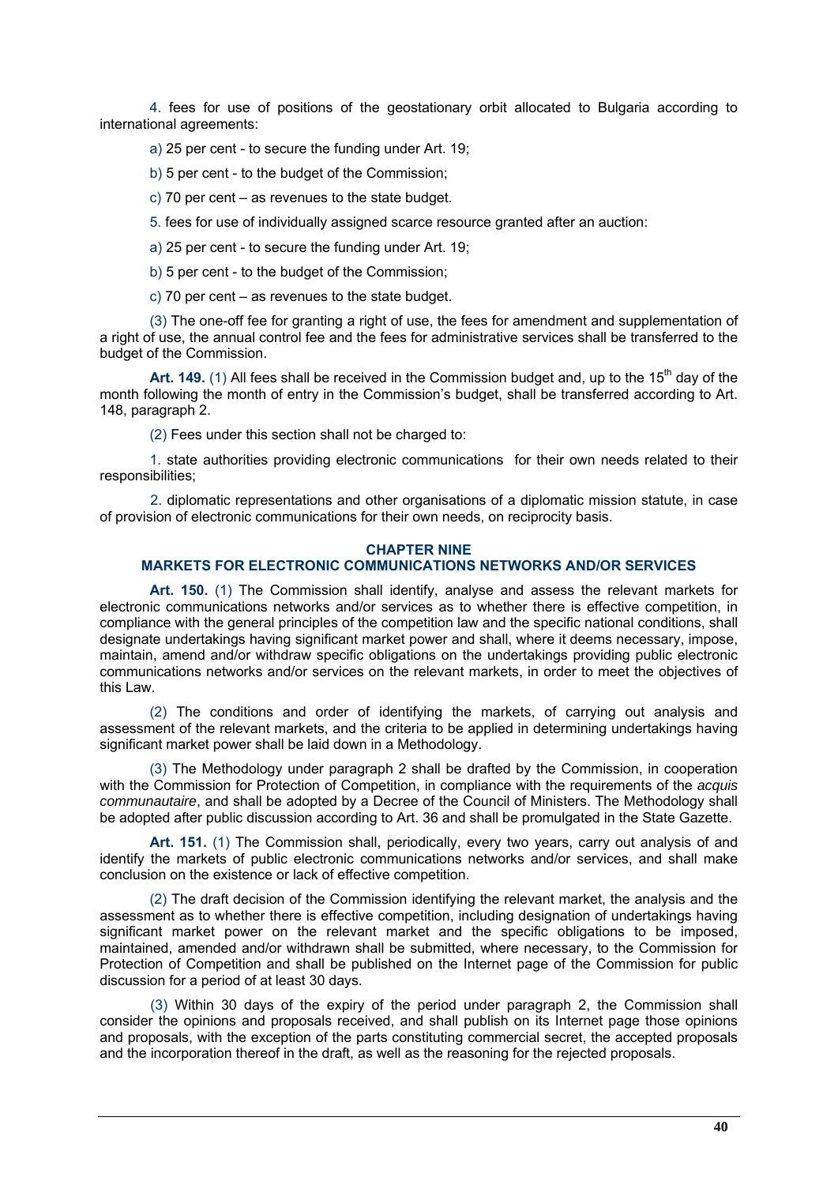4. fees for use of positions of the geostationary orbit allocated to Bulgaria according to international agreements:

a) 25 per cent - to secure the funding under Art. 19;

b) 5 per cent - to the budget of the Commission;

c) 70 per cent – as revenues to the state budget.

5. fees for use of individually assigned scarce resource granted after an auction:

a) 25 per cent - to secure the funding under Art. 19;

b) 5 per cent - to the budget of the Commission;

c) 70 per cent – as revenues to the state budget.

(3) The one-off fee for granting a right of use, the fees for amendment and supplementation of a right of use, the annual control fee and the fees for administrative services shall be transferred to the budget of the Commission.

**Art. 149.** (1) All fees shall be received in the Commission budget and, up to the 15th day of the month following the month of entry in the Commission's budget, shall be transferred according to Art. 148, paragraph 2.

(2) Fees under this section shall not be charged to:

1. state authorities providing electronic communications for their own needs related to their responsibilities;

2. diplomatic representations and other organisations of a diplomatic mission statute, in case of provision of electronic communications for their own needs, on reciprocity basis.

## CHAPTER NINE
## MARKETS FOR ELECTRONIC COMMUNICATIONS NETWORKS AND/OR SERVICES

**Art. 150.** (1) The Commission shall identify, analyse and assess the relevant markets for electronic communications networks and/or services as to whether there is effective competition, in compliance with the general principles of the competition law and the specific national conditions, shall designate undertakings having significant market power and shall, where it deems necessary, impose, maintain, amend and/or withdraw specific obligations on the undertakings providing public electronic communications networks and/or services on the relevant markets, in order to meet the objectives of this Law.

(2) The conditions and order of identifying the markets, of carrying out analysis and assessment of the relevant markets, and the criteria to be applied in determining undertakings having significant market power shall be laid down in a Methodology.

(3) The Methodology under paragraph 2 shall be drafted by the Commission, in cooperation with the Commission for Protection of Competition, in compliance with the requirements of the *acquis communautaire*, and shall be adopted by a Decree of the Council of Ministers. The Methodology shall be adopted after public discussion according to Art. 36 and shall be promulgated in the State Gazette.

**Art. 151.** (1) The Commission shall, periodically, every two years, carry out analysis of and identify the markets of public electronic communications networks and/or services, and shall make conclusion on the existence or lack of effective competition.

(2) The draft decision of the Commission identifying the relevant market, the analysis and the assessment as to whether there is effective competition, including designation of undertakings having significant market power on the relevant market and the specific obligations to be imposed, maintained, amended and/or withdrawn shall be submitted, where necessary, to the Commission for Protection of Competition and shall be published on the Internet page of the Commission for public discussion for a period of at least 30 days.

(3) Within 30 days of the expiry of the period under paragraph 2, the Commission shall consider the opinions and proposals received, and shall publish on its Internet page those opinions and proposals, with the exception of the parts constituting commercial secret, the accepted proposals and the incorporation thereof in the draft, as well as the reasoning for the rejected proposals.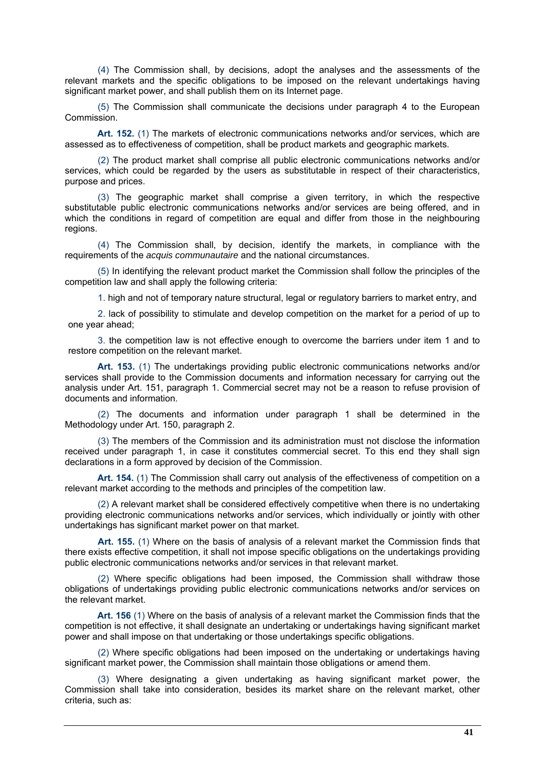(4) The Commission shall, by decisions, adopt the analyses and the assessments of the relevant markets and the specific obligations to be imposed on the relevant undertakings having significant market power, and shall publish them on its Internet page.

(5) The Commission shall communicate the decisions under paragraph 4 to the European Commission.

**Art. 152.** (1) The markets of electronic communications networks and/or services, which are assessed as to effectiveness of competition, shall be product markets and geographic markets.

(2) The product market shall comprise all public electronic communications networks and/or services, which could be regarded by the users as substitutable in respect of their characteristics, purpose and prices.

(3) The geographic market shall comprise a given territory, in which the respective substitutable public electronic communications networks and/or services are being offered, and in which the conditions in regard of competition are equal and differ from those in the neighbouring regions.

(4) The Commission shall, by decision, identify the markets, in compliance with the requirements of the *acquis communautaire* and the national circumstances.

(5) In identifying the relevant product market the Commission shall follow the principles of the competition law and shall apply the following criteria:

1. high and not of temporary nature structural, legal or regulatory barriers to market entry, and

2. lack of possibility to stimulate and develop competition on the market for a period of up to one year ahead;

3. the competition law is not effective enough to overcome the barriers under item 1 and to restore competition on the relevant market.

**Art. 153.** (1) The undertakings providing public electronic communications networks and/or services shall provide to the Commission documents and information necessary for carrying out the analysis under Art. 151, paragraph 1. Commercial secret may not be a reason to refuse provision of documents and information.

(2) The documents and information under paragraph 1 shall be determined in the Methodology under Art. 150, paragraph 2.

(3) The members of the Commission and its administration must not disclose the information received under paragraph 1, in case it constitutes commercial secret. To this end they shall sign declarations in a form approved by decision of the Commission.

**Art. 154.** (1) The Commission shall carry out analysis of the effectiveness of competition on a relevant market according to the methods and principles of the competition law.

(2) A relevant market shall be considered effectively competitive when there is no undertaking providing electronic communications networks and/or services, which individually or jointly with other undertakings has significant market power on that market.

**Art. 155.** (1) Where on the basis of analysis of a relevant market the Commission finds that there exists effective competition, it shall not impose specific obligations on the undertakings providing public electronic communications networks and/or services in that relevant market.

(2) Where specific obligations had been imposed, the Commission shall withdraw those obligations of undertakings providing public electronic communications networks and/or services on the relevant market.

**Art. 156** (1) Where on the basis of analysis of a relevant market the Commission finds that the competition is not effective, it shall designate an undertaking or undertakings having significant market power and shall impose on that undertaking or those undertakings specific obligations.

(2) Where specific obligations had been imposed on the undertaking or undertakings having significant market power, the Commission shall maintain those obligations or amend them.

(3) Where designating a given undertaking as having significant market power, the Commission shall take into consideration, besides its market share on the relevant market, other criteria, such as: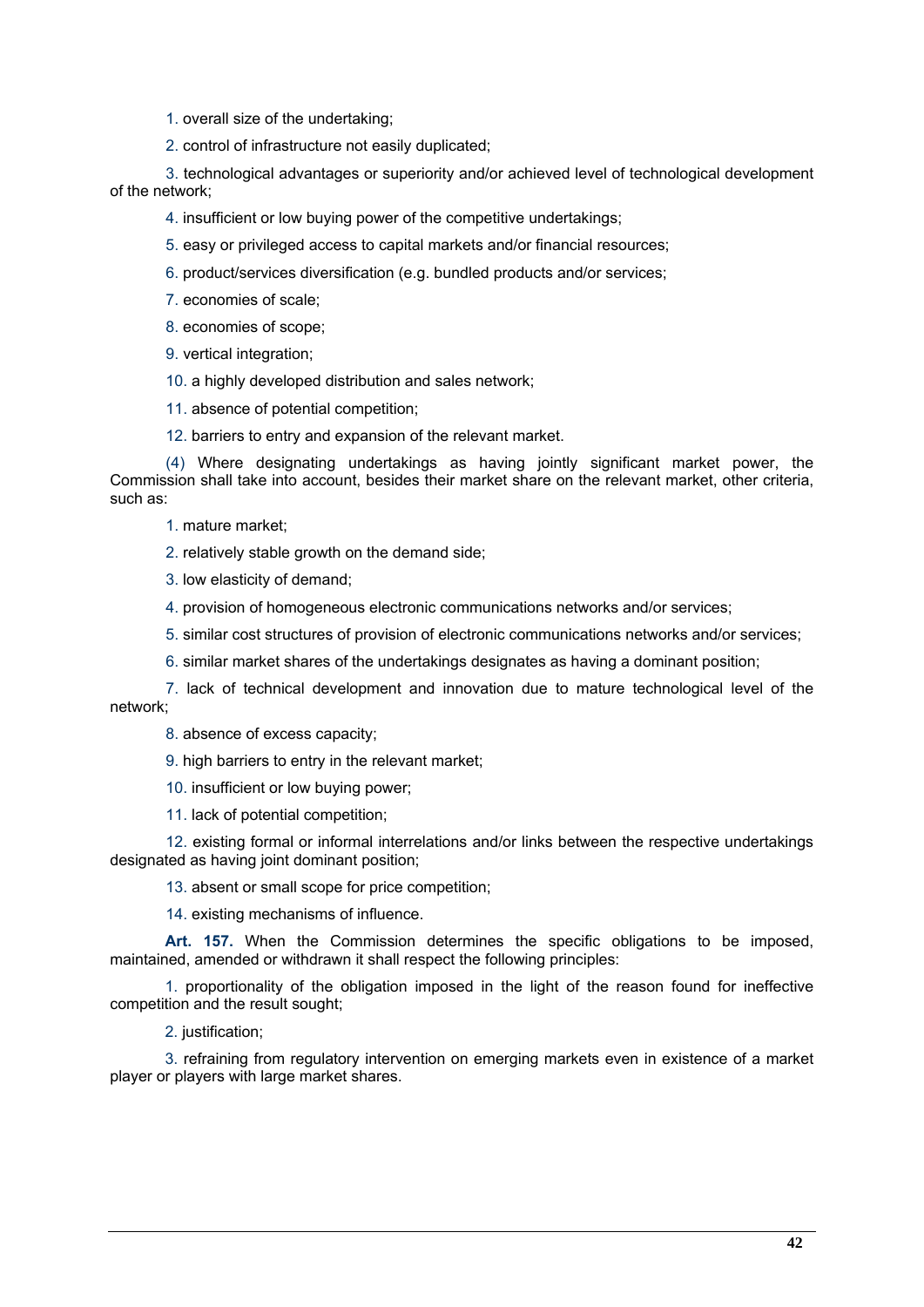1. overall size of the undertaking;

2. control of infrastructure not easily duplicated;

3. technological advantages or superiority and/or achieved level of technological development of the network;

4. insufficient or low buying power of the competitive undertakings;

5. easy or privileged access to capital markets and/or financial resources;

6. product/services diversification (e.g. bundled products and/or services;

7. economies of scale;

8. economies of scope;

9. vertical integration;

10. a highly developed distribution and sales network;

11. absence of potential competition;

12. barriers to entry and expansion of the relevant market.

(4) Where designating undertakings as having jointly significant market power, the Commission shall take into account, besides their market share on the relevant market, other criteria, such as:

1. mature market;

2. relatively stable growth on the demand side;

3. low elasticity of demand;

4. provision of homogeneous electronic communications networks and/or services;

5. similar cost structures of provision of electronic communications networks and/or services;

6. similar market shares of the undertakings designates as having a dominant position;

7. lack of technical development and innovation due to mature technological level of the network;

8. absence of excess capacity;

9. high barriers to entry in the relevant market;

10. insufficient or low buying power;

11. lack of potential competition;

12. existing formal or informal interrelations and/or links between the respective undertakings designated as having joint dominant position;

13. absent or small scope for price competition;

14. existing mechanisms of influence.

**Art. 157.** When the Commission determines the specific obligations to be imposed, maintained, amended or withdrawn it shall respect the following principles:

1. proportionality of the obligation imposed in the light of the reason found for ineffective competition and the result sought;

2. justification;

3. refraining from regulatory intervention on emerging markets even in existence of a market player or players with large market shares.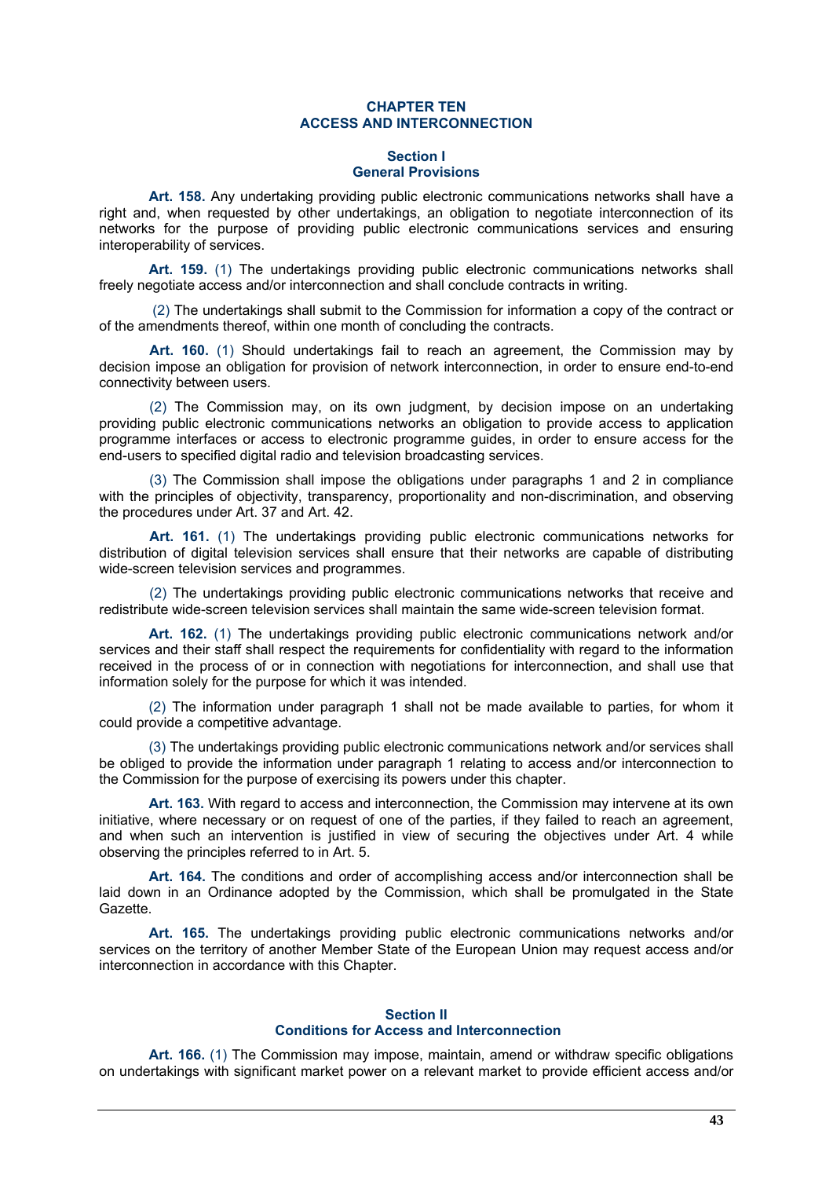## CHAPTER TEN
## ACCESS AND INTERCONNECTION

### Section I
### General Provisions

**Art. 158.** Any undertaking providing public electronic communications networks shall have a right and, when requested by other undertakings, an obligation to negotiate interconnection of its networks for the purpose of providing public electronic communications services and ensuring interoperability of services.

**Art. 159.** (1) The undertakings providing public electronic communications networks shall freely negotiate access and/or interconnection and shall conclude contracts in writing.

(2) The undertakings shall submit to the Commission for information a copy of the contract or of the amendments thereof, within one month of concluding the contracts.

**Art. 160.** (1) Should undertakings fail to reach an agreement, the Commission may by decision impose an obligation for provision of network interconnection, in order to ensure end-to-end connectivity between users.

(2) The Commission may, on its own judgment, by decision impose on an undertaking providing public electronic communications networks an obligation to provide access to application programme interfaces or access to electronic programme guides, in order to ensure access for the end-users to specified digital radio and television broadcasting services.

(3) The Commission shall impose the obligations under paragraphs 1 and 2 in compliance with the principles of objectivity, transparency, proportionality and non-discrimination, and observing the procedures under Art. 37 and Art. 42.

**Art. 161.** (1) The undertakings providing public electronic communications networks for distribution of digital television services shall ensure that their networks are capable of distributing wide-screen television services and programmes.

(2) The undertakings providing public electronic communications networks that receive and redistribute wide-screen television services shall maintain the same wide-screen television format.

**Art. 162.** (1) The undertakings providing public electronic communications network and/or services and their staff shall respect the requirements for confidentiality with regard to the information received in the process of or in connection with negotiations for interconnection, and shall use that information solely for the purpose for which it was intended.

(2) The information under paragraph 1 shall not be made available to parties, for whom it could provide a competitive advantage.

(3) The undertakings providing public electronic communications network and/or services shall be obliged to provide the information under paragraph 1 relating to access and/or interconnection to the Commission for the purpose of exercising its powers under this chapter.

**Art. 163.** With regard to access and interconnection, the Commission may intervene at its own initiative, where necessary or on request of one of the parties, if they failed to reach an agreement, and when such an intervention is justified in view of securing the objectives under Art. 4 while observing the principles referred to in Art. 5.

**Art. 164.** The conditions and order of accomplishing access and/or interconnection shall be laid down in an Ordinance adopted by the Commission, which shall be promulgated in the State Gazette.

**Art. 165.** The undertakings providing public electronic communications networks and/or services on the territory of another Member State of the European Union may request access and/or interconnection in accordance with this Chapter.

### Section II
### Conditions for Access and Interconnection

**Art. 166.** (1) The Commission may impose, maintain, amend or withdraw specific obligations on undertakings with significant market power on a relevant market to provide efficient access and/or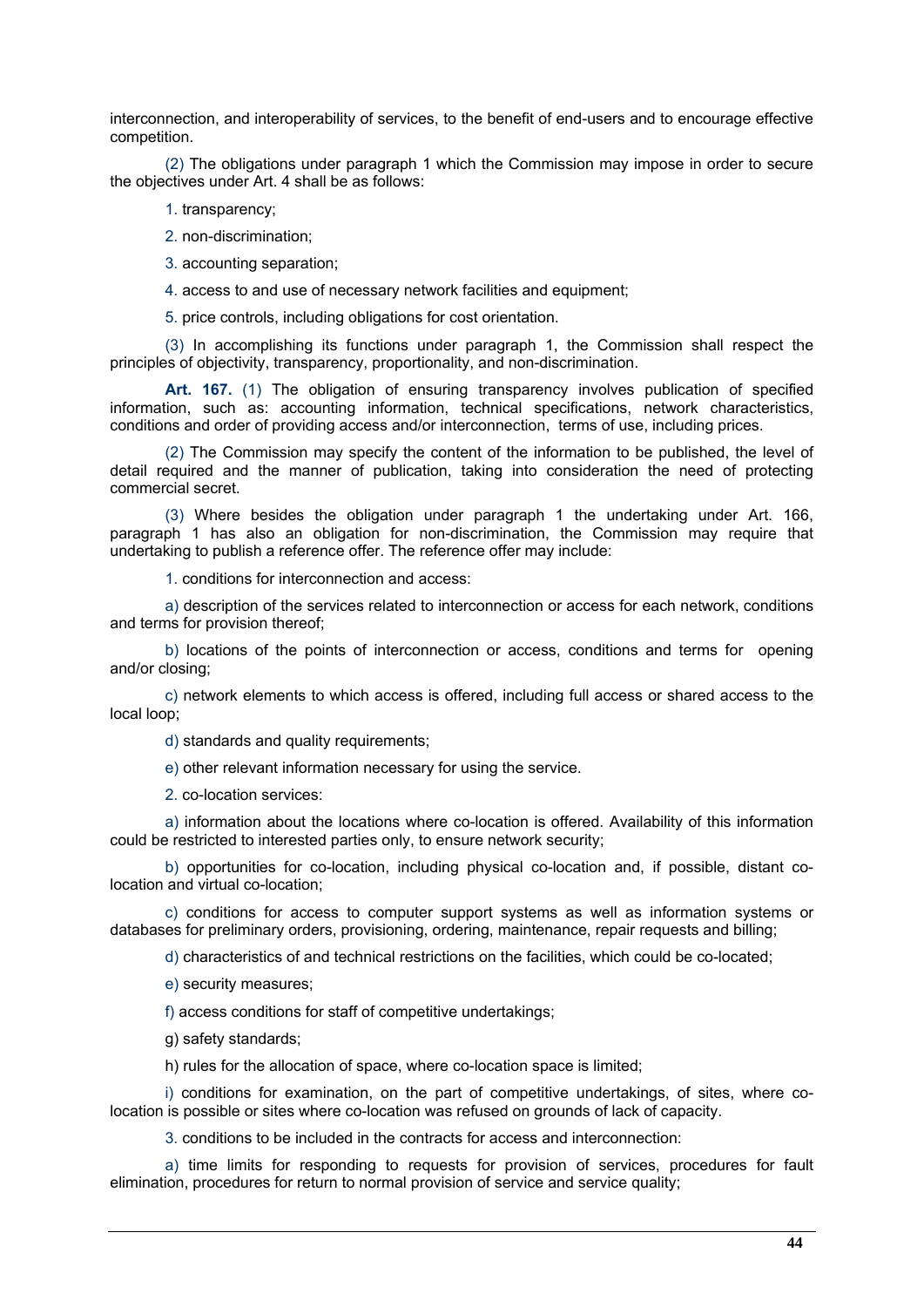interconnection, and interoperability of services, to the benefit of end-users and to encourage effective competition.

(2) The obligations under paragraph 1 which the Commission may impose in order to secure the objectives under Art. 4 shall be as follows:

1. transparency;

2. non-discrimination;

3. accounting separation;

4. access to and use of necessary network facilities and equipment;

5. price controls, including obligations for cost orientation.

(3) In accomplishing its functions under paragraph 1, the Commission shall respect the principles of objectivity, transparency, proportionality, and non-discrimination.

**Art. 167.** (1) The obligation of ensuring transparency involves publication of specified information, such as: accounting information, technical specifications, network characteristics, conditions and order of providing access and/or interconnection, terms of use, including prices.

(2) The Commission may specify the content of the information to be published, the level of detail required and the manner of publication, taking into consideration the need of protecting commercial secret.

(3) Where besides the obligation under paragraph 1 the undertaking under Art. 166, paragraph 1 has also an obligation for non-discrimination, the Commission may require that undertaking to publish a reference offer. The reference offer may include:

1. conditions for interconnection and access:

a) description of the services related to interconnection or access for each network, conditions and terms for provision thereof;

b) locations of the points of interconnection or access, conditions and terms for opening and/or closing;

c) network elements to which access is offered, including full access or shared access to the local loop;

d) standards and quality requirements;

e) other relevant information necessary for using the service.

2. co-location services:

a) information about the locations where co-location is offered. Availability of this information could be restricted to interested parties only, to ensure network security;

b) opportunities for co-location, including physical co-location and, if possible, distant co-location and virtual co-location;

c) conditions for access to computer support systems as well as information systems or databases for preliminary orders, provisioning, ordering, maintenance, repair requests and billing;

d) characteristics of and technical restrictions on the facilities, which could be co-located;

e) security measures;

f) access conditions for staff of competitive undertakings;

g) safety standards;

h) rules for the allocation of space, where co-location space is limited;

i) conditions for examination, on the part of competitive undertakings, of sites, where co-location is possible or sites where co-location was refused on grounds of lack of capacity.

3. conditions to be included in the contracts for access and interconnection:

a) time limits for responding to requests for provision of services, procedures for fault elimination, procedures for return to normal provision of service and service quality;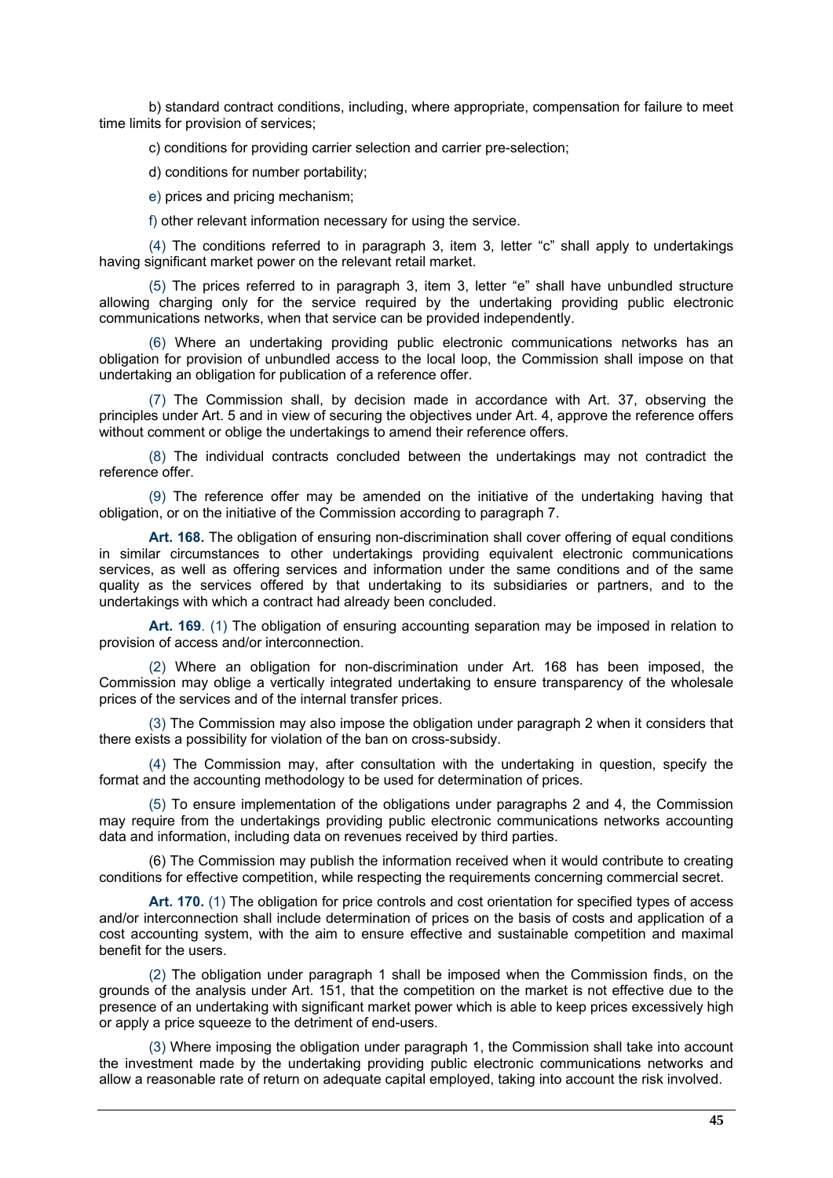b) standard contract conditions, including, where appropriate, compensation for failure to meet time limits for provision of services;

c) conditions for providing carrier selection and carrier pre-selection;

d) conditions for number portability;

e) prices and pricing mechanism;

f) other relevant information necessary for using the service.

(4) The conditions referred to in paragraph 3, item 3, letter "c" shall apply to undertakings having significant market power on the relevant retail market.

(5) The prices referred to in paragraph 3, item 3, letter "e" shall have unbundled structure allowing charging only for the service required by the undertaking providing public electronic communications networks, when that service can be provided independently.

(6) Where an undertaking providing public electronic communications networks has an obligation for provision of unbundled access to the local loop, the Commission shall impose on that undertaking an obligation for publication of a reference offer.

(7) The Commission shall, by decision made in accordance with Art. 37, observing the principles under Art. 5 and in view of securing the objectives under Art. 4, approve the reference offers without comment or oblige the undertakings to amend their reference offers.

(8) The individual contracts concluded between the undertakings may not contradict the reference offer.

(9) The reference offer may be amended on the initiative of the undertaking having that obligation, or on the initiative of the Commission according to paragraph 7.

**Art. 168.** The obligation of ensuring non-discrimination shall cover offering of equal conditions in similar circumstances to other undertakings providing equivalent electronic communications services, as well as offering services and information under the same conditions and of the same quality as the services offered by that undertaking to its subsidiaries or partners, and to the undertakings with which a contract had already been concluded.

**Art. 169**. (1) The obligation of ensuring accounting separation may be imposed in relation to provision of access and/or interconnection.

(2) Where an obligation for non-discrimination under Art. 168 has been imposed, the Commission may oblige a vertically integrated undertaking to ensure transparency of the wholesale prices of the services and of the internal transfer prices.

(3) The Commission may also impose the obligation under paragraph 2 when it considers that there exists a possibility for violation of the ban on cross-subsidy.

(4) The Commission may, after consultation with the undertaking in question, specify the format and the accounting methodology to be used for determination of prices.

(5) To ensure implementation of the obligations under paragraphs 2 and 4, the Commission may require from the undertakings providing public electronic communications networks accounting data and information, including data on revenues received by third parties.

(6) The Commission may publish the information received when it would contribute to creating conditions for effective competition, while respecting the requirements concerning commercial secret.

**Art. 170.** (1) The obligation for price controls and cost orientation for specified types of access and/or interconnection shall include determination of prices on the basis of costs and application of a cost accounting system, with the aim to ensure effective and sustainable competition and maximal benefit for the users.

(2) The obligation under paragraph 1 shall be imposed when the Commission finds, on the grounds of the analysis under Art. 151, that the competition on the market is not effective due to the presence of an undertaking with significant market power which is able to keep prices excessively high or apply a price squeeze to the detriment of end-users.

(3) Where imposing the obligation under paragraph 1, the Commission shall take into account the investment made by the undertaking providing public electronic communications networks and allow a reasonable rate of return on adequate capital employed, taking into account the risk involved.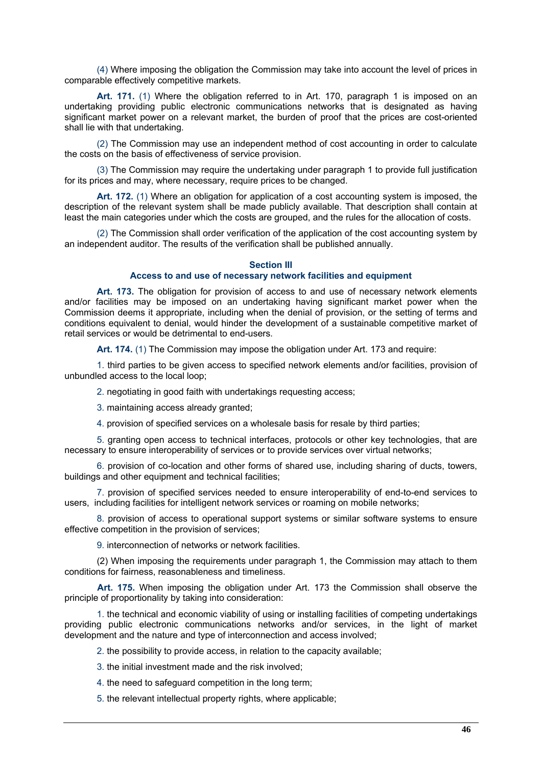(4) Where imposing the obligation the Commission may take into account the level of prices in comparable effectively competitive markets.

**Art. 171.** (1) Where the obligation referred to in Art. 170, paragraph 1 is imposed on an undertaking providing public electronic communications networks that is designated as having significant market power on a relevant market, the burden of proof that the prices are cost-oriented shall lie with that undertaking.

(2) The Commission may use an independent method of cost accounting in order to calculate the costs on the basis of effectiveness of service provision.

(3) The Commission may require the undertaking under paragraph 1 to provide full justification for its prices and may, where necessary, require prices to be changed.

**Art. 172.** (1) Where an obligation for application of a cost accounting system is imposed, the description of the relevant system shall be made publicly available. That description shall contain at least the main categories under which the costs are grouped, and the rules for the allocation of costs.

(2) The Commission shall order verification of the application of the cost accounting system by an independent auditor. The results of the verification shall be published annually.

### Section III
### Access to and use of necessary network facilities and equipment

**Art. 173.** The obligation for provision of access to and use of necessary network elements and/or facilities may be imposed on an undertaking having significant market power when the Commission deems it appropriate, including when the denial of provision, or the setting of terms and conditions equivalent to denial, would hinder the development of a sustainable competitive market of retail services or would be detrimental to end-users.

**Art. 174.** (1) The Commission may impose the obligation under Art. 173 and require:

1. third parties to be given access to specified network elements and/or facilities, provision of unbundled access to the local loop;

2. negotiating in good faith with undertakings requesting access;

3. maintaining access already granted;

4. provision of specified services on a wholesale basis for resale by third parties;

5. granting open access to technical interfaces, protocols or other key technologies, that are necessary to ensure interoperability of services or to provide services over virtual networks;

6. provision of co-location and other forms of shared use, including sharing of ducts, towers, buildings and other equipment and technical facilities;

7. provision of specified services needed to ensure interoperability of end-to-end services to users, including facilities for intelligent network services or roaming on mobile networks;

8. provision of access to operational support systems or similar software systems to ensure effective competition in the provision of services;

9. interconnection of networks or network facilities.

(2) When imposing the requirements under paragraph 1, the Commission may attach to them conditions for fairness, reasonableness and timeliness.

**Art. 175.** When imposing the obligation under Art. 173 the Commission shall observe the principle of proportionality by taking into consideration:

1. the technical and economic viability of using or installing facilities of competing undertakings providing public electronic communications networks and/or services, in the light of market development and the nature and type of interconnection and access involved;

2. the possibility to provide access, in relation to the capacity available;

3. the initial investment made and the risk involved;

4. the need to safeguard competition in the long term;

5. the relevant intellectual property rights, where applicable;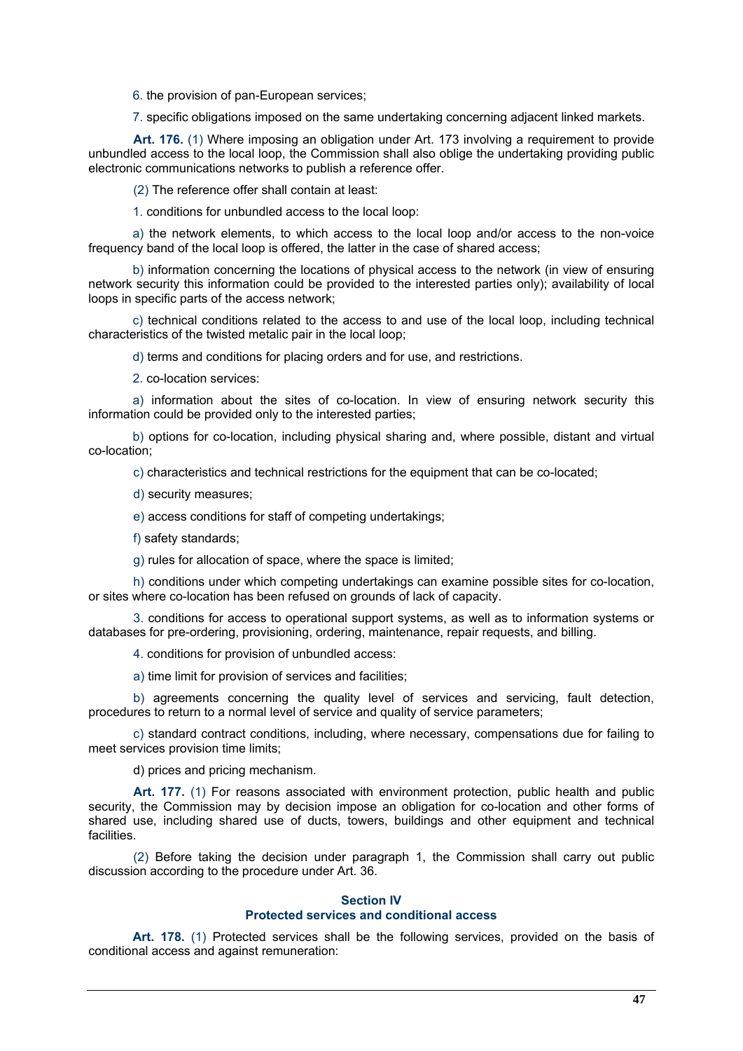6. the provision of pan-European services;

7. specific obligations imposed on the same undertaking concerning adjacent linked markets.

**Art. 176.** (1) Where imposing an obligation under Art. 173 involving a requirement to provide unbundled access to the local loop, the Commission shall also oblige the undertaking providing public electronic communications networks to publish a reference offer.

(2) The reference offer shall contain at least:

1. conditions for unbundled access to the local loop:

a) the network elements, to which access to the local loop and/or access to the non-voice frequency band of the local loop is offered, the latter in the case of shared access;

b) information concerning the locations of physical access to the network (in view of ensuring network security this information could be provided to the interested parties only); availability of local loops in specific parts of the access network;

c) technical conditions related to the access to and use of the local loop, including technical characteristics of the twisted metalic pair in the local loop;

d) terms and conditions for placing orders and for use, and restrictions.

2. co-location services:

a) information about the sites of co-location. In view of ensuring network security this information could be provided only to the interested parties;

b) options for co-location, including physical sharing and, where possible, distant and virtual co-location;

c) characteristics and technical restrictions for the equipment that can be co-located;

d) security measures;

e) access conditions for staff of competing undertakings;

f) safety standards;

g) rules for allocation of space, where the space is limited;

h) conditions under which competing undertakings can examine possible sites for co-location, or sites where co-location has been refused on grounds of lack of capacity.

3. conditions for access to operational support systems, as well as to information systems or databases for pre-ordering, provisioning, ordering, maintenance, repair requests, and billing.

4. conditions for provision of unbundled access:

a) time limit for provision of services and facilities;

b) agreements concerning the quality level of services and servicing, fault detection, procedures to return to a normal level of service and quality of service parameters;

c) standard contract conditions, including, where necessary, compensations due for failing to meet services provision time limits;

d) prices and pricing mechanism.

**Art. 177.** (1) For reasons associated with environment protection, public health and public security, the Commission may by decision impose an obligation for co-location and other forms of shared use, including shared use of ducts, towers, buildings and other equipment and technical facilities.

(2) Before taking the decision under paragraph 1, the Commission shall carry out public discussion according to the procedure under Art. 36.

## Section IV
## Protected services and conditional access

**Art. 178.** (1) Protected services shall be the following services, provided on the basis of conditional access and against remuneration: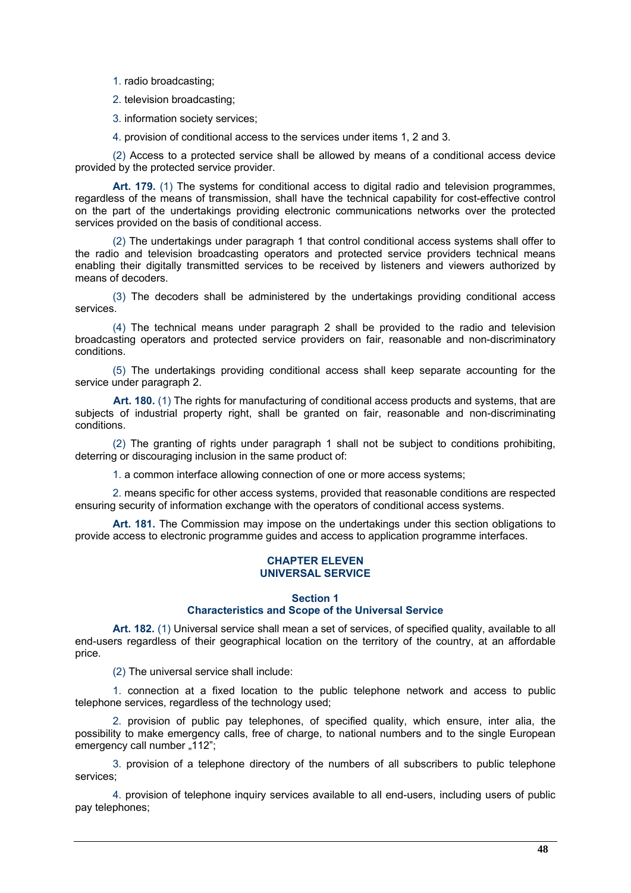1. radio broadcasting;

2. television broadcasting;

3. information society services;

4. provision of conditional access to the services under items 1, 2 and 3.

(2) Access to a protected service shall be allowed by means of a conditional access device provided by the protected service provider.

**Art. 179.** (1) The systems for conditional access to digital radio and television programmes, regardless of the means of transmission, shall have the technical capability for cost-effective control on the part of the undertakings providing electronic communications networks over the protected services provided on the basis of conditional access.

(2) The undertakings under paragraph 1 that control conditional access systems shall offer to the radio and television broadcasting operators and protected service providers technical means enabling their digitally transmitted services to be received by listeners and viewers authorized by means of decoders.

(3) The decoders shall be administered by the undertakings providing conditional access services.

(4) The technical means under paragraph 2 shall be provided to the radio and television broadcasting operators and protected service providers on fair, reasonable and non-discriminatory conditions.

(5) The undertakings providing conditional access shall keep separate accounting for the service under paragraph 2.

**Art. 180.** (1) The rights for manufacturing of conditional access products and systems, that are subjects of industrial property right, shall be granted on fair, reasonable and non-discriminating conditions.

(2) The granting of rights under paragraph 1 shall not be subject to conditions prohibiting, deterring or discouraging inclusion in the same product of:

1. a common interface allowing connection of one or more access systems;

2. means specific for other access systems, provided that reasonable conditions are respected ensuring security of information exchange with the operators of conditional access systems.

**Art. 181.** The Commission may impose on the undertakings under this section obligations to provide access to electronic programme guides and access to application programme interfaces.

## CHAPTER ELEVEN
## UNIVERSAL SERVICE

### Section 1
### Characteristics and Scope of the Universal Service

**Art. 182.** (1) Universal service shall mean a set of services, of specified quality, available to all end-users regardless of their geographical location on the territory of the country, at an affordable price.

(2) The universal service shall include:

1. connection at a fixed location to the public telephone network and access to public telephone services, regardless of the technology used;

2. provision of public pay telephones, of specified quality, which ensure, inter alia, the possibility to make emergency calls, free of charge, to national numbers and to the single European emergency call number „112";

3. provision of a telephone directory of the numbers of all subscribers to public telephone services;

4. provision of telephone inquiry services available to all end-users, including users of public pay telephones;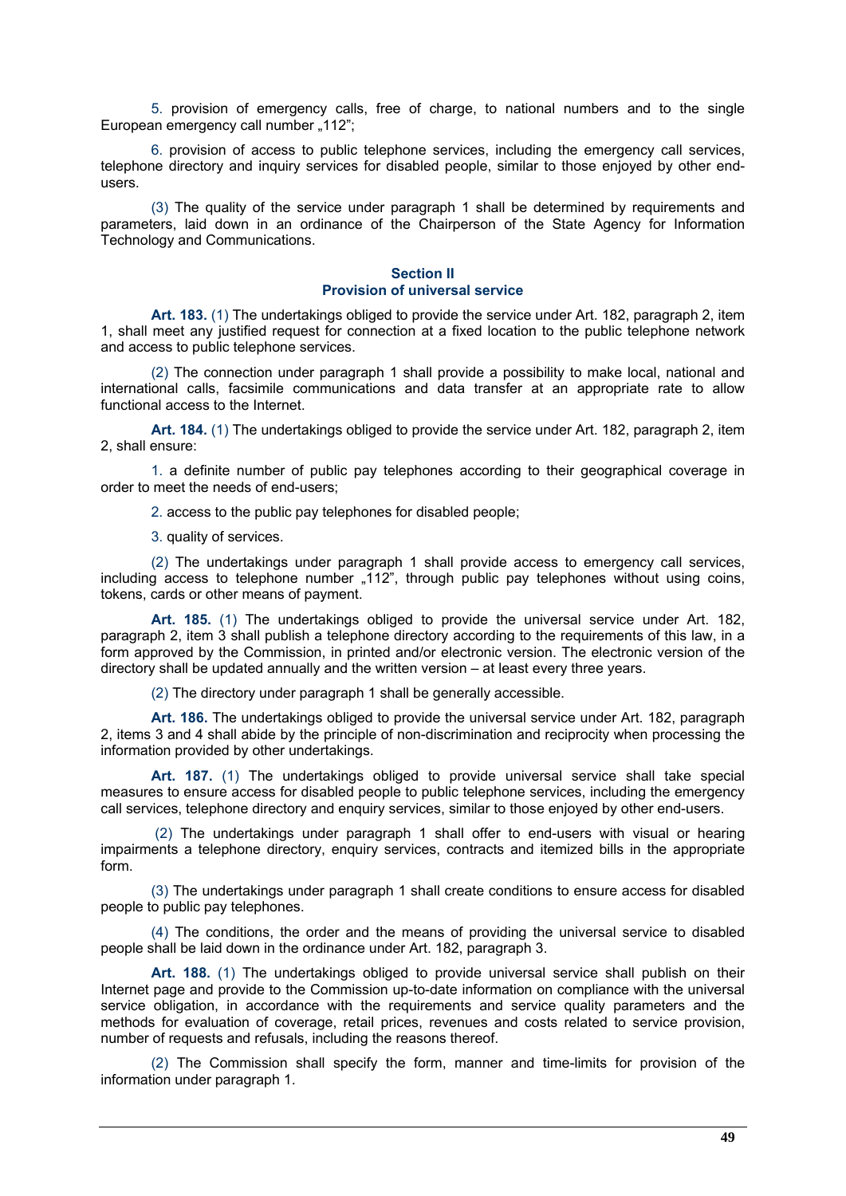5. provision of emergency calls, free of charge, to national numbers and to the single European emergency call number „112";

6. provision of access to public telephone services, including the emergency call services, telephone directory and inquiry services for disabled people, similar to those enjoyed by other end-users.

(3) The quality of the service under paragraph 1 shall be determined by requirements and parameters, laid down in an ordinance of the Chairperson of the State Agency for Information Technology and Communications.

## Section II
## Provision of universal service

**Art. 183.** (1) The undertakings obliged to provide the service under Art. 182, paragraph 2, item 1, shall meet any justified request for connection at a fixed location to the public telephone network and access to public telephone services.

(2) The connection under paragraph 1 shall provide a possibility to make local, national and international calls, facsimile communications and data transfer at an appropriate rate to allow functional access to the Internet.

**Art. 184.** (1) The undertakings obliged to provide the service under Art. 182, paragraph 2, item 2, shall ensure:

1. a definite number of public pay telephones according to their geographical coverage in order to meet the needs of end-users;

2. access to the public pay telephones for disabled people;

3. quality of services.

(2) The undertakings under paragraph 1 shall provide access to emergency call services, including access to telephone number „112", through public pay telephones without using coins, tokens, cards or other means of payment.

**Art. 185.** (1) The undertakings obliged to provide the universal service under Art. 182, paragraph 2, item 3 shall publish a telephone directory according to the requirements of this law, in a form approved by the Commission, in printed and/or electronic version. The electronic version of the directory shall be updated annually and the written version – at least every three years.

(2) The directory under paragraph 1 shall be generally accessible.

**Art. 186.** The undertakings obliged to provide the universal service under Art. 182, paragraph 2, items 3 and 4 shall abide by the principle of non-discrimination and reciprocity when processing the information provided by other undertakings.

**Art. 187.** (1) The undertakings obliged to provide universal service shall take special measures to ensure access for disabled people to public telephone services, including the emergency call services, telephone directory and enquiry services, similar to those enjoyed by other end-users.

(2) The undertakings under paragraph 1 shall offer to end-users with visual or hearing impairments a telephone directory, enquiry services, contracts and itemized bills in the appropriate form.

(3) The undertakings under paragraph 1 shall create conditions to ensure access for disabled people to public pay telephones.

(4) The conditions, the order and the means of providing the universal service to disabled people shall be laid down in the ordinance under Art. 182, paragraph 3.

**Art. 188.** (1) The undertakings obliged to provide universal service shall publish on their Internet page and provide to the Commission up-to-date information on compliance with the universal service obligation, in accordance with the requirements and service quality parameters and the methods for evaluation of coverage, retail prices, revenues and costs related to service provision, number of requests and refusals, including the reasons thereof.

(2) The Commission shall specify the form, manner and time-limits for provision of the information under paragraph 1.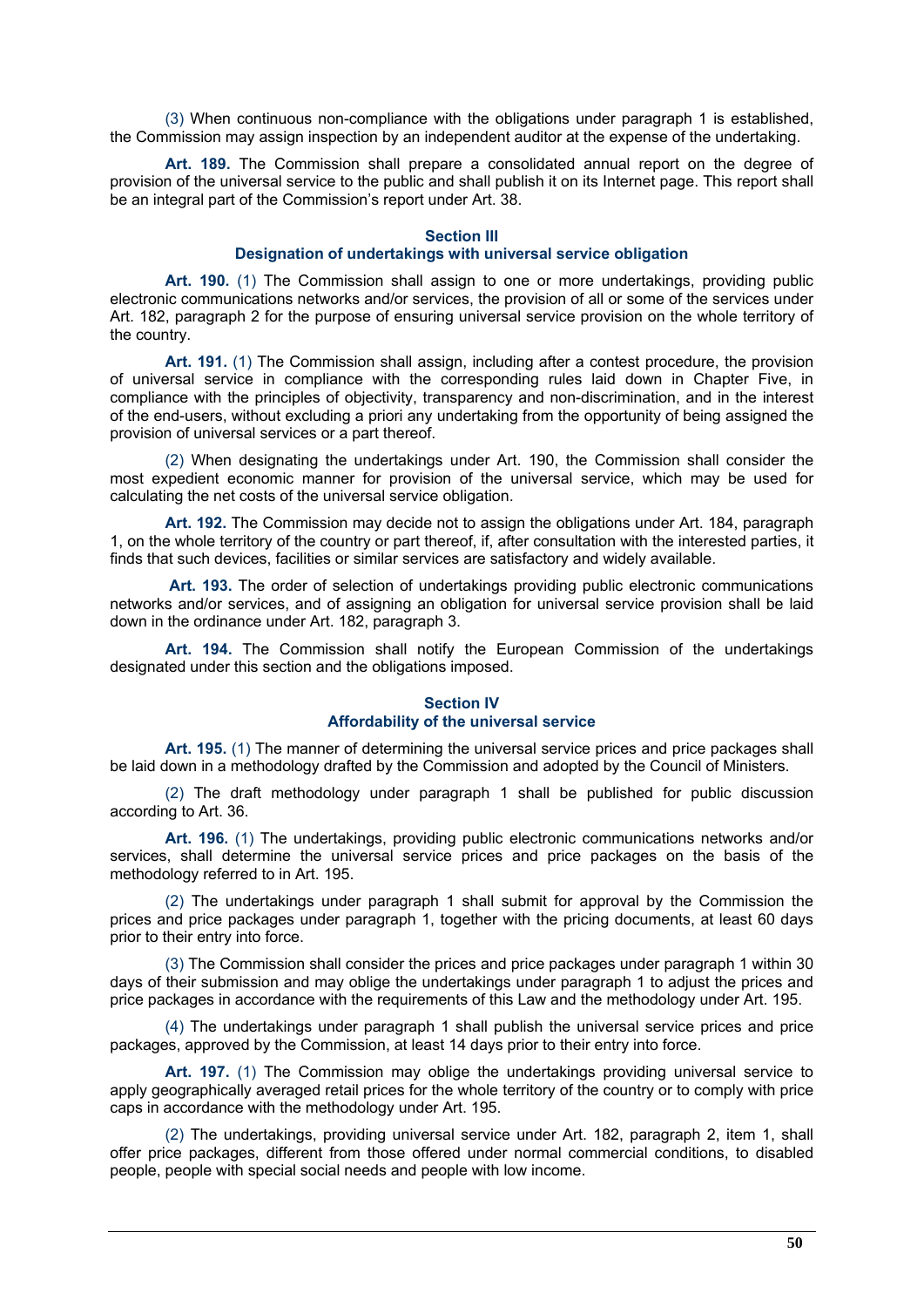(3) When continuous non-compliance with the obligations under paragraph 1 is established, the Commission may assign inspection by an independent auditor at the expense of the undertaking.

**Art. 189.** The Commission shall prepare a consolidated annual report on the degree of provision of the universal service to the public and shall publish it on its Internet page. This report shall be an integral part of the Commission's report under Art. 38.

### Section III
### Designation of undertakings with universal service obligation

**Art. 190.** (1) The Commission shall assign to one or more undertakings, providing public electronic communications networks and/or services, the provision of all or some of the services under Art. 182, paragraph 2 for the purpose of ensuring universal service provision on the whole territory of the country.

**Art. 191.** (1) The Commission shall assign, including after a contest procedure, the provision of universal service in compliance with the corresponding rules laid down in Chapter Five, in compliance with the principles of objectivity, transparency and non-discrimination, and in the interest of the end-users, without excluding a priori any undertaking from the opportunity of being assigned the provision of universal services or a part thereof.

(2) When designating the undertakings under Art. 190, the Commission shall consider the most expedient economic manner for provision of the universal service, which may be used for calculating the net costs of the universal service obligation.

**Art. 192.** The Commission may decide not to assign the obligations under Art. 184, paragraph 1, on the whole territory of the country or part thereof, if, after consultation with the interested parties, it finds that such devices, facilities or similar services are satisfactory and widely available.

**Art. 193.** The order of selection of undertakings providing public electronic communications networks and/or services, and of assigning an obligation for universal service provision shall be laid down in the ordinance under Art. 182, paragraph 3.

**Art. 194.** The Commission shall notify the European Commission of the undertakings designated under this section and the obligations imposed.

### Section IV
### Affordability of the universal service

**Art. 195.** (1) The manner of determining the universal service prices and price packages shall be laid down in a methodology drafted by the Commission and adopted by the Council of Ministers.

(2) The draft methodology under paragraph 1 shall be published for public discussion according to Art. 36.

**Art. 196.** (1) The undertakings, providing public electronic communications networks and/or services, shall determine the universal service prices and price packages on the basis of the methodology referred to in Art. 195.

(2) The undertakings under paragraph 1 shall submit for approval by the Commission the prices and price packages under paragraph 1, together with the pricing documents, at least 60 days prior to their entry into force.

(3) The Commission shall consider the prices and price packages under paragraph 1 within 30 days of their submission and may oblige the undertakings under paragraph 1 to adjust the prices and price packages in accordance with the requirements of this Law and the methodology under Art. 195.

(4) The undertakings under paragraph 1 shall publish the universal service prices and price packages, approved by the Commission, at least 14 days prior to their entry into force.

**Art. 197.** (1) The Commission may oblige the undertakings providing universal service to apply geographically averaged retail prices for the whole territory of the country or to comply with price caps in accordance with the methodology under Art. 195.

(2) The undertakings, providing universal service under Art. 182, paragraph 2, item 1, shall offer price packages, different from those offered under normal commercial conditions, to disabled people, people with special social needs and people with low income.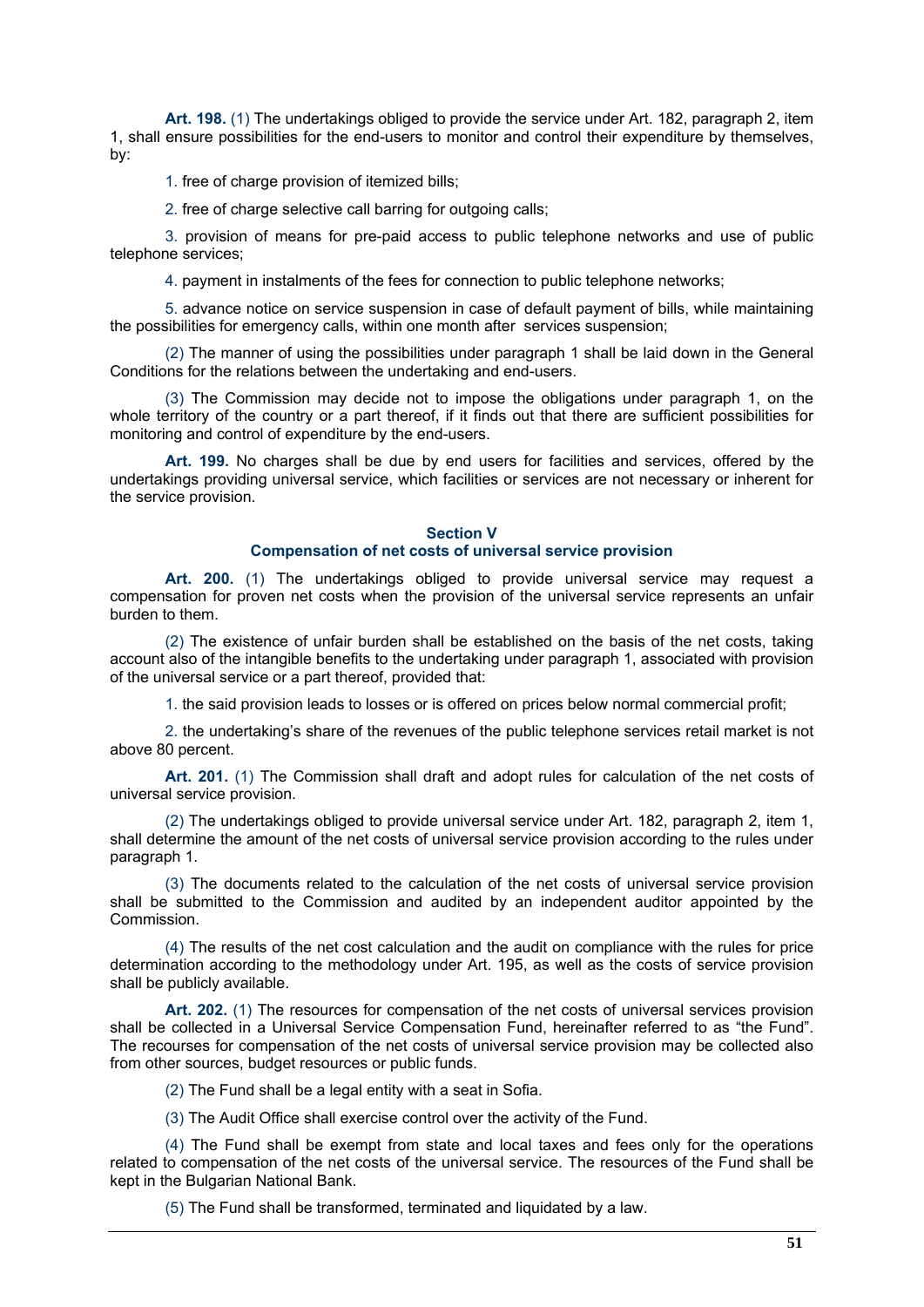**Art. 198.** (1) The undertakings obliged to provide the service under Art. 182, paragraph 2, item 1, shall ensure possibilities for the end-users to monitor and control their expenditure by themselves, by:

1. free of charge provision of itemized bills;

2. free of charge selective call barring for outgoing calls;

3. provision of means for pre-paid access to public telephone networks and use of public telephone services;

4. payment in instalments of the fees for connection to public telephone networks;

5. advance notice on service suspension in case of default payment of bills, while maintaining the possibilities for emergency calls, within one month after services suspension;

(2) The manner of using the possibilities under paragraph 1 shall be laid down in the General Conditions for the relations between the undertaking and end-users.

(3) The Commission may decide not to impose the obligations under paragraph 1, on the whole territory of the country or a part thereof, if it finds out that there are sufficient possibilities for monitoring and control of expenditure by the end-users.

**Art. 199.** No charges shall be due by end users for facilities and services, offered by the undertakings providing universal service, which facilities or services are not necessary or inherent for the service provision.

## Section V
## Compensation of net costs of universal service provision

**Art. 200.** (1) The undertakings obliged to provide universal service may request a compensation for proven net costs when the provision of the universal service represents an unfair burden to them.

(2) The existence of unfair burden shall be established on the basis of the net costs, taking account also of the intangible benefits to the undertaking under paragraph 1, associated with provision of the universal service or a part thereof, provided that:

1. the said provision leads to losses or is offered on prices below normal commercial profit;

2. the undertaking's share of the revenues of the public telephone services retail market is not above 80 percent.

**Art. 201.** (1) The Commission shall draft and adopt rules for calculation of the net costs of universal service provision.

(2) The undertakings obliged to provide universal service under Art. 182, paragraph 2, item 1, shall determine the amount of the net costs of universal service provision according to the rules under paragraph 1.

(3) The documents related to the calculation of the net costs of universal service provision shall be submitted to the Commission and audited by an independent auditor appointed by the Commission.

(4) The results of the net cost calculation and the audit on compliance with the rules for price determination according to the methodology under Art. 195, as well as the costs of service provision shall be publicly available.

**Art. 202.** (1) The resources for compensation of the net costs of universal services provision shall be collected in a Universal Service Compensation Fund, hereinafter referred to as "the Fund". The recourses for compensation of the net costs of universal service provision may be collected also from other sources, budget resources or public funds.

(2) The Fund shall be a legal entity with a seat in Sofia.

(3) The Audit Office shall exercise control over the activity of the Fund.

(4) The Fund shall be exempt from state and local taxes and fees only for the operations related to compensation of the net costs of the universal service. The resources of the Fund shall be kept in the Bulgarian National Bank.

(5) The Fund shall be transformed, terminated and liquidated by a law.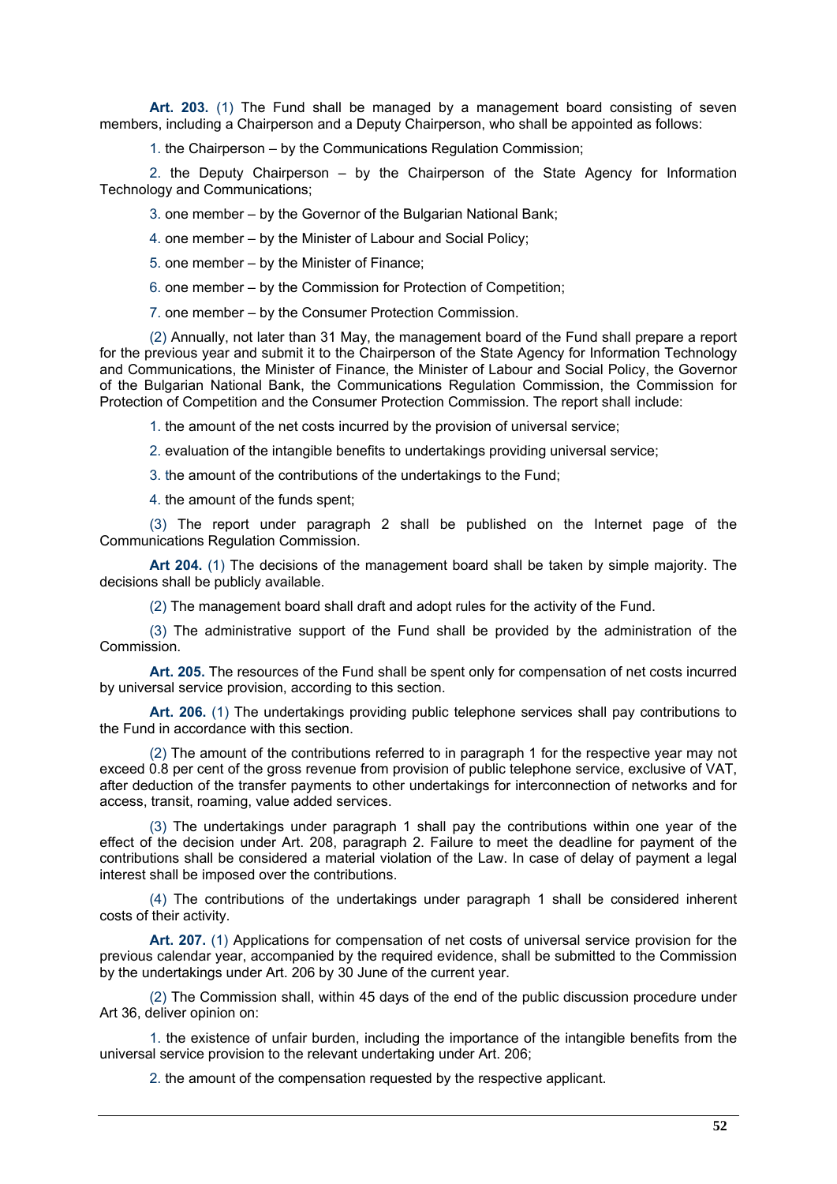**Art. 203.** (1) The Fund shall be managed by a management board consisting of seven members, including a Chairperson and a Deputy Chairperson, who shall be appointed as follows:

1. the Chairperson – by the Communications Regulation Commission;

2. the Deputy Chairperson – by the Chairperson of the State Agency for Information Technology and Communications;

3. one member – by the Governor of the Bulgarian National Bank;

4. one member – by the Minister of Labour and Social Policy;

5. one member – by the Minister of Finance;

6. one member – by the Commission for Protection of Competition;

7. one member – by the Consumer Protection Commission.

(2) Annually, not later than 31 May, the management board of the Fund shall prepare a report for the previous year and submit it to the Chairperson of the State Agency for Information Technology and Communications, the Minister of Finance, the Minister of Labour and Social Policy, the Governor of the Bulgarian National Bank, the Communications Regulation Commission, the Commission for Protection of Competition and the Consumer Protection Commission. The report shall include:

1. the amount of the net costs incurred by the provision of universal service;

2. evaluation of the intangible benefits to undertakings providing universal service;

3. the amount of the contributions of the undertakings to the Fund;

4. the amount of the funds spent;

(3) The report under paragraph 2 shall be published on the Internet page of the Communications Regulation Commission.

**Art 204.** (1) The decisions of the management board shall be taken by simple majority. The decisions shall be publicly available.

(2) The management board shall draft and adopt rules for the activity of the Fund.

(3) The administrative support of the Fund shall be provided by the administration of the Commission.

**Art. 205.** The resources of the Fund shall be spent only for compensation of net costs incurred by universal service provision, according to this section.

**Art. 206.** (1) The undertakings providing public telephone services shall pay contributions to the Fund in accordance with this section.

(2) The amount of the contributions referred to in paragraph 1 for the respective year may not exceed 0.8 per cent of the gross revenue from provision of public telephone service, exclusive of VAT, after deduction of the transfer payments to other undertakings for interconnection of networks and for access, transit, roaming, value added services.

(3) The undertakings under paragraph 1 shall pay the contributions within one year of the effect of the decision under Art. 208, paragraph 2. Failure to meet the deadline for payment of the contributions shall be considered a material violation of the Law. In case of delay of payment a legal interest shall be imposed over the contributions.

(4) The contributions of the undertakings under paragraph 1 shall be considered inherent costs of their activity.

**Art. 207.** (1) Applications for compensation of net costs of universal service provision for the previous calendar year, accompanied by the required evidence, shall be submitted to the Commission by the undertakings under Art. 206 by 30 June of the current year.

(2) The Commission shall, within 45 days of the end of the public discussion procedure under Art 36, deliver opinion on:

1. the existence of unfair burden, including the importance of the intangible benefits from the universal service provision to the relevant undertaking under Art. 206;

2. the amount of the compensation requested by the respective applicant.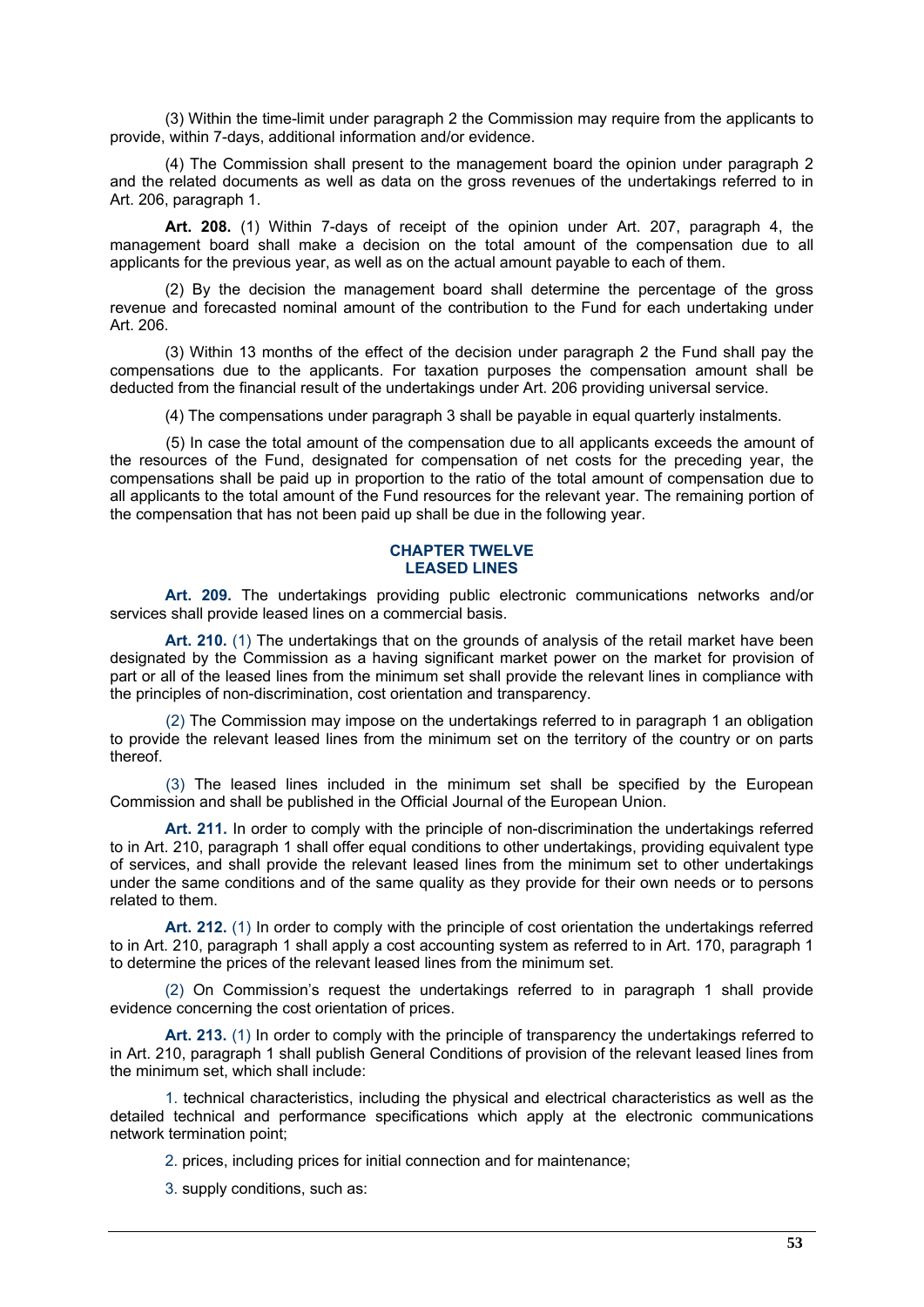(3) Within the time-limit under paragraph 2 the Commission may require from the applicants to provide, within 7-days, additional information and/or evidence.

(4) The Commission shall present to the management board the opinion under paragraph 2 and the related documents as well as data on the gross revenues of the undertakings referred to in Art. 206, paragraph 1.

**Art. 208.** (1) Within 7-days of receipt of the opinion under Art. 207, paragraph 4, the management board shall make a decision on the total amount of the compensation due to all applicants for the previous year, as well as on the actual amount payable to each of them.

(2) By the decision the management board shall determine the percentage of the gross revenue and forecasted nominal amount of the contribution to the Fund for each undertaking under Art. 206.

(3) Within 13 months of the effect of the decision under paragraph 2 the Fund shall pay the compensations due to the applicants. For taxation purposes the compensation amount shall be deducted from the financial result of the undertakings under Art. 206 providing universal service.

(4) The compensations under paragraph 3 shall be payable in equal quarterly instalments.

(5) In case the total amount of the compensation due to all applicants exceeds the amount of the resources of the Fund, designated for compensation of net costs for the preceding year, the compensations shall be paid up in proportion to the ratio of the total amount of compensation due to all applicants to the total amount of the Fund resources for the relevant year. The remaining portion of the compensation that has not been paid up shall be due in the following year.

## CHAPTER TWELVE
## LEASED LINES

**Art. 209.** The undertakings providing public electronic communications networks and/or services shall provide leased lines on a commercial basis.

**Art. 210.** (1) The undertakings that on the grounds of analysis of the retail market have been designated by the Commission as a having significant market power on the market for provision of part or all of the leased lines from the minimum set shall provide the relevant lines in compliance with the principles of non-discrimination, cost orientation and transparency.

(2) The Commission may impose on the undertakings referred to in paragraph 1 an obligation to provide the relevant leased lines from the minimum set on the territory of the country or on parts thereof.

(3) The leased lines included in the minimum set shall be specified by the European Commission and shall be published in the Official Journal of the European Union.

**Art. 211.** In order to comply with the principle of non-discrimination the undertakings referred to in Art. 210, paragraph 1 shall offer equal conditions to other undertakings, providing equivalent type of services, and shall provide the relevant leased lines from the minimum set to other undertakings under the same conditions and of the same quality as they provide for their own needs or to persons related to them.

**Art. 212.** (1) In order to comply with the principle of cost orientation the undertakings referred to in Art. 210, paragraph 1 shall apply a cost accounting system as referred to in Art. 170, paragraph 1 to determine the prices of the relevant leased lines from the minimum set.

(2) On Commission's request the undertakings referred to in paragraph 1 shall provide evidence concerning the cost orientation of prices.

**Art. 213.** (1) In order to comply with the principle of transparency the undertakings referred to in Art. 210, paragraph 1 shall publish General Conditions of provision of the relevant leased lines from the minimum set, which shall include:

1. technical characteristics, including the physical and electrical characteristics as well as the detailed technical and performance specifications which apply at the electronic communications network termination point;

2. prices, including prices for initial connection and for maintenance;

3. supply conditions, such as: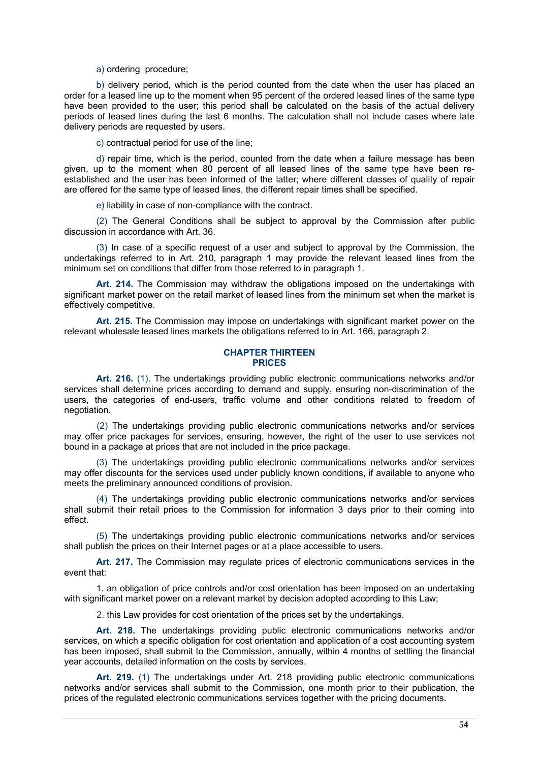a) ordering  procedure;

b) delivery period, which is the period counted from the date when the user has placed an order for a leased line up to the moment when 95 percent of the ordered leased lines of the same type have been provided to the user; this period shall be calculated on the basis of the actual delivery periods of leased lines during the last 6 months. The calculation shall not include cases where late delivery periods are requested by users.

c) contractual period for use of the line;

d) repair time, which is the period, counted from the date when a failure message has been given, up to the moment when 80 percent of all leased lines of the same type have been re-established and the user has been informed of the latter; where different classes of quality of repair are offered for the same type of leased lines, the different repair times shall be specified.

e) liability in case of non-compliance with the contract.

(2) The General Conditions shall be subject to approval by the Commission after public discussion in accordance with Art. 36.

(3) In case of a specific request of a user and subject to approval by the Commission, the undertakings referred to in Art. 210, paragraph 1 may provide the relevant leased lines from the minimum set on conditions that differ from those referred to in paragraph 1.

**Art. 214.** The Commission may withdraw the obligations imposed on the undertakings with significant market power on the retail market of leased lines from the minimum set when the market is effectively competitive.

**Art. 215.** The Commission may impose on undertakings with significant market power on the relevant wholesale leased lines markets the obligations referred to in Art. 166, paragraph 2.

## CHAPTER THIRTEEN
## PRICES

**Art. 216.** (1). The undertakings providing public electronic communications networks and/or services shall determine prices according to demand and supply, ensuring non-discrimination of the users, the categories of end-users, traffic volume and other conditions related to freedom of negotiation.

(2) The undertakings providing public electronic communications networks and/or services may offer price packages for services, ensuring, however, the right of the user to use services not bound in a package at prices that are not included in the price package.

(3) The undertakings providing public electronic communications networks and/or services may offer discounts for the services used under publicly known conditions, if available to anyone who meets the preliminary announced conditions of provision.

(4) The undertakings providing public electronic communications networks and/or services shall submit their retail prices to the Commission for information 3 days prior to their coming into effect.

(5) The undertakings providing public electronic communications networks and/or services shall publish the prices on their Internet pages or at a place accessible to users.

**Art. 217.** The Commission may regulate prices of electronic communications services in the event that:

1. an obligation of price controls and/or cost orientation has been imposed on an undertaking with significant market power on a relevant market by decision adopted according to this Law;

2. this Law provides for cost orientation of the prices set by the undertakings.

**Art. 218.** The undertakings providing public electronic communications networks and/or services, on which a specific obligation for cost orientation and application of a cost accounting system has been imposed, shall submit to the Commission, annually, within 4 months of settling the financial year accounts, detailed information on the costs by services.

**Art. 219.** (1) The undertakings under Art. 218 providing public electronic communications networks and/or services shall submit to the Commission, one month prior to their publication, the prices of the regulated electronic communications services together with the pricing documents.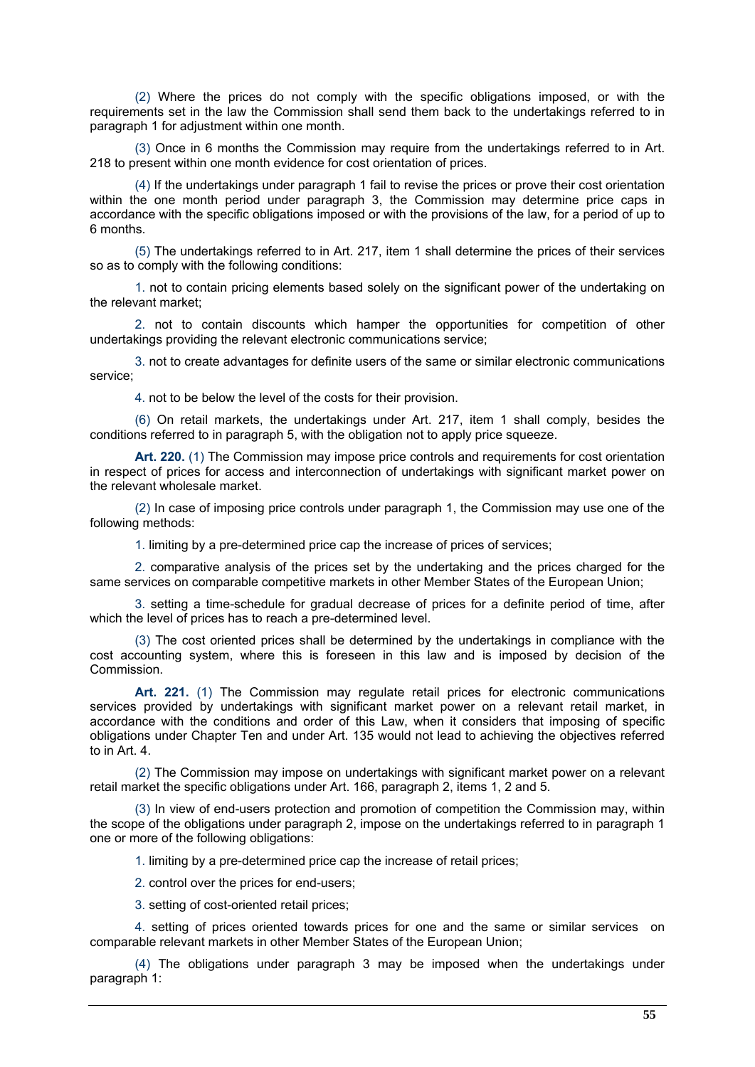(2) Where the prices do not comply with the specific obligations imposed, or with the requirements set in the law the Commission shall send them back to the undertakings referred to in paragraph 1 for adjustment within one month.

(3) Once in 6 months the Commission may require from the undertakings referred to in Art. 218 to present within one month evidence for cost orientation of prices.

(4) If the undertakings under paragraph 1 fail to revise the prices or prove their cost orientation within the one month period under paragraph 3, the Commission may determine price caps in accordance with the specific obligations imposed or with the provisions of the law, for a period of up to 6 months.

(5) The undertakings referred to in Art. 217, item 1 shall determine the prices of their services so as to comply with the following conditions:

1. not to contain pricing elements based solely on the significant power of the undertaking on the relevant market;

2. not to contain discounts which hamper the opportunities for competition of other undertakings providing the relevant electronic communications service;

3. not to create advantages for definite users of the same or similar electronic communications service;

4. not to be below the level of the costs for their provision.

(6) On retail markets, the undertakings under Art. 217, item 1 shall comply, besides the conditions referred to in paragraph 5, with the obligation not to apply price squeeze.

**Art. 220.** (1) The Commission may impose price controls and requirements for cost orientation in respect of prices for access and interconnection of undertakings with significant market power on the relevant wholesale market.

(2) In case of imposing price controls under paragraph 1, the Commission may use one of the following methods:

1. limiting by a pre-determined price cap the increase of prices of services;

2. comparative analysis of the prices set by the undertaking and the prices charged for the same services on comparable competitive markets in other Member States of the European Union;

3. setting a time-schedule for gradual decrease of prices for a definite period of time, after which the level of prices has to reach a pre-determined level.

(3) The cost oriented prices shall be determined by the undertakings in compliance with the cost accounting system, where this is foreseen in this law and is imposed by decision of the Commission.

**Art. 221.** (1) The Commission may regulate retail prices for electronic communications services provided by undertakings with significant market power on a relevant retail market, in accordance with the conditions and order of this Law, when it considers that imposing of specific obligations under Chapter Ten and under Art. 135 would not lead to achieving the objectives referred to in Art. 4.

(2) The Commission may impose on undertakings with significant market power on a relevant retail market the specific obligations under Art. 166, paragraph 2, items 1, 2 and 5.

(3) In view of end-users protection and promotion of competition the Commission may, within the scope of the obligations under paragraph 2, impose on the undertakings referred to in paragraph 1 one or more of the following obligations:

1. limiting by a pre-determined price cap the increase of retail prices;

2. control over the prices for end-users;

3. setting of cost-oriented retail prices;

4. setting of prices oriented towards prices for one and the same or similar services on comparable relevant markets in other Member States of the European Union;

(4) The obligations under paragraph 3 may be imposed when the undertakings under paragraph 1: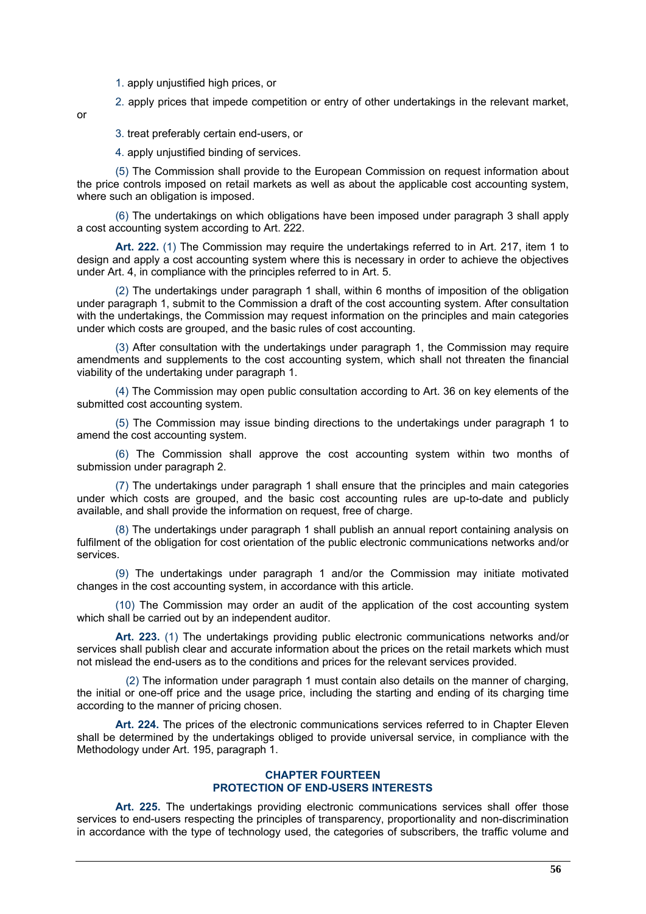1. apply unjustified high prices, or

2. apply prices that impede competition or entry of other undertakings in the relevant market, or

3. treat preferably certain end-users, or

4. apply unjustified binding of services.

(5) The Commission shall provide to the European Commission on request information about the price controls imposed on retail markets as well as about the applicable cost accounting system, where such an obligation is imposed.

(6) The undertakings on which obligations have been imposed under paragraph 3 shall apply a cost accounting system according to Art. 222.

**Art. 222.** (1) The Commission may require the undertakings referred to in Art. 217, item 1 to design and apply a cost accounting system where this is necessary in order to achieve the objectives under Art. 4, in compliance with the principles referred to in Art. 5.

(2) The undertakings under paragraph 1 shall, within 6 months of imposition of the obligation under paragraph 1, submit to the Commission a draft of the cost accounting system. After consultation with the undertakings, the Commission may request information on the principles and main categories under which costs are grouped, and the basic rules of cost accounting.

(3) After consultation with the undertakings under paragraph 1, the Commission may require amendments and supplements to the cost accounting system, which shall not threaten the financial viability of the undertaking under paragraph 1.

(4) The Commission may open public consultation according to Art. 36 on key elements of the submitted cost accounting system.

(5) The Commission may issue binding directions to the undertakings under paragraph 1 to amend the cost accounting system.

(6) The Commission shall approve the cost accounting system within two months of submission under paragraph 2.

(7) The undertakings under paragraph 1 shall ensure that the principles and main categories under which costs are grouped, and the basic cost accounting rules are up-to-date and publicly available, and shall provide the information on request, free of charge.

(8) The undertakings under paragraph 1 shall publish an annual report containing analysis on fulfilment of the obligation for cost orientation of the public electronic communications networks and/or services.

(9) The undertakings under paragraph 1 and/or the Commission may initiate motivated changes in the cost accounting system, in accordance with this article.

(10) The Commission may order an audit of the application of the cost accounting system which shall be carried out by an independent auditor.

**Art. 223.** (1) The undertakings providing public electronic communications networks and/or services shall publish clear and accurate information about the prices on the retail markets which must not mislead the end-users as to the conditions and prices for the relevant services provided.

(2) The information under paragraph 1 must contain also details on the manner of charging, the initial or one-off price and the usage price, including the starting and ending of its charging time according to the manner of pricing chosen.

**Art. 224.** The prices of the electronic communications services referred to in Chapter Eleven shall be determined by the undertakings obliged to provide universal service, in compliance with the Methodology under Art. 195, paragraph 1.

## CHAPTER FOURTEEN
## PROTECTION OF END-USERS INTERESTS

**Art. 225.** The undertakings providing electronic communications services shall offer those services to end-users respecting the principles of transparency, proportionality and non-discrimination in accordance with the type of technology used, the categories of subscribers, the traffic volume and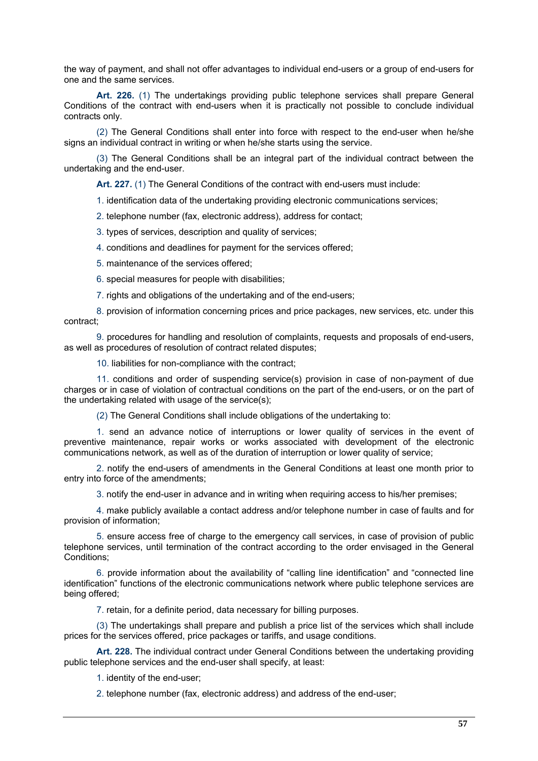the way of payment, and shall not offer advantages to individual end-users or a group of end-users for one and the same services.

**Art. 226.** (1) The undertakings providing public telephone services shall prepare General Conditions of the contract with end-users when it is practically not possible to conclude individual contracts only.

(2) The General Conditions shall enter into force with respect to the end-user when he/she signs an individual contract in writing or when he/she starts using the service.

(3) The General Conditions shall be an integral part of the individual contract between the undertaking and the end-user.

**Art. 227.** (1) The General Conditions of the contract with end-users must include:

1. identification data of the undertaking providing electronic communications services;

2. telephone number (fax, electronic address), address for contact;

3. types of services, description and quality of services;

4. conditions and deadlines for payment for the services offered;

5. maintenance of the services offered;

6. special measures for people with disabilities;

7. rights and obligations of the undertaking and of the end-users;

8. provision of information concerning prices and price packages, new services, etc. under this contract;

9. procedures for handling and resolution of complaints, requests and proposals of end-users, as well as procedures of resolution of contract related disputes;

10. liabilities for non-compliance with the contract;

11. conditions and order of suspending service(s) provision in case of non-payment of due charges or in case of violation of contractual conditions on the part of the end-users, or on the part of the undertaking related with usage of the service(s);

(2) The General Conditions shall include obligations of the undertaking to:

1. send an advance notice of interruptions or lower quality of services in the event of preventive maintenance, repair works or works associated with development of the electronic communications network, as well as of the duration of interruption or lower quality of service;

2. notify the end-users of amendments in the General Conditions at least one month prior to entry into force of the amendments;

3. notify the end-user in advance and in writing when requiring access to his/her premises;

4. make publicly available a contact address and/or telephone number in case of faults and for provision of information;

5. ensure access free of charge to the emergency call services, in case of provision of public telephone services, until termination of the contract according to the order envisaged in the General Conditions;

6. provide information about the availability of "calling line identification" and "connected line identification" functions of the electronic communications network where public telephone services are being offered;

7. retain, for a definite period, data necessary for billing purposes.

(3) The undertakings shall prepare and publish a price list of the services which shall include prices for the services offered, price packages or tariffs, and usage conditions.

**Art. 228.** The individual contract under General Conditions between the undertaking providing public telephone services and the end-user shall specify, at least:

1. identity of the end-user;

2. telephone number (fax, electronic address) and address of the end-user;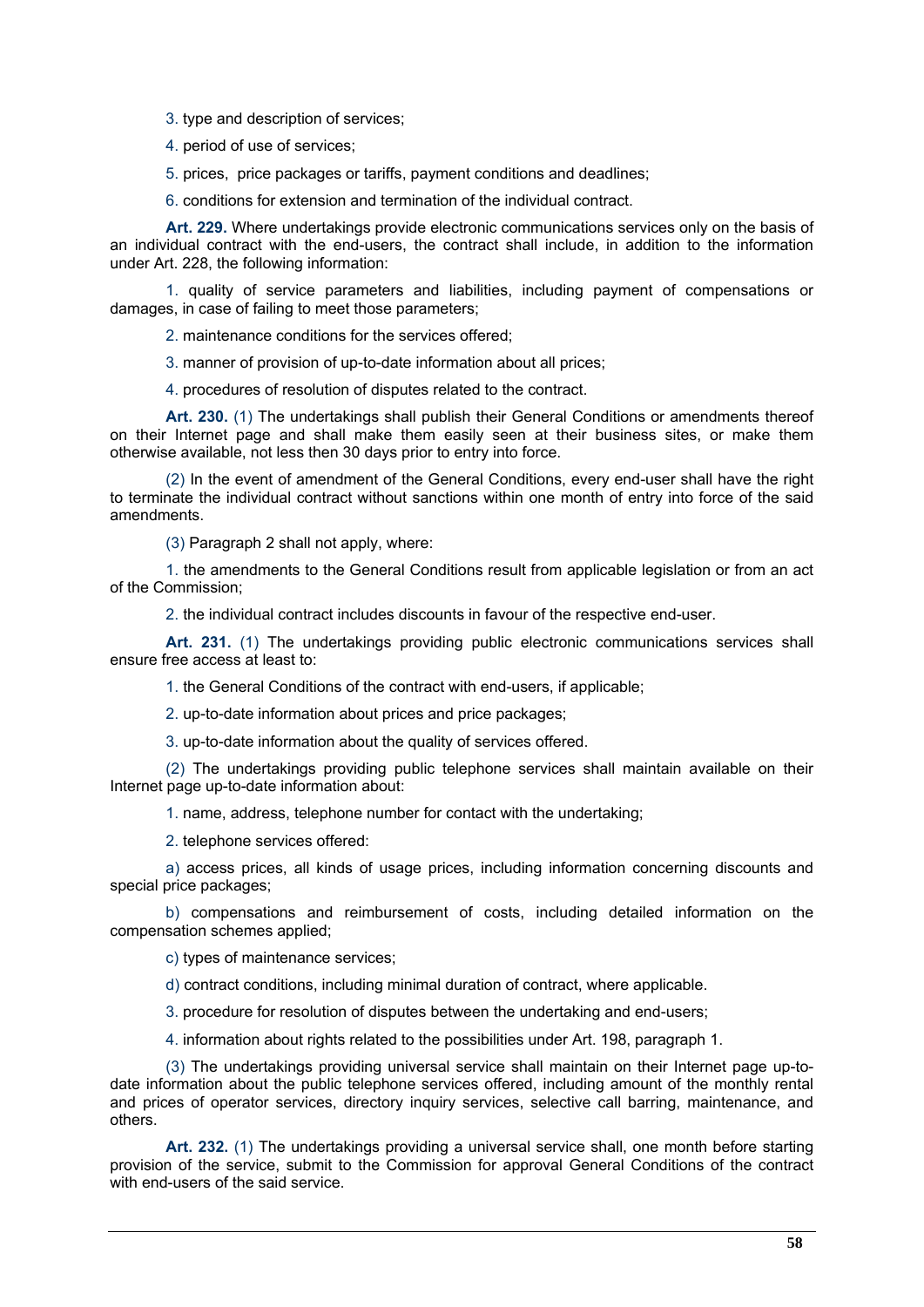3. type and description of services;

4. period of use of services;

5. prices, price packages or tariffs, payment conditions and deadlines;

6. conditions for extension and termination of the individual contract.

**Art. 229.** Where undertakings provide electronic communications services only on the basis of an individual contract with the end-users, the contract shall include, in addition to the information under Art. 228, the following information:

1. quality of service parameters and liabilities, including payment of compensations or damages, in case of failing to meet those parameters;

2. maintenance conditions for the services offered;

3. manner of provision of up-to-date information about all prices;

4. procedures of resolution of disputes related to the contract.

**Art. 230.** (1) The undertakings shall publish their General Conditions or amendments thereof on their Internet page and shall make them easily seen at their business sites, or make them otherwise available, not less then 30 days prior to entry into force.

(2) In the event of amendment of the General Conditions, every end-user shall have the right to terminate the individual contract without sanctions within one month of entry into force of the said amendments.

(3) Paragraph 2 shall not apply, where:

1. the amendments to the General Conditions result from applicable legislation or from an act of the Commission;

2. the individual contract includes discounts in favour of the respective end-user.

**Art. 231.** (1) The undertakings providing public electronic communications services shall ensure free access at least to:

1. the General Conditions of the contract with end-users, if applicable;

2. up-to-date information about prices and price packages;

3. up-to-date information about the quality of services offered.

(2) The undertakings providing public telephone services shall maintain available on their Internet page up-to-date information about:

1. name, address, telephone number for contact with the undertaking;

2. telephone services offered:

a) access prices, all kinds of usage prices, including information concerning discounts and special price packages;

b) compensations and reimbursement of costs, including detailed information on the compensation schemes applied;

c) types of maintenance services;

d) contract conditions, including minimal duration of contract, where applicable.

3. procedure for resolution of disputes between the undertaking and end-users;

4. information about rights related to the possibilities under Art. 198, paragraph 1.

(3) The undertakings providing universal service shall maintain on their Internet page up-to-date information about the public telephone services offered, including amount of the monthly rental and prices of operator services, directory inquiry services, selective call barring, maintenance, and others.

**Art. 232.** (1) The undertakings providing a universal service shall, one month before starting provision of the service, submit to the Commission for approval General Conditions of the contract with end-users of the said service.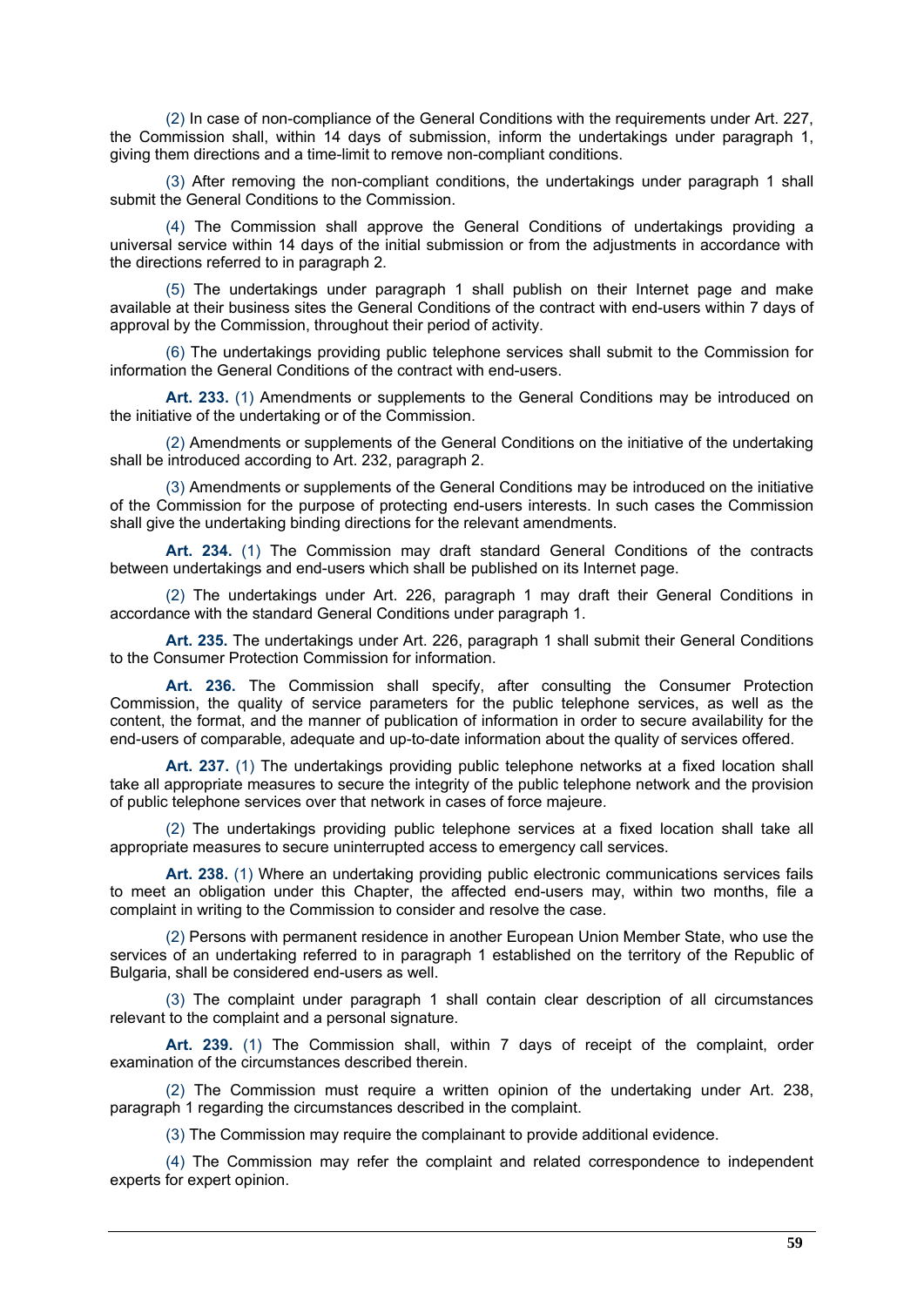(2) In case of non-compliance of the General Conditions with the requirements under Art. 227, the Commission shall, within 14 days of submission, inform the undertakings under paragraph 1, giving them directions and a time-limit to remove non-compliant conditions.

(3) After removing the non-compliant conditions, the undertakings under paragraph 1 shall submit the General Conditions to the Commission.

(4) The Commission shall approve the General Conditions of undertakings providing a universal service within 14 days of the initial submission or from the adjustments in accordance with the directions referred to in paragraph 2.

(5) The undertakings under paragraph 1 shall publish on their Internet page and make available at their business sites the General Conditions of the contract with end-users within 7 days of approval by the Commission, throughout their period of activity.

(6) The undertakings providing public telephone services shall submit to the Commission for information the General Conditions of the contract with end-users.

**Art. 233.** (1) Amendments or supplements to the General Conditions may be introduced on the initiative of the undertaking or of the Commission.

(2) Amendments or supplements of the General Conditions on the initiative of the undertaking shall be introduced according to Art. 232, paragraph 2.

(3) Amendments or supplements of the General Conditions may be introduced on the initiative of the Commission for the purpose of protecting end-users interests. In such cases the Commission shall give the undertaking binding directions for the relevant amendments.

**Art. 234.** (1) The Commission may draft standard General Conditions of the contracts between undertakings and end-users which shall be published on its Internet page.

(2) The undertakings under Art. 226, paragraph 1 may draft their General Conditions in accordance with the standard General Conditions under paragraph 1.

**Art. 235.** The undertakings under Art. 226, paragraph 1 shall submit their General Conditions to the Consumer Protection Commission for information.

**Art. 236.** The Commission shall specify, after consulting the Consumer Protection Commission, the quality of service parameters for the public telephone services, as well as the content, the format, and the manner of publication of information in order to secure availability for the end-users of comparable, adequate and up-to-date information about the quality of services offered.

**Art. 237.** (1) The undertakings providing public telephone networks at a fixed location shall take all appropriate measures to secure the integrity of the public telephone network and the provision of public telephone services over that network in cases of force majeure.

(2) The undertakings providing public telephone services at a fixed location shall take all appropriate measures to secure uninterrupted access to emergency call services.

**Art. 238.** (1) Where an undertaking providing public electronic communications services fails to meet an obligation under this Chapter, the affected end-users may, within two months, file a complaint in writing to the Commission to consider and resolve the case.

(2) Persons with permanent residence in another European Union Member State, who use the services of an undertaking referred to in paragraph 1 established on the territory of the Republic of Bulgaria, shall be considered end-users as well.

(3) The complaint under paragraph 1 shall contain clear description of all circumstances relevant to the complaint and a personal signature.

**Art. 239.** (1) The Commission shall, within 7 days of receipt of the complaint, order examination of the circumstances described therein.

(2) The Commission must require a written opinion of the undertaking under Art. 238, paragraph 1 regarding the circumstances described in the complaint.

(3) The Commission may require the complainant to provide additional evidence.

(4) The Commission may refer the complaint and related correspondence to independent experts for expert opinion.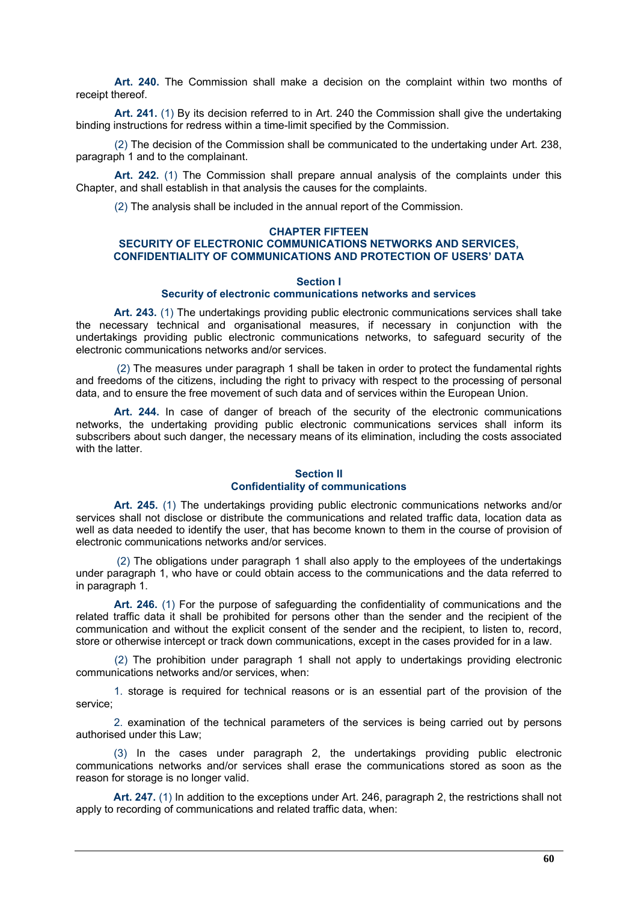**Art. 240.** The Commission shall make a decision on the complaint within two months of receipt thereof.

**Art. 241.** (1) By its decision referred to in Art. 240 the Commission shall give the undertaking binding instructions for redress within a time-limit specified by the Commission.

(2) The decision of the Commission shall be communicated to the undertaking under Art. 238, paragraph 1 and to the complainant.

**Art. 242.** (1) The Commission shall prepare annual analysis of the complaints under this Chapter, and shall establish in that analysis the causes for the complaints.

(2) The analysis shall be included in the annual report of the Commission.

## CHAPTER FIFTEEN
## SECURITY OF ELECTRONIC COMMUNICATIONS NETWORKS AND SERVICES, CONFIDENTIALITY OF COMMUNICATIONS AND PROTECTION OF USERS' DATA

### Section I
### Security of electronic communications networks and services

**Art. 243.** (1) The undertakings providing public electronic communications services shall take the necessary technical and organisational measures, if necessary in conjunction with the undertakings providing public electronic communications networks, to safeguard security of the electronic communications networks and/or services.

(2) The measures under paragraph 1 shall be taken in order to protect the fundamental rights and freedoms of the citizens, including the right to privacy with respect to the processing of personal data, and to ensure the free movement of such data and of services within the European Union.

**Art. 244.** In case of danger of breach of the security of the electronic communications networks, the undertaking providing public electronic communications services shall inform its subscribers about such danger, the necessary means of its elimination, including the costs associated with the latter.

### Section II
### Confidentiality of communications

**Art. 245.** (1) The undertakings providing public electronic communications networks and/or services shall not disclose or distribute the communications and related traffic data, location data as well as data needed to identify the user, that has become known to them in the course of provision of electronic communications networks and/or services.

(2) The obligations under paragraph 1 shall also apply to the employees of the undertakings under paragraph 1, who have or could obtain access to the communications and the data referred to in paragraph 1.

**Art. 246.** (1) For the purpose of safeguarding the confidentiality of communications and the related traffic data it shall be prohibited for persons other than the sender and the recipient of the communication and without the explicit consent of the sender and the recipient, to listen to, record, store or otherwise intercept or track down communications, except in the cases provided for in a law.

(2) The prohibition under paragraph 1 shall not apply to undertakings providing electronic communications networks and/or services, when:

1. storage is required for technical reasons or is an essential part of the provision of the service;

2. examination of the technical parameters of the services is being carried out by persons authorised under this Law;

(3) In the cases under paragraph 2, the undertakings providing public electronic communications networks and/or services shall erase the communications stored as soon as the reason for storage is no longer valid.

**Art. 247.** (1) In addition to the exceptions under Art. 246, paragraph 2, the restrictions shall not apply to recording of communications and related traffic data, when: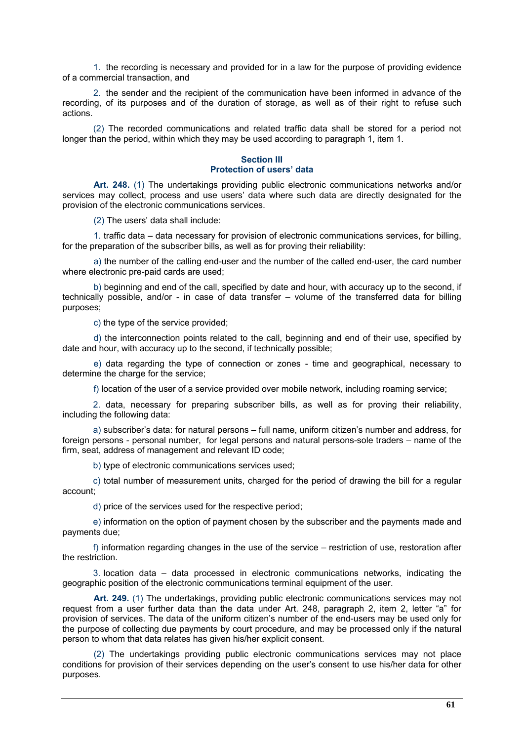1. the recording is necessary and provided for in a law for the purpose of providing evidence of a commercial transaction, and

2. the sender and the recipient of the communication have been informed in advance of the recording, of its purposes and of the duration of storage, as well as of their right to refuse such actions.

(2) The recorded communications and related traffic data shall be stored for a period not longer than the period, within which they may be used according to paragraph 1, item 1.

## Section III
## Protection of users' data

**Art. 248.** (1) The undertakings providing public electronic communications networks and/or services may collect, process and use users' data where such data are directly designated for the provision of the electronic communications services.

(2) The users' data shall include:

1. traffic data – data necessary for provision of electronic communications services, for billing, for the preparation of the subscriber bills, as well as for proving their reliability:

a) the number of the calling end-user and the number of the called end-user, the card number where electronic pre-paid cards are used;

b) beginning and end of the call, specified by date and hour, with accuracy up to the second, if technically possible, and/or - in case of data transfer – volume of the transferred data for billing purposes;

c) the type of the service provided;

d) the interconnection points related to the call, beginning and end of their use, specified by date and hour, with accuracy up to the second, if technically possible;

e) data regarding the type of connection or zones - time and geographical, necessary to determine the charge for the service;

f) location of the user of a service provided over mobile network, including roaming service;

2. data, necessary for preparing subscriber bills, as well as for proving their reliability, including the following data:

a) subscriber's data: for natural persons – full name, uniform citizen's number and address, for foreign persons - personal number, for legal persons and natural persons-sole traders – name of the firm, seat, address of management and relevant ID code;

b) type of electronic communications services used;

c) total number of measurement units, charged for the period of drawing the bill for a regular account;

d) price of the services used for the respective period;

e) information on the option of payment chosen by the subscriber and the payments made and payments due;

f) information regarding changes in the use of the service – restriction of use, restoration after the restriction.

3. location data – data processed in electronic communications networks, indicating the geographic position of the electronic communications terminal equipment of the user.

**Art. 249.** (1) The undertakings, providing public electronic communications services may not request from a user further data than the data under Art. 248, paragraph 2, item 2, letter "a" for provision of services. The data of the uniform citizen's number of the end-users may be used only for the purpose of collecting due payments by court procedure, and may be processed only if the natural person to whom that data relates has given his/her explicit consent.

(2) The undertakings providing public electronic communications services may not place conditions for provision of their services depending on the user's consent to use his/her data for other purposes.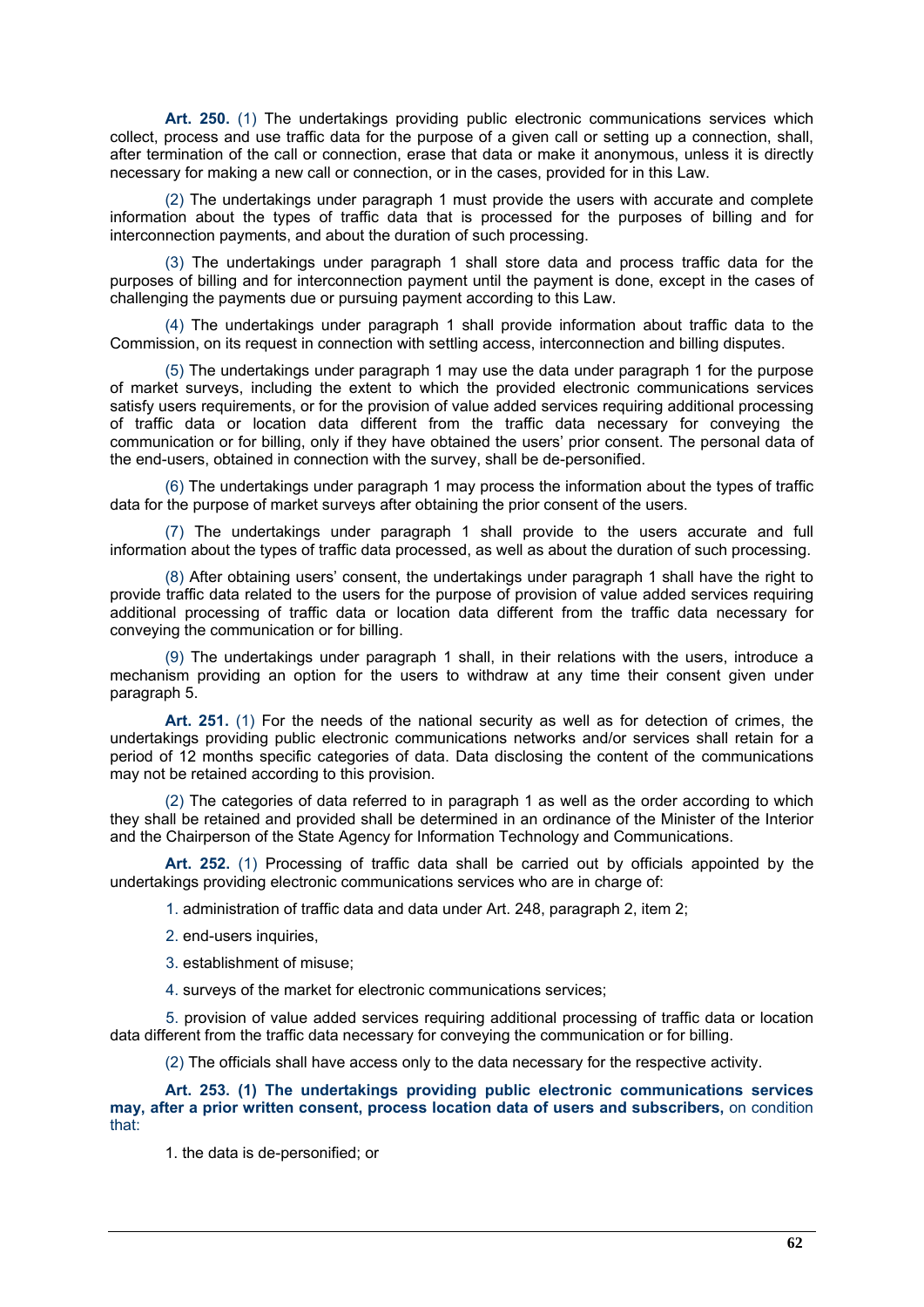**Art. 250.** (1) The undertakings providing public electronic communications services which collect, process and use traffic data for the purpose of a given call or setting up a connection, shall, after termination of the call or connection, erase that data or make it anonymous, unless it is directly necessary for making a new call or connection, or in the cases, provided for in this Law.

(2) The undertakings under paragraph 1 must provide the users with accurate and complete information about the types of traffic data that is processed for the purposes of billing and for interconnection payments, and about the duration of such processing.

(3) The undertakings under paragraph 1 shall store data and process traffic data for the purposes of billing and for interconnection payment until the payment is done, except in the cases of challenging the payments due or pursuing payment according to this Law.

(4) The undertakings under paragraph 1 shall provide information about traffic data to the Commission, on its request in connection with settling access, interconnection and billing disputes.

(5) The undertakings under paragraph 1 may use the data under paragraph 1 for the purpose of market surveys, including the extent to which the provided electronic communications services satisfy users requirements, or for the provision of value added services requiring additional processing of traffic data or location data different from the traffic data necessary for conveying the communication or for billing, only if they have obtained the users' prior consent. The personal data of the end-users, obtained in connection with the survey, shall be de-personified.

(6) The undertakings under paragraph 1 may process the information about the types of traffic data for the purpose of market surveys after obtaining the prior consent of the users.

(7) The undertakings under paragraph 1 shall provide to the users accurate and full information about the types of traffic data processed, as well as about the duration of such processing.

(8) After obtaining users' consent, the undertakings under paragraph 1 shall have the right to provide traffic data related to the users for the purpose of provision of value added services requiring additional processing of traffic data or location data different from the traffic data necessary for conveying the communication or for billing.

(9) The undertakings under paragraph 1 shall, in their relations with the users, introduce a mechanism providing an option for the users to withdraw at any time their consent given under paragraph 5.

**Art. 251.** (1) For the needs of the national security as well as for detection of crimes, the undertakings providing public electronic communications networks and/or services shall retain for a period of 12 months specific categories of data. Data disclosing the content of the communications may not be retained according to this provision.

(2) The categories of data referred to in paragraph 1 as well as the order according to which they shall be retained and provided shall be determined in an ordinance of the Minister of the Interior and the Chairperson of the State Agency for Information Technology and Communications.

**Art. 252.** (1) Processing of traffic data shall be carried out by officials appointed by the undertakings providing electronic communications services who are in charge of:

1. administration of traffic data and data under Art. 248, paragraph 2, item 2;

2. end-users inquiries,

3. establishment of misuse;

4. surveys of the market for electronic communications services;

5. provision of value added services requiring additional processing of traffic data or location data different from the traffic data necessary for conveying the communication or for billing.

(2) The officials shall have access only to the data necessary for the respective activity.

**Art. 253. (1) The undertakings providing public electronic communications services may, after a prior written consent, process location data of users and subscribers,** on condition that:

1. the data is de-personified; or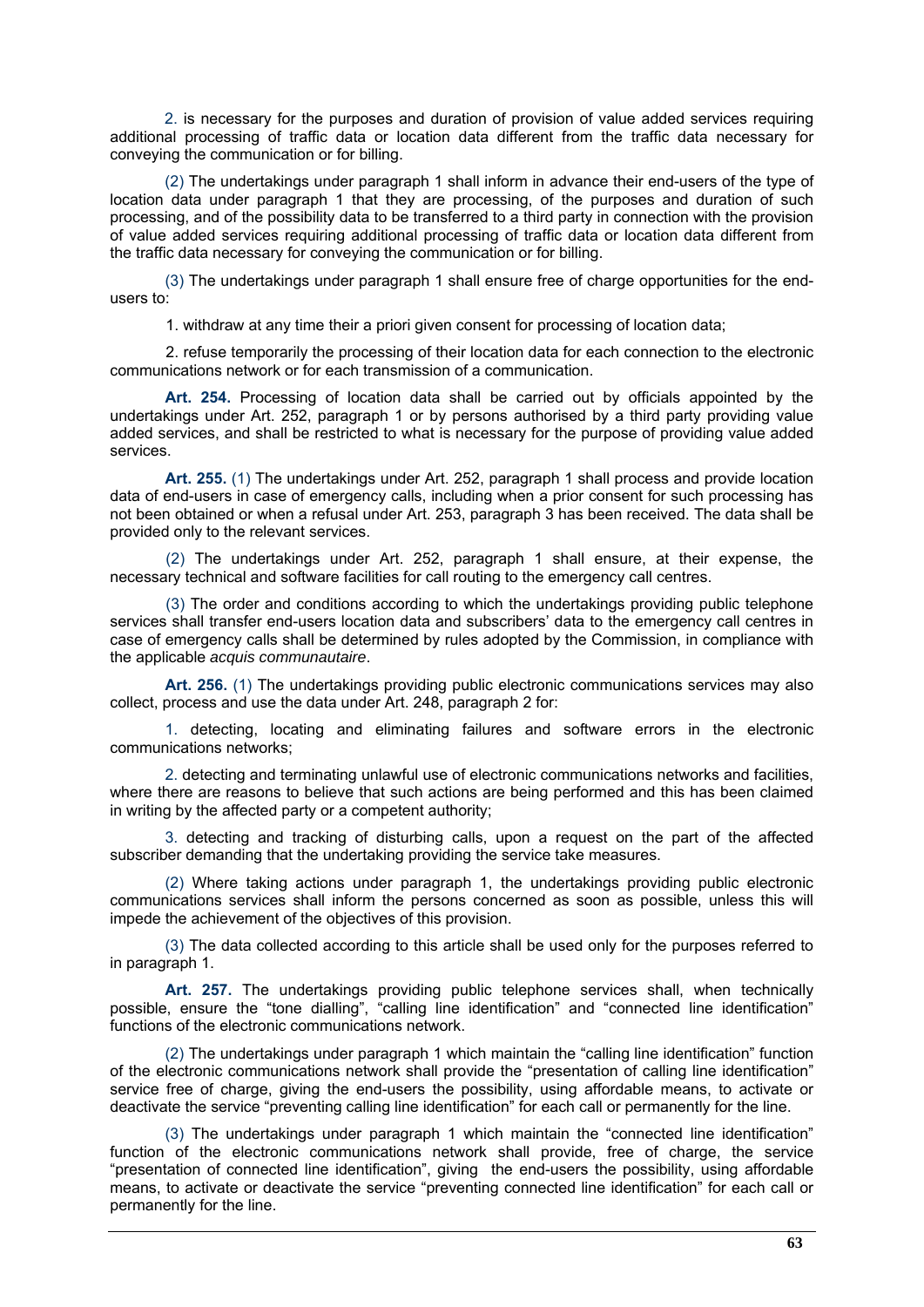2. is necessary for the purposes and duration of provision of value added services requiring additional processing of traffic data or location data different from the traffic data necessary for conveying the communication or for billing.

(2) The undertakings under paragraph 1 shall inform in advance their end-users of the type of location data under paragraph 1 that they are processing, of the purposes and duration of such processing, and of the possibility data to be transferred to a third party in connection with the provision of value added services requiring additional processing of traffic data or location data different from the traffic data necessary for conveying the communication or for billing.

(3) The undertakings under paragraph 1 shall ensure free of charge opportunities for the end-users to:

1. withdraw at any time their a priori given consent for processing of location data;

2. refuse temporarily the processing of their location data for each connection to the electronic communications network or for each transmission of a communication.

**Art. 254.** Processing of location data shall be carried out by officials appointed by the undertakings under Art. 252, paragraph 1 or by persons authorised by a third party providing value added services, and shall be restricted to what is necessary for the purpose of providing value added services.

**Art. 255.** (1) The undertakings under Art. 252, paragraph 1 shall process and provide location data of end-users in case of emergency calls, including when a prior consent for such processing has not been obtained or when a refusal under Art. 253, paragraph 3 has been received. The data shall be provided only to the relevant services.

(2) The undertakings under Art. 252, paragraph 1 shall ensure, at their expense, the necessary technical and software facilities for call routing to the emergency call centres.

(3) The order and conditions according to which the undertakings providing public telephone services shall transfer end-users location data and subscribers' data to the emergency call centres in case of emergency calls shall be determined by rules adopted by the Commission, in compliance with the applicable *acquis communautaire*.

**Art. 256.** (1) The undertakings providing public electronic communications services may also collect, process and use the data under Art. 248, paragraph 2 for:

1. detecting, locating and eliminating failures and software errors in the electronic communications networks;

2. detecting and terminating unlawful use of electronic communications networks and facilities, where there are reasons to believe that such actions are being performed and this has been claimed in writing by the affected party or a competent authority;

3. detecting and tracking of disturbing calls, upon a request on the part of the affected subscriber demanding that the undertaking providing the service take measures.

(2) Where taking actions under paragraph 1, the undertakings providing public electronic communications services shall inform the persons concerned as soon as possible, unless this will impede the achievement of the objectives of this provision.

(3) The data collected according to this article shall be used only for the purposes referred to in paragraph 1.

**Art. 257.** The undertakings providing public telephone services shall, when technically possible, ensure the "tone dialling", "calling line identification" and "connected line identification" functions of the electronic communications network.

(2) The undertakings under paragraph 1 which maintain the "calling line identification" function of the electronic communications network shall provide the "presentation of calling line identification" service free of charge, giving the end-users the possibility, using affordable means, to activate or deactivate the service "preventing calling line identification" for each call or permanently for the line.

(3) The undertakings under paragraph 1 which maintain the "connected line identification" function of the electronic communications network shall provide, free of charge, the service "presentation of connected line identification", giving the end-users the possibility, using affordable means, to activate or deactivate the service "preventing connected line identification" for each call or permanently for the line.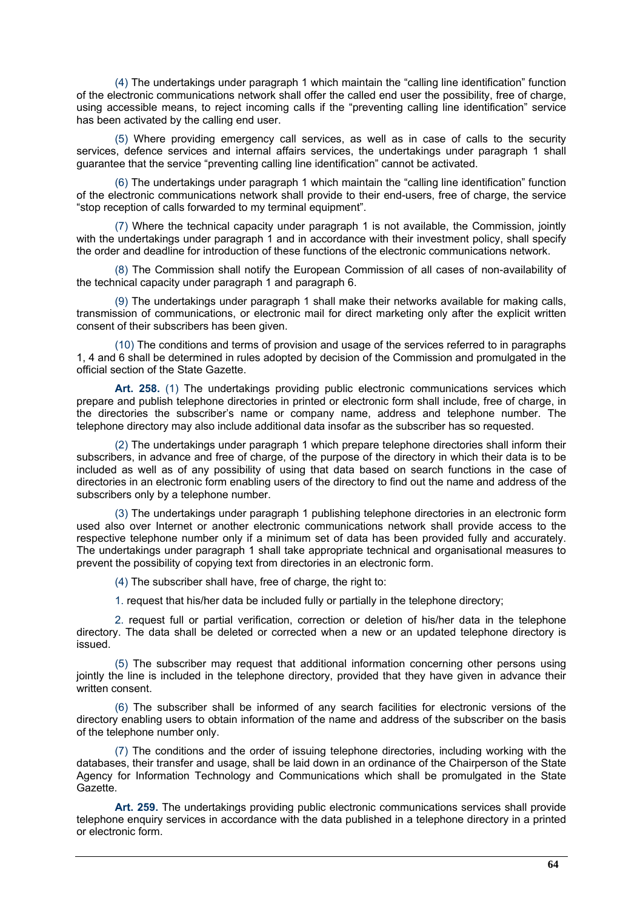(4) The undertakings under paragraph 1 which maintain the “calling line identification” function of the electronic communications network shall offer the called end user the possibility, free of charge, using accessible means, to reject incoming calls if the “preventing calling line identification” service has been activated by the calling end user.

(5) Where providing emergency call services, as well as in case of calls to the security services, defence services and internal affairs services, the undertakings under paragraph 1 shall guarantee that the service “preventing calling line identification” cannot be activated.

(6) The undertakings under paragraph 1 which maintain the “calling line identification” function of the electronic communications network shall provide to their end-users, free of charge, the service “stop reception of calls forwarded to my terminal equipment”.

(7) Where the technical capacity under paragraph 1 is not available, the Commission, jointly with the undertakings under paragraph 1 and in accordance with their investment policy, shall specify the order and deadline for introduction of these functions of the electronic communications network.

(8) The Commission shall notify the European Commission of all cases of non-availability of the technical capacity under paragraph 1 and paragraph 6.

(9) The undertakings under paragraph 1 shall make their networks available for making calls, transmission of communications, or electronic mail for direct marketing only after the explicit written consent of their subscribers has been given.

(10) The conditions and terms of provision and usage of the services referred to in paragraphs 1, 4 and 6 shall be determined in rules adopted by decision of the Commission and promulgated in the official section of the State Gazette.

**Art. 258.** (1) The undertakings providing public electronic communications services which prepare and publish telephone directories in printed or electronic form shall include, free of charge, in the directories the subscriber’s name or company name, address and telephone number. The telephone directory may also include additional data insofar as the subscriber has so requested.

(2) The undertakings under paragraph 1 which prepare telephone directories shall inform their subscribers, in advance and free of charge, of the purpose of the directory in which their data is to be included as well as of any possibility of using that data based on search functions in the case of directories in an electronic form enabling users of the directory to find out the name and address of the subscribers only by a telephone number.

(3) The undertakings under paragraph 1 publishing telephone directories in an electronic form used also over Internet or another electronic communications network shall provide access to the respective telephone number only if a minimum set of data has been provided fully and accurately. The undertakings under paragraph 1 shall take appropriate technical and organisational measures to prevent the possibility of copying text from directories in an electronic form.

(4) The subscriber shall have, free of charge, the right to:

1. request that his/her data be included fully or partially in the telephone directory;

2. request full or partial verification, correction or deletion of his/her data in the telephone directory. The data shall be deleted or corrected when a new or an updated telephone directory is issued.

(5) The subscriber may request that additional information concerning other persons using jointly the line is included in the telephone directory, provided that they have given in advance their written consent.

(6) The subscriber shall be informed of any search facilities for electronic versions of the directory enabling users to obtain information of the name and address of the subscriber on the basis of the telephone number only.

(7) The conditions and the order of issuing telephone directories, including working with the databases, their transfer and usage, shall be laid down in an ordinance of the Chairperson of the State Agency for Information Technology and Communications which shall be promulgated in the State Gazette.

**Art. 259.** The undertakings providing public electronic communications services shall provide telephone enquiry services in accordance with the data published in a telephone directory in a printed or electronic form.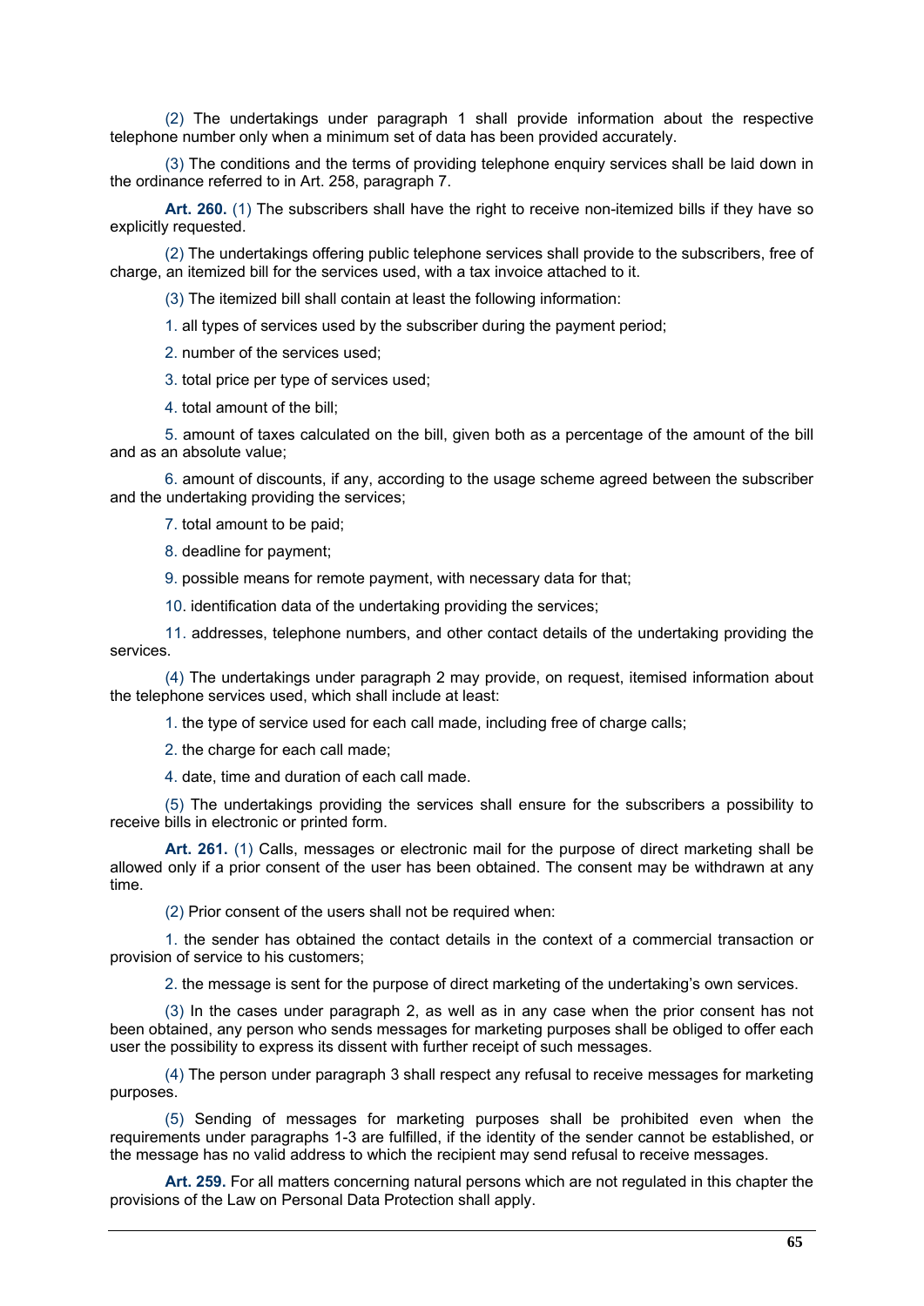(2) The undertakings under paragraph 1 shall provide information about the respective telephone number only when a minimum set of data has been provided accurately.

(3) The conditions and the terms of providing telephone enquiry services shall be laid down in the ordinance referred to in Art. 258, paragraph 7.

**Art. 260.** (1) The subscribers shall have the right to receive non-itemized bills if they have so explicitly requested.

(2) The undertakings offering public telephone services shall provide to the subscribers, free of charge, an itemized bill for the services used, with a tax invoice attached to it.

(3) The itemized bill shall contain at least the following information:

1. all types of services used by the subscriber during the payment period;

2. number of the services used;

3. total price per type of services used;

4. total amount of the bill;

5. amount of taxes calculated on the bill, given both as a percentage of the amount of the bill and as an absolute value;

6. amount of discounts, if any, according to the usage scheme agreed between the subscriber and the undertaking providing the services;

7. total amount to be paid;

8. deadline for payment;

9. possible means for remote payment, with necessary data for that;

10. identification data of the undertaking providing the services;

11. addresses, telephone numbers, and other contact details of the undertaking providing the services.

(4) The undertakings under paragraph 2 may provide, on request, itemised information about the telephone services used, which shall include at least:

1. the type of service used for each call made, including free of charge calls;

2. the charge for each call made;

4. date, time and duration of each call made.

(5) The undertakings providing the services shall ensure for the subscribers a possibility to receive bills in electronic or printed form.

**Art. 261.** (1) Calls, messages or electronic mail for the purpose of direct marketing shall be allowed only if a prior consent of the user has been obtained. The consent may be withdrawn at any time.

(2) Prior consent of the users shall not be required when:

1. the sender has obtained the contact details in the context of a commercial transaction or provision of service to his customers;

2. the message is sent for the purpose of direct marketing of the undertaking's own services.

(3) In the cases under paragraph 2, as well as in any case when the prior consent has not been obtained, any person who sends messages for marketing purposes shall be obliged to offer each user the possibility to express its dissent with further receipt of such messages.

(4) The person under paragraph 3 shall respect any refusal to receive messages for marketing purposes.

(5) Sending of messages for marketing purposes shall be prohibited even when the requirements under paragraphs 1-3 are fulfilled, if the identity of the sender cannot be established, or the message has no valid address to which the recipient may send refusal to receive messages.

**Art. 259.** For all matters concerning natural persons which are not regulated in this chapter the provisions of the Law on Personal Data Protection shall apply.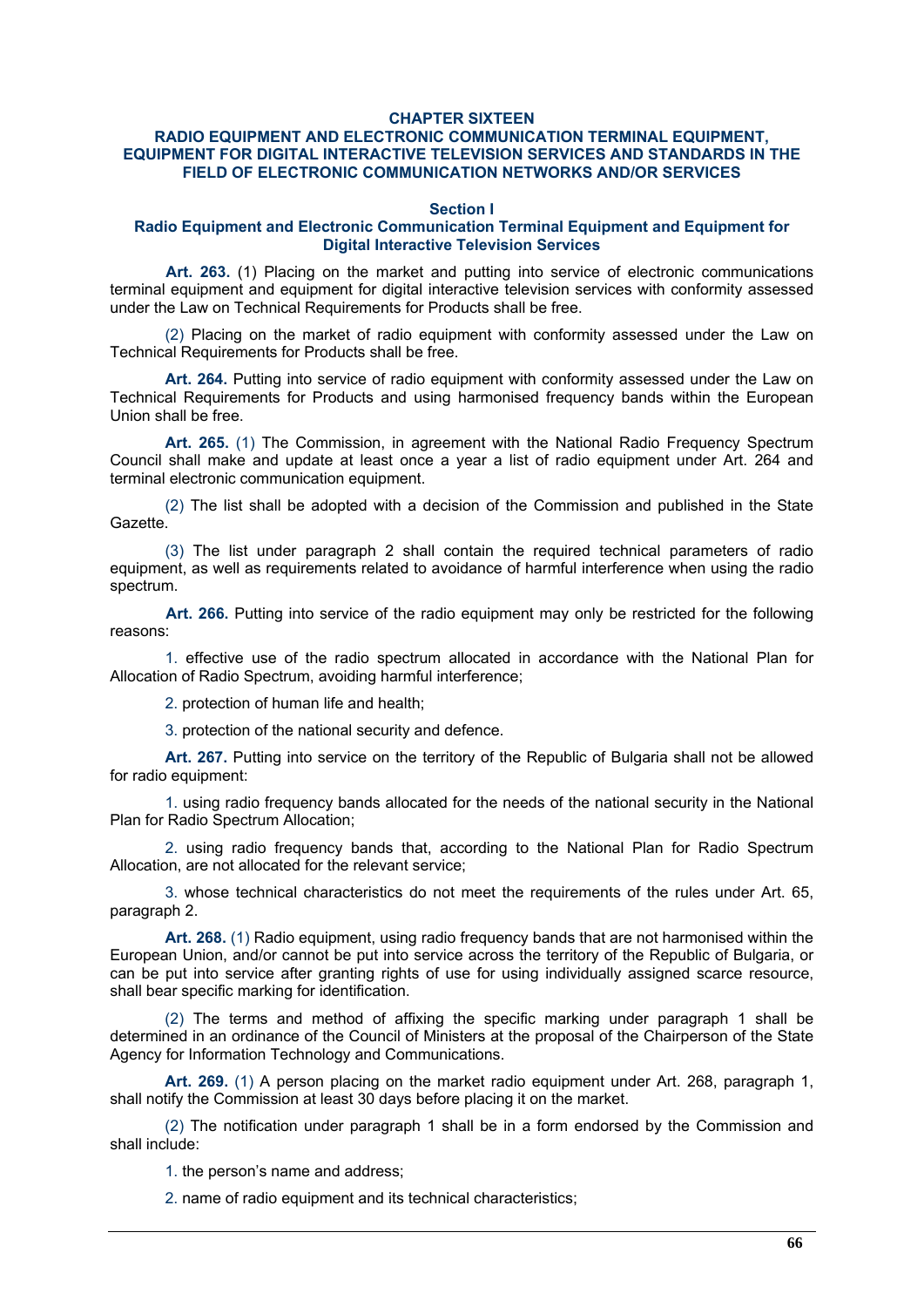## CHAPTER SIXTEEN
## RADIO EQUIPMENT AND ELECTRONIC COMMUNICATION TERMINAL EQUIPMENT, EQUIPMENT FOR DIGITAL INTERACTIVE TELEVISION SERVICES AND STANDARDS IN THE FIELD OF ELECTRONIC COMMUNICATION NETWORKS AND/OR SERVICES

### Section I
### Radio Equipment and Electronic Communication Terminal Equipment and Equipment for Digital Interactive Television Services

**Art. 263.** (1) Placing on the market and putting into service of electronic communications terminal equipment and equipment for digital interactive television services with conformity assessed under the Law on Technical Requirements for Products shall be free.

(2) Placing on the market of radio equipment with conformity assessed under the Law on Technical Requirements for Products shall be free.

**Art. 264.** Putting into service of radio equipment with conformity assessed under the Law on Technical Requirements for Products and using harmonised frequency bands within the European Union shall be free.

**Art. 265.** (1) The Commission, in agreement with the National Radio Frequency Spectrum Council shall make and update at least once a year a list of radio equipment under Art. 264 and terminal electronic communication equipment.

(2) The list shall be adopted with a decision of the Commission and published in the State Gazette.

(3) The list under paragraph 2 shall contain the required technical parameters of radio equipment, as well as requirements related to avoidance of harmful interference when using the radio spectrum.

**Art. 266.** Putting into service of the radio equipment may only be restricted for the following reasons:

1. effective use of the radio spectrum allocated in accordance with the National Plan for Allocation of Radio Spectrum, avoiding harmful interference;

2. protection of human life and health;

3. protection of the national security and defence.

**Art. 267.** Putting into service on the territory of the Republic of Bulgaria shall not be allowed for radio equipment:

1. using radio frequency bands allocated for the needs of the national security in the National Plan for Radio Spectrum Allocation;

2. using radio frequency bands that, according to the National Plan for Radio Spectrum Allocation, are not allocated for the relevant service;

3. whose technical characteristics do not meet the requirements of the rules under Art. 65, paragraph 2.

**Art. 268.** (1) Radio equipment, using radio frequency bands that are not harmonised within the European Union, and/or cannot be put into service across the territory of the Republic of Bulgaria, or can be put into service after granting rights of use for using individually assigned scarce resource, shall bear specific marking for identification.

(2) The terms and method of affixing the specific marking under paragraph 1 shall be determined in an ordinance of the Council of Ministers at the proposal of the Chairperson of the State Agency for Information Technology and Communications.

**Art. 269.** (1) A person placing on the market radio equipment under Art. 268, paragraph 1, shall notify the Commission at least 30 days before placing it on the market.

(2) The notification under paragraph 1 shall be in a form endorsed by the Commission and shall include:

1. the person's name and address;

2. name of radio equipment and its technical characteristics;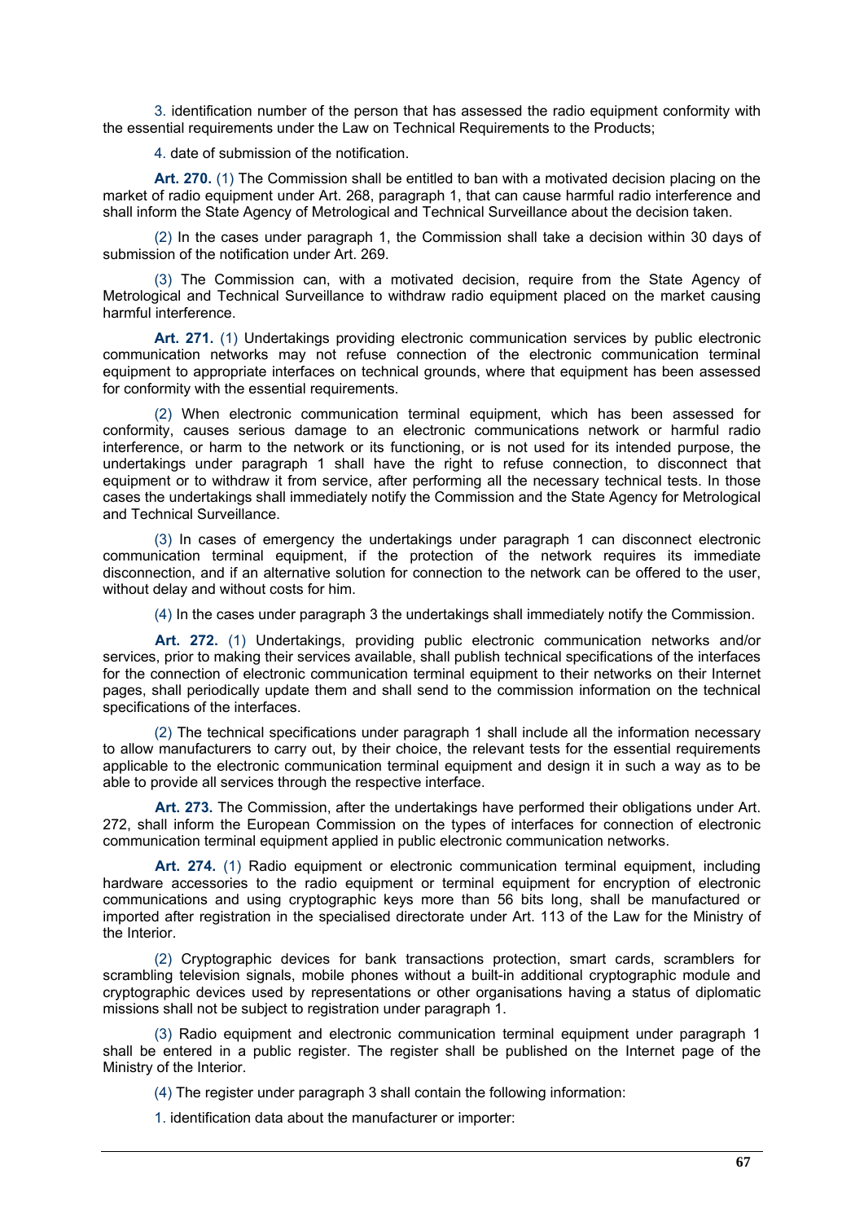3. identification number of the person that has assessed the radio equipment conformity with the essential requirements under the Law on Technical Requirements to the Products;

4. date of submission of the notification.

**Art. 270.** (1) The Commission shall be entitled to ban with a motivated decision placing on the market of radio equipment under Art. 268, paragraph 1, that can cause harmful radio interference and shall inform the State Agency of Metrological and Technical Surveillance about the decision taken.

(2) In the cases under paragraph 1, the Commission shall take a decision within 30 days of submission of the notification under Art. 269.

(3) The Commission can, with a motivated decision, require from the State Agency of Metrological and Technical Surveillance to withdraw radio equipment placed on the market causing harmful interference.

**Art. 271.** (1) Undertakings providing electronic communication services by public electronic communication networks may not refuse connection of the electronic communication terminal equipment to appropriate interfaces on technical grounds, where that equipment has been assessed for conformity with the essential requirements.

(2) When electronic communication terminal equipment, which has been assessed for conformity, causes serious damage to an electronic communications network or harmful radio interference, or harm to the network or its functioning, or is not used for its intended purpose, the undertakings under paragraph 1 shall have the right to refuse connection, to disconnect that equipment or to withdraw it from service, after performing all the necessary technical tests. In those cases the undertakings shall immediately notify the Commission and the State Agency for Metrological and Technical Surveillance.

(3) In cases of emergency the undertakings under paragraph 1 can disconnect electronic communication terminal equipment, if the protection of the network requires its immediate disconnection, and if an alternative solution for connection to the network can be offered to the user, without delay and without costs for him.

(4) In the cases under paragraph 3 the undertakings shall immediately notify the Commission.

**Art. 272.** (1) Undertakings, providing public electronic communication networks and/or services, prior to making their services available, shall publish technical specifications of the interfaces for the connection of electronic communication terminal equipment to their networks on their Internet pages, shall periodically update them and shall send to the commission information on the technical specifications of the interfaces.

(2) The technical specifications under paragraph 1 shall include all the information necessary to allow manufacturers to carry out, by their choice, the relevant tests for the essential requirements applicable to the electronic communication terminal equipment and design it in such a way as to be able to provide all services through the respective interface.

**Art. 273.** The Commission, after the undertakings have performed their obligations under Art. 272, shall inform the European Commission on the types of interfaces for connection of electronic communication terminal equipment applied in public electronic communication networks.

**Art. 274.** (1) Radio equipment or electronic communication terminal equipment, including hardware accessories to the radio equipment or terminal equipment for encryption of electronic communications and using cryptographic keys more than 56 bits long, shall be manufactured or imported after registration in the specialised directorate under Art. 113 of the Law for the Ministry of the Interior.

(2) Cryptographic devices for bank transactions protection, smart cards, scramblers for scrambling television signals, mobile phones without a built-in additional cryptographic module and cryptographic devices used by representations or other organisations having a status of diplomatic missions shall not be subject to registration under paragraph 1.

(3) Radio equipment and electronic communication terminal equipment under paragraph 1 shall be entered in a public register. The register shall be published on the Internet page of the Ministry of the Interior.

(4) The register under paragraph 3 shall contain the following information:

1. identification data about the manufacturer or importer: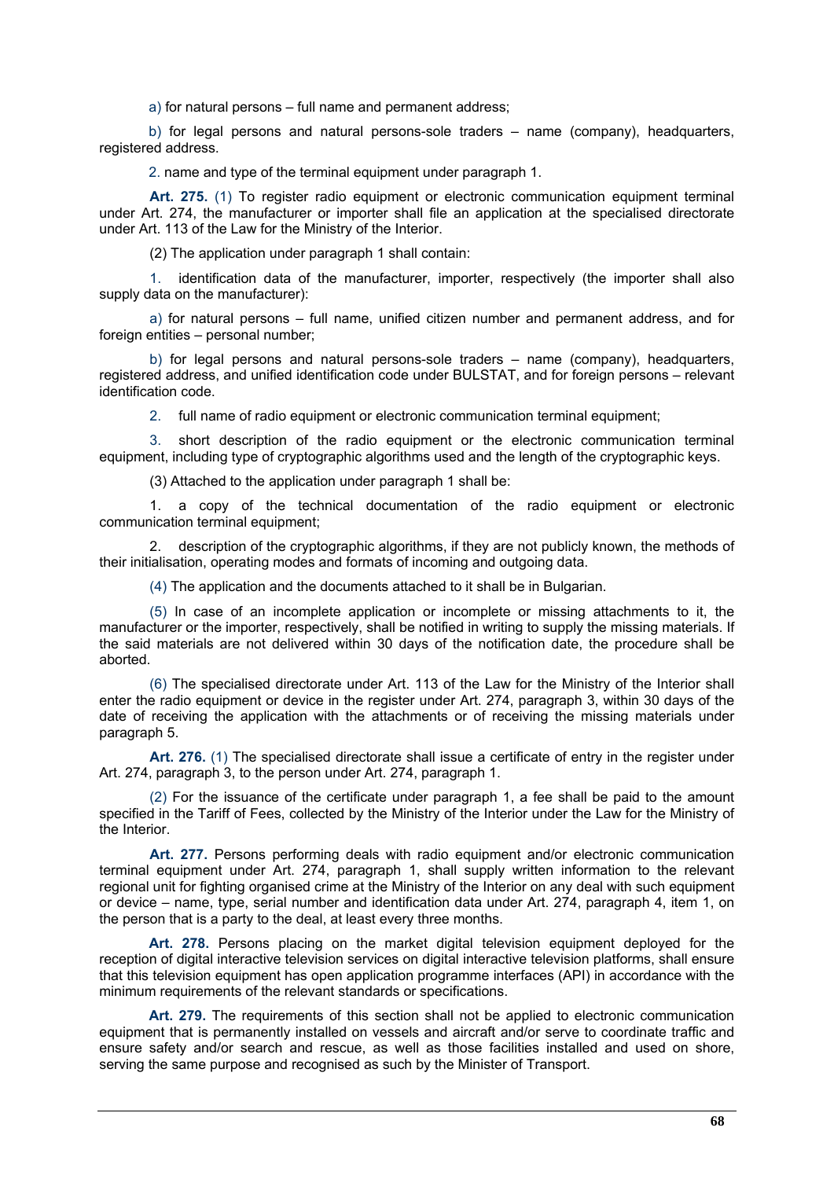a) for natural persons – full name and permanent address;

b) for legal persons and natural persons-sole traders – name (company), headquarters, registered address.

2. name and type of the terminal equipment under paragraph 1.

**Art. 275.** (1) To register radio equipment or electronic communication equipment terminal under Art. 274, the manufacturer or importer shall file an application at the specialised directorate under Art. 113 of the Law for the Ministry of the Interior.

(2) The application under paragraph 1 shall contain:

1. identification data of the manufacturer, importer, respectively (the importer shall also supply data on the manufacturer):

a) for natural persons – full name, unified citizen number and permanent address, and for foreign entities – personal number;

b) for legal persons and natural persons-sole traders – name (company), headquarters, registered address, and unified identification code under BULSTAT, and for foreign persons – relevant identification code.

2. full name of radio equipment or electronic communication terminal equipment;

3. short description of the radio equipment or the electronic communication terminal equipment, including type of cryptographic algorithms used and the length of the cryptographic keys.

(3) Attached to the application under paragraph 1 shall be:

1. a copy of the technical documentation of the radio equipment or electronic communication terminal equipment;

2. description of the cryptographic algorithms, if they are not publicly known, the methods of their initialisation, operating modes and formats of incoming and outgoing data.

(4) The application and the documents attached to it shall be in Bulgarian.

(5) In case of an incomplete application or incomplete or missing attachments to it, the manufacturer or the importer, respectively, shall be notified in writing to supply the missing materials. If the said materials are not delivered within 30 days of the notification date, the procedure shall be aborted.

(6) The specialised directorate under Art. 113 of the Law for the Ministry of the Interior shall enter the radio equipment or device in the register under Art. 274, paragraph 3, within 30 days of the date of receiving the application with the attachments or of receiving the missing materials under paragraph 5.

**Art. 276.** (1) The specialised directorate shall issue a certificate of entry in the register under Art. 274, paragraph 3, to the person under Art. 274, paragraph 1.

(2) For the issuance of the certificate under paragraph 1, a fee shall be paid to the amount specified in the Tariff of Fees, collected by the Ministry of the Interior under the Law for the Ministry of the Interior.

**Art. 277.** Persons performing deals with radio equipment and/or electronic communication terminal equipment under Art. 274, paragraph 1, shall supply written information to the relevant regional unit for fighting organised crime at the Ministry of the Interior on any deal with such equipment or device – name, type, serial number and identification data under Art. 274, paragraph 4, item 1, on the person that is a party to the deal, at least every three months.

**Art. 278.** Persons placing on the market digital television equipment deployed for the reception of digital interactive television services on digital interactive television platforms, shall ensure that this television equipment has open application programme interfaces (API) in accordance with the minimum requirements of the relevant standards or specifications.

**Art. 279.** The requirements of this section shall not be applied to electronic communication equipment that is permanently installed on vessels and aircraft and/or serve to coordinate traffic and ensure safety and/or search and rescue, as well as those facilities installed and used on shore, serving the same purpose and recognised as such by the Minister of Transport.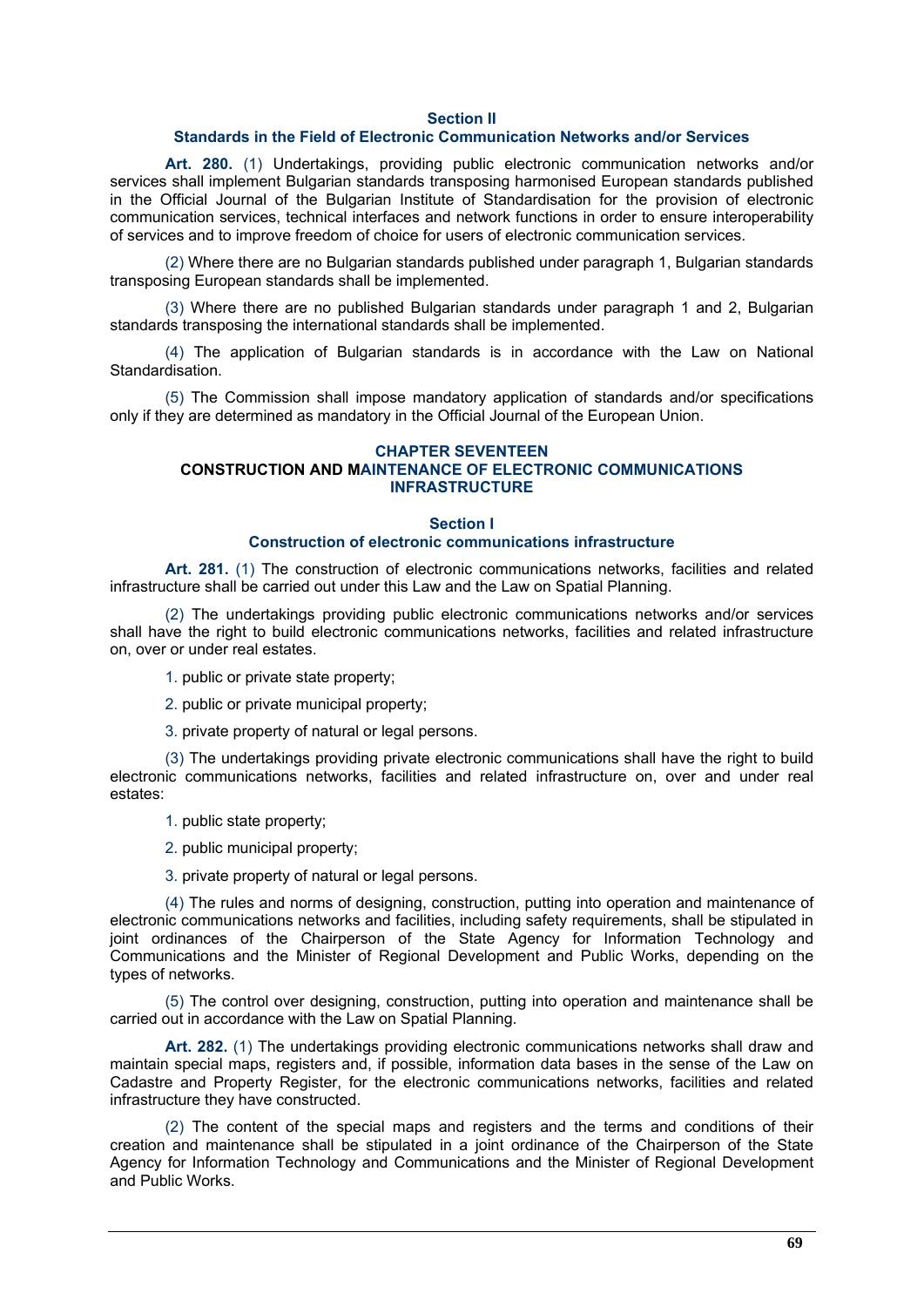### Section II
### Standards in the Field of Electronic Communication Networks and/or Services

**Art. 280.** (1) Undertakings, providing public electronic communication networks and/or services shall implement Bulgarian standards transposing harmonised European standards published in the Official Journal of the Bulgarian Institute of Standardisation for the provision of electronic communication services, technical interfaces and network functions in order to ensure interoperability of services and to improve freedom of choice for users of electronic communication services.

(2) Where there are no Bulgarian standards published under paragraph 1, Bulgarian standards transposing European standards shall be implemented.

(3) Where there are no published Bulgarian standards under paragraph 1 and 2, Bulgarian standards transposing the international standards shall be implemented.

(4) The application of Bulgarian standards is in accordance with the Law on National Standardisation.

(5) The Commission shall impose mandatory application of standards and/or specifications only if they are determined as mandatory in the Official Journal of the European Union.

## CHAPTER SEVENTEEN
## CONSTRUCTION AND MAINTENANCE OF ELECTRONIC COMMUNICATIONS INFRASTRUCTURE

### Section I
### Construction of electronic communications infrastructure

**Art. 281.** (1) The construction of electronic communications networks, facilities and related infrastructure shall be carried out under this Law and the Law on Spatial Planning.

(2) The undertakings providing public electronic communications networks and/or services shall have the right to build electronic communications networks, facilities and related infrastructure on, over or under real estates.

1. public or private state property;
2. public or private municipal property;
3. private property of natural or legal persons.

(3) The undertakings providing private electronic communications shall have the right to build electronic communications networks, facilities and related infrastructure on, over and under real estates:

1. public state property;
2. public municipal property;
3. private property of natural or legal persons.

(4) The rules and norms of designing, construction, putting into operation and maintenance of electronic communications networks and facilities, including safety requirements, shall be stipulated in joint ordinances of the Chairperson of the State Agency for Information Technology and Communications and the Minister of Regional Development and Public Works, depending on the types of networks.

(5) The control over designing, construction, putting into operation and maintenance shall be carried out in accordance with the Law on Spatial Planning.

**Art. 282.** (1) The undertakings providing electronic communications networks shall draw and maintain special maps, registers and, if possible, information data bases in the sense of the Law on Cadastre and Property Register, for the electronic communications networks, facilities and related infrastructure they have constructed.

(2) The content of the special maps and registers and the terms and conditions of their creation and maintenance shall be stipulated in a joint ordinance of the Chairperson of the State Agency for Information Technology and Communications and the Minister of Regional Development and Public Works.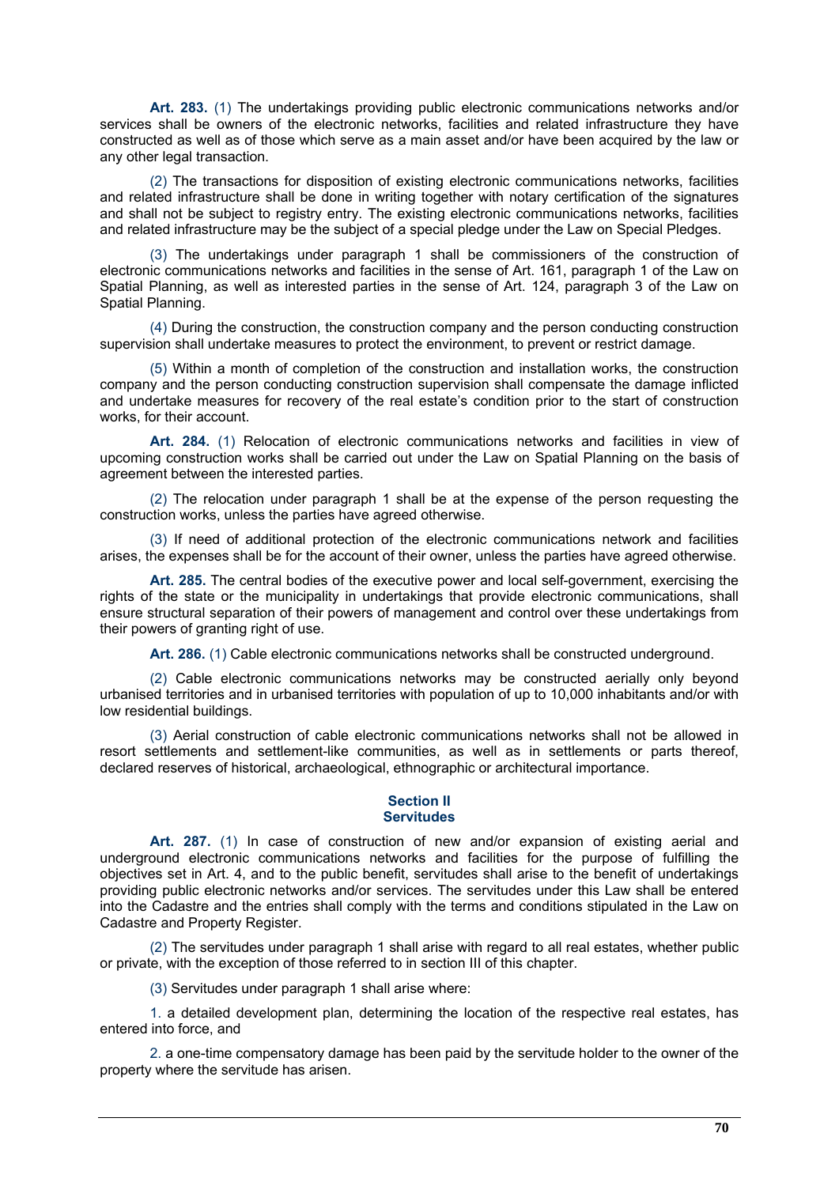**Art. 283.** (1) The undertakings providing public electronic communications networks and/or services shall be owners of the electronic networks, facilities and related infrastructure they have constructed as well as of those which serve as a main asset and/or have been acquired by the law or any other legal transaction.

(2) The transactions for disposition of existing electronic communications networks, facilities and related infrastructure shall be done in writing together with notary certification of the signatures and shall not be subject to registry entry. The existing electronic communications networks, facilities and related infrastructure may be the subject of a special pledge under the Law on Special Pledges.

(3) The undertakings under paragraph 1 shall be commissioners of the construction of electronic communications networks and facilities in the sense of Art. 161, paragraph 1 of the Law on Spatial Planning, as well as interested parties in the sense of Art. 124, paragraph 3 of the Law on Spatial Planning.

(4) During the construction, the construction company and the person conducting construction supervision shall undertake measures to protect the environment, to prevent or restrict damage.

(5) Within a month of completion of the construction and installation works, the construction company and the person conducting construction supervision shall compensate the damage inflicted and undertake measures for recovery of the real estate's condition prior to the start of construction works, for their account.

**Art. 284.** (1) Relocation of electronic communications networks and facilities in view of upcoming construction works shall be carried out under the Law on Spatial Planning on the basis of agreement between the interested parties.

(2) The relocation under paragraph 1 shall be at the expense of the person requesting the construction works, unless the parties have agreed otherwise.

(3) If need of additional protection of the electronic communications network and facilities arises, the expenses shall be for the account of their owner, unless the parties have agreed otherwise.

**Art. 285.** The central bodies of the executive power and local self-government, exercising the rights of the state or the municipality in undertakings that provide electronic communications, shall ensure structural separation of their powers of management and control over these undertakings from their powers of granting right of use.

**Art. 286.** (1) Cable electronic communications networks shall be constructed underground.

(2) Cable electronic communications networks may be constructed aerially only beyond urbanised territories and in urbanised territories with population of up to 10,000 inhabitants and/or with low residential buildings.

(3) Aerial construction of cable electronic communications networks shall not be allowed in resort settlements and settlement-like communities, as well as in settlements or parts thereof, declared reserves of historical, archaeological, ethnographic or architectural importance.

## Section II
## Servitudes

**Art. 287.** (1) In case of construction of new and/or expansion of existing aerial and underground electronic communications networks and facilities for the purpose of fulfilling the objectives set in Art. 4, and to the public benefit, servitudes shall arise to the benefit of undertakings providing public electronic networks and/or services. The servitudes under this Law shall be entered into the Cadastre and the entries shall comply with the terms and conditions stipulated in the Law on Cadastre and Property Register.

(2) The servitudes under paragraph 1 shall arise with regard to all real estates, whether public or private, with the exception of those referred to in section III of this chapter.

(3) Servitudes under paragraph 1 shall arise where:

1. a detailed development plan, determining the location of the respective real estates, has entered into force, and

2. a one-time compensatory damage has been paid by the servitude holder to the owner of the property where the servitude has arisen.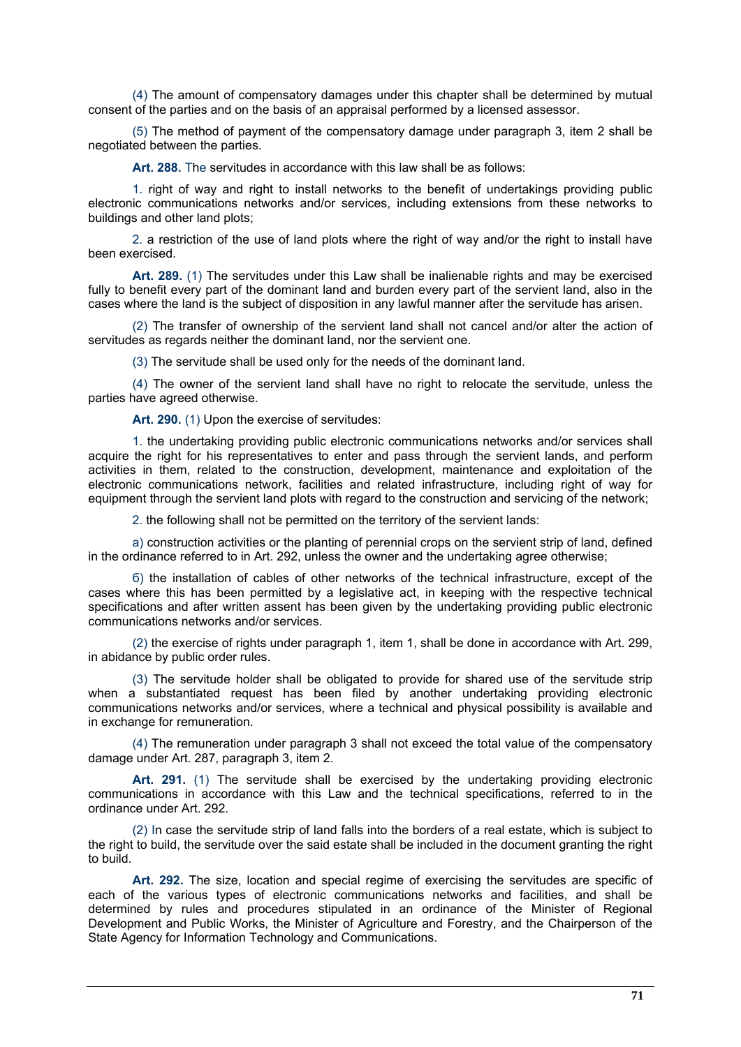(4) The amount of compensatory damages under this chapter shall be determined by mutual consent of the parties and on the basis of an appraisal performed by a licensed assessor.

(5) The method of payment of the compensatory damage under paragraph 3, item 2 shall be negotiated between the parties.

**Art. 288.** The servitudes in accordance with this law shall be as follows:

1. right of way and right to install networks to the benefit of undertakings providing public electronic communications networks and/or services, including extensions from these networks to buildings and other land plots;

2. a restriction of the use of land plots where the right of way and/or the right to install have been exercised.

**Art. 289.** (1) The servitudes under this Law shall be inalienable rights and may be exercised fully to benefit every part of the dominant land and burden every part of the servient land, also in the cases where the land is the subject of disposition in any lawful manner after the servitude has arisen.

(2) The transfer of ownership of the servient land shall not cancel and/or alter the action of servitudes as regards neither the dominant land, nor the servient one.

(3) The servitude shall be used only for the needs of the dominant land.

(4) The owner of the servient land shall have no right to relocate the servitude, unless the parties have agreed otherwise.

**Art. 290.** (1) Upon the exercise of servitudes:

1. the undertaking providing public electronic communications networks and/or services shall acquire the right for his representatives to enter and pass through the servient lands, and perform activities in them, related to the construction, development, maintenance and exploitation of the electronic communications network, facilities and related infrastructure, including right of way for equipment through the servient land plots with regard to the construction and servicing of the network;

2. the following shall not be permitted on the territory of the servient lands:

a) construction activities or the planting of perennial crops on the servient strip of land, defined in the ordinance referred to in Art. 292, unless the owner and the undertaking agree otherwise;

б) the installation of cables of other networks of the technical infrastructure, except of the cases where this has been permitted by a legislative act, in keeping with the respective technical specifications and after written assent has been given by the undertaking providing public electronic communications networks and/or services.

(2) the exercise of rights under paragraph 1, item 1, shall be done in accordance with Art. 299, in abidance by public order rules.

(3) The servitude holder shall be obligated to provide for shared use of the servitude strip when a substantiated request has been filed by another undertaking providing electronic communications networks and/or services, where a technical and physical possibility is available and in exchange for remuneration.

(4) The remuneration under paragraph 3 shall not exceed the total value of the compensatory damage under Art. 287, paragraph 3, item 2.

**Art. 291.** (1) The servitude shall be exercised by the undertaking providing electronic communications in accordance with this Law and the technical specifications, referred to in the ordinance under Art. 292.

(2) In case the servitude strip of land falls into the borders of a real estate, which is subject to the right to build, the servitude over the said estate shall be included in the document granting the right to build.

**Art. 292.** The size, location and special regime of exercising the servitudes are specific of each of the various types of electronic communications networks and facilities, and shall be determined by rules and procedures stipulated in an ordinance of the Minister of Regional Development and Public Works, the Minister of Agriculture and Forestry, and the Chairperson of the State Agency for Information Technology and Communications.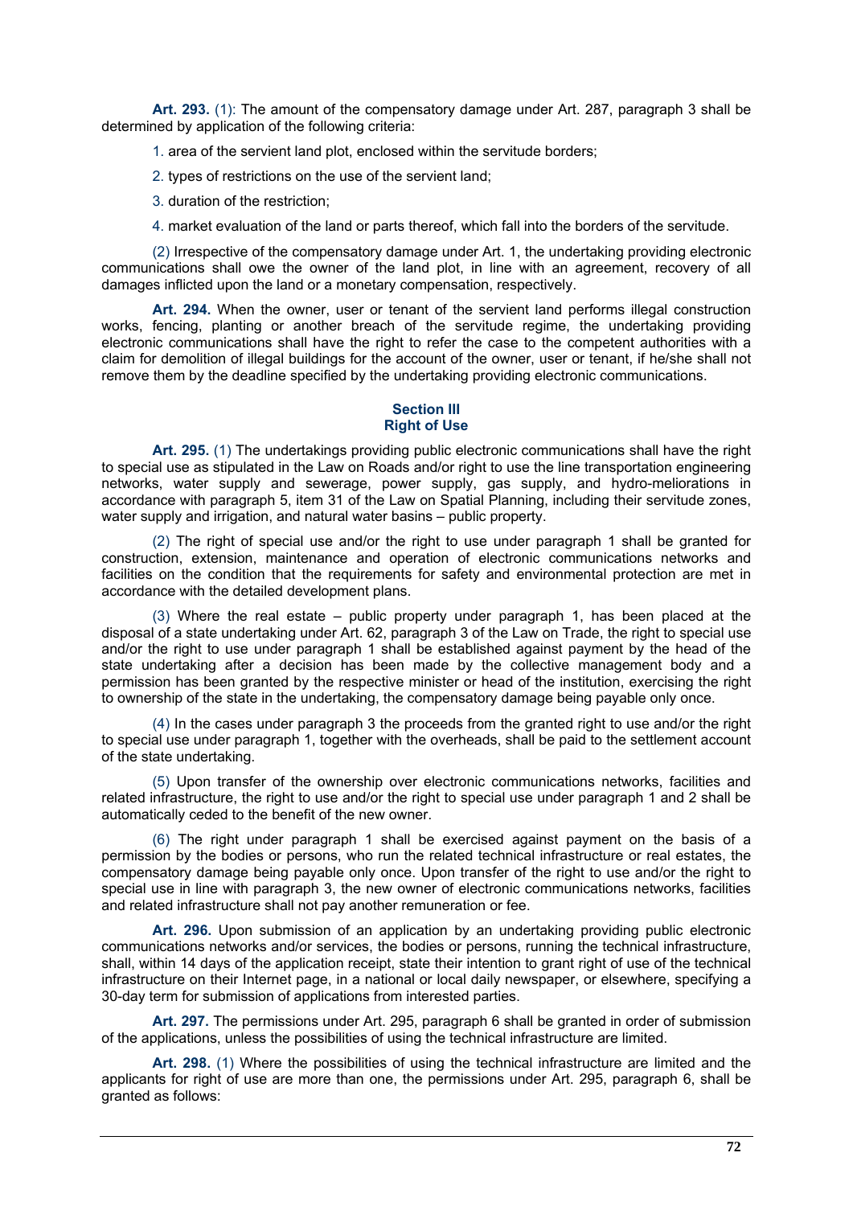**Art. 293.** (1): The amount of the compensatory damage under Art. 287, paragraph 3 shall be determined by application of the following criteria:

1. area of the servient land plot, enclosed within the servitude borders;
2. types of restrictions on the use of the servient land;
3. duration of the restriction;
4. market evaluation of the land or parts thereof, which fall into the borders of the servitude.

(2) Irrespective of the compensatory damage under Art. 1, the undertaking providing electronic communications shall owe the owner of the land plot, in line with an agreement, recovery of all damages inflicted upon the land or a monetary compensation, respectively.

**Art. 294.** When the owner, user or tenant of the servient land performs illegal construction works, fencing, planting or another breach of the servitude regime, the undertaking providing electronic communications shall have the right to refer the case to the competent authorities with a claim for demolition of illegal buildings for the account of the owner, user or tenant, if he/she shall not remove them by the deadline specified by the undertaking providing electronic communications.

## Section III
## Right of Use

**Art. 295.** (1) The undertakings providing public electronic communications shall have the right to special use as stipulated in the Law on Roads and/or right to use the line transportation engineering networks, water supply and sewerage, power supply, gas supply, and hydro-meliorations in accordance with paragraph 5, item 31 of the Law on Spatial Planning, including their servitude zones, water supply and irrigation, and natural water basins – public property.

(2) The right of special use and/or the right to use under paragraph 1 shall be granted for construction, extension, maintenance and operation of electronic communications networks and facilities on the condition that the requirements for safety and environmental protection are met in accordance with the detailed development plans.

(3) Where the real estate – public property under paragraph 1, has been placed at the disposal of a state undertaking under Art. 62, paragraph 3 of the Law on Trade, the right to special use and/or the right to use under paragraph 1 shall be established against payment by the head of the state undertaking after a decision has been made by the collective management body and a permission has been granted by the respective minister or head of the institution, exercising the right to ownership of the state in the undertaking, the compensatory damage being payable only once.

(4) In the cases under paragraph 3 the proceeds from the granted right to use and/or the right to special use under paragraph 1, together with the overheads, shall be paid to the settlement account of the state undertaking.

(5) Upon transfer of the ownership over electronic communications networks, facilities and related infrastructure, the right to use and/or the right to special use under paragraph 1 and 2 shall be automatically ceded to the benefit of the new owner.

(6) The right under paragraph 1 shall be exercised against payment on the basis of a permission by the bodies or persons, who run the related technical infrastructure or real estates, the compensatory damage being payable only once. Upon transfer of the right to use and/or the right to special use in line with paragraph 3, the new owner of electronic communications networks, facilities and related infrastructure shall not pay another remuneration or fee.

**Art. 296.** Upon submission of an application by an undertaking providing public electronic communications networks and/or services, the bodies or persons, running the technical infrastructure, shall, within 14 days of the application receipt, state their intention to grant right of use of the technical infrastructure on their Internet page, in a national or local daily newspaper, or elsewhere, specifying a 30-day term for submission of applications from interested parties.

**Art. 297.** The permissions under Art. 295, paragraph 6 shall be granted in order of submission of the applications, unless the possibilities of using the technical infrastructure are limited.

**Art. 298.** (1) Where the possibilities of using the technical infrastructure are limited and the applicants for right of use are more than one, the permissions under Art. 295, paragraph 6, shall be granted as follows: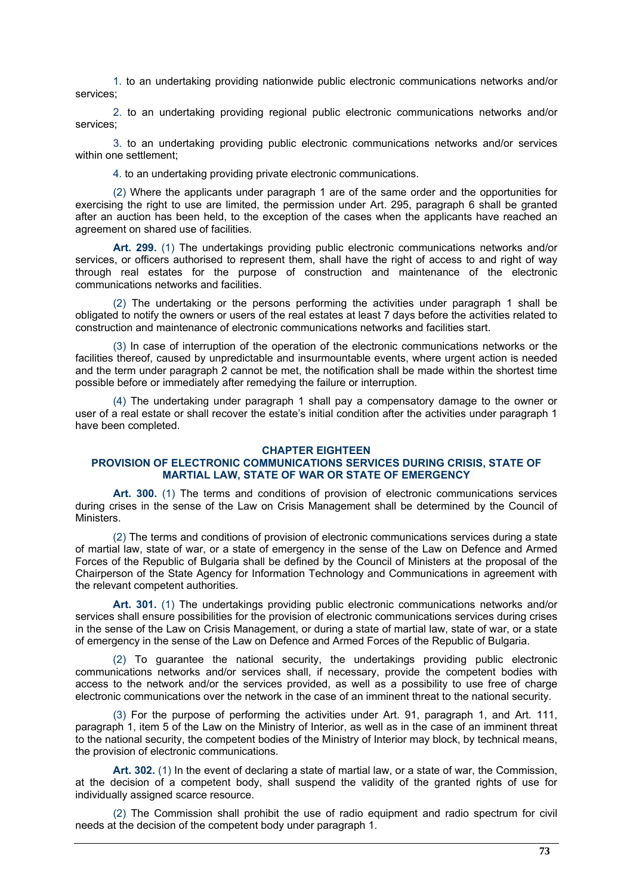1. to an undertaking providing nationwide public electronic communications networks and/or services;

2. to an undertaking providing regional public electronic communications networks and/or services;

3. to an undertaking providing public electronic communications networks and/or services within one settlement;

4. to an undertaking providing private electronic communications.

(2) Where the applicants under paragraph 1 are of the same order and the opportunities for exercising the right to use are limited, the permission under Art. 295, paragraph 6 shall be granted after an auction has been held, to the exception of the cases when the applicants have reached an agreement on shared use of facilities.

**Art. 299.** (1) The undertakings providing public electronic communications networks and/or services, or officers authorised to represent them, shall have the right of access to and right of way through real estates for the purpose of construction and maintenance of the electronic communications networks and facilities.

(2) The undertaking or the persons performing the activities under paragraph 1 shall be obligated to notify the owners or users of the real estates at least 7 days before the activities related to construction and maintenance of electronic communications networks and facilities start.

(3) In case of interruption of the operation of the electronic communications networks or the facilities thereof, caused by unpredictable and insurmountable events, where urgent action is needed and the term under paragraph 2 cannot be met, the notification shall be made within the shortest time possible before or immediately after remedying the failure or interruption.

(4) The undertaking under paragraph 1 shall pay a compensatory damage to the owner or user of a real estate or shall recover the estate's initial condition after the activities under paragraph 1 have been completed.

## CHAPTER EIGHTEEN
## PROVISION OF ELECTRONIC COMMUNICATIONS SERVICES DURING CRISIS, STATE OF MARTIAL LAW, STATE OF WAR OR STATE OF EMERGENCY

**Art. 300.** (1) The terms and conditions of provision of electronic communications services during crises in the sense of the Law on Crisis Management shall be determined by the Council of Ministers.

(2) The terms and conditions of provision of electronic communications services during a state of martial law, state of war, or a state of emergency in the sense of the Law on Defence and Armed Forces of the Republic of Bulgaria shall be defined by the Council of Ministers at the proposal of the Chairperson of the State Agency for Information Technology and Communications in agreement with the relevant competent authorities.

**Art. 301.** (1) The undertakings providing public electronic communications networks and/or services shall ensure possibilities for the provision of electronic communications services during crises in the sense of the Law on Crisis Management, or during a state of martial law, state of war, or a state of emergency in the sense of the Law on Defence and Armed Forces of the Republic of Bulgaria.

(2) To guarantee the national security, the undertakings providing public electronic communications networks and/or services shall, if necessary, provide the competent bodies with access to the network and/or the services provided, as well as a possibility to use free of charge electronic communications over the network in the case of an imminent threat to the national security.

(3) For the purpose of performing the activities under Art. 91, paragraph 1, and Art. 111, paragraph 1, item 5 of the Law on the Ministry of Interior, as well as in the case of an imminent threat to the national security, the competent bodies of the Ministry of Interior may block, by technical means, the provision of electronic communications.

**Art. 302.** (1) In the event of declaring a state of martial law, or a state of war, the Commission, at the decision of a competent body, shall suspend the validity of the granted rights of use for individually assigned scarce resource.

(2) The Commission shall prohibit the use of radio equipment and radio spectrum for civil needs at the decision of the competent body under paragraph 1.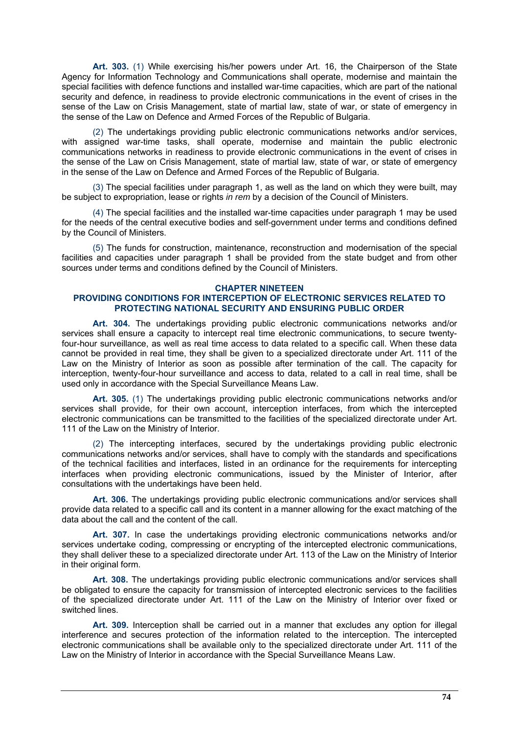**Art. 303.** (1) While exercising his/her powers under Art. 16, the Chairperson of the State Agency for Information Technology and Communications shall operate, modernise and maintain the special facilities with defence functions and installed war-time capacities, which are part of the national security and defence, in readiness to provide electronic communications in the event of crises in the sense of the Law on Crisis Management, state of martial law, state of war, or state of emergency in the sense of the Law on Defence and Armed Forces of the Republic of Bulgaria.

(2) The undertakings providing public electronic communications networks and/or services, with assigned war-time tasks, shall operate, modernise and maintain the public electronic communications networks in readiness to provide electronic communications in the event of crises in the sense of the Law on Crisis Management, state of martial law, state of war, or state of emergency in the sense of the Law on Defence and Armed Forces of the Republic of Bulgaria.

(3) The special facilities under paragraph 1, as well as the land on which they were built, may be subject to expropriation, lease or rights *in rem* by a decision of the Council of Ministers.

(4) The special facilities and the installed war-time capacities under paragraph 1 may be used for the needs of the central executive bodies and self-government under terms and conditions defined by the Council of Ministers.

(5) The funds for construction, maintenance, reconstruction and modernisation of the special facilities and capacities under paragraph 1 shall be provided from the state budget and from other sources under terms and conditions defined by the Council of Ministers.

## CHAPTER NINETEEN
## PROVIDING CONDITIONS FOR INTERCEPTION OF ELECTRONIC SERVICES RELATED TO PROTECTING NATIONAL SECURITY AND ENSURING PUBLIC ORDER

**Art. 304.** The undertakings providing public electronic communications networks and/or services shall ensure a capacity to intercept real time electronic communications, to secure twenty-four-hour surveillance, as well as real time access to data related to a specific call. When these data cannot be provided in real time, they shall be given to a specialized directorate under Art. 111 of the Law on the Ministry of Interior as soon as possible after termination of the call. The capacity for interception, twenty-four-hour surveillance and access to data, related to a call in real time, shall be used only in accordance with the Special Surveillance Means Law.

**Art. 305.** (1) The undertakings providing public electronic communications networks and/or services shall provide, for their own account, interception interfaces, from which the intercepted electronic communications can be transmitted to the facilities of the specialized directorate under Art. 111 of the Law on the Ministry of Interior.

(2) The intercepting interfaces, secured by the undertakings providing public electronic communications networks and/or services, shall have to comply with the standards and specifications of the technical facilities and interfaces, listed in an ordinance for the requirements for intercepting interfaces when providing electronic communications, issued by the Minister of Interior, after consultations with the undertakings have been held.

**Art. 306.** The undertakings providing public electronic communications and/or services shall provide data related to a specific call and its content in a manner allowing for the exact matching of the data about the call and the content of the call.

**Art. 307.** In case the undertakings providing electronic communications networks and/or services undertake coding, compressing or encrypting of the intercepted electronic communications, they shall deliver these to a specialized directorate under Art. 113 of the Law on the Ministry of Interior in their original form.

**Art. 308.** The undertakings providing public electronic communications and/or services shall be obligated to ensure the capacity for transmission of intercepted electronic services to the facilities of the specialized directorate under Art. 111 of the Law on the Ministry of Interior over fixed or switched lines.

**Art. 309.** Interception shall be carried out in a manner that excludes any option for illegal interference and secures protection of the information related to the interception. The intercepted electronic communications shall be available only to the specialized directorate under Art. 111 of the Law on the Ministry of Interior in accordance with the Special Surveillance Means Law.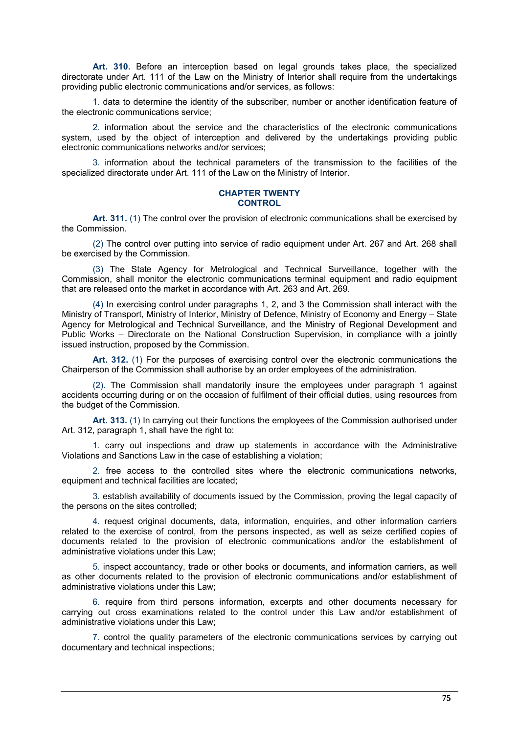**Art. 310.** Before an interception based on legal grounds takes place, the specialized directorate under Art. 111 of the Law on the Ministry of Interior shall require from the undertakings providing public electronic communications and/or services, as follows:

1. data to determine the identity of the subscriber, number or another identification feature of the electronic communications service;

2. information about the service and the characteristics of the electronic communications system, used by the object of interception and delivered by the undertakings providing public electronic communications networks and/or services;

3. information about the technical parameters of the transmission to the facilities of the specialized directorate under Art. 111 of the Law on the Ministry of Interior.

## CHAPTER TWENTY
## CONTROL

**Art. 311.** (1) The control over the provision of electronic communications shall be exercised by the Commission.

(2) The control over putting into service of radio equipment under Art. 267 and Art. 268 shall be exercised by the Commission.

(3) The State Agency for Metrological and Technical Surveillance, together with the Commission, shall monitor the electronic communications terminal equipment and radio equipment that are released onto the market in accordance with Art. 263 and Art. 269.

(4) In exercising control under paragraphs 1, 2, and 3 the Commission shall interact with the Ministry of Transport, Ministry of Interior, Ministry of Defence, Ministry of Economy and Energy – State Agency for Metrological and Technical Surveillance, and the Ministry of Regional Development and Public Works – Directorate on the National Construction Supervision, in compliance with a jointly issued instruction, proposed by the Commission.

**Art. 312.** (1) For the purposes of exercising control over the electronic communications the Chairperson of the Commission shall authorise by an order employees of the administration.

(2). The Commission shall mandatorily insure the employees under paragraph 1 against accidents occurring during or on the occasion of fulfilment of their official duties, using resources from the budget of the Commission.

**Art. 313.** (1) In carrying out their functions the employees of the Commission authorised under Art. 312, paragraph 1, shall have the right to:

1. carry out inspections and draw up statements in accordance with the Administrative Violations and Sanctions Law in the case of establishing a violation;

2. free access to the controlled sites where the electronic communications networks, equipment and technical facilities are located;

3. establish availability of documents issued by the Commission, proving the legal capacity of the persons on the sites controlled;

4. request original documents, data, information, enquiries, and other information carriers related to the exercise of control, from the persons inspected, as well as seize certified copies of documents related to the provision of electronic communications and/or the establishment of administrative violations under this Law;

5. inspect accountancy, trade or other books or documents, and information carriers, as well as other documents related to the provision of electronic communications and/or establishment of administrative violations under this Law;

6. require from third persons information, excerpts and other documents necessary for carrying out cross examinations related to the control under this Law and/or establishment of administrative violations under this Law;

7. control the quality parameters of the electronic communications services by carrying out documentary and technical inspections;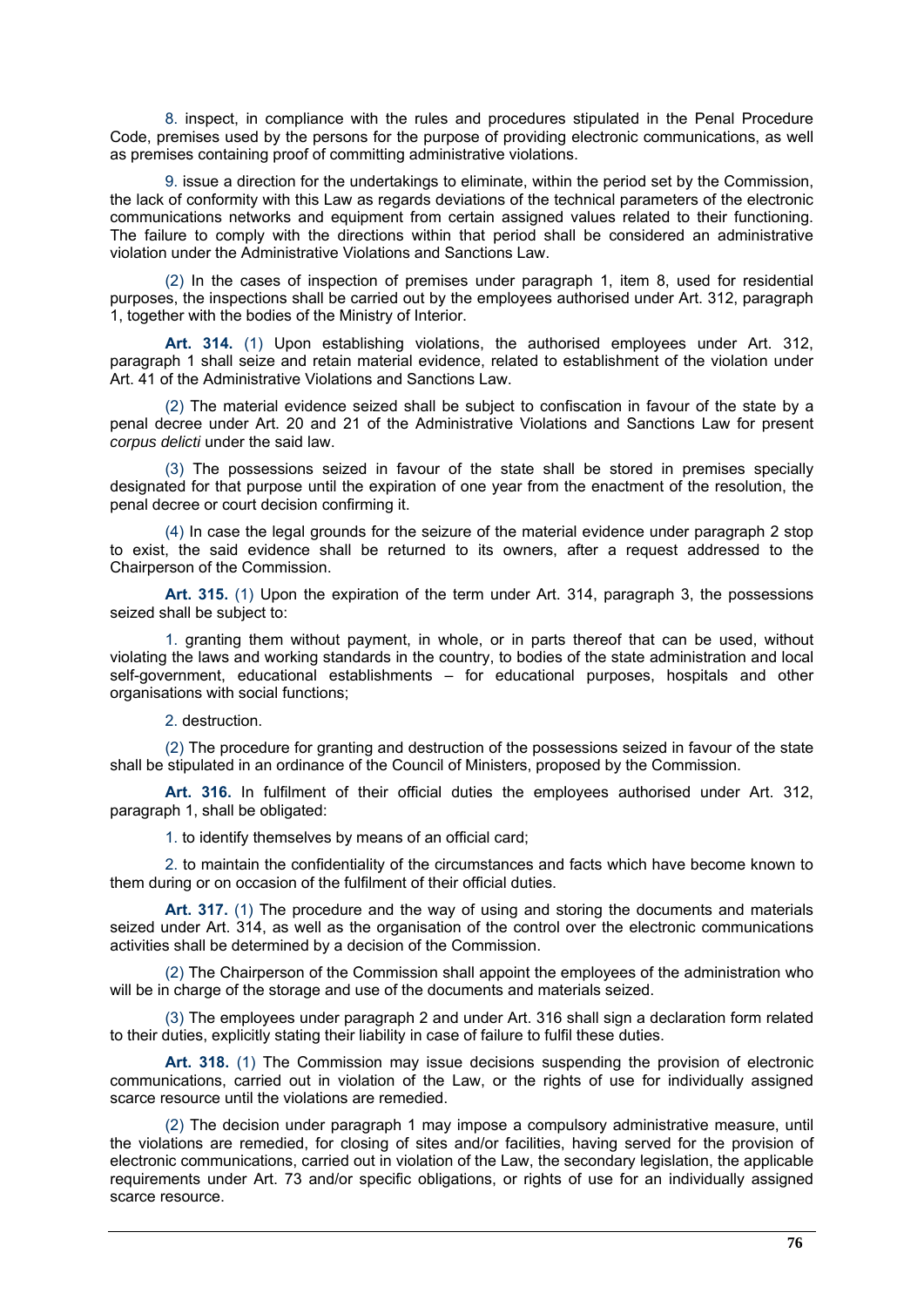8. inspect, in compliance with the rules and procedures stipulated in the Penal Procedure Code, premises used by the persons for the purpose of providing electronic communications, as well as premises containing proof of committing administrative violations.

9. issue a direction for the undertakings to eliminate, within the period set by the Commission, the lack of conformity with this Law as regards deviations of the technical parameters of the electronic communications networks and equipment from certain assigned values related to their functioning. The failure to comply with the directions within that period shall be considered an administrative violation under the Administrative Violations and Sanctions Law.

(2) In the cases of inspection of premises under paragraph 1, item 8, used for residential purposes, the inspections shall be carried out by the employees authorised under Art. 312, paragraph 1, together with the bodies of the Ministry of Interior.

**Art. 314.** (1) Upon establishing violations, the authorised employees under Art. 312, paragraph 1 shall seize and retain material evidence, related to establishment of the violation under Art. 41 of the Administrative Violations and Sanctions Law.

(2) The material evidence seized shall be subject to confiscation in favour of the state by a penal decree under Art. 20 and 21 of the Administrative Violations and Sanctions Law for present *corpus delicti* under the said law.

(3) The possessions seized in favour of the state shall be stored in premises specially designated for that purpose until the expiration of one year from the enactment of the resolution, the penal decree or court decision confirming it.

(4) In case the legal grounds for the seizure of the material evidence under paragraph 2 stop to exist, the said evidence shall be returned to its owners, after a request addressed to the Chairperson of the Commission.

**Art. 315.** (1) Upon the expiration of the term under Art. 314, paragraph 3, the possessions seized shall be subject to:

1. granting them without payment, in whole, or in parts thereof that can be used, without violating the laws and working standards in the country, to bodies of the state administration and local self-government, educational establishments – for educational purposes, hospitals and other organisations with social functions;

2. destruction.

(2) The procedure for granting and destruction of the possessions seized in favour of the state shall be stipulated in an ordinance of the Council of Ministers, proposed by the Commission.

**Art. 316.** In fulfilment of their official duties the employees authorised under Art. 312, paragraph 1, shall be obligated:

1. to identify themselves by means of an official card;

2. to maintain the confidentiality of the circumstances and facts which have become known to them during or on occasion of the fulfilment of their official duties.

**Art. 317.** (1) The procedure and the way of using and storing the documents and materials seized under Art. 314, as well as the organisation of the control over the electronic communications activities shall be determined by a decision of the Commission.

(2) The Chairperson of the Commission shall appoint the employees of the administration who will be in charge of the storage and use of the documents and materials seized.

(3) The employees under paragraph 2 and under Art. 316 shall sign a declaration form related to their duties, explicitly stating their liability in case of failure to fulfil these duties.

**Art. 318.** (1) The Commission may issue decisions suspending the provision of electronic communications, carried out in violation of the Law, or the rights of use for individually assigned scarce resource until the violations are remedied.

(2) The decision under paragraph 1 may impose a compulsory administrative measure, until the violations are remedied, for closing of sites and/or facilities, having served for the provision of electronic communications, carried out in violation of the Law, the secondary legislation, the applicable requirements under Art. 73 and/or specific obligations, or rights of use for an individually assigned scarce resource.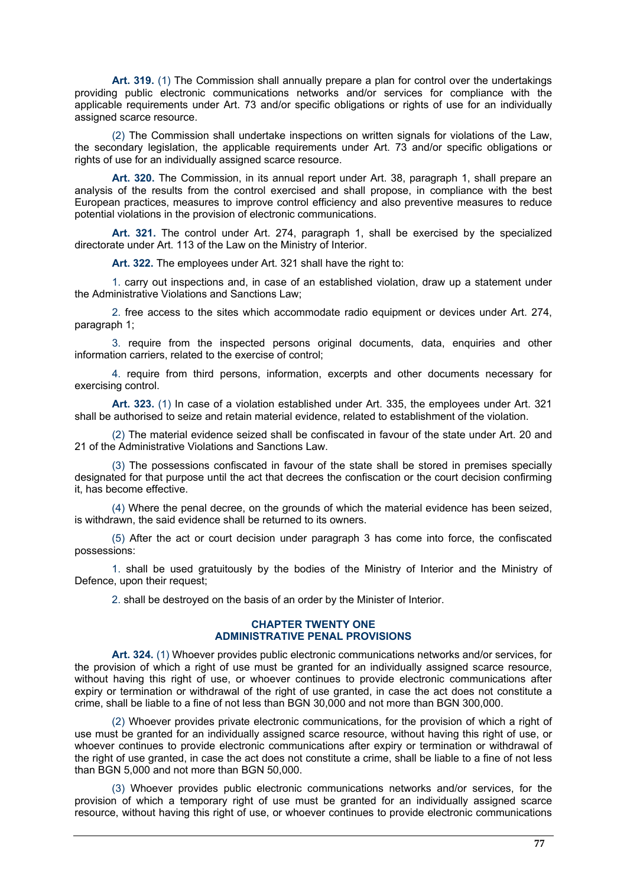**Art. 319.** (1) The Commission shall annually prepare a plan for control over the undertakings providing public electronic communications networks and/or services for compliance with the applicable requirements under Art. 73 and/or specific obligations or rights of use for an individually assigned scarce resource.

(2) The Commission shall undertake inspections on written signals for violations of the Law, the secondary legislation, the applicable requirements under Art. 73 and/or specific obligations or rights of use for an individually assigned scarce resource.

**Art. 320.** The Commission, in its annual report under Art. 38, paragraph 1, shall prepare an analysis of the results from the control exercised and shall propose, in compliance with the best European practices, measures to improve control efficiency and also preventive measures to reduce potential violations in the provision of electronic communications.

**Art. 321.** The control under Art. 274, paragraph 1, shall be exercised by the specialized directorate under Art. 113 of the Law on the Ministry of Interior.

**Art. 322.** The employees under Art. 321 shall have the right to:

1. carry out inspections and, in case of an established violation, draw up a statement under the Administrative Violations and Sanctions Law;

2. free access to the sites which accommodate radio equipment or devices under Art. 274, paragraph 1;

3. require from the inspected persons original documents, data, enquiries and other information carriers, related to the exercise of control;

4. require from third persons, information, excerpts and other documents necessary for exercising control.

**Art. 323.** (1) In case of a violation established under Art. 335, the employees under Art. 321 shall be authorised to seize and retain material evidence, related to establishment of the violation.

(2) The material evidence seized shall be confiscated in favour of the state under Art. 20 and 21 of the Administrative Violations and Sanctions Law.

(3) The possessions confiscated in favour of the state shall be stored in premises specially designated for that purpose until the act that decrees the confiscation or the court decision confirming it, has become effective.

(4) Where the penal decree, on the grounds of which the material evidence has been seized, is withdrawn, the said evidence shall be returned to its owners.

(5) After the act or court decision under paragraph 3 has come into force, the confiscated possessions:

1. shall be used gratuitously by the bodies of the Ministry of Interior and the Ministry of Defence, upon their request;

2. shall be destroyed on the basis of an order by the Minister of Interior.

## CHAPTER TWENTY ONE
## ADMINISTRATIVE PENAL PROVISIONS

**Art. 324.** (1) Whoever provides public electronic communications networks and/or services, for the provision of which a right of use must be granted for an individually assigned scarce resource, without having this right of use, or whoever continues to provide electronic communications after expiry or termination or withdrawal of the right of use granted, in case the act does not constitute a crime, shall be liable to a fine of not less than BGN 30,000 and not more than BGN 300,000.

(2) Whoever provides private electronic communications, for the provision of which a right of use must be granted for an individually assigned scarce resource, without having this right of use, or whoever continues to provide electronic communications after expiry or termination or withdrawal of the right of use granted, in case the act does not constitute a crime, shall be liable to a fine of not less than BGN 5,000 and not more than BGN 50,000.

(3) Whoever provides public electronic communications networks and/or services, for the provision of which a temporary right of use must be granted for an individually assigned scarce resource, without having this right of use, or whoever continues to provide electronic communications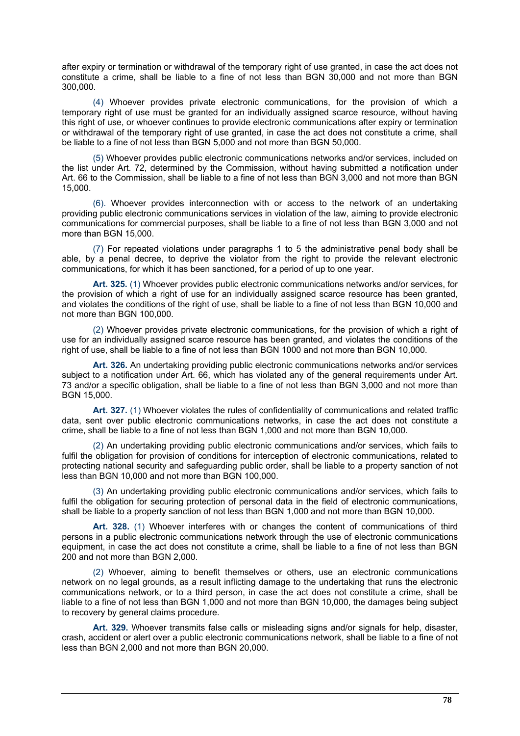after expiry or termination or withdrawal of the temporary right of use granted, in case the act does not constitute a crime, shall be liable to a fine of not less than BGN 30,000 and not more than BGN 300,000.

(4) Whoever provides private electronic communications, for the provision of which a temporary right of use must be granted for an individually assigned scarce resource, without having this right of use, or whoever continues to provide electronic communications after expiry or termination or withdrawal of the temporary right of use granted, in case the act does not constitute a crime, shall be liable to a fine of not less than BGN 5,000 and not more than BGN 50,000.

(5) Whoever provides public electronic communications networks and/or services, included on the list under Art. 72, determined by the Commission, without having submitted a notification under Art. 66 to the Commission, shall be liable to a fine of not less than BGN 3,000 and not more than BGN 15,000.

(6). Whoever provides interconnection with or access to the network of an undertaking providing public electronic communications services in violation of the law, aiming to provide electronic communications for commercial purposes, shall be liable to a fine of not less than BGN 3,000 and not more than BGN 15,000.

(7) For repeated violations under paragraphs 1 to 5 the administrative penal body shall be able, by a penal decree, to deprive the violator from the right to provide the relevant electronic communications, for which it has been sanctioned, for a period of up to one year.

**Art. 325.** (1) Whoever provides public electronic communications networks and/or services, for the provision of which a right of use for an individually assigned scarce resource has been granted, and violates the conditions of the right of use, shall be liable to a fine of not less than BGN 10,000 and not more than BGN 100,000.

(2) Whoever provides private electronic communications, for the provision of which a right of use for an individually assigned scarce resource has been granted, and violates the conditions of the right of use, shall be liable to a fine of not less than BGN 1000 and not more than BGN 10,000.

**Art. 326.** An undertaking providing public electronic communications networks and/or services subject to a notification under Art. 66, which has violated any of the general requirements under Art. 73 and/or a specific obligation, shall be liable to a fine of not less than BGN 3,000 and not more than BGN 15,000.

**Art. 327.** (1) Whoever violates the rules of confidentiality of communications and related traffic data, sent over public electronic communications networks, in case the act does not constitute a crime, shall be liable to a fine of not less than BGN 1,000 and not more than BGN 10,000.

(2) An undertaking providing public electronic communications and/or services, which fails to fulfil the obligation for provision of conditions for interception of electronic communications, related to protecting national security and safeguarding public order, shall be liable to a property sanction of not less than BGN 10,000 and not more than BGN 100,000.

(3) An undertaking providing public electronic communications and/or services, which fails to fulfil the obligation for securing protection of personal data in the field of electronic communications, shall be liable to a property sanction of not less than BGN 1,000 and not more than BGN 10,000.

**Art. 328.** (1) Whoever interferes with or changes the content of communications of third persons in a public electronic communications network through the use of electronic communications equipment, in case the act does not constitute a crime, shall be liable to a fine of not less than BGN 200 and not more than BGN 2,000.

(2) Whoever, aiming to benefit themselves or others, use an electronic communications network on no legal grounds, as a result inflicting damage to the undertaking that runs the electronic communications network, or to a third person, in case the act does not constitute a crime, shall be liable to a fine of not less than BGN 1,000 and not more than BGN 10,000, the damages being subject to recovery by general claims procedure.

**Art. 329.** Whoever transmits false calls or misleading signs and/or signals for help, disaster, crash, accident or alert over a public electronic communications network, shall be liable to a fine of not less than BGN 2,000 and not more than BGN 20,000.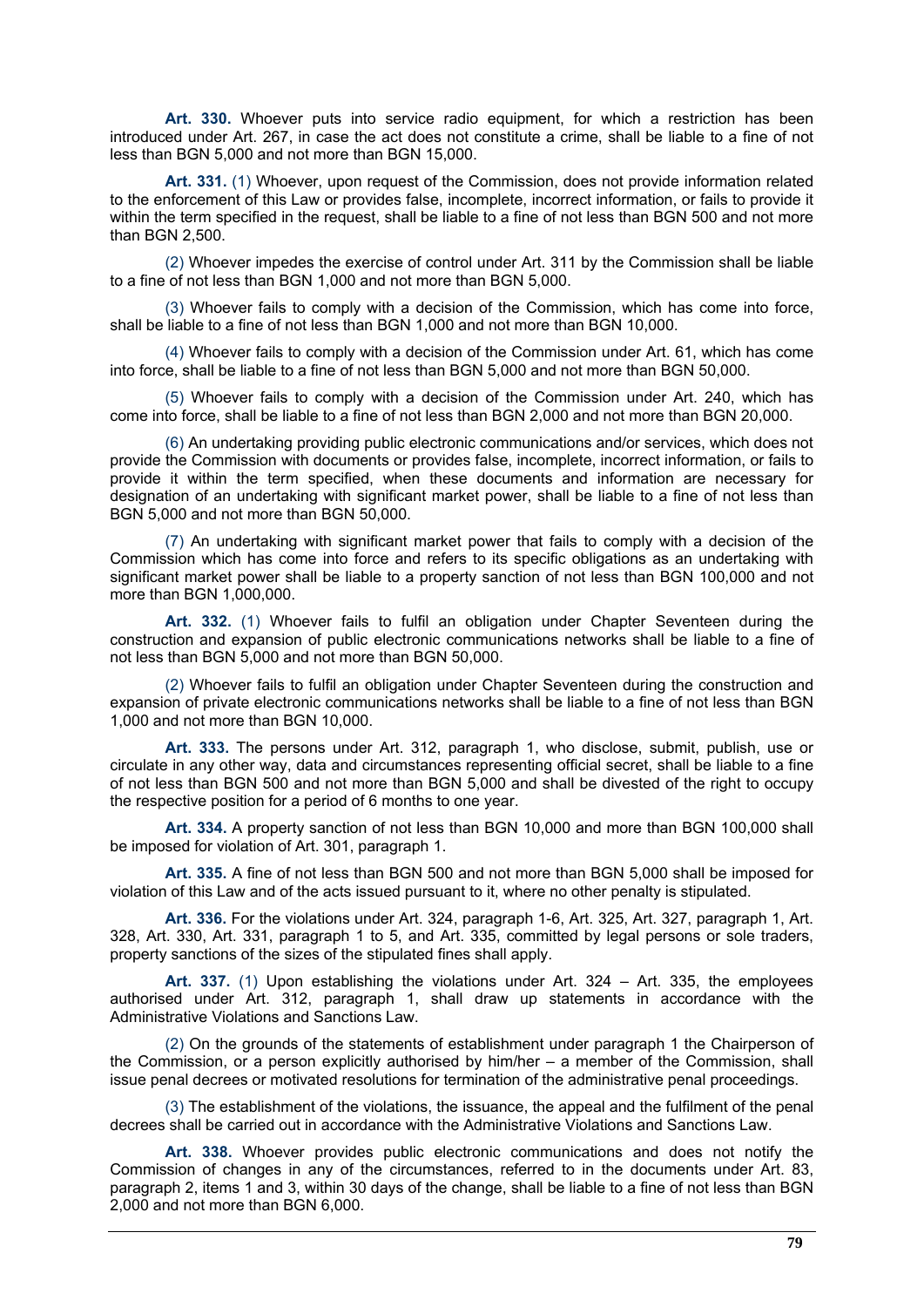**Art. 330.** Whoever puts into service radio equipment, for which a restriction has been introduced under Art. 267, in case the act does not constitute a crime, shall be liable to a fine of not less than BGN 5,000 and not more than BGN 15,000.

**Art. 331.** (1) Whoever, upon request of the Commission, does not provide information related to the enforcement of this Law or provides false, incomplete, incorrect information, or fails to provide it within the term specified in the request, shall be liable to a fine of not less than BGN 500 and not more than BGN 2,500.

(2) Whoever impedes the exercise of control under Art. 311 by the Commission shall be liable to a fine of not less than BGN 1,000 and not more than BGN 5,000.

(3) Whoever fails to comply with a decision of the Commission, which has come into force, shall be liable to a fine of not less than BGN 1,000 and not more than BGN 10,000.

(4) Whoever fails to comply with a decision of the Commission under Art. 61, which has come into force, shall be liable to a fine of not less than BGN 5,000 and not more than BGN 50,000.

(5) Whoever fails to comply with a decision of the Commission under Art. 240, which has come into force, shall be liable to a fine of not less than BGN 2,000 and not more than BGN 20,000.

(6) An undertaking providing public electronic communications and/or services, which does not provide the Commission with documents or provides false, incomplete, incorrect information, or fails to provide it within the term specified, when these documents and information are necessary for designation of an undertaking with significant market power, shall be liable to a fine of not less than BGN 5,000 and not more than BGN 50,000.

(7) An undertaking with significant market power that fails to comply with a decision of the Commission which has come into force and refers to its specific obligations as an undertaking with significant market power shall be liable to a property sanction of not less than BGN 100,000 and not more than BGN 1,000,000.

**Art. 332.** (1) Whoever fails to fulfil an obligation under Chapter Seventeen during the construction and expansion of public electronic communications networks shall be liable to a fine of not less than BGN 5,000 and not more than BGN 50,000.

(2) Whoever fails to fulfil an obligation under Chapter Seventeen during the construction and expansion of private electronic communications networks shall be liable to a fine of not less than BGN 1,000 and not more than BGN 10,000.

**Art. 333.** The persons under Art. 312, paragraph 1, who disclose, submit, publish, use or circulate in any other way, data and circumstances representing official secret, shall be liable to a fine of not less than BGN 500 and not more than BGN 5,000 and shall be divested of the right to occupy the respective position for a period of 6 months to one year.

**Art. 334.** A property sanction of not less than BGN 10,000 and more than BGN 100,000 shall be imposed for violation of Art. 301, paragraph 1.

**Art. 335.** A fine of not less than BGN 500 and not more than BGN 5,000 shall be imposed for violation of this Law and of the acts issued pursuant to it, where no other penalty is stipulated.

**Art. 336.** For the violations under Art. 324, paragraph 1-6, Art. 325, Art. 327, paragraph 1, Art. 328, Art. 330, Art. 331, paragraph 1 to 5, and Art. 335, committed by legal persons or sole traders, property sanctions of the sizes of the stipulated fines shall apply.

**Art. 337.** (1) Upon establishing the violations under Art. 324 – Art. 335, the employees authorised under Art. 312, paragraph 1, shall draw up statements in accordance with the Administrative Violations and Sanctions Law.

(2) On the grounds of the statements of establishment under paragraph 1 the Chairperson of the Commission, or a person explicitly authorised by him/her – a member of the Commission, shall issue penal decrees or motivated resolutions for termination of the administrative penal proceedings.

(3) The establishment of the violations, the issuance, the appeal and the fulfilment of the penal decrees shall be carried out in accordance with the Administrative Violations and Sanctions Law.

**Art. 338.** Whoever provides public electronic communications and does not notify the Commission of changes in any of the circumstances, referred to in the documents under Art. 83, paragraph 2, items 1 and 3, within 30 days of the change, shall be liable to a fine of not less than BGN 2,000 and not more than BGN 6,000.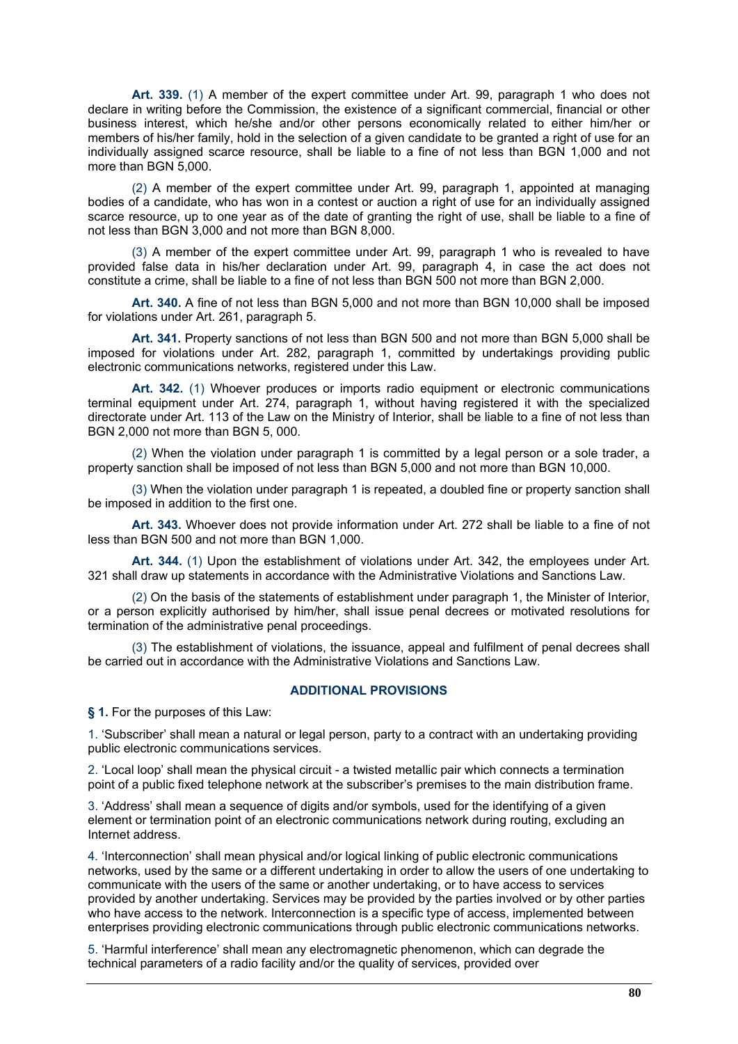**Art. 339.** (1) A member of the expert committee under Art. 99, paragraph 1 who does not declare in writing before the Commission, the existence of a significant commercial, financial or other business interest, which he/she and/or other persons economically related to either him/her or members of his/her family, hold in the selection of a given candidate to be granted a right of use for an individually assigned scarce resource, shall be liable to a fine of not less than BGN 1,000 and not more than BGN 5,000.

(2) A member of the expert committee under Art. 99, paragraph 1, appointed at managing bodies of a candidate, who has won in a contest or auction a right of use for an individually assigned scarce resource, up to one year as of the date of granting the right of use, shall be liable to a fine of not less than BGN 3,000 and not more than BGN 8,000.

(3) A member of the expert committee under Art. 99, paragraph 1 who is revealed to have provided false data in his/her declaration under Art. 99, paragraph 4, in case the act does not constitute a crime, shall be liable to a fine of not less than BGN 500 not more than BGN 2,000.

**Art. 340.** A fine of not less than BGN 5,000 and not more than BGN 10,000 shall be imposed for violations under Art. 261, paragraph 5.

**Art. 341.** Property sanctions of not less than BGN 500 and not more than BGN 5,000 shall be imposed for violations under Art. 282, paragraph 1, committed by undertakings providing public electronic communications networks, registered under this Law.

**Art. 342.** (1) Whoever produces or imports radio equipment or electronic communications terminal equipment under Art. 274, paragraph 1, without having registered it with the specialized directorate under Art. 113 of the Law on the Ministry of Interior, shall be liable to a fine of not less than BGN 2,000 not more than BGN 5, 000.

(2) When the violation under paragraph 1 is committed by a legal person or a sole trader, a property sanction shall be imposed of not less than BGN 5,000 and not more than BGN 10,000.

(3) When the violation under paragraph 1 is repeated, a doubled fine or property sanction shall be imposed in addition to the first one.

**Art. 343.** Whoever does not provide information under Art. 272 shall be liable to a fine of not less than BGN 500 and not more than BGN 1,000.

**Art. 344.** (1) Upon the establishment of violations under Art. 342, the employees under Art. 321 shall draw up statements in accordance with the Administrative Violations and Sanctions Law.

(2) On the basis of the statements of establishment under paragraph 1, the Minister of Interior, or a person explicitly authorised by him/her, shall issue penal decrees or motivated resolutions for termination of the administrative penal proceedings.

(3) The establishment of violations, the issuance, appeal and fulfilment of penal decrees shall be carried out in accordance with the Administrative Violations and Sanctions Law.

## ADDITIONAL PROVISIONS

**§ 1.** For the purposes of this Law:

1. 'Subscriber' shall mean a natural or legal person, party to a contract with an undertaking providing public electronic communications services.

2. 'Local loop' shall mean the physical circuit - a twisted metallic pair which connects a termination point of a public fixed telephone network at the subscriber's premises to the main distribution frame.

3. 'Address' shall mean a sequence of digits and/or symbols, used for the identifying of a given element or termination point of an electronic communications network during routing, excluding an Internet address.

4. 'Interconnection' shall mean physical and/or logical linking of public electronic communications networks, used by the same or a different undertaking in order to allow the users of one undertaking to communicate with the users of the same or another undertaking, or to have access to services provided by another undertaking. Services may be provided by the parties involved or by other parties who have access to the network. Interconnection is a specific type of access, implemented between enterprises providing electronic communications through public electronic communications networks.

5. 'Harmful interference' shall mean any electromagnetic phenomenon, which can degrade the technical parameters of a radio facility and/or the quality of services, provided over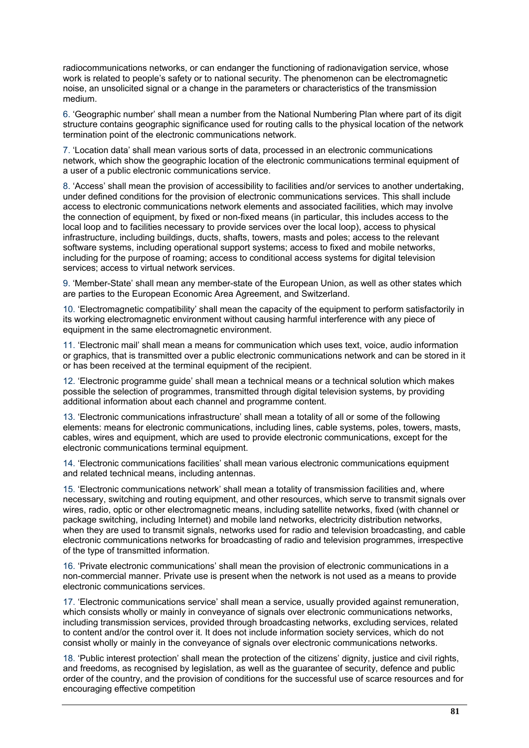radiocommunications networks, or can endanger the functioning of radionavigation service, whose work is related to people's safety or to national security. The phenomenon can be electromagnetic noise, an unsolicited signal or a change in the parameters or characteristics of the transmission medium.

6. 'Geographic number' shall mean a number from the National Numbering Plan where part of its digit structure contains geographic significance used for routing calls to the physical location of the network termination point of the electronic communications network.

7. 'Location data' shall mean various sorts of data, processed in an electronic communications network, which show the geographic location of the electronic communications terminal equipment of a user of a public electronic communications service.

8. 'Access' shall mean the provision of accessibility to facilities and/or services to another undertaking, under defined conditions for the provision of electronic communications services. This shall include access to electronic communications network elements and associated facilities, which may involve the connection of equipment, by fixed or non-fixed means (in particular, this includes access to the local loop and to facilities necessary to provide services over the local loop), access to physical infrastructure, including buildings, ducts, shafts, towers, masts and poles; access to the relevant software systems, including operational support systems; access to fixed and mobile networks, including for the purpose of roaming; access to conditional access systems for digital television services; access to virtual network services.

9. 'Member-State' shall mean any member-state of the European Union, as well as other states which are parties to the European Economic Area Agreement, and Switzerland.

10. 'Electromagnetic compatibility' shall mean the capacity of the equipment to perform satisfactorily in its working electromagnetic environment without causing harmful interference with any piece of equipment in the same electromagnetic environment.

11. 'Electronic mail' shall mean a means for communication which uses text, voice, audio information or graphics, that is transmitted over a public electronic communications network and can be stored in it or has been received at the terminal equipment of the recipient.

12. 'Electronic programme guide' shall mean a technical means or a technical solution which makes possible the selection of programmes, transmitted through digital television systems, by providing additional information about each channel and programme content.

13. 'Electronic communications infrastructure' shall mean a totality of all or some of the following elements: means for electronic communications, including lines, cable systems, poles, towers, masts, cables, wires and equipment, which are used to provide electronic communications, except for the electronic communications terminal equipment.

14. 'Electronic communications facilities' shall mean various electronic communications equipment and related technical means, including antennas.

15. 'Electronic communications network' shall mean a totality of transmission facilities and, where necessary, switching and routing equipment, and other resources, which serve to transmit signals over wires, radio, optic or other electromagnetic means, including satellite networks, fixed (with channel or package switching, including Internet) and mobile land networks, electricity distribution networks, when they are used to transmit signals, networks used for radio and television broadcasting, and cable electronic communications networks for broadcasting of radio and television programmes, irrespective of the type of transmitted information.

16. 'Private electronic communications' shall mean the provision of electronic communications in a non-commercial manner. Private use is present when the network is not used as a means to provide electronic communications services.

17. 'Electronic communications service' shall mean a service, usually provided against remuneration, which consists wholly or mainly in conveyance of signals over electronic communications networks, including transmission services, provided through broadcasting networks, excluding services, related to content and/or the control over it. It does not include information society services, which do not consist wholly or mainly in the conveyance of signals over electronic communications networks.

18. 'Public interest protection' shall mean the protection of the citizens' dignity, justice and civil rights, and freedoms, as recognised by legislation, as well as the guarantee of security, defence and public order of the country, and the provision of conditions for the successful use of scarce resources and for encouraging effective competition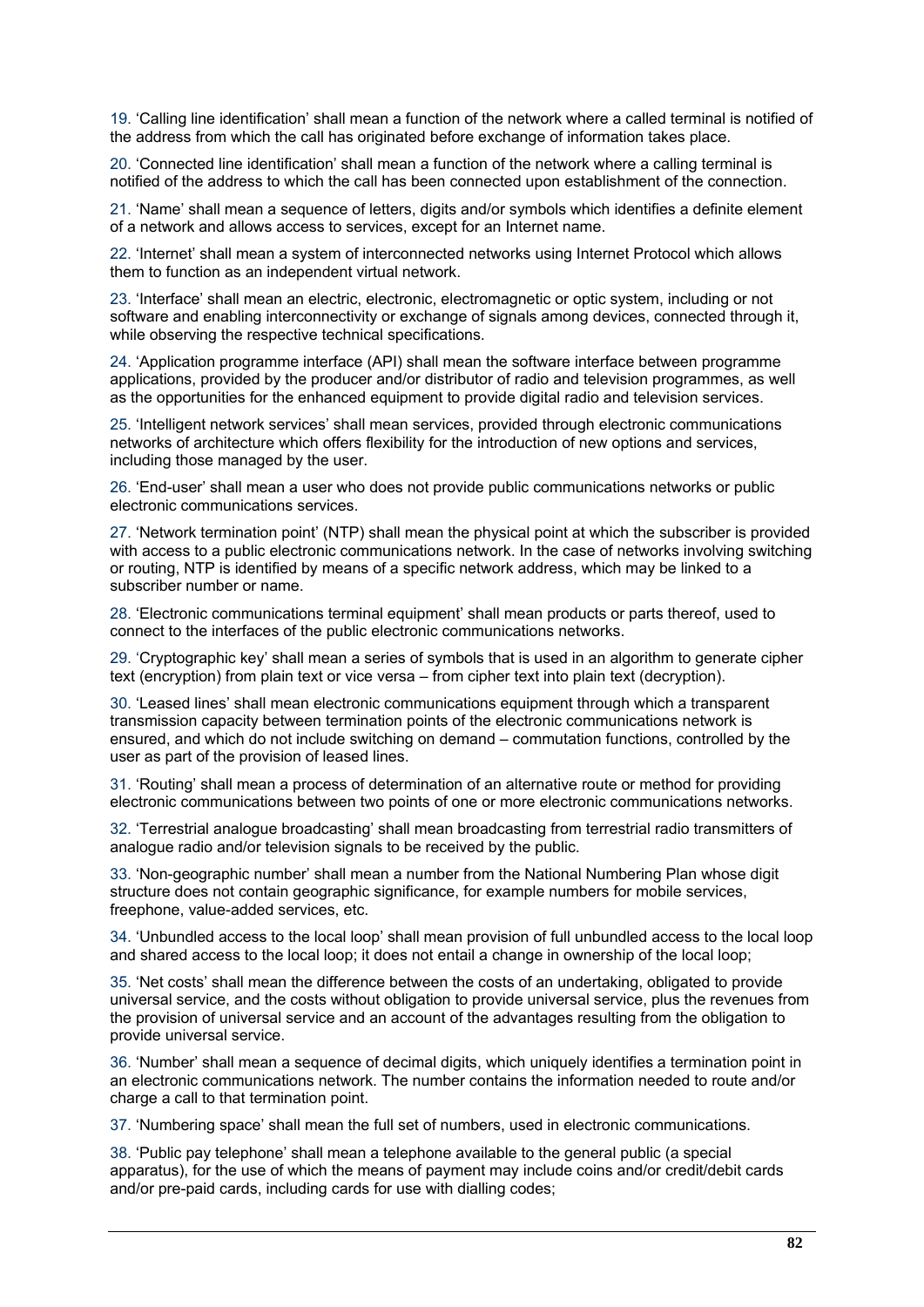19. ‘Calling line identification’ shall mean a function of the network where a called terminal is notified of the address from which the call has originated before exchange of information takes place.

20. ‘Connected line identification’ shall mean a function of the network where a calling terminal is notified of the address to which the call has been connected upon establishment of the connection.

21. ‘Name’ shall mean a sequence of letters, digits and/or symbols which identifies a definite element of a network and allows access to services, except for an Internet name.

22. ‘Internet’ shall mean a system of interconnected networks using Internet Protocol which allows them to function as an independent virtual network.

23. ‘Interface’ shall mean an electric, electronic, electromagnetic or optic system, including or not software and enabling interconnectivity or exchange of signals among devices, connected through it, while observing the respective technical specifications.

24. ‘Application programme interface (API) shall mean the software interface between programme applications, provided by the producer and/or distributor of radio and television programmes, as well as the opportunities for the enhanced equipment to provide digital radio and television services.

25. ‘Intelligent network services’ shall mean services, provided through electronic communications networks of architecture which offers flexibility for the introduction of new options and services, including those managed by the user.

26. ‘End-user’ shall mean a user who does not provide public communications networks or public electronic communications services.

27. ‘Network termination point’ (NTP) shall mean the physical point at which the subscriber is provided with access to a public electronic communications network. In the case of networks involving switching or routing, NTP is identified by means of a specific network address, which may be linked to a subscriber number or name.

28. ‘Electronic communications terminal equipment’ shall mean products or parts thereof, used to connect to the interfaces of the public electronic communications networks.

29. ‘Cryptographic key’ shall mean a series of symbols that is used in an algorithm to generate cipher text (encryption) from plain text or vice versa – from cipher text into plain text (decryption).

30. ‘Leased lines’ shall mean electronic communications equipment through which a transparent transmission capacity between termination points of the electronic communications network is ensured, and which do not include switching on demand – commutation functions, controlled by the user as part of the provision of leased lines.

31. ‘Routing’ shall mean a process of determination of an alternative route or method for providing electronic communications between two points of one or more electronic communications networks.

32. ‘Terrestrial analogue broadcasting’ shall mean broadcasting from terrestrial radio transmitters of analogue radio and/or television signals to be received by the public.

33. ‘Non-geographic number’ shall mean a number from the National Numbering Plan whose digit structure does not contain geographic significance, for example numbers for mobile services, freephone, value-added services, etc.

34. ‘Unbundled access to the local loop’ shall mean provision of full unbundled access to the local loop and shared access to the local loop; it does not entail a change in ownership of the local loop;

35. ‘Net costs’ shall mean the difference between the costs of an undertaking, obligated to provide universal service, and the costs without obligation to provide universal service, plus the revenues from the provision of universal service and an account of the advantages resulting from the obligation to provide universal service.

36. ‘Number’ shall mean a sequence of decimal digits, which uniquely identifies a termination point in an electronic communications network. The number contains the information needed to route and/or charge a call to that termination point.

37. ‘Numbering space’ shall mean the full set of numbers, used in electronic communications.

38. ‘Public pay telephone’ shall mean a telephone available to the general public (a special apparatus), for the use of which the means of payment may include coins and/or credit/debit cards and/or pre-paid cards, including cards for use with dialling codes;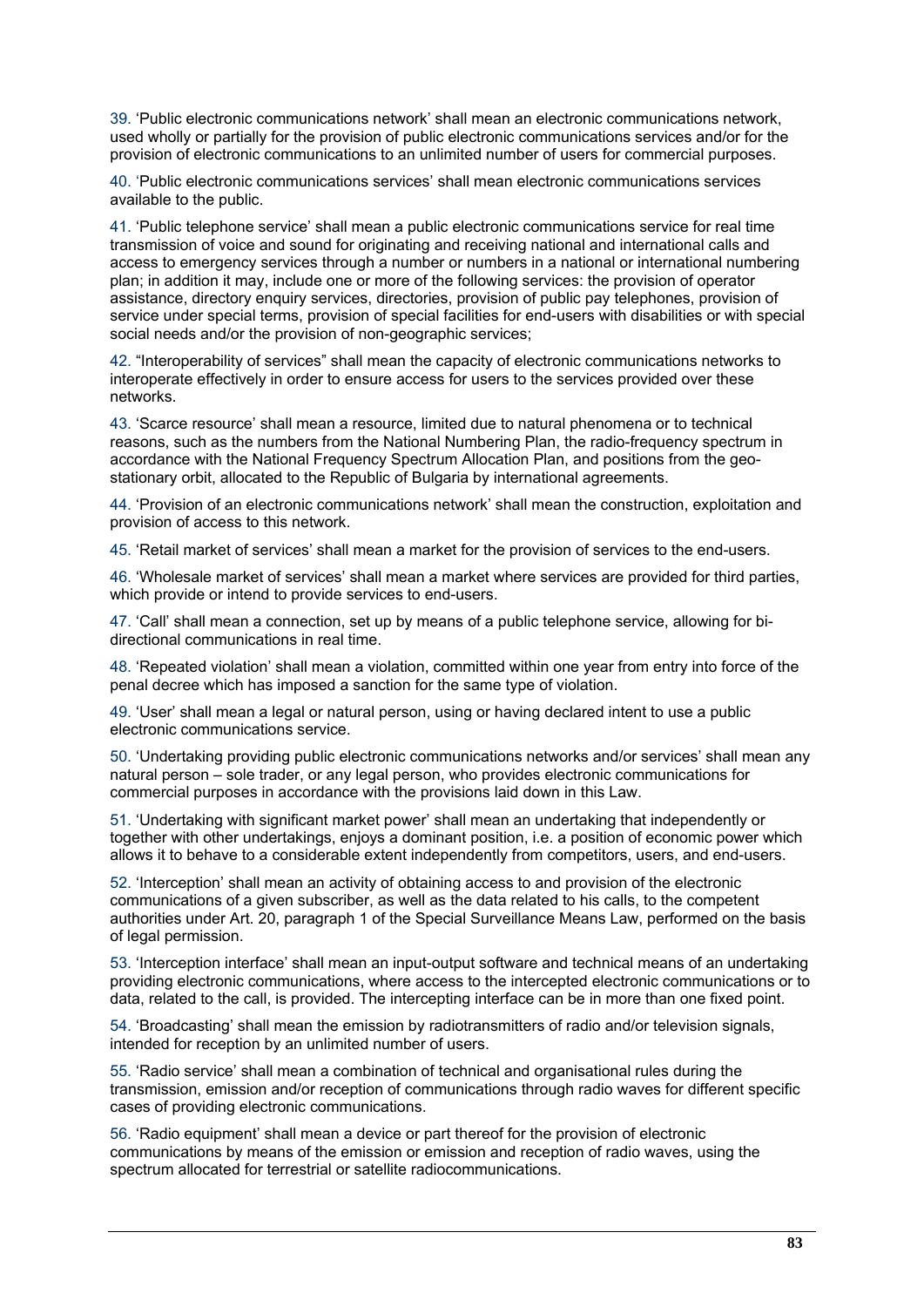39. ‘Public electronic communications network’ shall mean an electronic communications network, used wholly or partially for the provision of public electronic communications services and/or for the provision of electronic communications to an unlimited number of users for commercial purposes.

40. ‘Public electronic communications services’ shall mean electronic communications services available to the public.

41. ‘Public telephone service’ shall mean a public electronic communications service for real time transmission of voice and sound for originating and receiving national and international calls and access to emergency services through a number or numbers in a national or international numbering plan; in addition it may, include one or more of the following services: the provision of operator assistance, directory enquiry services, directories, provision of public pay telephones, provision of service under special terms, provision of special facilities for end-users with disabilities or with special social needs and/or the provision of non-geographic services;

42. “Interoperability of services” shall mean the capacity of electronic communications networks to interoperate effectively in order to ensure access for users to the services provided over these networks.

43. ‘Scarce resource’ shall mean a resource, limited due to natural phenomena or to technical reasons, such as the numbers from the National Numbering Plan, the radio-frequency spectrum in accordance with the National Frequency Spectrum Allocation Plan, and positions from the geo-stationary orbit, allocated to the Republic of Bulgaria by international agreements.

44. ‘Provision of an electronic communications network’ shall mean the construction, exploitation and provision of access to this network.

45. ‘Retail market of services’ shall mean a market for the provision of services to the end-users.

46. ‘Wholesale market of services’ shall mean a market where services are provided for third parties, which provide or intend to provide services to end-users.

47. ‘Call’ shall mean a connection, set up by means of a public telephone service, allowing for bi-directional communications in real time.

48. ‘Repeated violation’ shall mean a violation, committed within one year from entry into force of the penal decree which has imposed a sanction for the same type of violation.

49. ‘User’ shall mean a legal or natural person, using or having declared intent to use a public electronic communications service.

50. ‘Undertaking providing public electronic communications networks and/or services’ shall mean any natural person – sole trader, or any legal person, who provides electronic communications for commercial purposes in accordance with the provisions laid down in this Law.

51. ‘Undertaking with significant market power’ shall mean an undertaking that independently or together with other undertakings, enjoys a dominant position, i.e. a position of economic power which allows it to behave to a considerable extent independently from competitors, users, and end-users.

52. ‘Interception’ shall mean an activity of obtaining access to and provision of the electronic communications of a given subscriber, as well as the data related to his calls, to the competent authorities under Art. 20, paragraph 1 of the Special Surveillance Means Law, performed on the basis of legal permission.

53. ‘Interception interface’ shall mean an input-output software and technical means of an undertaking providing electronic communications, where access to the intercepted electronic communications or to data, related to the call, is provided. The intercepting interface can be in more than one fixed point.

54. ‘Broadcasting’ shall mean the emission by radiotransmitters of radio and/or television signals, intended for reception by an unlimited number of users.

55. ‘Radio service’ shall mean a combination of technical and organisational rules during the transmission, emission and/or reception of communications through radio waves for different specific cases of providing electronic communications.

56. ‘Radio equipment’ shall mean a device or part thereof for the provision of electronic communications by means of the emission or emission and reception of radio waves, using the spectrum allocated for terrestrial or satellite radiocommunications.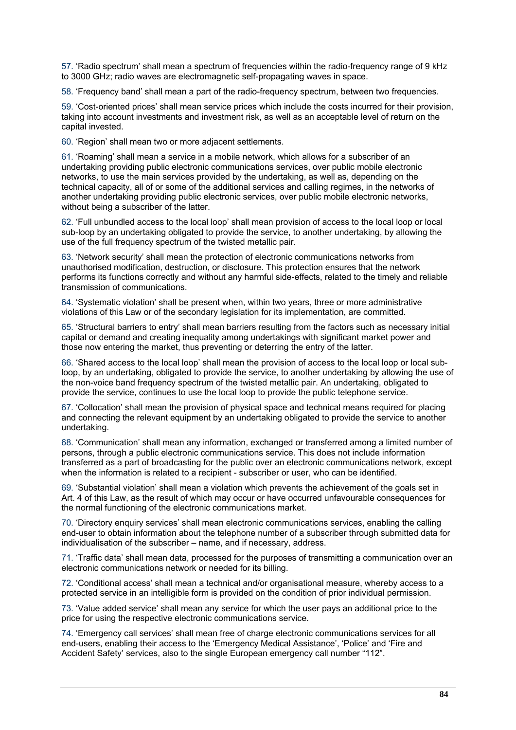57. 'Radio spectrum' shall mean a spectrum of frequencies within the radio-frequency range of 9 kHz to 3000 GHz; radio waves are electromagnetic self-propagating waves in space.

58. 'Frequency band' shall mean a part of the radio-frequency spectrum, between two frequencies.

59. 'Cost-oriented prices' shall mean service prices which include the costs incurred for their provision, taking into account investments and investment risk, as well as an acceptable level of return on the capital invested.

60. 'Region' shall mean two or more adjacent settlements.

61. 'Roaming' shall mean a service in a mobile network, which allows for a subscriber of an undertaking providing public electronic communications services, over public mobile electronic networks, to use the main services provided by the undertaking, as well as, depending on the technical capacity, all of or some of the additional services and calling regimes, in the networks of another undertaking providing public electronic services, over public mobile electronic networks, without being a subscriber of the latter.

62. 'Full unbundled access to the local loop' shall mean provision of access to the local loop or local sub-loop by an undertaking obligated to provide the service, to another undertaking, by allowing the use of the full frequency spectrum of the twisted metallic pair.

63. 'Network security' shall mean the protection of electronic communications networks from unauthorised modification, destruction, or disclosure. This protection ensures that the network performs its functions correctly and without any harmful side-effects, related to the timely and reliable transmission of communications.

64. 'Systematic violation' shall be present when, within two years, three or more administrative violations of this Law or of the secondary legislation for its implementation, are committed.

65. 'Structural barriers to entry' shall mean barriers resulting from the factors such as necessary initial capital or demand and creating inequality among undertakings with significant market power and those now entering the market, thus preventing or deterring the entry of the latter.

66. 'Shared access to the local loop' shall mean the provision of access to the local loop or local sub-loop, by an undertaking, obligated to provide the service, to another undertaking by allowing the use of the non-voice band frequency spectrum of the twisted metallic pair. An undertaking, obligated to provide the service, continues to use the local loop to provide the public telephone service.

67. 'Collocation' shall mean the provision of physical space and technical means required for placing and connecting the relevant equipment by an undertaking obligated to provide the service to another undertaking.

68. 'Communication' shall mean any information, exchanged or transferred among a limited number of persons, through a public electronic communications service. This does not include information transferred as a part of broadcasting for the public over an electronic communications network, except when the information is related to a recipient - subscriber or user, who can be identified.

69. 'Substantial violation' shall mean a violation which prevents the achievement of the goals set in Art. 4 of this Law, as the result of which may occur or have occurred unfavourable consequences for the normal functioning of the electronic communications market.

70. 'Directory enquiry services' shall mean electronic communications services, enabling the calling end-user to obtain information about the telephone number of a subscriber through submitted data for individualisation of the subscriber – name, and if necessary, address.

71. 'Traffic data' shall mean data, processed for the purposes of transmitting a communication over an electronic communications network or needed for its billing.

72. 'Conditional access' shall mean a technical and/or organisational measure, whereby access to a protected service in an intelligible form is provided on the condition of prior individual permission.

73. 'Value added service' shall mean any service for which the user pays an additional price to the price for using the respective electronic communications service.

74. 'Emergency call services' shall mean free of charge electronic communications services for all end-users, enabling their access to the 'Emergency Medical Assistance', 'Police' and 'Fire and Accident Safety' services, also to the single European emergency call number "112".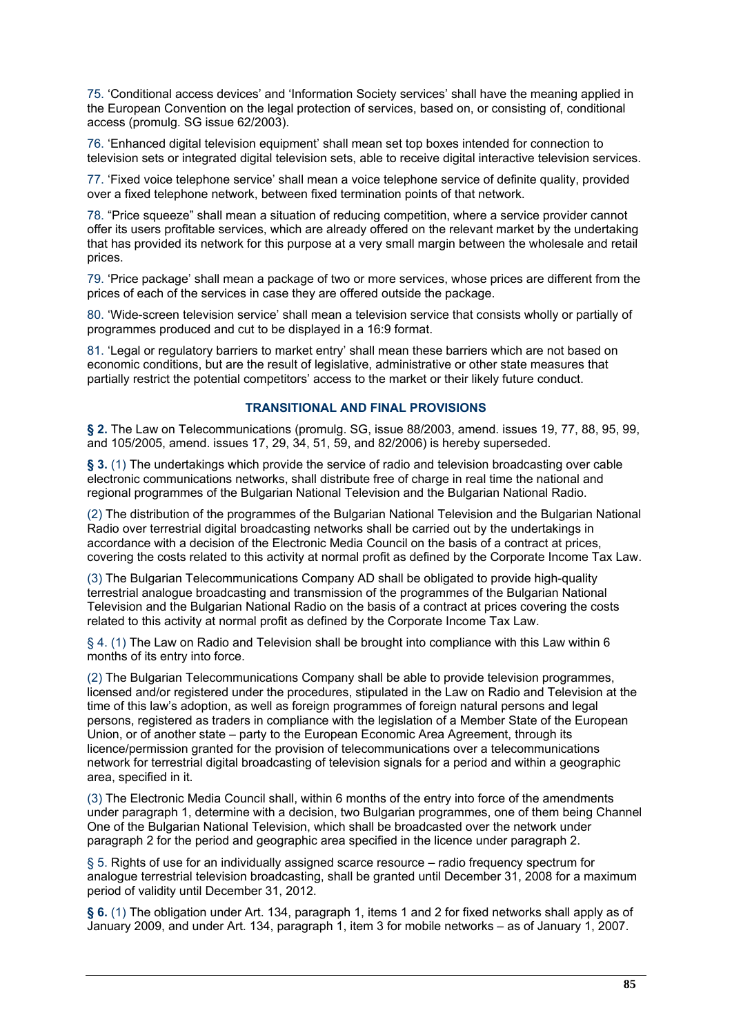75. 'Conditional access devices' and 'Information Society services' shall have the meaning applied in the European Convention on the legal protection of services, based on, or consisting of, conditional access (promulg. SG issue 62/2003).

76. 'Enhanced digital television equipment' shall mean set top boxes intended for connection to television sets or integrated digital television sets, able to receive digital interactive television services.

77. 'Fixed voice telephone service' shall mean a voice telephone service of definite quality, provided over a fixed telephone network, between fixed termination points of that network.

78. "Price squeeze" shall mean a situation of reducing competition, where a service provider cannot offer its users profitable services, which are already offered on the relevant market by the undertaking that has provided its network for this purpose at a very small margin between the wholesale and retail prices.

79. 'Price package' shall mean a package of two or more services, whose prices are different from the prices of each of the services in case they are offered outside the package.

80. 'Wide-screen television service' shall mean a television service that consists wholly or partially of programmes produced and cut to be displayed in a 16:9 format.

81. 'Legal or regulatory barriers to market entry' shall mean these barriers which are not based on economic conditions, but are the result of legislative, administrative or other state measures that partially restrict the potential competitors' access to the market or their likely future conduct.

## TRANSITIONAL AND FINAL PROVISIONS

**§ 2.** The Law on Telecommunications (promulg. SG, issue 88/2003, amend. issues 19, 77, 88, 95, 99, and 105/2005, amend. issues 17, 29, 34, 51, 59, and 82/2006) is hereby superseded.

**§ 3.** (1) The undertakings which provide the service of radio and television broadcasting over cable electronic communications networks, shall distribute free of charge in real time the national and regional programmes of the Bulgarian National Television and the Bulgarian National Radio.

(2) The distribution of the programmes of the Bulgarian National Television and the Bulgarian National Radio over terrestrial digital broadcasting networks shall be carried out by the undertakings in accordance with a decision of the Electronic Media Council on the basis of a contract at prices, covering the costs related to this activity at normal profit as defined by the Corporate Income Tax Law.

(3) The Bulgarian Telecommunications Company AD shall be obligated to provide high-quality terrestrial analogue broadcasting and transmission of the programmes of the Bulgarian National Television and the Bulgarian National Radio on the basis of a contract at prices covering the costs related to this activity at normal profit as defined by the Corporate Income Tax Law.

§ 4. (1) The Law on Radio and Television shall be brought into compliance with this Law within 6 months of its entry into force.

(2) The Bulgarian Telecommunications Company shall be able to provide television programmes, licensed and/or registered under the procedures, stipulated in the Law on Radio and Television at the time of this law's adoption, as well as foreign programmes of foreign natural persons and legal persons, registered as traders in compliance with the legislation of a Member State of the European Union, or of another state – party to the European Economic Area Agreement, through its licence/permission granted for the provision of telecommunications over a telecommunications network for terrestrial digital broadcasting of television signals for a period and within a geographic area, specified in it.

(3) The Electronic Media Council shall, within 6 months of the entry into force of the amendments under paragraph 1, determine with a decision, two Bulgarian programmes, one of them being Channel One of the Bulgarian National Television, which shall be broadcasted over the network under paragraph 2 for the period and geographic area specified in the licence under paragraph 2.

§ 5. Rights of use for an individually assigned scarce resource – radio frequency spectrum for analogue terrestrial television broadcasting, shall be granted until December 31, 2008 for a maximum period of validity until December 31, 2012.

**§ 6.** (1) The obligation under Art. 134, paragraph 1, items 1 and 2 for fixed networks shall apply as of January 2009, and under Art. 134, paragraph 1, item 3 for mobile networks – as of January 1, 2007.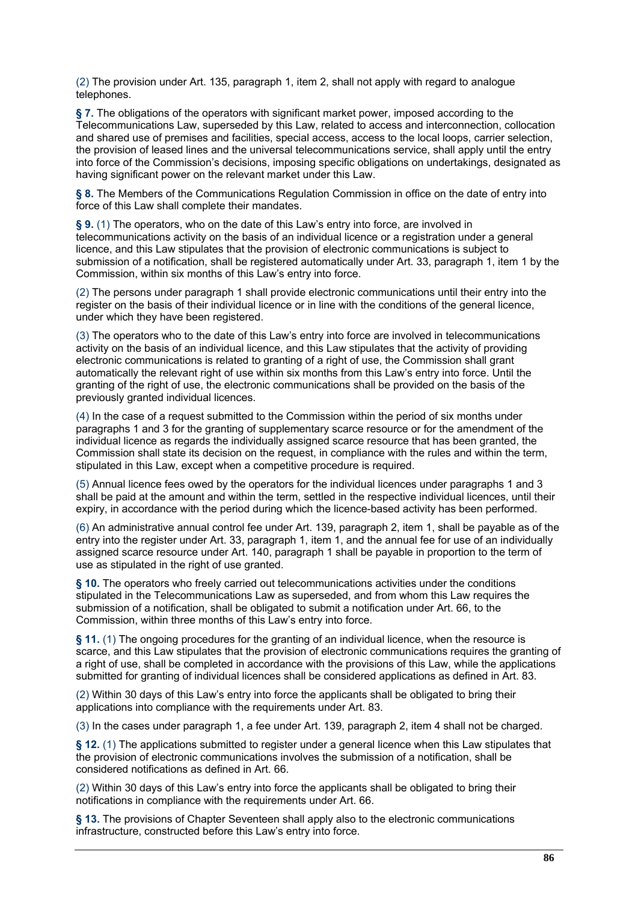(2) The provision under Art. 135, paragraph 1, item 2, shall not apply with regard to analogue telephones.

**§ 7.** The obligations of the operators with significant market power, imposed according to the Telecommunications Law, superseded by this Law, related to access and interconnection, collocation and shared use of premises and facilities, special access, access to the local loops, carrier selection, the provision of leased lines and the universal telecommunications service, shall apply until the entry into force of the Commission's decisions, imposing specific obligations on undertakings, designated as having significant power on the relevant market under this Law.

**§ 8.** The Members of the Communications Regulation Commission in office on the date of entry into force of this Law shall complete their mandates.

**§ 9.** (1) The operators, who on the date of this Law's entry into force, are involved in telecommunications activity on the basis of an individual licence or a registration under a general licence, and this Law stipulates that the provision of electronic communications is subject to submission of a notification, shall be registered automatically under Art. 33, paragraph 1, item 1 by the Commission, within six months of this Law's entry into force.

(2) The persons under paragraph 1 shall provide electronic communications until their entry into the register on the basis of their individual licence or in line with the conditions of the general licence, under which they have been registered.

(3) The operators who to the date of this Law's entry into force are involved in telecommunications activity on the basis of an individual licence, and this Law stipulates that the activity of providing electronic communications is related to granting of a right of use, the Commission shall grant automatically the relevant right of use within six months from this Law's entry into force. Until the granting of the right of use, the electronic communications shall be provided on the basis of the previously granted individual licences.

(4) In the case of a request submitted to the Commission within the period of six months under paragraphs 1 and 3 for the granting of supplementary scarce resource or for the amendment of the individual licence as regards the individually assigned scarce resource that has been granted, the Commission shall state its decision on the request, in compliance with the rules and within the term, stipulated in this Law, except when a competitive procedure is required.

(5) Annual licence fees owed by the operators for the individual licences under paragraphs 1 and 3 shall be paid at the amount and within the term, settled in the respective individual licences, until their expiry, in accordance with the period during which the licence-based activity has been performed.

(6) An administrative annual control fee under Art. 139, paragraph 2, item 1, shall be payable as of the entry into the register under Art. 33, paragraph 1, item 1, and the annual fee for use of an individually assigned scarce resource under Art. 140, paragraph 1 shall be payable in proportion to the term of use as stipulated in the right of use granted.

**§ 10.** The operators who freely carried out telecommunications activities under the conditions stipulated in the Telecommunications Law as superseded, and from whom this Law requires the submission of a notification, shall be obligated to submit a notification under Art. 66, to the Commission, within three months of this Law's entry into force.

**§ 11.** (1) The ongoing procedures for the granting of an individual licence, when the resource is scarce, and this Law stipulates that the provision of electronic communications requires the granting of a right of use, shall be completed in accordance with the provisions of this Law, while the applications submitted for granting of individual licences shall be considered applications as defined in Art. 83.

(2) Within 30 days of this Law's entry into force the applicants shall be obligated to bring their applications into compliance with the requirements under Art. 83.

(3) In the cases under paragraph 1, a fee under Art. 139, paragraph 2, item 4 shall not be charged.

**§ 12.** (1) The applications submitted to register under a general licence when this Law stipulates that the provision of electronic communications involves the submission of a notification, shall be considered notifications as defined in Art. 66.

(2) Within 30 days of this Law's entry into force the applicants shall be obligated to bring their notifications in compliance with the requirements under Art. 66.

**§ 13.** The provisions of Chapter Seventeen shall apply also to the electronic communications infrastructure, constructed before this Law's entry into force.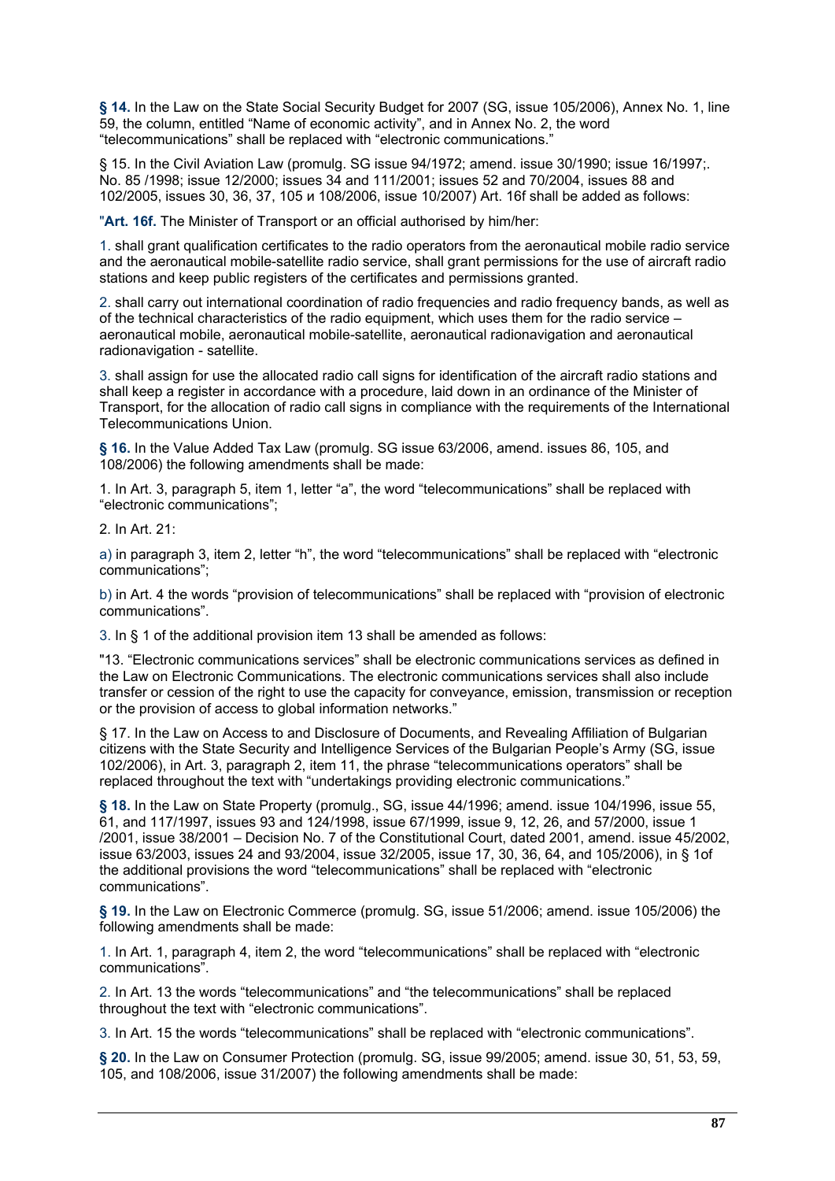**§ 14.** In the Law on the State Social Security Budget for 2007 (SG, issue 105/2006), Annex No. 1, line 59, the column, entitled "Name of economic activity", and in Annex No. 2, the word "telecommunications" shall be replaced with "electronic communications."

§ 15. In the Civil Aviation Law (promulg. SG issue 94/1972; amend. issue 30/1990; issue 16/1997;. No. 85 /1998; issue 12/2000; issues 34 and 111/2001; issues 52 and 70/2004, issues 88 and 102/2005, issues 30, 36, 37, 105 и 108/2006, issue 10/2007) Art. 16f shall be added as follows:

"**Art. 16f.** The Minister of Transport or an official authorised by him/her:

1. shall grant qualification certificates to the radio operators from the aeronautical mobile radio service and the aeronautical mobile-satellite radio service, shall grant permissions for the use of aircraft radio stations and keep public registers of the certificates and permissions granted.

2. shall carry out international coordination of radio frequencies and radio frequency bands, as well as of the technical characteristics of the radio equipment, which uses them for the radio service – aeronautical mobile, aeronautical mobile-satellite, aeronautical radionavigation and aeronautical radionavigation - satellite.

3. shall assign for use the allocated radio call signs for identification of the aircraft radio stations and shall keep a register in accordance with a procedure, laid down in an ordinance of the Minister of Transport, for the allocation of radio call signs in compliance with the requirements of the International Telecommunications Union.

**§ 16.** In the Value Added Tax Law (promulg. SG issue 63/2006, amend. issues 86, 105, and 108/2006) the following amendments shall be made:

1. In Art. 3, paragraph 5, item 1, letter "a", the word "telecommunications" shall be replaced with "electronic communications";

2. In Art. 21:

a) in paragraph 3, item 2, letter "h", the word "telecommunications" shall be replaced with "electronic communications";

b) in Art. 4 the words "provision of telecommunications" shall be replaced with "provision of electronic communications".

3. In § 1 of the additional provision item 13 shall be amended as follows:

"13. "Electronic communications services" shall be electronic communications services as defined in the Law on Electronic Communications. The electronic communications services shall also include transfer or cession of the right to use the capacity for conveyance, emission, transmission or reception or the provision of access to global information networks."

§ 17. In the Law on Access to and Disclosure of Documents, and Revealing Affiliation of Bulgarian citizens with the State Security and Intelligence Services of the Bulgarian People's Army (SG, issue 102/2006), in Art. 3, paragraph 2, item 11, the phrase "telecommunications operators" shall be replaced throughout the text with "undertakings providing electronic communications."

**§ 18.** In the Law on State Property (promulg., SG, issue 44/1996; amend. issue 104/1996, issue 55, 61, and 117/1997, issues 93 and 124/1998, issue 67/1999, issue 9, 12, 26, and 57/2000, issue 1 /2001, issue 38/2001 – Decision No. 7 of the Constitutional Court, dated 2001, amend. issue 45/2002, issue 63/2003, issues 24 and 93/2004, issue 32/2005, issue 17, 30, 36, 64, and 105/2006), in § 1of the additional provisions the word "telecommunications" shall be replaced with "electronic communications".

**§ 19.** In the Law on Electronic Commerce (promulg. SG, issue 51/2006; amend. issue 105/2006) the following amendments shall be made:

1. In Art. 1, paragraph 4, item 2, the word "telecommunications" shall be replaced with "electronic communications".

2. In Art. 13 the words "telecommunications" and "the telecommunications" shall be replaced throughout the text with "electronic communications".

3. In Art. 15 the words "telecommunications" shall be replaced with "electronic communications".

**§ 20.** In the Law on Consumer Protection (promulg. SG, issue 99/2005; amend. issue 30, 51, 53, 59, 105, and 108/2006, issue 31/2007) the following amendments shall be made: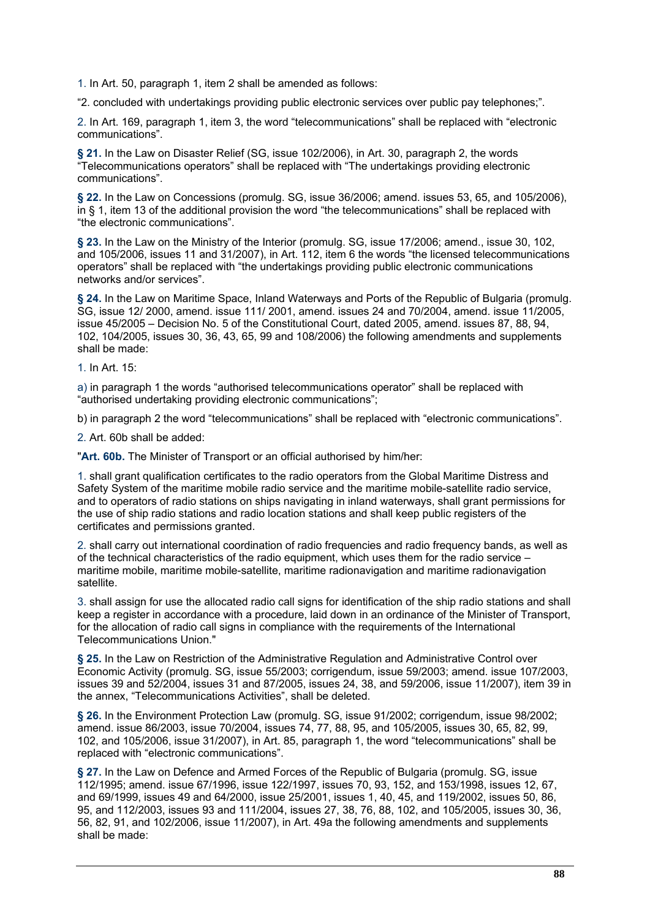1. In Art. 50, paragraph 1, item 2 shall be amended as follows:

“2. concluded with undertakings providing public electronic services over public pay telephones;”.

2. In Art. 169, paragraph 1, item 3, the word “telecommunications” shall be replaced with “electronic communications”.

**§ 21.** In the Law on Disaster Relief (SG, issue 102/2006), in Art. 30, paragraph 2, the words “Telecommunications operators” shall be replaced with “The undertakings providing electronic communications”.

**§ 22.** In the Law on Concessions (promulg. SG, issue 36/2006; amend. issues 53, 65, and 105/2006), in § 1, item 13 of the additional provision the word “the telecommunications” shall be replaced with “the electronic communications”.

**§ 23.** In the Law on the Ministry of the Interior (promulg. SG, issue 17/2006; amend., issue 30, 102, and 105/2006, issues 11 and 31/2007), in Art. 112, item 6 the words “the licensed telecommunications operators” shall be replaced with “the undertakings providing public electronic communications networks and/or services”.

**§ 24.** In the Law on Maritime Space, Inland Waterways and Ports of the Republic of Bulgaria (promulg. SG, issue 12/ 2000, amend. issue 111/ 2001, amend. issues 24 and 70/2004, amend. issue 11/2005, issue 45/2005 – Decision No. 5 of the Constitutional Court, dated 2005, amend. issues 87, 88, 94, 102, 104/2005, issues 30, 36, 43, 65, 99 and 108/2006) the following amendments and supplements shall be made:

1. In Art. 15:

a) in paragraph 1 the words “authorised telecommunications operator” shall be replaced with “authorised undertaking providing electronic communications”;

b) in paragraph 2 the word “telecommunications” shall be replaced with “electronic communications”.

2. Art. 60b shall be added:

"**Art. 60b.** The Minister of Transport or an official authorised by him/her:

1. shall grant qualification certificates to the radio operators from the Global Maritime Distress and Safety System of the maritime mobile radio service and the maritime mobile-satellite radio service, and to operators of radio stations on ships navigating in inland waterways, shall grant permissions for the use of ship radio stations and radio location stations and shall keep public registers of the certificates and permissions granted.

2. shall carry out international coordination of radio frequencies and radio frequency bands, as well as of the technical characteristics of the radio equipment, which uses them for the radio service – maritime mobile, maritime mobile-satellite, maritime radionavigation and maritime radionavigation satellite.

3. shall assign for use the allocated radio call signs for identification of the ship radio stations and shall keep a register in accordance with a procedure, laid down in an ordinance of the Minister of Transport, for the allocation of radio call signs in compliance with the requirements of the International Telecommunications Union."

**§ 25.** In the Law on Restriction of the Administrative Regulation and Administrative Control over Economic Activity (promulg. SG, issue 55/2003; corrigendum, issue 59/2003; amend. issue 107/2003, issues 39 and 52/2004, issues 31 and 87/2005, issues 24, 38, and 59/2006, issue 11/2007), item 39 in the annex, “Telecommunications Activities”, shall be deleted.

**§ 26.** In the Environment Protection Law (promulg. SG, issue 91/2002; corrigendum, issue 98/2002; amend. issue 86/2003, issue 70/2004, issues 74, 77, 88, 95, and 105/2005, issues 30, 65, 82, 99, 102, and 105/2006, issue 31/2007), in Art. 85, paragraph 1, the word “telecommunications” shall be replaced with “electronic communications”.

**§ 27.** In the Law on Defence and Armed Forces of the Republic of Bulgaria (promulg. SG, issue 112/1995; amend. issue 67/1996, issue 122/1997, issues 70, 93, 152, and 153/1998, issues 12, 67, and 69/1999, issues 49 and 64/2000, issue 25/2001, issues 1, 40, 45, and 119/2002, issues 50, 86, 95, and 112/2003, issues 93 and 111/2004, issues 27, 38, 76, 88, 102, and 105/2005, issues 30, 36, 56, 82, 91, and 102/2006, issue 11/2007), in Art. 49a the following amendments and supplements shall be made: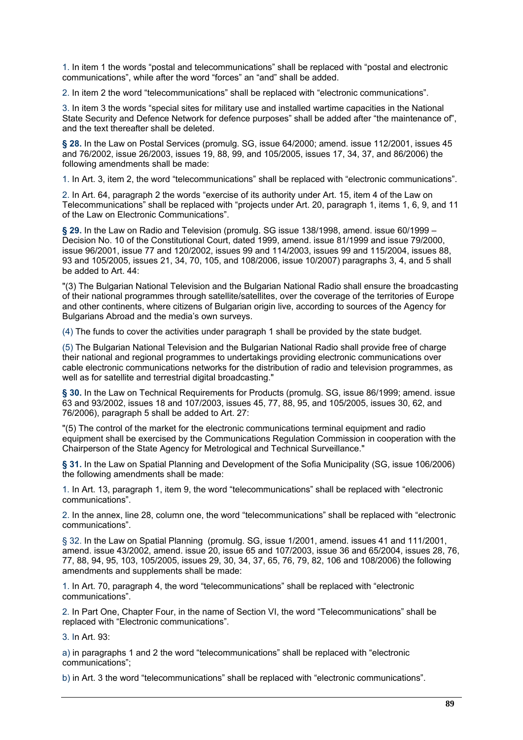1. In item 1 the words “postal and telecommunications” shall be replaced with “postal and electronic communications”, while after the word “forces” an “and” shall be added.

2. In item 2 the word “telecommunications” shall be replaced with “electronic communications”.

3. In item 3 the words “special sites for military use and installed wartime capacities in the National State Security and Defence Network for defence purposes” shall be added after “the maintenance of”, and the text thereafter shall be deleted.

**§ 28.** In the Law on Postal Services (promulg. SG, issue 64/2000; amend. issue 112/2001, issues 45 and 76/2002, issue 26/2003, issues 19, 88, 99, and 105/2005, issues 17, 34, 37, and 86/2006) the following amendments shall be made:

1. In Art. 3, item 2, the word “telecommunications” shall be replaced with “electronic communications”.

2. In Art. 64, paragraph 2 the words “exercise of its authority under Art. 15, item 4 of the Law on Telecommunications” shall be replaced with “projects under Art. 20, paragraph 1, items 1, 6, 9, and 11 of the Law on Electronic Communications”.

**§ 29.** In the Law on Radio and Television (promulg. SG issue 138/1998, amend. issue 60/1999 – Decision No. 10 of the Constitutional Court, dated 1999, amend. issue 81/1999 and issue 79/2000, issue 96/2001, issue 77 and 120/2002, issues 99 and 114/2003, issues 99 and 115/2004, issues 88, 93 and 105/2005, issues 21, 34, 70, 105, and 108/2006, issue 10/2007) paragraphs 3, 4, and 5 shall be added to Art. 44:

"(3) The Bulgarian National Television and the Bulgarian National Radio shall ensure the broadcasting of their national programmes through satellite/satellites, over the coverage of the territories of Europe and other continents, where citizens of Bulgarian origin live, according to sources of the Agency for Bulgarians Abroad and the media’s own surveys.

(4) The funds to cover the activities under paragraph 1 shall be provided by the state budget.

(5) The Bulgarian National Television and the Bulgarian National Radio shall provide free of charge their national and regional programmes to undertakings providing electronic communications over cable electronic communications networks for the distribution of radio and television programmes, as well as for satellite and terrestrial digital broadcasting."

**§ 30.** In the Law on Technical Requirements for Products (promulg. SG, issue 86/1999; amend. issue 63 and 93/2002, issues 18 and 107/2003, issues 45, 77, 88, 95, and 105/2005, issues 30, 62, and 76/2006), paragraph 5 shall be added to Art. 27:

"(5) The control of the market for the electronic communications terminal equipment and radio equipment shall be exercised by the Communications Regulation Commission in cooperation with the Chairperson of the State Agency for Metrological and Technical Surveillance."

**§ 31.** In the Law on Spatial Planning and Development of the Sofia Municipality (SG, issue 106/2006) the following amendments shall be made:

1. In Art. 13, paragraph 1, item 9, the word “telecommunications” shall be replaced with “electronic communications”.

2. In the annex, line 28, column one, the word “telecommunications” shall be replaced with “electronic communications”.

§ 32. In the Law on Spatial Planning (promulg. SG, issue 1/2001, amend. issues 41 and 111/2001, amend. issue 43/2002, amend. issue 20, issue 65 and 107/2003, issue 36 and 65/2004, issues 28, 76, 77, 88, 94, 95, 103, 105/2005, issues 29, 30, 34, 37, 65, 76, 79, 82, 106 and 108/2006) the following amendments and supplements shall be made:

1. In Art. 70, paragraph 4, the word “telecommunications” shall be replaced with “electronic communications”.

2. In Part One, Chapter Four, in the name of Section VI, the word “Telecommunications” shall be replaced with “Electronic communications”.

3. In Art. 93:

a) in paragraphs 1 and 2 the word “telecommunications” shall be replaced with “electronic communications”;

b) in Art. 3 the word “telecommunications” shall be replaced with “electronic communications”.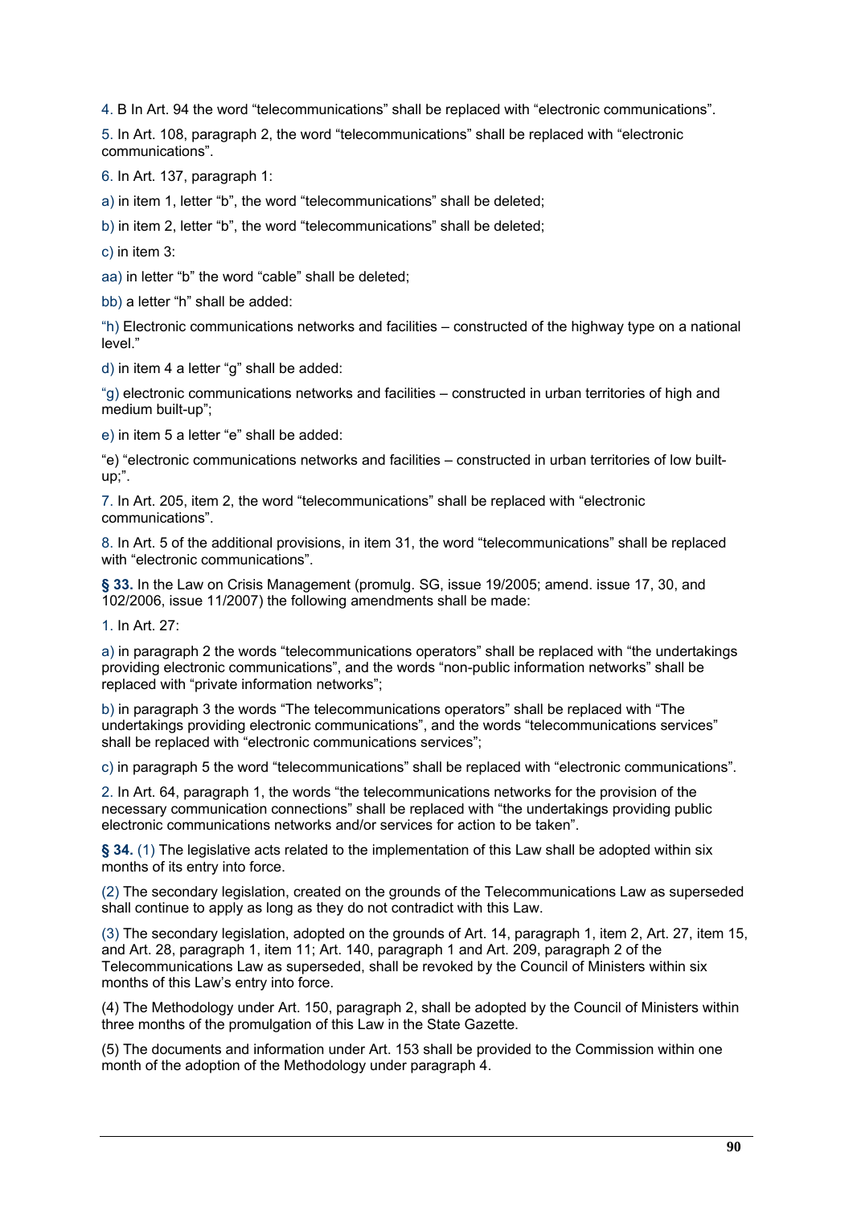4. B In Art. 94 the word “telecommunications” shall be replaced with “electronic communications”.

5. In Art. 108, paragraph 2, the word “telecommunications” shall be replaced with “electronic communications”.

6. In Art. 137, paragraph 1:

a) in item 1, letter “b”, the word “telecommunications” shall be deleted;

b) in item 2, letter “b”, the word “telecommunications” shall be deleted;

c) in item 3:

aa) in letter “b” the word “cable” shall be deleted;

bb) a letter “h” shall be added:

“h) Electronic communications networks and facilities – constructed of the highway type on a national level.”

d) in item 4 a letter “g” shall be added:

“g) electronic communications networks and facilities – constructed in urban territories of high and medium built-up”;

e) in item 5 a letter “e” shall be added:

“e) “electronic communications networks and facilities – constructed in urban territories of low built-up;”.

7. In Art. 205, item 2, the word “telecommunications” shall be replaced with “electronic communications”.

8. In Art. 5 of the additional provisions, in item 31, the word “telecommunications” shall be replaced with “electronic communications”.

**§ 33.** In the Law on Crisis Management (promulg. SG, issue 19/2005; amend. issue 17, 30, and 102/2006, issue 11/2007) the following amendments shall be made:

1. In Art. 27:

a) in paragraph 2 the words “telecommunications operators” shall be replaced with “the undertakings providing electronic communications”, and the words “non-public information networks” shall be replaced with “private information networks”;

b) in paragraph 3 the words “The telecommunications operators” shall be replaced with “The undertakings providing electronic communications”, and the words “telecommunications services” shall be replaced with “electronic communications services”;

c) in paragraph 5 the word “telecommunications” shall be replaced with “electronic communications”.

2. In Art. 64, paragraph 1, the words “the telecommunications networks for the provision of the necessary communication connections” shall be replaced with “the undertakings providing public electronic communications networks and/or services for action to be taken”.

**§ 34.** (1) The legislative acts related to the implementation of this Law shall be adopted within six months of its entry into force.

(2) The secondary legislation, created on the grounds of the Telecommunications Law as superseded shall continue to apply as long as they do not contradict with this Law.

(3) The secondary legislation, adopted on the grounds of Art. 14, paragraph 1, item 2, Art. 27, item 15, and Art. 28, paragraph 1, item 11; Art. 140, paragraph 1 and Art. 209, paragraph 2 of the Telecommunications Law as superseded, shall be revoked by the Council of Ministers within six months of this Law’s entry into force.

(4) The Methodology under Art. 150, paragraph 2, shall be adopted by the Council of Ministers within three months of the promulgation of this Law in the State Gazette.

(5) The documents and information under Art. 153 shall be provided to the Commission within one month of the adoption of the Methodology under paragraph 4.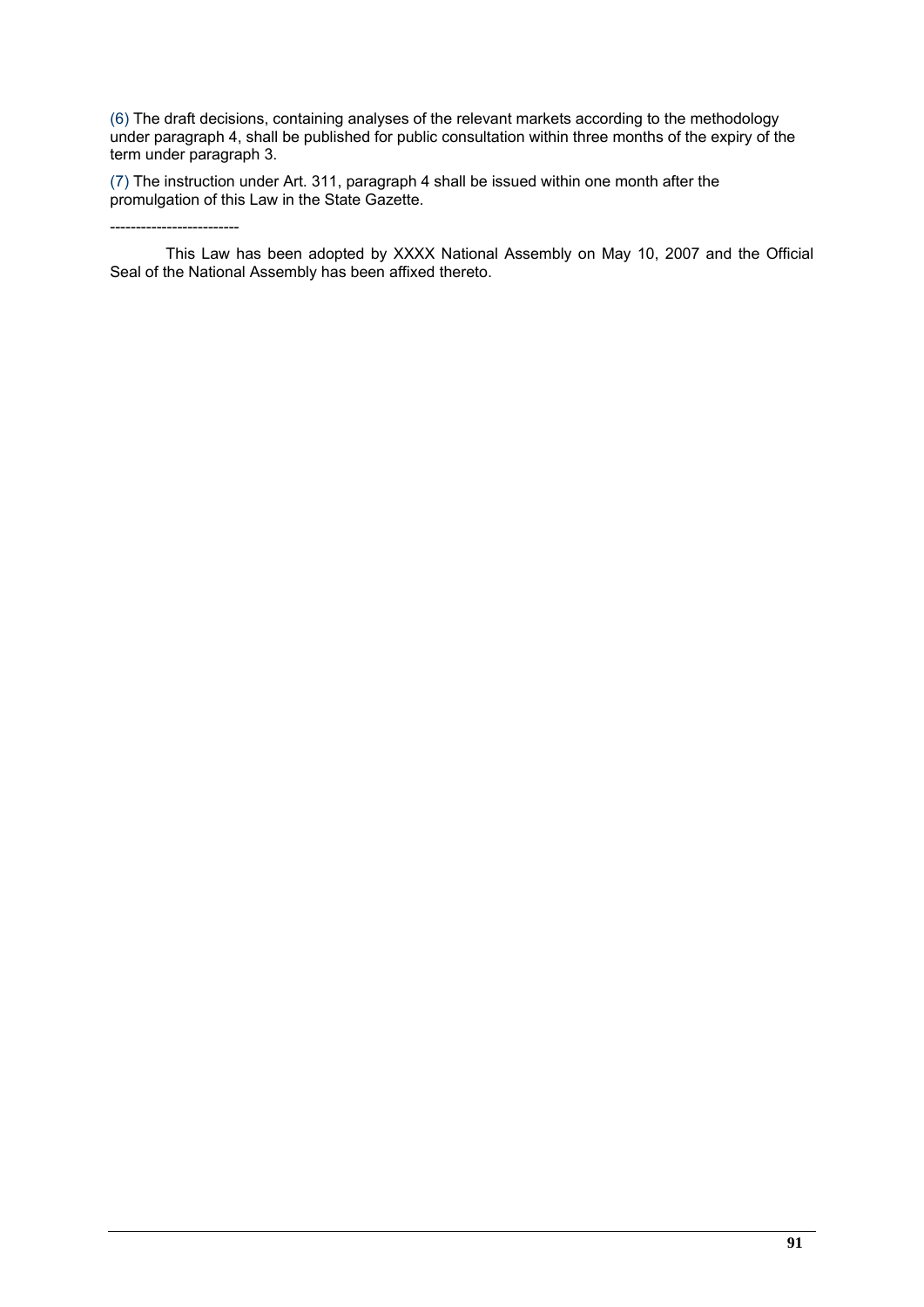(6) The draft decisions, containing analyses of the relevant markets according to the methodology under paragraph 4, shall be published for public consultation within three months of the expiry of the term under paragraph 3.

(7) The instruction under Art. 311, paragraph 4 shall be issued within one month after the promulgation of this Law in the State Gazette.

-------------------------

This Law has been adopted by XXXX National Assembly on May 10, 2007 and the Official Seal of the National Assembly has been affixed thereto.